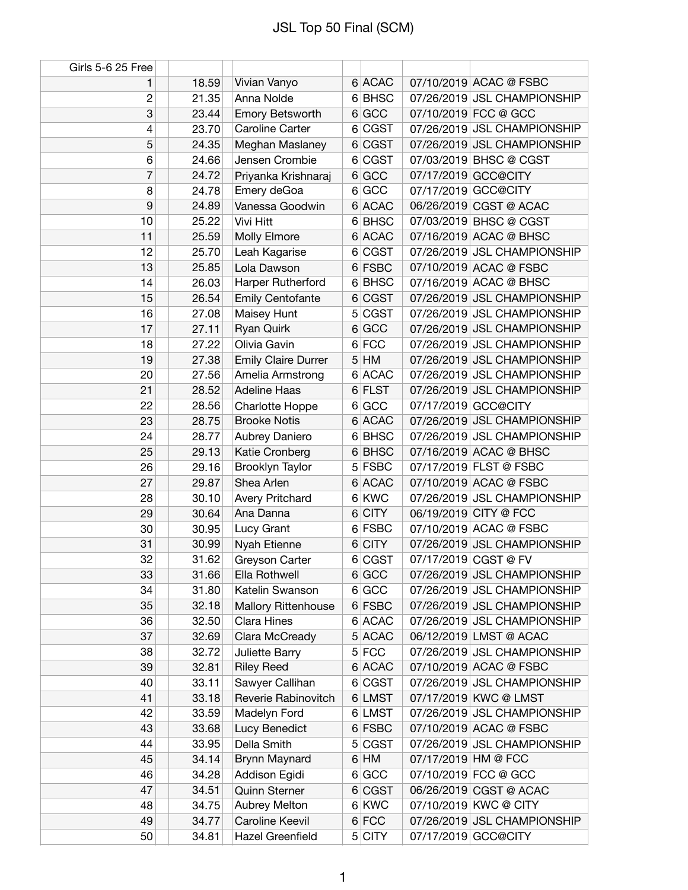# JSL Top 50 Final (SCM)

| Girls 5-6 25 Free | | | | | | |
|---|---|---|---|---|---|---|
| 1 | 18.59 | Vivian Vanyo | 6 | ACAC | 07/10/2019 | ACAC @ FSBC |
| 2 | 21.35 | Anna Nolde | 6 | BHSC | 07/26/2019 | JSL CHAMPIONSHIP |
| 3 | 23.44 | Emory Betsworth | 6 | GCC | 07/10/2019 | FCC @ GCC |
| 4 | 23.70 | Caroline Carter | 6 | CGST | 07/26/2019 | JSL CHAMPIONSHIP |
| 5 | 24.35 | Meghan Maslaney | 6 | CGST | 07/26/2019 | JSL CHAMPIONSHIP |
| 6 | 24.66 | Jensen Crombie | 6 | CGST | 07/03/2019 | BHSC @ CGST |
| 7 | 24.72 | Priyanka Krishnaraj | 6 | GCC | 07/17/2019 | GCC@CITY |
| 8 | 24.78 | Emery deGoa | 6 | GCC | 07/17/2019 | GCC@CITY |
| 9 | 24.89 | Vanessa Goodwin | 6 | ACAC | 06/26/2019 | CGST @ ACAC |
| 10 | 25.22 | Vivi Hitt | 6 | BHSC | 07/03/2019 | BHSC @ CGST |
| 11 | 25.59 | Molly Elmore | 6 | ACAC | 07/16/2019 | ACAC @ BHSC |
| 12 | 25.70 | Leah Kagarise | 6 | CGST | 07/26/2019 | JSL CHAMPIONSHIP |
| 13 | 25.85 | Lola Dawson | 6 | FSBC | 07/10/2019 | ACAC @ FSBC |
| 14 | 26.03 | Harper Rutherford | 6 | BHSC | 07/16/2019 | ACAC @ BHSC |
| 15 | 26.54 | Emily Centofante | 6 | CGST | 07/26/2019 | JSL CHAMPIONSHIP |
| 16 | 27.08 | Maisey Hunt | 5 | CGST | 07/26/2019 | JSL CHAMPIONSHIP |
| 17 | 27.11 | Ryan Quirk | 6 | GCC | 07/26/2019 | JSL CHAMPIONSHIP |
| 18 | 27.22 | Olivia Gavin | 6 | FCC | 07/26/2019 | JSL CHAMPIONSHIP |
| 19 | 27.38 | Emily Claire Durrer | 5 | HM | 07/26/2019 | JSL CHAMPIONSHIP |
| 20 | 27.56 | Amelia Armstrong | 6 | ACAC | 07/26/2019 | JSL CHAMPIONSHIP |
| 21 | 28.52 | Adeline Haas | 6 | FLST | 07/26/2019 | JSL CHAMPIONSHIP |
| 22 | 28.56 | Charlotte Hoppe | 6 | GCC | 07/17/2019 | GCC@CITY |
| 23 | 28.75 | Brooke Notis | 6 | ACAC | 07/26/2019 | JSL CHAMPIONSHIP |
| 24 | 28.77 | Aubrey Daniero | 6 | BHSC | 07/26/2019 | JSL CHAMPIONSHIP |
| 25 | 29.13 | Katie Cronberg | 6 | BHSC | 07/16/2019 | ACAC @ BHSC |
| 26 | 29.16 | Brooklyn Taylor | 5 | FSBC | 07/17/2019 | FLST @ FSBC |
| 27 | 29.87 | Shea Arlen | 6 | ACAC | 07/10/2019 | ACAC @ FSBC |
| 28 | 30.10 | Avery Pritchard | 6 | KWC | 07/26/2019 | JSL CHAMPIONSHIP |
| 29 | 30.64 | Ana Danna | 6 | CITY | 06/19/2019 | CITY @ FCC |
| 30 | 30.95 | Lucy Grant | 6 | FSBC | 07/10/2019 | ACAC @ FSBC |
| 31 | 30.99 | Nyah Etienne | 6 | CITY | 07/26/2019 | JSL CHAMPIONSHIP |
| 32 | 31.62 | Greyson Carter | 6 | CGST | 07/17/2019 | CGST @ FV |
| 33 | 31.66 | Ella Rothwell | 6 | GCC | 07/26/2019 | JSL CHAMPIONSHIP |
| 34 | 31.80 | Katelin Swanson | 6 | GCC | 07/26/2019 | JSL CHAMPIONSHIP |
| 35 | 32.18 | Mallory Rittenhouse | 6 | FSBC | 07/26/2019 | JSL CHAMPIONSHIP |
| 36 | 32.50 | Clara Hines | 6 | ACAC | 07/26/2019 | JSL CHAMPIONSHIP |
| 37 | 32.69 | Clara McCready | 5 | ACAC | 06/12/2019 | LMST @ ACAC |
| 38 | 32.72 | Juliette Barry | 5 | FCC | 07/26/2019 | JSL CHAMPIONSHIP |
| 39 | 32.81 | Riley Reed | 6 | ACAC | 07/10/2019 | ACAC @ FSBC |
| 40 | 33.11 | Sawyer Callihan | 6 | CGST | 07/26/2019 | JSL CHAMPIONSHIP |
| 41 | 33.18 | Reverie Rabinovitch | 6 | LMST | 07/17/2019 | KWC @ LMST |
| 42 | 33.59 | Madelyn Ford | 6 | LMST | 07/26/2019 | JSL CHAMPIONSHIP |
| 43 | 33.68 | Lucy Benedict | 6 | FSBC | 07/10/2019 | ACAC @ FSBC |
| 44 | 33.95 | Della Smith | 5 | CGST | 07/26/2019 | JSL CHAMPIONSHIP |
| 45 | 34.14 | Brynn Maynard | 6 | HM | 07/17/2019 | HM @ FCC |
| 46 | 34.28 | Addison Egidi | 6 | GCC | 07/10/2019 | FCC @ GCC |
| 47 | 34.51 | Quinn Sterner | 6 | CGST | 06/26/2019 | CGST @ ACAC |
| 48 | 34.75 | Aubrey Melton | 6 | KWC | 07/10/2019 | KWC @ CITY |
| 49 | 34.77 | Caroline Keevil | 6 | FCC | 07/26/2019 | JSL CHAMPIONSHIP |
| 50 | 34.81 | Hazel Greenfield | 5 | CITY | 07/17/2019 | GCC@CITY |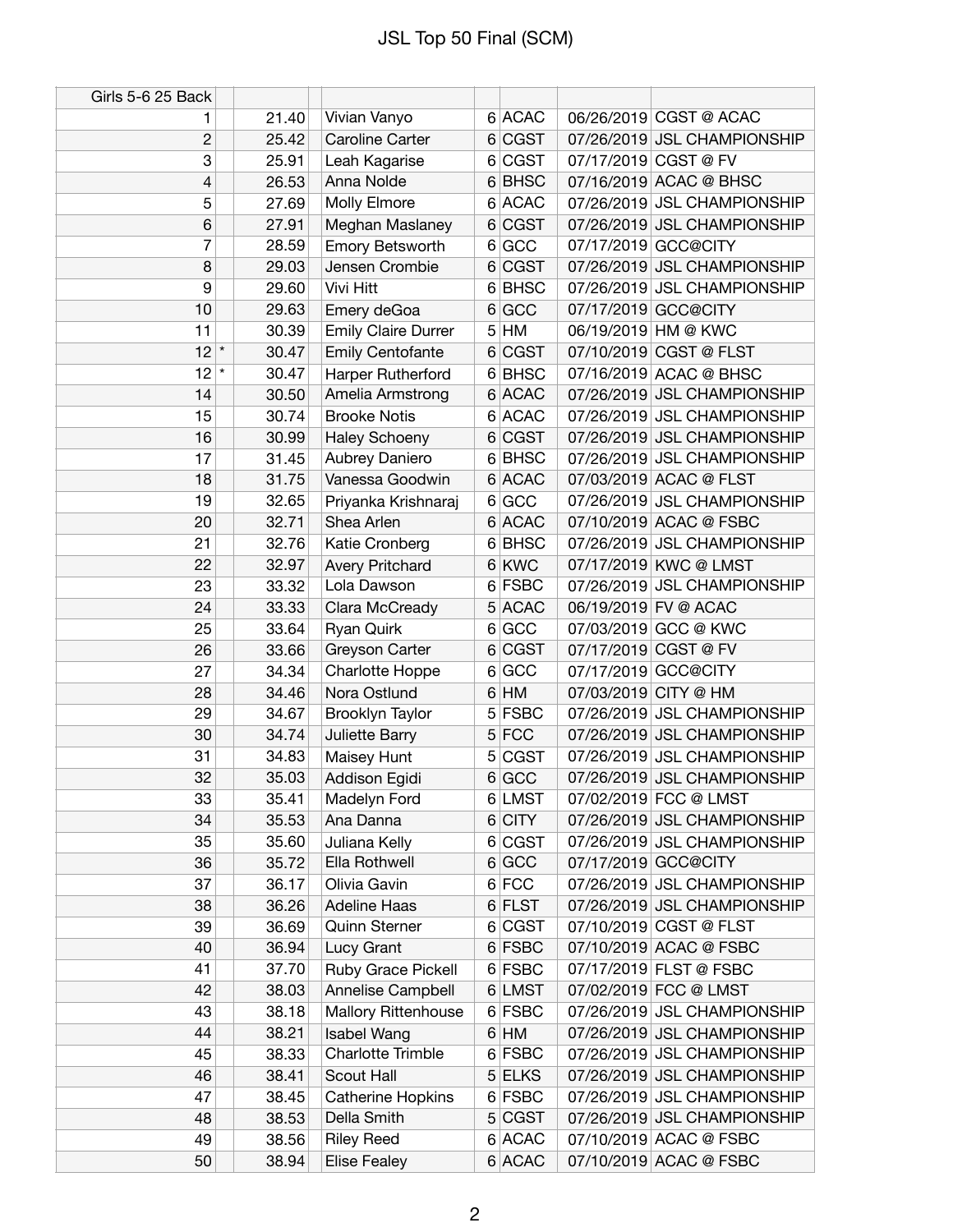# JSL Top 50 Final (SCM)

| Girls 5-6 25 Back | | | | | | | |
|---|---|---|---|---|---|---|---|
| 1 | | 21.40 | Vivian Vanyo | 6 | ACAC | 06/26/2019 | CGST @ ACAC |
| 2 | | 25.42 | Caroline Carter | 6 | CGST | 07/26/2019 | JSL CHAMPIONSHIP |
| 3 | | 25.91 | Leah Kagarise | 6 | CGST | 07/17/2019 | CGST @ FV |
| 4 | | 26.53 | Anna Nolde | 6 | BHSC | 07/16/2019 | ACAC @ BHSC |
| 5 | | 27.69 | Molly Elmore | 6 | ACAC | 07/26/2019 | JSL CHAMPIONSHIP |
| 6 | | 27.91 | Meghan Maslaney | 6 | CGST | 07/26/2019 | JSL CHAMPIONSHIP |
| 7 | | 28.59 | Emory Betsworth | 6 | GCC | 07/17/2019 | GCC@CITY |
| 8 | | 29.03 | Jensen Crombie | 6 | CGST | 07/26/2019 | JSL CHAMPIONSHIP |
| 9 | | 29.60 | Vivi Hitt | 6 | BHSC | 07/26/2019 | JSL CHAMPIONSHIP |
| 10 | | 29.63 | Emery deGoa | 6 | GCC | 07/17/2019 | GCC@CITY |
| 11 | | 30.39 | Emily Claire Durrer | 5 | HM | 06/19/2019 | HM @ KWC |
| 12 | * | 30.47 | Emily Centofante | 6 | CGST | 07/10/2019 | CGST @ FLST |
| 12 | * | 30.47 | Harper Rutherford | 6 | BHSC | 07/16/2019 | ACAC @ BHSC |
| 14 | | 30.50 | Amelia Armstrong | 6 | ACAC | 07/26/2019 | JSL CHAMPIONSHIP |
| 15 | | 30.74 | Brooke Notis | 6 | ACAC | 07/26/2019 | JSL CHAMPIONSHIP |
| 16 | | 30.99 | Haley Schoeny | 6 | CGST | 07/26/2019 | JSL CHAMPIONSHIP |
| 17 | | 31.45 | Aubrey Daniero | 6 | BHSC | 07/26/2019 | JSL CHAMPIONSHIP |
| 18 | | 31.75 | Vanessa Goodwin | 6 | ACAC | 07/03/2019 | ACAC @ FLST |
| 19 | | 32.65 | Priyanka Krishnaraj | 6 | GCC | 07/26/2019 | JSL CHAMPIONSHIP |
| 20 | | 32.71 | Shea Arlen | 6 | ACAC | 07/10/2019 | ACAC @ FSBC |
| 21 | | 32.76 | Katie Cronberg | 6 | BHSC | 07/26/2019 | JSL CHAMPIONSHIP |
| 22 | | 32.97 | Avery Pritchard | 6 | KWC | 07/17/2019 | KWC @ LMST |
| 23 | | 33.32 | Lola Dawson | 6 | FSBC | 07/26/2019 | JSL CHAMPIONSHIP |
| 24 | | 33.33 | Clara McCready | 5 | ACAC | 06/19/2019 | FV @ ACAC |
| 25 | | 33.64 | Ryan Quirk | 6 | GCC | 07/03/2019 | GCC @ KWC |
| 26 | | 33.66 | Greyson Carter | 6 | CGST | 07/17/2019 | CGST @ FV |
| 27 | | 34.34 | Charlotte Hoppe | 6 | GCC | 07/17/2019 | GCC@CITY |
| 28 | | 34.46 | Nora Ostlund | 6 | HM | 07/03/2019 | CITY @ HM |
| 29 | | 34.67 | Brooklyn Taylor | 5 | FSBC | 07/26/2019 | JSL CHAMPIONSHIP |
| 30 | | 34.74 | Juliette Barry | 5 | FCC | 07/26/2019 | JSL CHAMPIONSHIP |
| 31 | | 34.83 | Maisey Hunt | 5 | CGST | 07/26/2019 | JSL CHAMPIONSHIP |
| 32 | | 35.03 | Addison Egidi | 6 | GCC | 07/26/2019 | JSL CHAMPIONSHIP |
| 33 | | 35.41 | Madelyn Ford | 6 | LMST | 07/02/2019 | FCC @ LMST |
| 34 | | 35.53 | Ana Danna | 6 | CITY | 07/26/2019 | JSL CHAMPIONSHIP |
| 35 | | 35.60 | Juliana Kelly | 6 | CGST | 07/26/2019 | JSL CHAMPIONSHIP |
| 36 | | 35.72 | Ella Rothwell | 6 | GCC | 07/17/2019 | GCC@CITY |
| 37 | | 36.17 | Olivia Gavin | 6 | FCC | 07/26/2019 | JSL CHAMPIONSHIP |
| 38 | | 36.26 | Adeline Haas | 6 | FLST | 07/26/2019 | JSL CHAMPIONSHIP |
| 39 | | 36.69 | Quinn Sterner | 6 | CGST | 07/10/2019 | CGST @ FLST |
| 40 | | 36.94 | Lucy Grant | 6 | FSBC | 07/10/2019 | ACAC @ FSBC |
| 41 | | 37.70 | Ruby Grace Pickell | 6 | FSBC | 07/17/2019 | FLST @ FSBC |
| 42 | | 38.03 | Annelise Campbell | 6 | LMST | 07/02/2019 | FCC @ LMST |
| 43 | | 38.18 | Mallory Rittenhouse | 6 | FSBC | 07/26/2019 | JSL CHAMPIONSHIP |
| 44 | | 38.21 | Isabel Wang | 6 | HM | 07/26/2019 | JSL CHAMPIONSHIP |
| 45 | | 38.33 | Charlotte Trimble | 6 | FSBC | 07/26/2019 | JSL CHAMPIONSHIP |
| 46 | | 38.41 | Scout Hall | 5 | ELKS | 07/26/2019 | JSL CHAMPIONSHIP |
| 47 | | 38.45 | Catherine Hopkins | 6 | FSBC | 07/26/2019 | JSL CHAMPIONSHIP |
| 48 | | 38.53 | Della Smith | 5 | CGST | 07/26/2019 | JSL CHAMPIONSHIP |
| 49 | | 38.56 | Riley Reed | 6 | ACAC | 07/10/2019 | ACAC @ FSBC |
| 50 | | 38.94 | Elise Fealey | 6 | ACAC | 07/10/2019 | ACAC @ FSBC |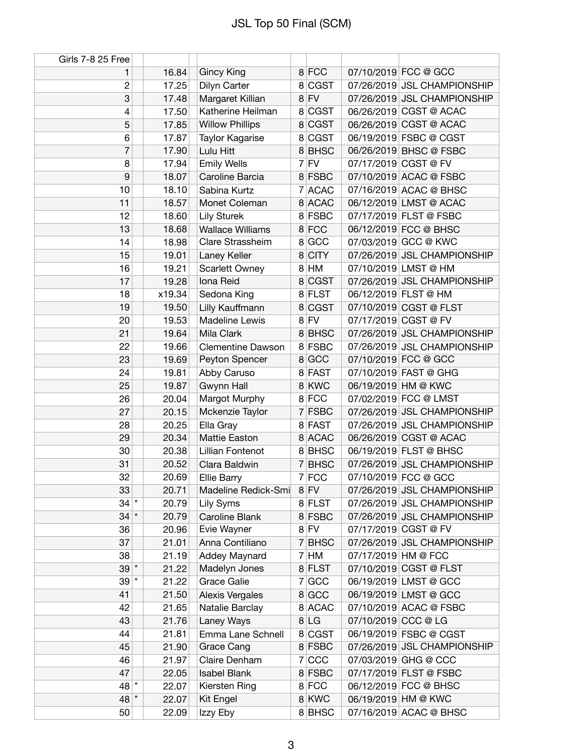# JSL Top 50 Final (SCM)

| Girls 7-8 25 Free | | | | | | | |
|---|---|---|---|---|---|---|---|
| 1 | | 16.84 | Gincy King | 8 | FCC | 07/10/2019 | FCC @ GCC |
| 2 | | 17.25 | Dilyn Carter | 8 | CGST | 07/26/2019 | JSL CHAMPIONSHIP |
| 3 | | 17.48 | Margaret Killian | 8 | FV | 07/26/2019 | JSL CHAMPIONSHIP |
| 4 | | 17.50 | Katherine Heilman | 8 | CGST | 06/26/2019 | CGST @ ACAC |
| 5 | | 17.85 | Willow Phillips | 8 | CGST | 06/26/2019 | CGST @ ACAC |
| 6 | | 17.87 | Taylor Kagarise | 8 | CGST | 06/19/2019 | FSBC @ CGST |
| 7 | | 17.90 | Lulu Hitt | 8 | BHSC | 06/26/2019 | BHSC @ FSBC |
| 8 | | 17.94 | Emily Wells | 7 | FV | 07/17/2019 | CGST @ FV |
| 9 | | 18.07 | Caroline Barcia | 8 | FSBC | 07/10/2019 | ACAC @ FSBC |
| 10 | | 18.10 | Sabina Kurtz | 7 | ACAC | 07/16/2019 | ACAC @ BHSC |
| 11 | | 18.57 | Monet Coleman | 8 | ACAC | 06/12/2019 | LMST @ ACAC |
| 12 | | 18.60 | Lily Sturek | 8 | FSBC | 07/17/2019 | FLST @ FSBC |
| 13 | | 18.68 | Wallace Williams | 8 | FCC | 06/12/2019 | FCC @ BHSC |
| 14 | | 18.98 | Clare Strassheim | 8 | GCC | 07/03/2019 | GCC @ KWC |
| 15 | | 19.01 | Laney Keller | 8 | CITY | 07/26/2019 | JSL CHAMPIONSHIP |
| 16 | | 19.21 | Scarlett Owney | 8 | HM | 07/10/2019 | LMST @ HM |
| 17 | | 19.28 | Iona Reid | 8 | CGST | 07/26/2019 | JSL CHAMPIONSHIP |
| 18 | | x19.34 | Sedona King | 8 | FLST | 06/12/2019 | FLST @ HM |
| 19 | | 19.50 | Lilly Kauffmann | 8 | CGST | 07/10/2019 | CGST @ FLST |
| 20 | | 19.53 | Madeline Lewis | 8 | FV | 07/17/2019 | CGST @ FV |
| 21 | | 19.64 | Mila Clark | 8 | BHSC | 07/26/2019 | JSL CHAMPIONSHIP |
| 22 | | 19.66 | Clementine Dawson | 8 | FSBC | 07/26/2019 | JSL CHAMPIONSHIP |
| 23 | | 19.69 | Peyton Spencer | 8 | GCC | 07/10/2019 | FCC @ GCC |
| 24 | | 19.81 | Abby Caruso | 8 | FAST | 07/10/2019 | FAST @ GHG |
| 25 | | 19.87 | Gwynn Hall | 8 | KWC | 06/19/2019 | HM @ KWC |
| 26 | | 20.04 | Margot Murphy | 8 | FCC | 07/02/2019 | FCC @ LMST |
| 27 | | 20.15 | Mckenzie Taylor | 7 | FSBC | 07/26/2019 | JSL CHAMPIONSHIP |
| 28 | | 20.25 | Ella Gray | 8 | FAST | 07/26/2019 | JSL CHAMPIONSHIP |
| 29 | | 20.34 | Mattie Easton | 8 | ACAC | 06/26/2019 | CGST @ ACAC |
| 30 | | 20.38 | Lillian Fontenot | 8 | BHSC | 06/19/2019 | FLST @ BHSC |
| 31 | | 20.52 | Clara Baldwin | 7 | BHSC | 07/26/2019 | JSL CHAMPIONSHIP |
| 32 | | 20.69 | Ellie Barry | 7 | FCC | 07/10/2019 | FCC @ GCC |
| 33 | | 20.71 | Madeline Redick-Smi | 8 | FV | 07/26/2019 | JSL CHAMPIONSHIP |
| 34 | * | 20.79 | Lily Syms | 8 | FLST | 07/26/2019 | JSL CHAMPIONSHIP |
| 34 | * | 20.79 | Caroline Blank | 8 | FSBC | 07/26/2019 | JSL CHAMPIONSHIP |
| 36 | | 20.96 | Evie Wayner | 8 | FV | 07/17/2019 | CGST @ FV |
| 37 | | 21.01 | Anna Contiliano | 7 | BHSC | 07/26/2019 | JSL CHAMPIONSHIP |
| 38 | | 21.19 | Addey Maynard | 7 | HM | 07/17/2019 | HM @ FCC |
| 39 | * | 21.22 | Madelyn Jones | 8 | FLST | 07/10/2019 | CGST @ FLST |
| 39 | * | 21.22 | Grace Galie | 7 | GCC | 06/19/2019 | LMST @ GCC |
| 41 | | 21.50 | Alexis Vergales | 8 | GCC | 06/19/2019 | LMST @ GCC |
| 42 | | 21.65 | Natalie Barclay | 8 | ACAC | 07/10/2019 | ACAC @ FSBC |
| 43 | | 21.76 | Laney Ways | 8 | LG | 07/10/2019 | CCC @ LG |
| 44 | | 21.81 | Emma Lane Schnell | 8 | CGST | 06/19/2019 | FSBC @ CGST |
| 45 | | 21.90 | Grace Cang | 8 | FSBC | 07/26/2019 | JSL CHAMPIONSHIP |
| 46 | | 21.97 | Claire Denham | 7 | CCC | 07/03/2019 | GHG @ CCC |
| 47 | | 22.05 | Isabel Blank | 8 | FSBC | 07/17/2019 | FLST @ FSBC |
| 48 | * | 22.07 | Kiersten Ring | 8 | FCC | 06/12/2019 | FCC @ BHSC |
| 48 | * | 22.07 | Kit Engel | 8 | KWC | 06/19/2019 | HM @ KWC |
| 50 | | 22.09 | Izzy Eby | 8 | BHSC | 07/16/2019 | ACAC @ BHSC |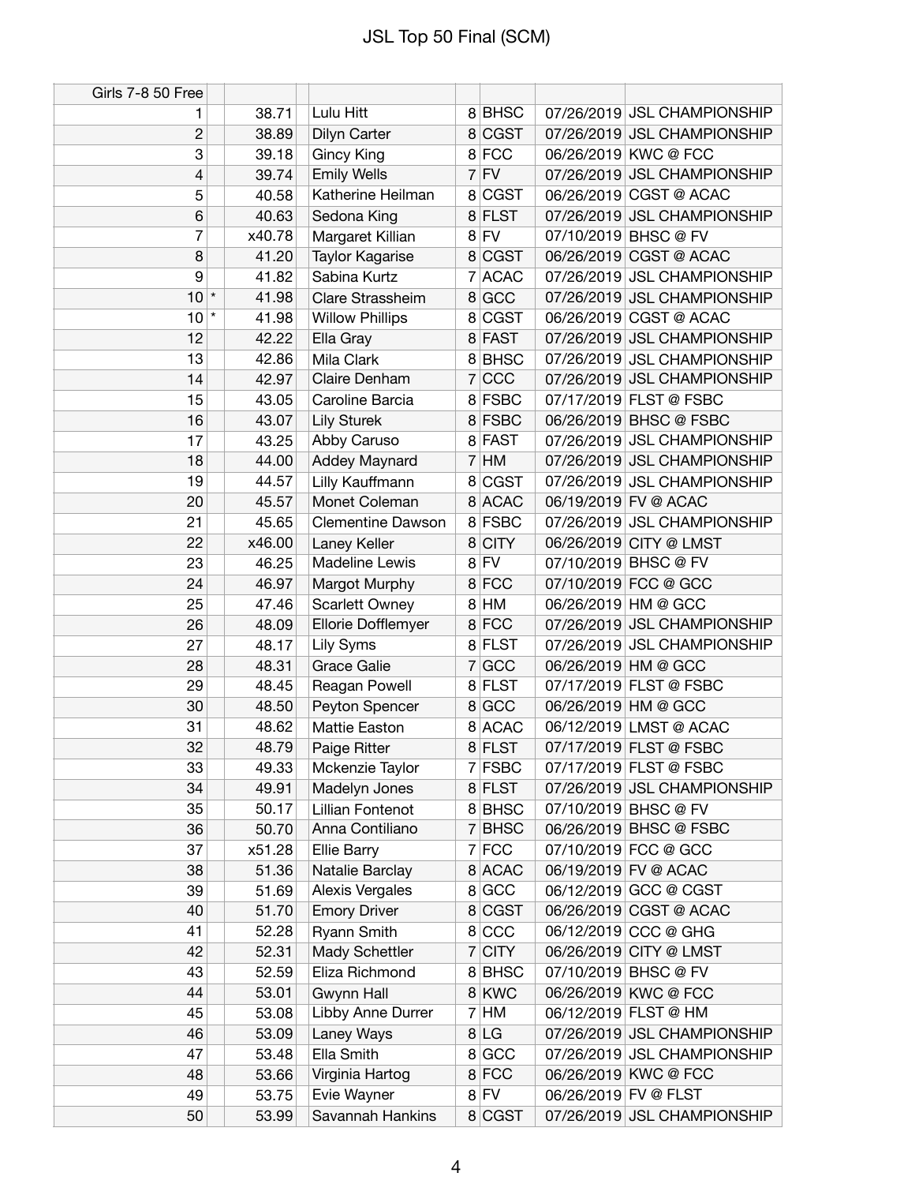# JSL Top 50 Final (SCM)

| Girls 7-8 50 Free | | | | | | | |
|---|---|---|---|---|---|---|---|
| 1 | | 38.71 | Lulu Hitt | 8 | BHSC | 07/26/2019 | JSL CHAMPIONSHIP |
| 2 | | 38.89 | Dilyn Carter | 8 | CGST | 07/26/2019 | JSL CHAMPIONSHIP |
| 3 | | 39.18 | Gincy King | 8 | FCC | 06/26/2019 | KWC @ FCC |
| 4 | | 39.74 | Emily Wells | 7 | FV | 07/26/2019 | JSL CHAMPIONSHIP |
| 5 | | 40.58 | Katherine Heilman | 8 | CGST | 06/26/2019 | CGST @ ACAC |
| 6 | | 40.63 | Sedona King | 8 | FLST | 07/26/2019 | JSL CHAMPIONSHIP |
| 7 | | x40.78 | Margaret Killian | 8 | FV | 07/10/2019 | BHSC @ FV |
| 8 | | 41.20 | Taylor Kagarise | 8 | CGST | 06/26/2019 | CGST @ ACAC |
| 9 | | 41.82 | Sabina Kurtz | 7 | ACAC | 07/26/2019 | JSL CHAMPIONSHIP |
| 10 | * | 41.98 | Clare Strassheim | 8 | GCC | 07/26/2019 | JSL CHAMPIONSHIP |
| 10 | * | 41.98 | Willow Phillips | 8 | CGST | 06/26/2019 | CGST @ ACAC |
| 12 | | 42.22 | Ella Gray | 8 | FAST | 07/26/2019 | JSL CHAMPIONSHIP |
| 13 | | 42.86 | Mila Clark | 8 | BHSC | 07/26/2019 | JSL CHAMPIONSHIP |
| 14 | | 42.97 | Claire Denham | 7 | CCC | 07/26/2019 | JSL CHAMPIONSHIP |
| 15 | | 43.05 | Caroline Barcia | 8 | FSBC | 07/17/2019 | FLST @ FSBC |
| 16 | | 43.07 | Lily Sturek | 8 | FSBC | 06/26/2019 | BHSC @ FSBC |
| 17 | | 43.25 | Abby Caruso | 8 | FAST | 07/26/2019 | JSL CHAMPIONSHIP |
| 18 | | 44.00 | Addey Maynard | 7 | HM | 07/26/2019 | JSL CHAMPIONSHIP |
| 19 | | 44.57 | Lilly Kauffmann | 8 | CGST | 07/26/2019 | JSL CHAMPIONSHIP |
| 20 | | 45.57 | Monet Coleman | 8 | ACAC | 06/19/2019 | FV @ ACAC |
| 21 | | 45.65 | Clementine Dawson | 8 | FSBC | 07/26/2019 | JSL CHAMPIONSHIP |
| 22 | | x46.00 | Laney Keller | 8 | CITY | 06/26/2019 | CITY @ LMST |
| 23 | | 46.25 | Madeline Lewis | 8 | FV | 07/10/2019 | BHSC @ FV |
| 24 | | 46.97 | Margot Murphy | 8 | FCC | 07/10/2019 | FCC @ GCC |
| 25 | | 47.46 | Scarlett Owney | 8 | HM | 06/26/2019 | HM @ GCC |
| 26 | | 48.09 | Ellorie Dofflemyer | 8 | FCC | 07/26/2019 | JSL CHAMPIONSHIP |
| 27 | | 48.17 | Lily Syms | 8 | FLST | 07/26/2019 | JSL CHAMPIONSHIP |
| 28 | | 48.31 | Grace Galie | 7 | GCC | 06/26/2019 | HM @ GCC |
| 29 | | 48.45 | Reagan Powell | 8 | FLST | 07/17/2019 | FLST @ FSBC |
| 30 | | 48.50 | Peyton Spencer | 8 | GCC | 06/26/2019 | HM @ GCC |
| 31 | | 48.62 | Mattie Easton | 8 | ACAC | 06/12/2019 | LMST @ ACAC |
| 32 | | 48.79 | Paige Ritter | 8 | FLST | 07/17/2019 | FLST @ FSBC |
| 33 | | 49.33 | Mckenzie Taylor | 7 | FSBC | 07/17/2019 | FLST @ FSBC |
| 34 | | 49.91 | Madelyn Jones | 8 | FLST | 07/26/2019 | JSL CHAMPIONSHIP |
| 35 | | 50.17 | Lillian Fontenot | 8 | BHSC | 07/10/2019 | BHSC @ FV |
| 36 | | 50.70 | Anna Contiliano | 7 | BHSC | 06/26/2019 | BHSC @ FSBC |
| 37 | | x51.28 | Ellie Barry | 7 | FCC | 07/10/2019 | FCC @ GCC |
| 38 | | 51.36 | Natalie Barclay | 8 | ACAC | 06/19/2019 | FV @ ACAC |
| 39 | | 51.69 | Alexis Vergales | 8 | GCC | 06/12/2019 | GCC @ CGST |
| 40 | | 51.70 | Emory Driver | 8 | CGST | 06/26/2019 | CGST @ ACAC |
| 41 | | 52.28 | Ryann Smith | 8 | CCC | 06/12/2019 | CCC @ GHG |
| 42 | | 52.31 | Mady Schettler | 7 | CITY | 06/26/2019 | CITY @ LMST |
| 43 | | 52.59 | Eliza Richmond | 8 | BHSC | 07/10/2019 | BHSC @ FV |
| 44 | | 53.01 | Gwynn Hall | 8 | KWC | 06/26/2019 | KWC @ FCC |
| 45 | | 53.08 | Libby Anne Durrer | 7 | HM | 06/12/2019 | FLST @ HM |
| 46 | | 53.09 | Laney Ways | 8 | LG | 07/26/2019 | JSL CHAMPIONSHIP |
| 47 | | 53.48 | Ella Smith | 8 | GCC | 07/26/2019 | JSL CHAMPIONSHIP |
| 48 | | 53.66 | Virginia Hartog | 8 | FCC | 06/26/2019 | KWC @ FCC |
| 49 | | 53.75 | Evie Wayner | 8 | FV | 06/26/2019 | FV @ FLST |
| 50 | | 53.99 | Savannah Hankins | 8 | CGST | 07/26/2019 | JSL CHAMPIONSHIP |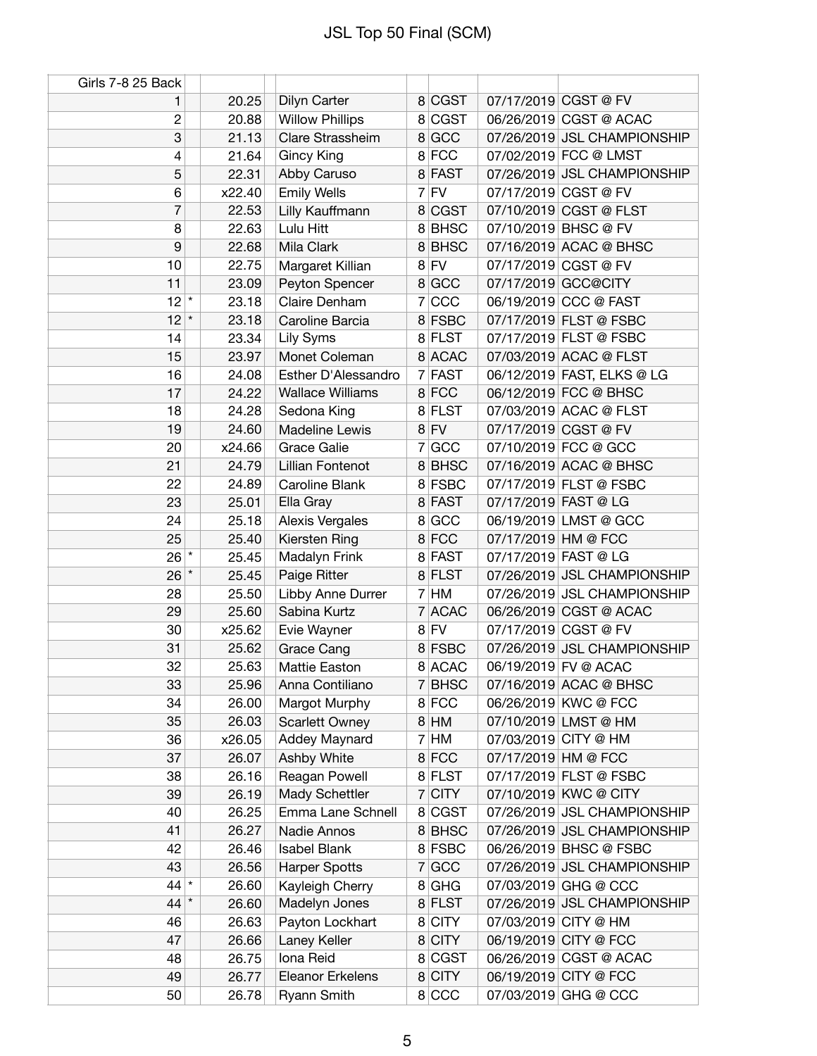# JSL Top 50 Final (SCM)

| Girls 7-8 25 Back | | | | | | | |
|---|---|---|---|---|---|---|---|
| 1 | | 20.25 | Dilyn Carter | 8 | CGST | 07/17/2019 | CGST @ FV |
| 2 | | 20.88 | Willow Phillips | 8 | CGST | 06/26/2019 | CGST @ ACAC |
| 3 | | 21.13 | Clare Strassheim | 8 | GCC | 07/26/2019 | JSL CHAMPIONSHIP |
| 4 | | 21.64 | Gincy King | 8 | FCC | 07/02/2019 | FCC @ LMST |
| 5 | | 22.31 | Abby Caruso | 8 | FAST | 07/26/2019 | JSL CHAMPIONSHIP |
| 6 | | x22.40 | Emily Wells | 7 | FV | 07/17/2019 | CGST @ FV |
| 7 | | 22.53 | Lilly Kauffmann | 8 | CGST | 07/10/2019 | CGST @ FLST |
| 8 | | 22.63 | Lulu Hitt | 8 | BHSC | 07/10/2019 | BHSC @ FV |
| 9 | | 22.68 | Mila Clark | 8 | BHSC | 07/16/2019 | ACAC @ BHSC |
| 10 | | 22.75 | Margaret Killian | 8 | FV | 07/17/2019 | CGST @ FV |
| 11 | | 23.09 | Peyton Spencer | 8 | GCC | 07/17/2019 | GCC@CITY |
| 12 | * | 23.18 | Claire Denham | 7 | CCC | 06/19/2019 | CCC @ FAST |
| 12 | * | 23.18 | Caroline Barcia | 8 | FSBC | 07/17/2019 | FLST @ FSBC |
| 14 | | 23.34 | Lily Syms | 8 | FLST | 07/17/2019 | FLST @ FSBC |
| 15 | | 23.97 | Monet Coleman | 8 | ACAC | 07/03/2019 | ACAC @ FLST |
| 16 | | 24.08 | Esther D'Alessandro | 7 | FAST | 06/12/2019 | FAST, ELKS @ LG |
| 17 | | 24.22 | Wallace Williams | 8 | FCC | 06/12/2019 | FCC @ BHSC |
| 18 | | 24.28 | Sedona King | 8 | FLST | 07/03/2019 | ACAC @ FLST |
| 19 | | 24.60 | Madeline Lewis | 8 | FV | 07/17/2019 | CGST @ FV |
| 20 | | x24.66 | Grace Galie | 7 | GCC | 07/10/2019 | FCC @ GCC |
| 21 | | 24.79 | Lillian Fontenot | 8 | BHSC | 07/16/2019 | ACAC @ BHSC |
| 22 | | 24.89 | Caroline Blank | 8 | FSBC | 07/17/2019 | FLST @ FSBC |
| 23 | | 25.01 | Ella Gray | 8 | FAST | 07/17/2019 | FAST @ LG |
| 24 | | 25.18 | Alexis Vergales | 8 | GCC | 06/19/2019 | LMST @ GCC |
| 25 | | 25.40 | Kiersten Ring | 8 | FCC | 07/17/2019 | HM @ FCC |
| 26 | * | 25.45 | Madalyn Frink | 8 | FAST | 07/17/2019 | FAST @ LG |
| 26 | * | 25.45 | Paige Ritter | 8 | FLST | 07/26/2019 | JSL CHAMPIONSHIP |
| 28 | | 25.50 | Libby Anne Durrer | 7 | HM | 07/26/2019 | JSL CHAMPIONSHIP |
| 29 | | 25.60 | Sabina Kurtz | 7 | ACAC | 06/26/2019 | CGST @ ACAC |
| 30 | | x25.62 | Evie Wayner | 8 | FV | 07/17/2019 | CGST @ FV |
| 31 | | 25.62 | Grace Cang | 8 | FSBC | 07/26/2019 | JSL CHAMPIONSHIP |
| 32 | | 25.63 | Mattie Easton | 8 | ACAC | 06/19/2019 | FV @ ACAC |
| 33 | | 25.96 | Anna Contiliano | 7 | BHSC | 07/16/2019 | ACAC @ BHSC |
| 34 | | 26.00 | Margot Murphy | 8 | FCC | 06/26/2019 | KWC @ FCC |
| 35 | | 26.03 | Scarlett Owney | 8 | HM | 07/10/2019 | LMST @ HM |
| 36 | | x26.05 | Addey Maynard | 7 | HM | 07/03/2019 | CITY @ HM |
| 37 | | 26.07 | Ashby White | 8 | FCC | 07/17/2019 | HM @ FCC |
| 38 | | 26.16 | Reagan Powell | 8 | FLST | 07/17/2019 | FLST @ FSBC |
| 39 | | 26.19 | Mady Schettler | 7 | CITY | 07/10/2019 | KWC @ CITY |
| 40 | | 26.25 | Emma Lane Schnell | 8 | CGST | 07/26/2019 | JSL CHAMPIONSHIP |
| 41 | | 26.27 | Nadie Annos | 8 | BHSC | 07/26/2019 | JSL CHAMPIONSHIP |
| 42 | | 26.46 | Isabel Blank | 8 | FSBC | 06/26/2019 | BHSC @ FSBC |
| 43 | | 26.56 | Harper Spotts | 7 | GCC | 07/26/2019 | JSL CHAMPIONSHIP |
| 44 | * | 26.60 | Kayleigh Cherry | 8 | GHG | 07/03/2019 | GHG @ CCC |
| 44 | * | 26.60 | Madelyn Jones | 8 | FLST | 07/26/2019 | JSL CHAMPIONSHIP |
| 46 | | 26.63 | Payton Lockhart | 8 | CITY | 07/03/2019 | CITY @ HM |
| 47 | | 26.66 | Laney Keller | 8 | CITY | 06/19/2019 | CITY @ FCC |
| 48 | | 26.75 | Iona Reid | 8 | CGST | 06/26/2019 | CGST @ ACAC |
| 49 | | 26.77 | Eleanor Erkelens | 8 | CITY | 06/19/2019 | CITY @ FCC |
| 50 | | 26.78 | Ryann Smith | 8 | CCC | 07/03/2019 | GHG @ CCC |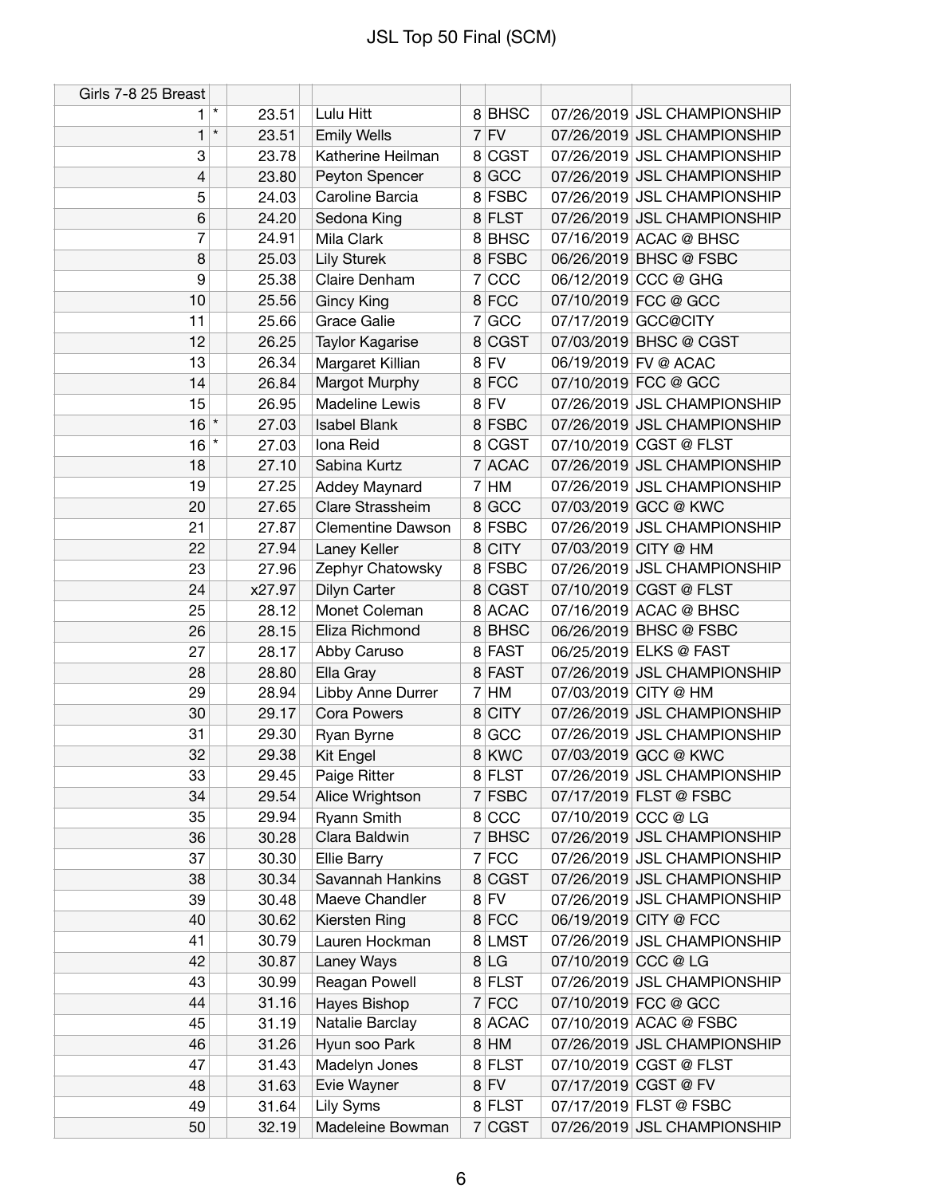# JSL Top 50 Final (SCM)

| Girls 7-8 25 Breast | | | | | | | |
|---|---|---|---|---|---|---|---|
| 1 | * | 23.51 | Lulu Hitt | 8 | BHSC | 07/26/2019 | JSL CHAMPIONSHIP |
| 1 | * | 23.51 | Emily Wells | 7 | FV | 07/26/2019 | JSL CHAMPIONSHIP |
| 3 | | 23.78 | Katherine Heilman | 8 | CGST | 07/26/2019 | JSL CHAMPIONSHIP |
| 4 | | 23.80 | Peyton Spencer | 8 | GCC | 07/26/2019 | JSL CHAMPIONSHIP |
| 5 | | 24.03 | Caroline Barcia | 8 | FSBC | 07/26/2019 | JSL CHAMPIONSHIP |
| 6 | | 24.20 | Sedona King | 8 | FLST | 07/26/2019 | JSL CHAMPIONSHIP |
| 7 | | 24.91 | Mila Clark | 8 | BHSC | 07/16/2019 | ACAC @ BHSC |
| 8 | | 25.03 | Lily Sturek | 8 | FSBC | 06/26/2019 | BHSC @ FSBC |
| 9 | | 25.38 | Claire Denham | 7 | CCC | 06/12/2019 | CCC @ GHG |
| 10 | | 25.56 | Gincy King | 8 | FCC | 07/10/2019 | FCC @ GCC |
| 11 | | 25.66 | Grace Galie | 7 | GCC | 07/17/2019 | GCC@CITY |
| 12 | | 26.25 | Taylor Kagarise | 8 | CGST | 07/03/2019 | BHSC @ CGST |
| 13 | | 26.34 | Margaret Killian | 8 | FV | 06/19/2019 | FV @ ACAC |
| 14 | | 26.84 | Margot Murphy | 8 | FCC | 07/10/2019 | FCC @ GCC |
| 15 | | 26.95 | Madeline Lewis | 8 | FV | 07/26/2019 | JSL CHAMPIONSHIP |
| 16 | * | 27.03 | Isabel Blank | 8 | FSBC | 07/26/2019 | JSL CHAMPIONSHIP |
| 16 | * | 27.03 | Iona Reid | 8 | CGST | 07/10/2019 | CGST @ FLST |
| 18 | | 27.10 | Sabina Kurtz | 7 | ACAC | 07/26/2019 | JSL CHAMPIONSHIP |
| 19 | | 27.25 | Addey Maynard | 7 | HM | 07/26/2019 | JSL CHAMPIONSHIP |
| 20 | | 27.65 | Clare Strassheim | 8 | GCC | 07/03/2019 | GCC @ KWC |
| 21 | | 27.87 | Clementine Dawson | 8 | FSBC | 07/26/2019 | JSL CHAMPIONSHIP |
| 22 | | 27.94 | Laney Keller | 8 | CITY | 07/03/2019 | CITY @ HM |
| 23 | | 27.96 | Zephyr Chatowsky | 8 | FSBC | 07/26/2019 | JSL CHAMPIONSHIP |
| 24 | | x27.97 | Dilyn Carter | 8 | CGST | 07/10/2019 | CGST @ FLST |
| 25 | | 28.12 | Monet Coleman | 8 | ACAC | 07/16/2019 | ACAC @ BHSC |
| 26 | | 28.15 | Eliza Richmond | 8 | BHSC | 06/26/2019 | BHSC @ FSBC |
| 27 | | 28.17 | Abby Caruso | 8 | FAST | 06/25/2019 | ELKS @ FAST |
| 28 | | 28.80 | Ella Gray | 8 | FAST | 07/26/2019 | JSL CHAMPIONSHIP |
| 29 | | 28.94 | Libby Anne Durrer | 7 | HM | 07/03/2019 | CITY @ HM |
| 30 | | 29.17 | Cora Powers | 8 | CITY | 07/26/2019 | JSL CHAMPIONSHIP |
| 31 | | 29.30 | Ryan Byrne | 8 | GCC | 07/26/2019 | JSL CHAMPIONSHIP |
| 32 | | 29.38 | Kit Engel | 8 | KWC | 07/03/2019 | GCC @ KWC |
| 33 | | 29.45 | Paige Ritter | 8 | FLST | 07/26/2019 | JSL CHAMPIONSHIP |
| 34 | | 29.54 | Alice Wrightson | 7 | FSBC | 07/17/2019 | FLST @ FSBC |
| 35 | | 29.94 | Ryann Smith | 8 | CCC | 07/10/2019 | CCC @ LG |
| 36 | | 30.28 | Clara Baldwin | 7 | BHSC | 07/26/2019 | JSL CHAMPIONSHIP |
| 37 | | 30.30 | Ellie Barry | 7 | FCC | 07/26/2019 | JSL CHAMPIONSHIP |
| 38 | | 30.34 | Savannah Hankins | 8 | CGST | 07/26/2019 | JSL CHAMPIONSHIP |
| 39 | | 30.48 | Maeve Chandler | 8 | FV | 07/26/2019 | JSL CHAMPIONSHIP |
| 40 | | 30.62 | Kiersten Ring | 8 | FCC | 06/19/2019 | CITY @ FCC |
| 41 | | 30.79 | Lauren Hockman | 8 | LMST | 07/26/2019 | JSL CHAMPIONSHIP |
| 42 | | 30.87 | Laney Ways | 8 | LG | 07/10/2019 | CCC @ LG |
| 43 | | 30.99 | Reagan Powell | 8 | FLST | 07/26/2019 | JSL CHAMPIONSHIP |
| 44 | | 31.16 | Hayes Bishop | 7 | FCC | 07/10/2019 | FCC @ GCC |
| 45 | | 31.19 | Natalie Barclay | 8 | ACAC | 07/10/2019 | ACAC @ FSBC |
| 46 | | 31.26 | Hyun soo Park | 8 | HM | 07/26/2019 | JSL CHAMPIONSHIP |
| 47 | | 31.43 | Madelyn Jones | 8 | FLST | 07/10/2019 | CGST @ FLST |
| 48 | | 31.63 | Evie Wayner | 8 | FV | 07/17/2019 | CGST @ FV |
| 49 | | 31.64 | Lily Syms | 8 | FLST | 07/17/2019 | FLST @ FSBC |
| 50 | | 32.19 | Madeleine Bowman | 7 | CGST | 07/26/2019 | JSL CHAMPIONSHIP |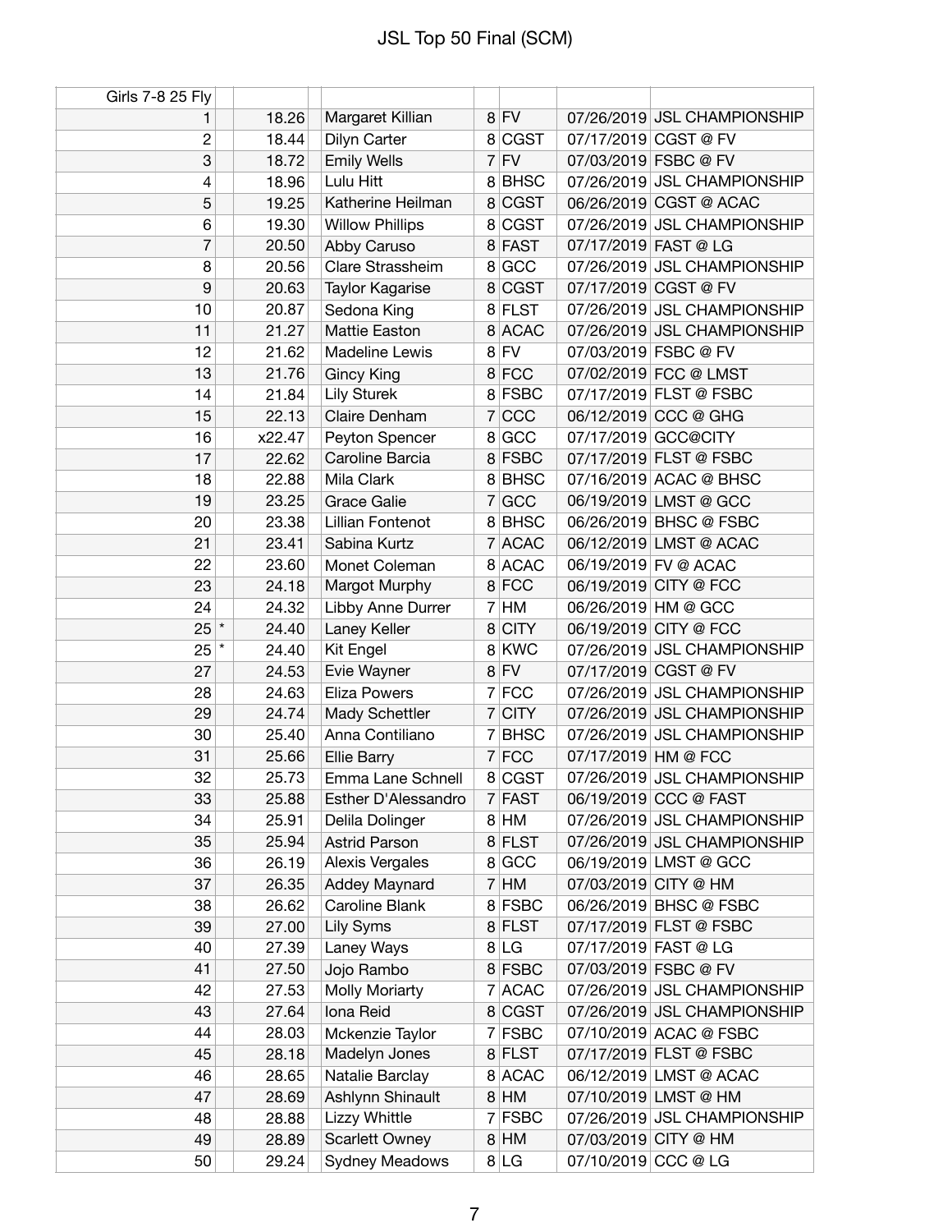# JSL Top 50 Final (SCM)

| Girls 7-8 25 Fly | | | | | | | |
|---|---|---|---|---|---|---|---|
| 1 | | 18.26 | Margaret Killian | 8 | FV | 07/26/2019 | JSL CHAMPIONSHIP |
| 2 | | 18.44 | Dilyn Carter | 8 | CGST | 07/17/2019 | CGST @ FV |
| 3 | | 18.72 | Emily Wells | 7 | FV | 07/03/2019 | FSBC @ FV |
| 4 | | 18.96 | Lulu Hitt | 8 | BHSC | 07/26/2019 | JSL CHAMPIONSHIP |
| 5 | | 19.25 | Katherine Heilman | 8 | CGST | 06/26/2019 | CGST @ ACAC |
| 6 | | 19.30 | Willow Phillips | 8 | CGST | 07/26/2019 | JSL CHAMPIONSHIP |
| 7 | | 20.50 | Abby Caruso | 8 | FAST | 07/17/2019 | FAST @ LG |
| 8 | | 20.56 | Clare Strassheim | 8 | GCC | 07/26/2019 | JSL CHAMPIONSHIP |
| 9 | | 20.63 | Taylor Kagarise | 8 | CGST | 07/17/2019 | CGST @ FV |
| 10 | | 20.87 | Sedona King | 8 | FLST | 07/26/2019 | JSL CHAMPIONSHIP |
| 11 | | 21.27 | Mattie Easton | 8 | ACAC | 07/26/2019 | JSL CHAMPIONSHIP |
| 12 | | 21.62 | Madeline Lewis | 8 | FV | 07/03/2019 | FSBC @ FV |
| 13 | | 21.76 | Gincy King | 8 | FCC | 07/02/2019 | FCC @ LMST |
| 14 | | 21.84 | Lily Sturek | 8 | FSBC | 07/17/2019 | FLST @ FSBC |
| 15 | | 22.13 | Claire Denham | 7 | CCC | 06/12/2019 | CCC @ GHG |
| 16 | | x22.47 | Peyton Spencer | 8 | GCC | 07/17/2019 | GCC@CITY |
| 17 | | 22.62 | Caroline Barcia | 8 | FSBC | 07/17/2019 | FLST @ FSBC |
| 18 | | 22.88 | Mila Clark | 8 | BHSC | 07/16/2019 | ACAC @ BHSC |
| 19 | | 23.25 | Grace Galie | 7 | GCC | 06/19/2019 | LMST @ GCC |
| 20 | | 23.38 | Lillian Fontenot | 8 | BHSC | 06/26/2019 | BHSC @ FSBC |
| 21 | | 23.41 | Sabina Kurtz | 7 | ACAC | 06/12/2019 | LMST @ ACAC |
| 22 | | 23.60 | Monet Coleman | 8 | ACAC | 06/19/2019 | FV @ ACAC |
| 23 | | 24.18 | Margot Murphy | 8 | FCC | 06/19/2019 | CITY @ FCC |
| 24 | | 24.32 | Libby Anne Durrer | 7 | HM | 06/26/2019 | HM @ GCC |
| 25 | * | 24.40 | Laney Keller | 8 | CITY | 06/19/2019 | CITY @ FCC |
| 25 | * | 24.40 | Kit Engel | 8 | KWC | 07/26/2019 | JSL CHAMPIONSHIP |
| 27 | | 24.53 | Evie Wayner | 8 | FV | 07/17/2019 | CGST @ FV |
| 28 | | 24.63 | Eliza Powers | 7 | FCC | 07/26/2019 | JSL CHAMPIONSHIP |
| 29 | | 24.74 | Mady Schettler | 7 | CITY | 07/26/2019 | JSL CHAMPIONSHIP |
| 30 | | 25.40 | Anna Contiliano | 7 | BHSC | 07/26/2019 | JSL CHAMPIONSHIP |
| 31 | | 25.66 | Ellie Barry | 7 | FCC | 07/17/2019 | HM @ FCC |
| 32 | | 25.73 | Emma Lane Schnell | 8 | CGST | 07/26/2019 | JSL CHAMPIONSHIP |
| 33 | | 25.88 | Esther D'Alessandro | 7 | FAST | 06/19/2019 | CCC @ FAST |
| 34 | | 25.91 | Delila Dolinger | 8 | HM | 07/26/2019 | JSL CHAMPIONSHIP |
| 35 | | 25.94 | Astrid Parson | 8 | FLST | 07/26/2019 | JSL CHAMPIONSHIP |
| 36 | | 26.19 | Alexis Vergales | 8 | GCC | 06/19/2019 | LMST @ GCC |
| 37 | | 26.35 | Addey Maynard | 7 | HM | 07/03/2019 | CITY @ HM |
| 38 | | 26.62 | Caroline Blank | 8 | FSBC | 06/26/2019 | BHSC @ FSBC |
| 39 | | 27.00 | Lily Syms | 8 | FLST | 07/17/2019 | FLST @ FSBC |
| 40 | | 27.39 | Laney Ways | 8 | LG | 07/17/2019 | FAST @ LG |
| 41 | | 27.50 | Jojo Rambo | 8 | FSBC | 07/03/2019 | FSBC @ FV |
| 42 | | 27.53 | Molly Moriarty | 7 | ACAC | 07/26/2019 | JSL CHAMPIONSHIP |
| 43 | | 27.64 | Iona Reid | 8 | CGST | 07/26/2019 | JSL CHAMPIONSHIP |
| 44 | | 28.03 | Mckenzie Taylor | 7 | FSBC | 07/10/2019 | ACAC @ FSBC |
| 45 | | 28.18 | Madelyn Jones | 8 | FLST | 07/17/2019 | FLST @ FSBC |
| 46 | | 28.65 | Natalie Barclay | 8 | ACAC | 06/12/2019 | LMST @ ACAC |
| 47 | | 28.69 | Ashlynn Shinault | 8 | HM | 07/10/2019 | LMST @ HM |
| 48 | | 28.88 | Lizzy Whittle | 7 | FSBC | 07/26/2019 | JSL CHAMPIONSHIP |
| 49 | | 28.89 | Scarlett Owney | 8 | HM | 07/03/2019 | CITY @ HM |
| 50 | | 29.24 | Sydney Meadows | 8 | LG | 07/10/2019 | CCC @ LG |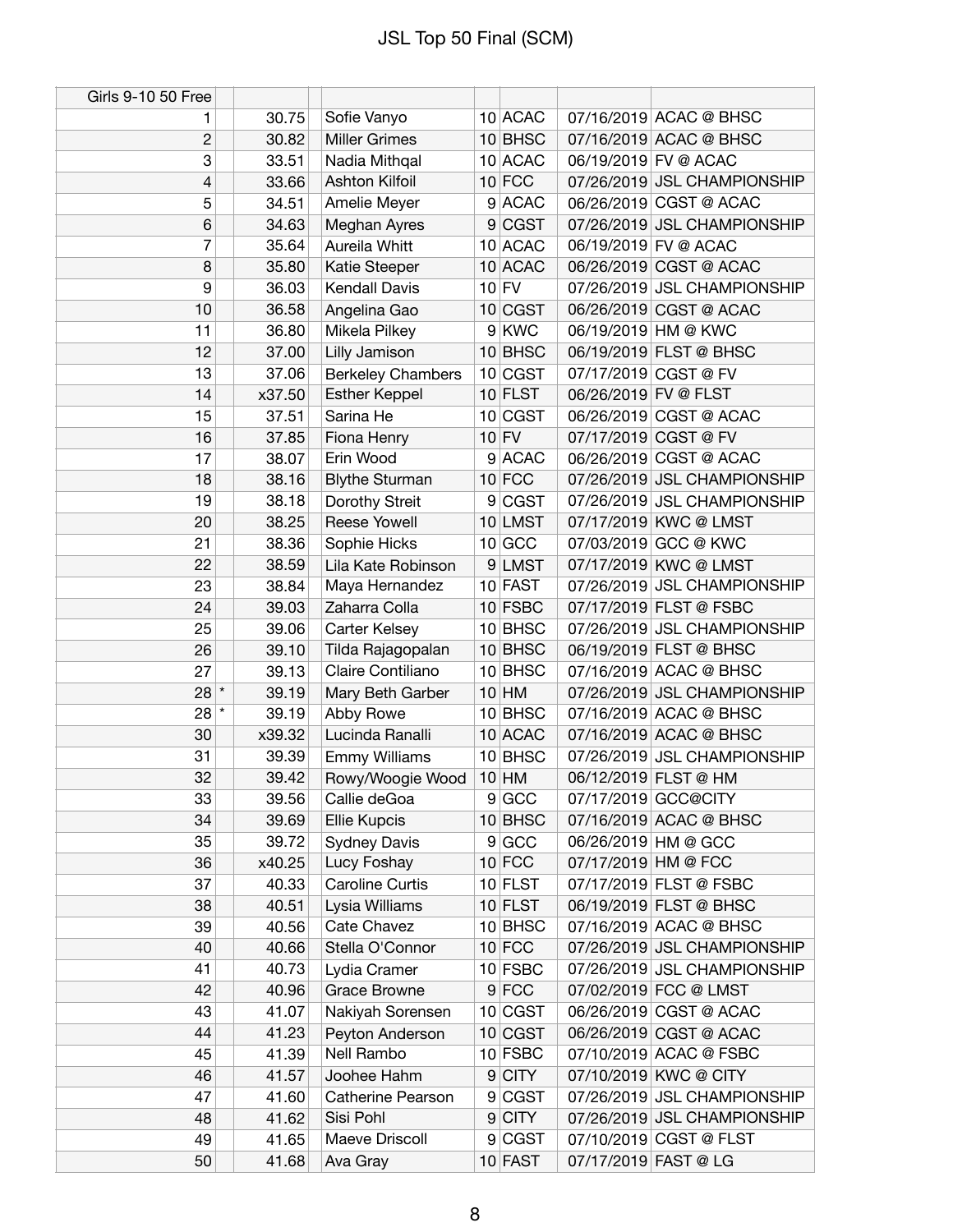# JSL Top 50 Final (SCM)

| Girls 9-10 50 Free | | | | | | | |
|---|---|---|---|---|---|---|---|
| 1 | | 30.75 | Sofie Vanyo | 10 | ACAC | 07/16/2019 | ACAC @ BHSC |
| 2 | | 30.82 | Miller Grimes | 10 | BHSC | 07/16/2019 | ACAC @ BHSC |
| 3 | | 33.51 | Nadia Mithqal | 10 | ACAC | 06/19/2019 | FV @ ACAC |
| 4 | | 33.66 | Ashton Kilfoil | 10 | FCC | 07/26/2019 | JSL CHAMPIONSHIP |
| 5 | | 34.51 | Amelie Meyer | 9 | ACAC | 06/26/2019 | CGST @ ACAC |
| 6 | | 34.63 | Meghan Ayres | 9 | CGST | 07/26/2019 | JSL CHAMPIONSHIP |
| 7 | | 35.64 | Aureila Whitt | 10 | ACAC | 06/19/2019 | FV @ ACAC |
| 8 | | 35.80 | Katie Steeper | 10 | ACAC | 06/26/2019 | CGST @ ACAC |
| 9 | | 36.03 | Kendall Davis | 10 | FV | 07/26/2019 | JSL CHAMPIONSHIP |
| 10 | | 36.58 | Angelina Gao | 10 | CGST | 06/26/2019 | CGST @ ACAC |
| 11 | | 36.80 | Mikela Pilkey | 9 | KWC | 06/19/2019 | HM @ KWC |
| 12 | | 37.00 | Lilly Jamison | 10 | BHSC | 06/19/2019 | FLST @ BHSC |
| 13 | | 37.06 | Berkeley Chambers | 10 | CGST | 07/17/2019 | CGST @ FV |
| 14 | | x37.50 | Esther Keppel | 10 | FLST | 06/26/2019 | FV @ FLST |
| 15 | | 37.51 | Sarina He | 10 | CGST | 06/26/2019 | CGST @ ACAC |
| 16 | | 37.85 | Fiona Henry | 10 | FV | 07/17/2019 | CGST @ FV |
| 17 | | 38.07 | Erin Wood | 9 | ACAC | 06/26/2019 | CGST @ ACAC |
| 18 | | 38.16 | Blythe Sturman | 10 | FCC | 07/26/2019 | JSL CHAMPIONSHIP |
| 19 | | 38.18 | Dorothy Streit | 9 | CGST | 07/26/2019 | JSL CHAMPIONSHIP |
| 20 | | 38.25 | Reese Yowell | 10 | LMST | 07/17/2019 | KWC @ LMST |
| 21 | | 38.36 | Sophie Hicks | 10 | GCC | 07/03/2019 | GCC @ KWC |
| 22 | | 38.59 | Lila Kate Robinson | 9 | LMST | 07/17/2019 | KWC @ LMST |
| 23 | | 38.84 | Maya Hernandez | 10 | FAST | 07/26/2019 | JSL CHAMPIONSHIP |
| 24 | | 39.03 | Zaharra Colla | 10 | FSBC | 07/17/2019 | FLST @ FSBC |
| 25 | | 39.06 | Carter Kelsey | 10 | BHSC | 07/26/2019 | JSL CHAMPIONSHIP |
| 26 | | 39.10 | Tilda Rajagopalan | 10 | BHSC | 06/19/2019 | FLST @ BHSC |
| 27 | | 39.13 | Claire Contiliano | 10 | BHSC | 07/16/2019 | ACAC @ BHSC |
| 28 | * | 39.19 | Mary Beth Garber | 10 | HM | 07/26/2019 | JSL CHAMPIONSHIP |
| 28 | * | 39.19 | Abby Rowe | 10 | BHSC | 07/16/2019 | ACAC @ BHSC |
| 30 | | x39.32 | Lucinda Ranalli | 10 | ACAC | 07/16/2019 | ACAC @ BHSC |
| 31 | | 39.39 | Emmy Williams | 10 | BHSC | 07/26/2019 | JSL CHAMPIONSHIP |
| 32 | | 39.42 | Rowy/Woogie Wood | 10 | HM | 06/12/2019 | FLST @ HM |
| 33 | | 39.56 | Callie deGoa | 9 | GCC | 07/17/2019 | GCC@CITY |
| 34 | | 39.69 | Ellie Kupcis | 10 | BHSC | 07/16/2019 | ACAC @ BHSC |
| 35 | | 39.72 | Sydney Davis | 9 | GCC | 06/26/2019 | HM @ GCC |
| 36 | | x40.25 | Lucy Foshay | 10 | FCC | 07/17/2019 | HM @ FCC |
| 37 | | 40.33 | Caroline Curtis | 10 | FLST | 07/17/2019 | FLST @ FSBC |
| 38 | | 40.51 | Lysia Williams | 10 | FLST | 06/19/2019 | FLST @ BHSC |
| 39 | | 40.56 | Cate Chavez | 10 | BHSC | 07/16/2019 | ACAC @ BHSC |
| 40 | | 40.66 | Stella O'Connor | 10 | FCC | 07/26/2019 | JSL CHAMPIONSHIP |
| 41 | | 40.73 | Lydia Cramer | 10 | FSBC | 07/26/2019 | JSL CHAMPIONSHIP |
| 42 | | 40.96 | Grace Browne | 9 | FCC | 07/02/2019 | FCC @ LMST |
| 43 | | 41.07 | Nakiyah Sorensen | 10 | CGST | 06/26/2019 | CGST @ ACAC |
| 44 | | 41.23 | Peyton Anderson | 10 | CGST | 06/26/2019 | CGST @ ACAC |
| 45 | | 41.39 | Nell Rambo | 10 | FSBC | 07/10/2019 | ACAC @ FSBC |
| 46 | | 41.57 | Joohee Hahm | 9 | CITY | 07/10/2019 | KWC @ CITY |
| 47 | | 41.60 | Catherine Pearson | 9 | CGST | 07/26/2019 | JSL CHAMPIONSHIP |
| 48 | | 41.62 | Sisi Pohl | 9 | CITY | 07/26/2019 | JSL CHAMPIONSHIP |
| 49 | | 41.65 | Maeve Driscoll | 9 | CGST | 07/10/2019 | CGST @ FLST |
| 50 | | 41.68 | Ava Gray | 10 | FAST | 07/17/2019 | FAST @ LG |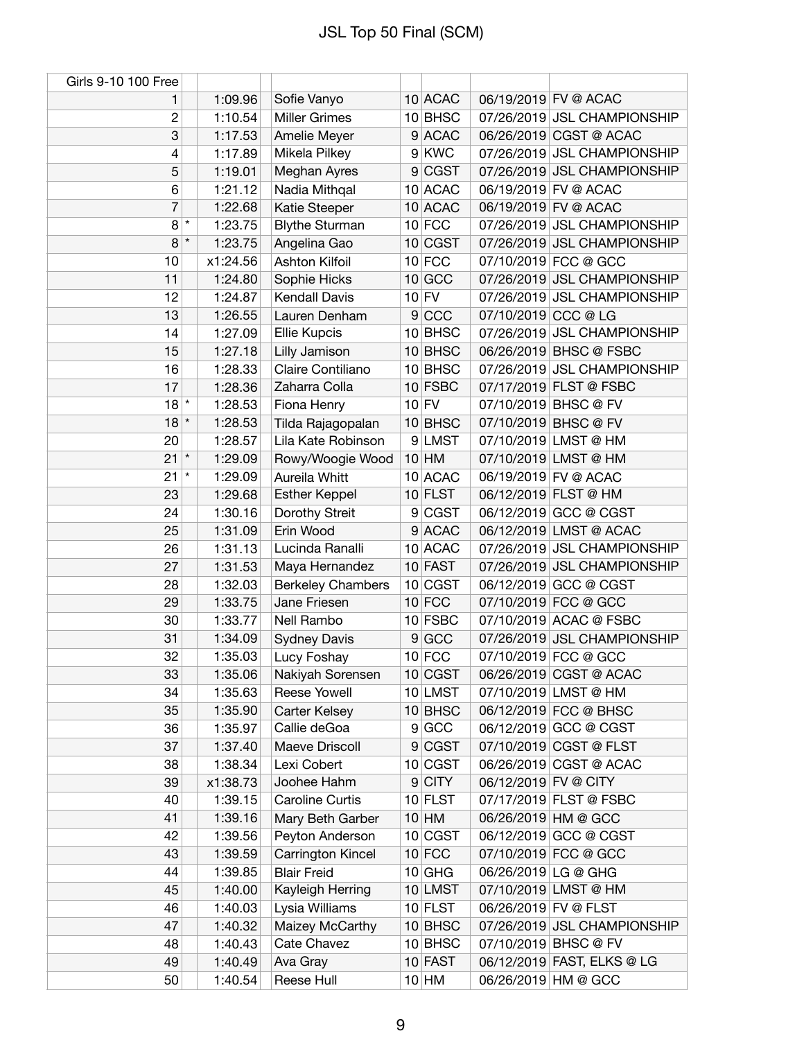# JSL Top 50 Final (SCM)

| Girls 9-10 100 Free | | | | | | | |
|---|---|---|---|---|---|---|---|
| 1 | | 1:09.96 | Sofie Vanyo | 10 | ACAC | 06/19/2019 | FV @ ACAC |
| 2 | | 1:10.54 | Miller Grimes | 10 | BHSC | 07/26/2019 | JSL CHAMPIONSHIP |
| 3 | | 1:17.53 | Amelie Meyer | 9 | ACAC | 06/26/2019 | CGST @ ACAC |
| 4 | | 1:17.89 | Mikela Pilkey | 9 | KWC | 07/26/2019 | JSL CHAMPIONSHIP |
| 5 | | 1:19.01 | Meghan Ayres | 9 | CGST | 07/26/2019 | JSL CHAMPIONSHIP |
| 6 | | 1:21.12 | Nadia Mithqal | 10 | ACAC | 06/19/2019 | FV @ ACAC |
| 7 | | 1:22.68 | Katie Steeper | 10 | ACAC | 06/19/2019 | FV @ ACAC |
| 8 | * | 1:23.75 | Blythe Sturman | 10 | FCC | 07/26/2019 | JSL CHAMPIONSHIP |
| 8 | * | 1:23.75 | Angelina Gao | 10 | CGST | 07/26/2019 | JSL CHAMPIONSHIP |
| 10 | | x1:24.56 | Ashton Kilfoil | 10 | FCC | 07/10/2019 | FCC @ GCC |
| 11 | | 1:24.80 | Sophie Hicks | 10 | GCC | 07/26/2019 | JSL CHAMPIONSHIP |
| 12 | | 1:24.87 | Kendall Davis | 10 | FV | 07/26/2019 | JSL CHAMPIONSHIP |
| 13 | | 1:26.55 | Lauren Denham | 9 | CCC | 07/10/2019 | CCC @ LG |
| 14 | | 1:27.09 | Ellie Kupcis | 10 | BHSC | 07/26/2019 | JSL CHAMPIONSHIP |
| 15 | | 1:27.18 | Lilly Jamison | 10 | BHSC | 06/26/2019 | BHSC @ FSBC |
| 16 | | 1:28.33 | Claire Contiliano | 10 | BHSC | 07/26/2019 | JSL CHAMPIONSHIP |
| 17 | | 1:28.36 | Zaharra Colla | 10 | FSBC | 07/17/2019 | FLST @ FSBC |
| 18 | * | 1:28.53 | Fiona Henry | 10 | FV | 07/10/2019 | BHSC @ FV |
| 18 | * | 1:28.53 | Tilda Rajagopalan | 10 | BHSC | 07/10/2019 | BHSC @ FV |
| 20 | | 1:28.57 | Lila Kate Robinson | 9 | LMST | 07/10/2019 | LMST @ HM |
| 21 | * | 1:29.09 | Rowy/Woogie Wood | 10 | HM | 07/10/2019 | LMST @ HM |
| 21 | * | 1:29.09 | Aureila Whitt | 10 | ACAC | 06/19/2019 | FV @ ACAC |
| 23 | | 1:29.68 | Esther Keppel | 10 | FLST | 06/12/2019 | FLST @ HM |
| 24 | | 1:30.16 | Dorothy Streit | 9 | CGST | 06/12/2019 | GCC @ CGST |
| 25 | | 1:31.09 | Erin Wood | 9 | ACAC | 06/12/2019 | LMST @ ACAC |
| 26 | | 1:31.13 | Lucinda Ranalli | 10 | ACAC | 07/26/2019 | JSL CHAMPIONSHIP |
| 27 | | 1:31.53 | Maya Hernandez | 10 | FAST | 07/26/2019 | JSL CHAMPIONSHIP |
| 28 | | 1:32.03 | Berkeley Chambers | 10 | CGST | 06/12/2019 | GCC @ CGST |
| 29 | | 1:33.75 | Jane Friesen | 10 | FCC | 07/10/2019 | FCC @ GCC |
| 30 | | 1:33.77 | Nell Rambo | 10 | FSBC | 07/10/2019 | ACAC @ FSBC |
| 31 | | 1:34.09 | Sydney Davis | 9 | GCC | 07/26/2019 | JSL CHAMPIONSHIP |
| 32 | | 1:35.03 | Lucy Foshay | 10 | FCC | 07/10/2019 | FCC @ GCC |
| 33 | | 1:35.06 | Nakiyah Sorensen | 10 | CGST | 06/26/2019 | CGST @ ACAC |
| 34 | | 1:35.63 | Reese Yowell | 10 | LMST | 07/10/2019 | LMST @ HM |
| 35 | | 1:35.90 | Carter Kelsey | 10 | BHSC | 06/12/2019 | FCC @ BHSC |
| 36 | | 1:35.97 | Callie deGoa | 9 | GCC | 06/12/2019 | GCC @ CGST |
| 37 | | 1:37.40 | Maeve Driscoll | 9 | CGST | 07/10/2019 | CGST @ FLST |
| 38 | | 1:38.34 | Lexi Cobert | 10 | CGST | 06/26/2019 | CGST @ ACAC |
| 39 | | x1:38.73 | Joohee Hahm | 9 | CITY | 06/12/2019 | FV @ CITY |
| 40 | | 1:39.15 | Caroline Curtis | 10 | FLST | 07/17/2019 | FLST @ FSBC |
| 41 | | 1:39.16 | Mary Beth Garber | 10 | HM | 06/26/2019 | HM @ GCC |
| 42 | | 1:39.56 | Peyton Anderson | 10 | CGST | 06/12/2019 | GCC @ CGST |
| 43 | | 1:39.59 | Carrington Kincel | 10 | FCC | 07/10/2019 | FCC @ GCC |
| 44 | | 1:39.85 | Blair Freid | 10 | GHG | 06/26/2019 | LG @ GHG |
| 45 | | 1:40.00 | Kayleigh Herring | 10 | LMST | 07/10/2019 | LMST @ HM |
| 46 | | 1:40.03 | Lysia Williams | 10 | FLST | 06/26/2019 | FV @ FLST |
| 47 | | 1:40.32 | Maizey McCarthy | 10 | BHSC | 07/26/2019 | JSL CHAMPIONSHIP |
| 48 | | 1:40.43 | Cate Chavez | 10 | BHSC | 07/10/2019 | BHSC @ FV |
| 49 | | 1:40.49 | Ava Gray | 10 | FAST | 06/12/2019 | FAST, ELKS @ LG |
| 50 | | 1:40.54 | Reese Hull | 10 | HM | 06/26/2019 | HM @ GCC |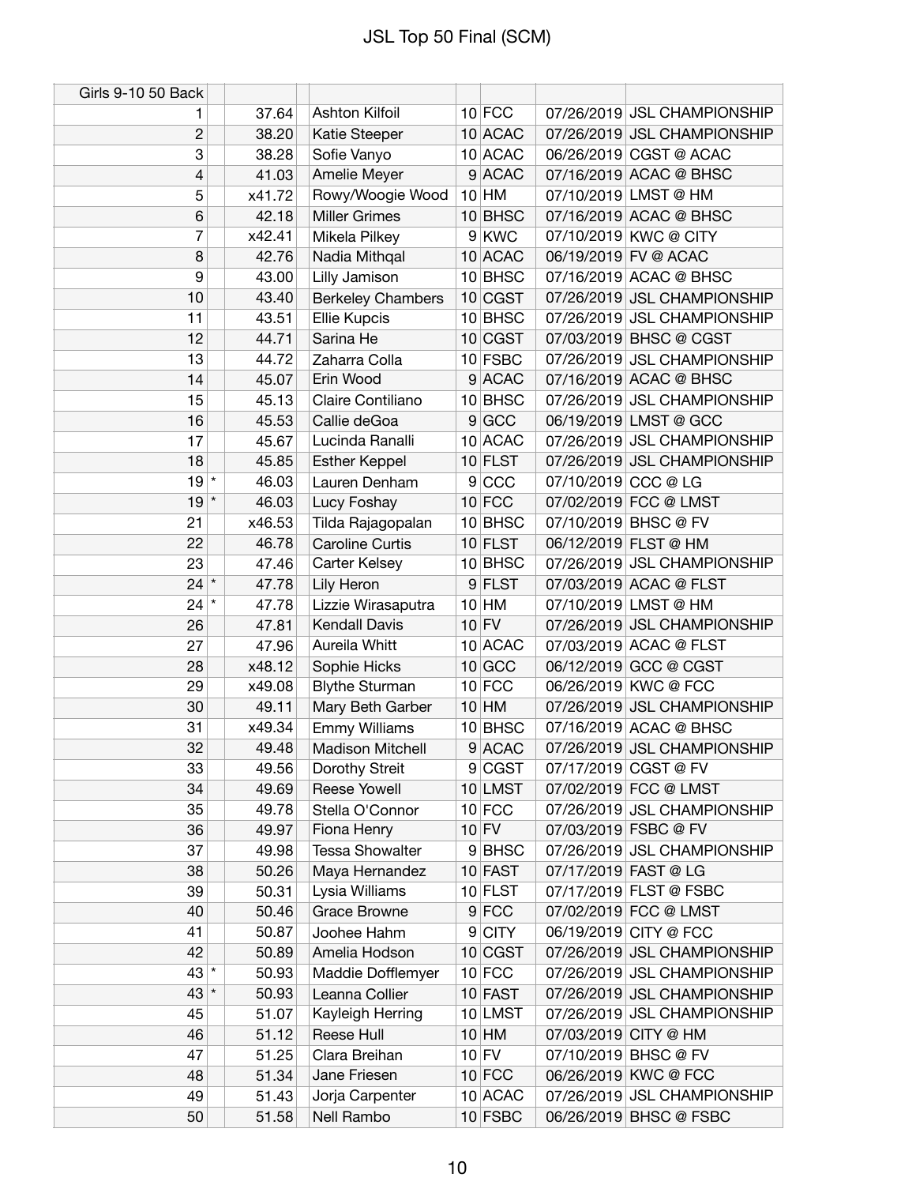# JSL Top 50 Final (SCM)

| Girls 9-10 50 Back | | | | | | | | |
|---|---|---|---|---|---|---|---|---|
| 1 | | 37.64 | Ashton Kilfoil | 10 | FCC | 07/26/2019 | JSL CHAMPIONSHIP |
| 2 | | 38.20 | Katie Steeper | 10 | ACAC | 07/26/2019 | JSL CHAMPIONSHIP |
| 3 | | 38.28 | Sofie Vanyo | 10 | ACAC | 06/26/2019 | CGST @ ACAC |
| 4 | | 41.03 | Amelie Meyer | 9 | ACAC | 07/16/2019 | ACAC @ BHSC |
| 5 | | x41.72 | Rowy/Woogie Wood | 10 | HM | 07/10/2019 | LMST @ HM |
| 6 | | 42.18 | Miller Grimes | 10 | BHSC | 07/16/2019 | ACAC @ BHSC |
| 7 | | x42.41 | Mikela Pilkey | 9 | KWC | 07/10/2019 | KWC @ CITY |
| 8 | | 42.76 | Nadia Mithqal | 10 | ACAC | 06/19/2019 | FV @ ACAC |
| 9 | | 43.00 | Lilly Jamison | 10 | BHSC | 07/16/2019 | ACAC @ BHSC |
| 10 | | 43.40 | Berkeley Chambers | 10 | CGST | 07/26/2019 | JSL CHAMPIONSHIP |
| 11 | | 43.51 | Ellie Kupcis | 10 | BHSC | 07/26/2019 | JSL CHAMPIONSHIP |
| 12 | | 44.71 | Sarina He | 10 | CGST | 07/03/2019 | BHSC @ CGST |
| 13 | | 44.72 | Zaharra Colla | 10 | FSBC | 07/26/2019 | JSL CHAMPIONSHIP |
| 14 | | 45.07 | Erin Wood | 9 | ACAC | 07/16/2019 | ACAC @ BHSC |
| 15 | | 45.13 | Claire Contiliano | 10 | BHSC | 07/26/2019 | JSL CHAMPIONSHIP |
| 16 | | 45.53 | Callie deGoa | 9 | GCC | 06/19/2019 | LMST @ GCC |
| 17 | | 45.67 | Lucinda Ranalli | 10 | ACAC | 07/26/2019 | JSL CHAMPIONSHIP |
| 18 | | 45.85 | Esther Keppel | 10 | FLST | 07/26/2019 | JSL CHAMPIONSHIP |
| 19 | * | 46.03 | Lauren Denham | 9 | CCC | 07/10/2019 | CCC @ LG |
| 19 | * | 46.03 | Lucy Foshay | 10 | FCC | 07/02/2019 | FCC @ LMST |
| 21 | | x46.53 | Tilda Rajagopalan | 10 | BHSC | 07/10/2019 | BHSC @ FV |
| 22 | | 46.78 | Caroline Curtis | 10 | FLST | 06/12/2019 | FLST @ HM |
| 23 | | 47.46 | Carter Kelsey | 10 | BHSC | 07/26/2019 | JSL CHAMPIONSHIP |
| 24 | * | 47.78 | Lily Heron | 9 | FLST | 07/03/2019 | ACAC @ FLST |
| 24 | * | 47.78 | Lizzie Wirasaputra | 10 | HM | 07/10/2019 | LMST @ HM |
| 26 | | 47.81 | Kendall Davis | 10 | FV | 07/26/2019 | JSL CHAMPIONSHIP |
| 27 | | 47.96 | Aureila Whitt | 10 | ACAC | 07/03/2019 | ACAC @ FLST |
| 28 | | x48.12 | Sophie Hicks | 10 | GCC | 06/12/2019 | GCC @ CGST |
| 29 | | x49.08 | Blythe Sturman | 10 | FCC | 06/26/2019 | KWC @ FCC |
| 30 | | 49.11 | Mary Beth Garber | 10 | HM | 07/26/2019 | JSL CHAMPIONSHIP |
| 31 | | x49.34 | Emmy Williams | 10 | BHSC | 07/16/2019 | ACAC @ BHSC |
| 32 | | 49.48 | Madison Mitchell | 9 | ACAC | 07/26/2019 | JSL CHAMPIONSHIP |
| 33 | | 49.56 | Dorothy Streit | 9 | CGST | 07/17/2019 | CGST @ FV |
| 34 | | 49.69 | Reese Yowell | 10 | LMST | 07/02/2019 | FCC @ LMST |
| 35 | | 49.78 | Stella O'Connor | 10 | FCC | 07/26/2019 | JSL CHAMPIONSHIP |
| 36 | | 49.97 | Fiona Henry | 10 | FV | 07/03/2019 | FSBC @ FV |
| 37 | | 49.98 | Tessa Showalter | 9 | BHSC | 07/26/2019 | JSL CHAMPIONSHIP |
| 38 | | 50.26 | Maya Hernandez | 10 | FAST | 07/17/2019 | FAST @ LG |
| 39 | | 50.31 | Lysia Williams | 10 | FLST | 07/17/2019 | FLST @ FSBC |
| 40 | | 50.46 | Grace Browne | 9 | FCC | 07/02/2019 | FCC @ LMST |
| 41 | | 50.87 | Joohee Hahm | 9 | CITY | 06/19/2019 | CITY @ FCC |
| 42 | | 50.89 | Amelia Hodson | 10 | CGST | 07/26/2019 | JSL CHAMPIONSHIP |
| 43 | * | 50.93 | Maddie Dofflemyer | 10 | FCC | 07/26/2019 | JSL CHAMPIONSHIP |
| 43 | * | 50.93 | Leanna Collier | 10 | FAST | 07/26/2019 | JSL CHAMPIONSHIP |
| 45 | | 51.07 | Kayleigh Herring | 10 | LMST | 07/26/2019 | JSL CHAMPIONSHIP |
| 46 | | 51.12 | Reese Hull | 10 | HM | 07/03/2019 | CITY @ HM |
| 47 | | 51.25 | Clara Breihan | 10 | FV | 07/10/2019 | BHSC @ FV |
| 48 | | 51.34 | Jane Friesen | 10 | FCC | 06/26/2019 | KWC @ FCC |
| 49 | | 51.43 | Jorja Carpenter | 10 | ACAC | 07/26/2019 | JSL CHAMPIONSHIP |
| 50 | | 51.58 | Nell Rambo | 10 | FSBC | 06/26/2019 | BHSC @ FSBC |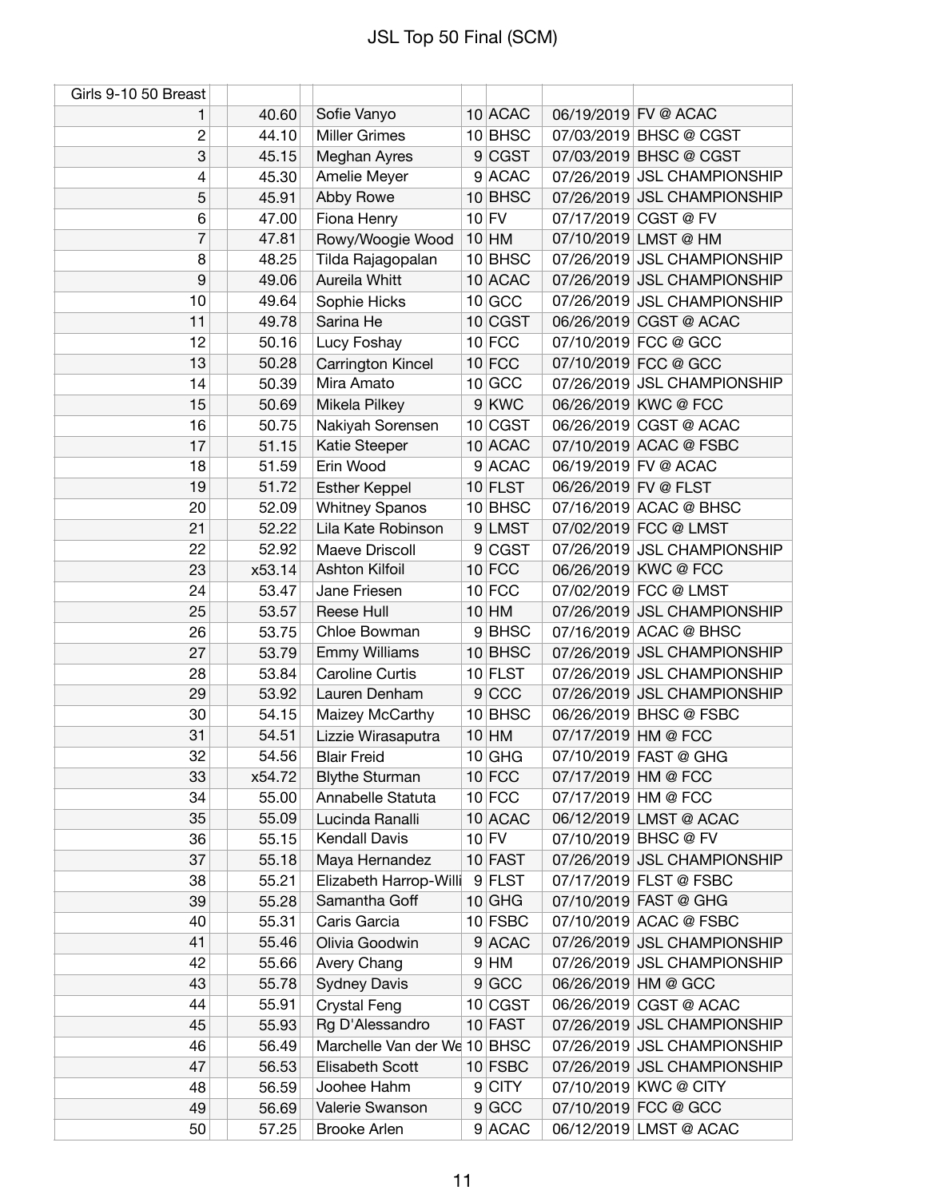# JSL Top 50 Final (SCM)

| Girls 9-10 50 Breast | | | | | | |
|---|---|---|---|---|---|---|
| 1 | 40.60 | Sofie Vanyo | 10 | ACAC | 06/19/2019 | FV @ ACAC |
| 2 | 44.10 | Miller Grimes | 10 | BHSC | 07/03/2019 | BHSC @ CGST |
| 3 | 45.15 | Meghan Ayres | 9 | CGST | 07/03/2019 | BHSC @ CGST |
| 4 | 45.30 | Amelie Meyer | 9 | ACAC | 07/26/2019 | JSL CHAMPIONSHIP |
| 5 | 45.91 | Abby Rowe | 10 | BHSC | 07/26/2019 | JSL CHAMPIONSHIP |
| 6 | 47.00 | Fiona Henry | 10 | FV | 07/17/2019 | CGST @ FV |
| 7 | 47.81 | Rowy/Woogie Wood | 10 | HM | 07/10/2019 | LMST @ HM |
| 8 | 48.25 | Tilda Rajagopalan | 10 | BHSC | 07/26/2019 | JSL CHAMPIONSHIP |
| 9 | 49.06 | Aureila Whitt | 10 | ACAC | 07/26/2019 | JSL CHAMPIONSHIP |
| 10 | 49.64 | Sophie Hicks | 10 | GCC | 07/26/2019 | JSL CHAMPIONSHIP |
| 11 | 49.78 | Sarina He | 10 | CGST | 06/26/2019 | CGST @ ACAC |
| 12 | 50.16 | Lucy Foshay | 10 | FCC | 07/10/2019 | FCC @ GCC |
| 13 | 50.28 | Carrington Kincel | 10 | FCC | 07/10/2019 | FCC @ GCC |
| 14 | 50.39 | Mira Amato | 10 | GCC | 07/26/2019 | JSL CHAMPIONSHIP |
| 15 | 50.69 | Mikela Pilkey | 9 | KWC | 06/26/2019 | KWC @ FCC |
| 16 | 50.75 | Nakiyah Sorensen | 10 | CGST | 06/26/2019 | CGST @ ACAC |
| 17 | 51.15 | Katie Steeper | 10 | ACAC | 07/10/2019 | ACAC @ FSBC |
| 18 | 51.59 | Erin Wood | 9 | ACAC | 06/19/2019 | FV @ ACAC |
| 19 | 51.72 | Esther Keppel | 10 | FLST | 06/26/2019 | FV @ FLST |
| 20 | 52.09 | Whitney Spanos | 10 | BHSC | 07/16/2019 | ACAC @ BHSC |
| 21 | 52.22 | Lila Kate Robinson | 9 | LMST | 07/02/2019 | FCC @ LMST |
| 22 | 52.92 | Maeve Driscoll | 9 | CGST | 07/26/2019 | JSL CHAMPIONSHIP |
| 23 | x53.14 | Ashton Kilfoil | 10 | FCC | 06/26/2019 | KWC @ FCC |
| 24 | 53.47 | Jane Friesen | 10 | FCC | 07/02/2019 | FCC @ LMST |
| 25 | 53.57 | Reese Hull | 10 | HM | 07/26/2019 | JSL CHAMPIONSHIP |
| 26 | 53.75 | Chloe Bowman | 9 | BHSC | 07/16/2019 | ACAC @ BHSC |
| 27 | 53.79 | Emmy Williams | 10 | BHSC | 07/26/2019 | JSL CHAMPIONSHIP |
| 28 | 53.84 | Caroline Curtis | 10 | FLST | 07/26/2019 | JSL CHAMPIONSHIP |
| 29 | 53.92 | Lauren Denham | 9 | CCC | 07/26/2019 | JSL CHAMPIONSHIP |
| 30 | 54.15 | Maizey McCarthy | 10 | BHSC | 06/26/2019 | BHSC @ FSBC |
| 31 | 54.51 | Lizzie Wirasaputra | 10 | HM | 07/17/2019 | HM @ FCC |
| 32 | 54.56 | Blair Freid | 10 | GHG | 07/10/2019 | FAST @ GHG |
| 33 | x54.72 | Blythe Sturman | 10 | FCC | 07/17/2019 | HM @ FCC |
| 34 | 55.00 | Annabelle Statuta | 10 | FCC | 07/17/2019 | HM @ FCC |
| 35 | 55.09 | Lucinda Ranalli | 10 | ACAC | 06/12/2019 | LMST @ ACAC |
| 36 | 55.15 | Kendall Davis | 10 | FV | 07/10/2019 | BHSC @ FV |
| 37 | 55.18 | Maya Hernandez | 10 | FAST | 07/26/2019 | JSL CHAMPIONSHIP |
| 38 | 55.21 | Elizabeth Harrop-Willi | 9 | FLST | 07/17/2019 | FLST @ FSBC |
| 39 | 55.28 | Samantha Goff | 10 | GHG | 07/10/2019 | FAST @ GHG |
| 40 | 55.31 | Caris Garcia | 10 | FSBC | 07/10/2019 | ACAC @ FSBC |
| 41 | 55.46 | Olivia Goodwin | 9 | ACAC | 07/26/2019 | JSL CHAMPIONSHIP |
| 42 | 55.66 | Avery Chang | 9 | HM | 07/26/2019 | JSL CHAMPIONSHIP |
| 43 | 55.78 | Sydney Davis | 9 | GCC | 06/26/2019 | HM @ GCC |
| 44 | 55.91 | Crystal Feng | 10 | CGST | 06/26/2019 | CGST @ ACAC |
| 45 | 55.93 | Rg D'Alessandro | 10 | FAST | 07/26/2019 | JSL CHAMPIONSHIP |
| 46 | 56.49 | Marchelle Van der We | 10 | BHSC | 07/26/2019 | JSL CHAMPIONSHIP |
| 47 | 56.53 | Elisabeth Scott | 10 | FSBC | 07/26/2019 | JSL CHAMPIONSHIP |
| 48 | 56.59 | Joohee Hahm | 9 | CITY | 07/10/2019 | KWC @ CITY |
| 49 | 56.69 | Valerie Swanson | 9 | GCC | 07/10/2019 | FCC @ GCC |
| 50 | 57.25 | Brooke Arlen | 9 | ACAC | 06/12/2019 | LMST @ ACAC |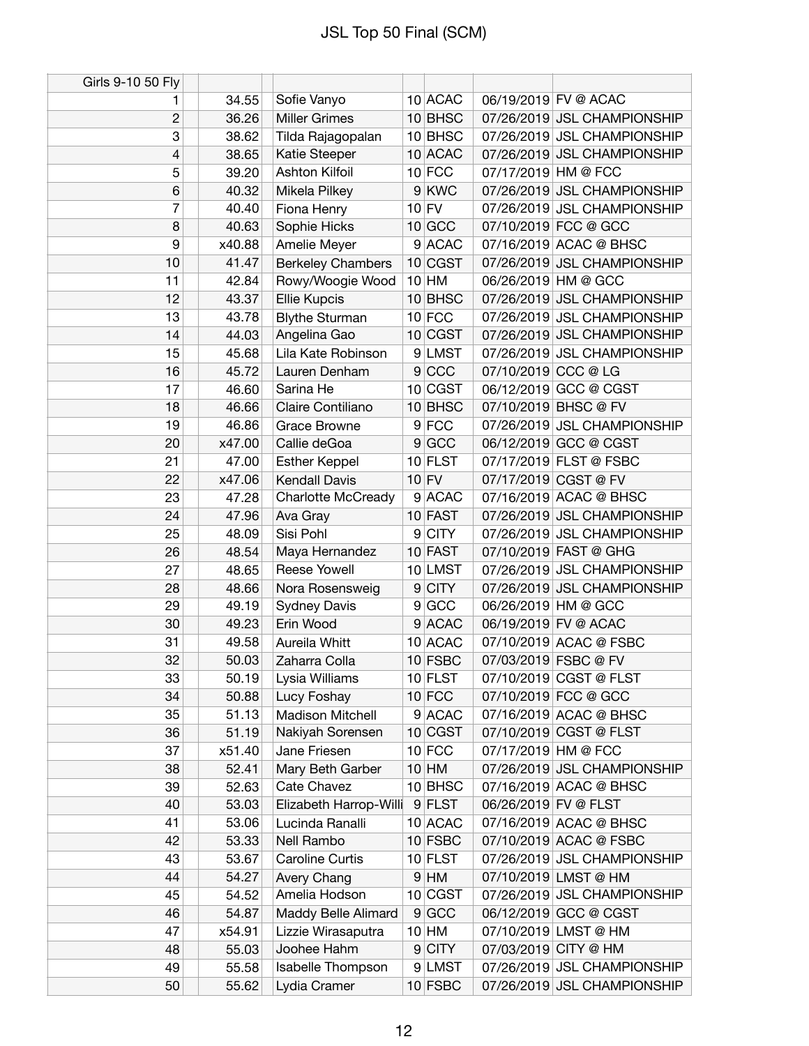# JSL Top 50 Final (SCM)

| Girls 9-10 50 Fly | | | | | | |
|---|---|---|---|---|---|---|
| 1 | 34.55 | Sofie Vanyo | 10 | ACAC | 06/19/2019 | FV @ ACAC |
| 2 | 36.26 | Miller Grimes | 10 | BHSC | 07/26/2019 | JSL CHAMPIONSHIP |
| 3 | 38.62 | Tilda Rajagopalan | 10 | BHSC | 07/26/2019 | JSL CHAMPIONSHIP |
| 4 | 38.65 | Katie Steeper | 10 | ACAC | 07/26/2019 | JSL CHAMPIONSHIP |
| 5 | 39.20 | Ashton Kilfoil | 10 | FCC | 07/17/2019 | HM @ FCC |
| 6 | 40.32 | Mikela Pilkey | 9 | KWC | 07/26/2019 | JSL CHAMPIONSHIP |
| 7 | 40.40 | Fiona Henry | 10 | FV | 07/26/2019 | JSL CHAMPIONSHIP |
| 8 | 40.63 | Sophie Hicks | 10 | GCC | 07/10/2019 | FCC @ GCC |
| 9 | x40.88 | Amelie Meyer | 9 | ACAC | 07/16/2019 | ACAC @ BHSC |
| 10 | 41.47 | Berkeley Chambers | 10 | CGST | 07/26/2019 | JSL CHAMPIONSHIP |
| 11 | 42.84 | Rowy/Woogie Wood | 10 | HM | 06/26/2019 | HM @ GCC |
| 12 | 43.37 | Ellie Kupcis | 10 | BHSC | 07/26/2019 | JSL CHAMPIONSHIP |
| 13 | 43.78 | Blythe Sturman | 10 | FCC | 07/26/2019 | JSL CHAMPIONSHIP |
| 14 | 44.03 | Angelina Gao | 10 | CGST | 07/26/2019 | JSL CHAMPIONSHIP |
| 15 | 45.68 | Lila Kate Robinson | 9 | LMST | 07/26/2019 | JSL CHAMPIONSHIP |
| 16 | 45.72 | Lauren Denham | 9 | CCC | 07/10/2019 | CCC @ LG |
| 17 | 46.60 | Sarina He | 10 | CGST | 06/12/2019 | GCC @ CGST |
| 18 | 46.66 | Claire Contiliano | 10 | BHSC | 07/10/2019 | BHSC @ FV |
| 19 | 46.86 | Grace Browne | 9 | FCC | 07/26/2019 | JSL CHAMPIONSHIP |
| 20 | x47.00 | Callie deGoa | 9 | GCC | 06/12/2019 | GCC @ CGST |
| 21 | 47.00 | Esther Keppel | 10 | FLST | 07/17/2019 | FLST @ FSBC |
| 22 | x47.06 | Kendall Davis | 10 | FV | 07/17/2019 | CGST @ FV |
| 23 | 47.28 | Charlotte McCready | 9 | ACAC | 07/16/2019 | ACAC @ BHSC |
| 24 | 47.96 | Ava Gray | 10 | FAST | 07/26/2019 | JSL CHAMPIONSHIP |
| 25 | 48.09 | Sisi Pohl | 9 | CITY | 07/26/2019 | JSL CHAMPIONSHIP |
| 26 | 48.54 | Maya Hernandez | 10 | FAST | 07/10/2019 | FAST @ GHG |
| 27 | 48.65 | Reese Yowell | 10 | LMST | 07/26/2019 | JSL CHAMPIONSHIP |
| 28 | 48.66 | Nora Rosensweig | 9 | CITY | 07/26/2019 | JSL CHAMPIONSHIP |
| 29 | 49.19 | Sydney Davis | 9 | GCC | 06/26/2019 | HM @ GCC |
| 30 | 49.23 | Erin Wood | 9 | ACAC | 06/19/2019 | FV @ ACAC |
| 31 | 49.58 | Aureila Whitt | 10 | ACAC | 07/10/2019 | ACAC @ FSBC |
| 32 | 50.03 | Zaharra Colla | 10 | FSBC | 07/03/2019 | FSBC @ FV |
| 33 | 50.19 | Lysia Williams | 10 | FLST | 07/10/2019 | CGST @ FLST |
| 34 | 50.88 | Lucy Foshay | 10 | FCC | 07/10/2019 | FCC @ GCC |
| 35 | 51.13 | Madison Mitchell | 9 | ACAC | 07/16/2019 | ACAC @ BHSC |
| 36 | 51.19 | Nakiyah Sorensen | 10 | CGST | 07/10/2019 | CGST @ FLST |
| 37 | x51.40 | Jane Friesen | 10 | FCC | 07/17/2019 | HM @ FCC |
| 38 | 52.41 | Mary Beth Garber | 10 | HM | 07/26/2019 | JSL CHAMPIONSHIP |
| 39 | 52.63 | Cate Chavez | 10 | BHSC | 07/16/2019 | ACAC @ BHSC |
| 40 | 53.03 | Elizabeth Harrop-Willi | 9 | FLST | 06/26/2019 | FV @ FLST |
| 41 | 53.06 | Lucinda Ranalli | 10 | ACAC | 07/16/2019 | ACAC @ BHSC |
| 42 | 53.33 | Nell Rambo | 10 | FSBC | 07/10/2019 | ACAC @ FSBC |
| 43 | 53.67 | Caroline Curtis | 10 | FLST | 07/26/2019 | JSL CHAMPIONSHIP |
| 44 | 54.27 | Avery Chang | 9 | HM | 07/10/2019 | LMST @ HM |
| 45 | 54.52 | Amelia Hodson | 10 | CGST | 07/26/2019 | JSL CHAMPIONSHIP |
| 46 | 54.87 | Maddy Belle Alimard | 9 | GCC | 06/12/2019 | GCC @ CGST |
| 47 | x54.91 | Lizzie Wirasaputra | 10 | HM | 07/10/2019 | LMST @ HM |
| 48 | 55.03 | Joohee Hahm | 9 | CITY | 07/03/2019 | CITY @ HM |
| 49 | 55.58 | Isabelle Thompson | 9 | LMST | 07/26/2019 | JSL CHAMPIONSHIP |
| 50 | 55.62 | Lydia Cramer | 10 | FSBC | 07/26/2019 | JSL CHAMPIONSHIP |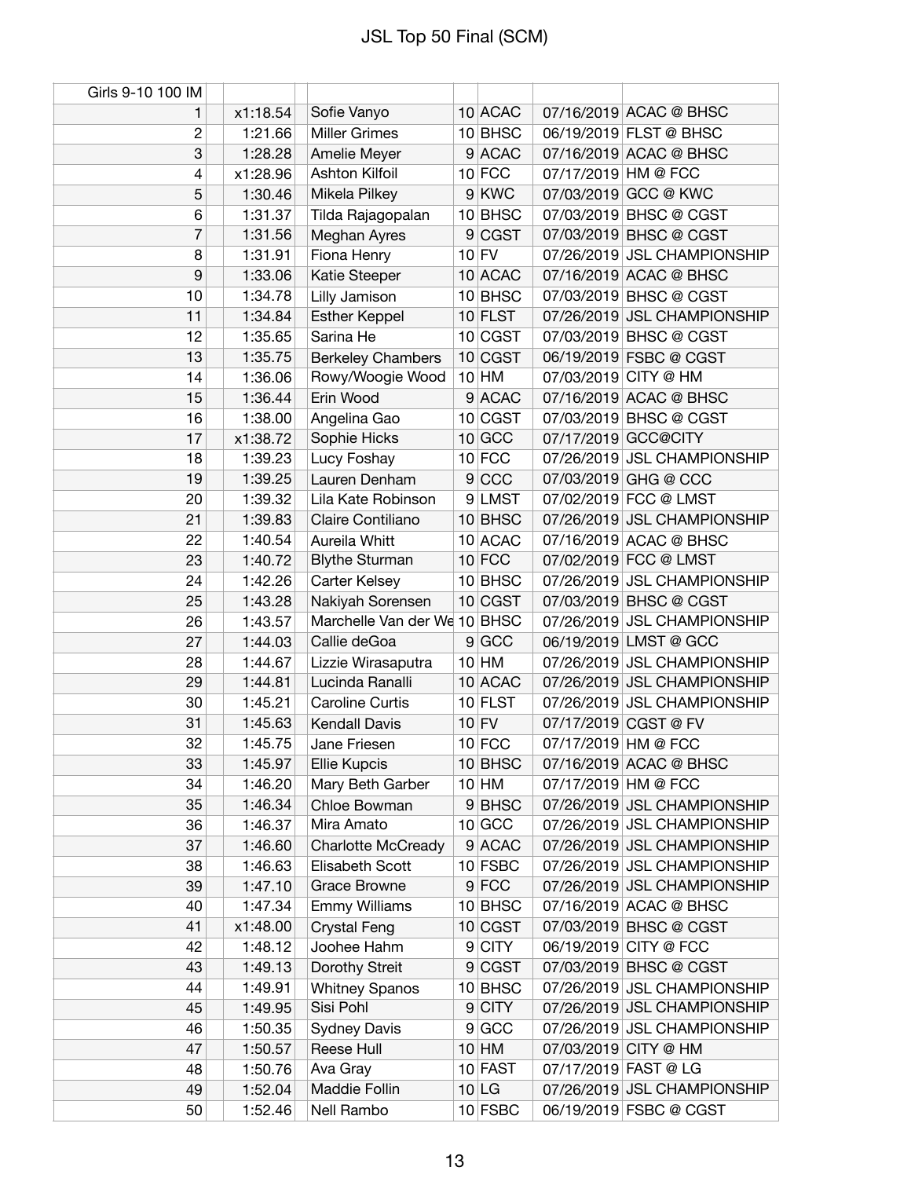# JSL Top 50 Final (SCM)

| Girls 9-10 100 IM | | | | | | |
|---|---|---|---|---|---|---|
| 1 | x1:18.54 | Sofie Vanyo | 10 | ACAC | 07/16/2019 | ACAC @ BHSC |
| 2 | 1:21.66 | Miller Grimes | 10 | BHSC | 06/19/2019 | FLST @ BHSC |
| 3 | 1:28.28 | Amelie Meyer | 9 | ACAC | 07/16/2019 | ACAC @ BHSC |
| 4 | x1:28.96 | Ashton Kilfoil | 10 | FCC | 07/17/2019 | HM @ FCC |
| 5 | 1:30.46 | Mikela Pilkey | 9 | KWC | 07/03/2019 | GCC @ KWC |
| 6 | 1:31.37 | Tilda Rajagopalan | 10 | BHSC | 07/03/2019 | BHSC @ CGST |
| 7 | 1:31.56 | Meghan Ayres | 9 | CGST | 07/03/2019 | BHSC @ CGST |
| 8 | 1:31.91 | Fiona Henry | 10 | FV | 07/26/2019 | JSL CHAMPIONSHIP |
| 9 | 1:33.06 | Katie Steeper | 10 | ACAC | 07/16/2019 | ACAC @ BHSC |
| 10 | 1:34.78 | Lilly Jamison | 10 | BHSC | 07/03/2019 | BHSC @ CGST |
| 11 | 1:34.84 | Esther Keppel | 10 | FLST | 07/26/2019 | JSL CHAMPIONSHIP |
| 12 | 1:35.65 | Sarina He | 10 | CGST | 07/03/2019 | BHSC @ CGST |
| 13 | 1:35.75 | Berkeley Chambers | 10 | CGST | 06/19/2019 | FSBC @ CGST |
| 14 | 1:36.06 | Rowy/Woogie Wood | 10 | HM | 07/03/2019 | CITY @ HM |
| 15 | 1:36.44 | Erin Wood | 9 | ACAC | 07/16/2019 | ACAC @ BHSC |
| 16 | 1:38.00 | Angelina Gao | 10 | CGST | 07/03/2019 | BHSC @ CGST |
| 17 | x1:38.72 | Sophie Hicks | 10 | GCC | 07/17/2019 | GCC@CITY |
| 18 | 1:39.23 | Lucy Foshay | 10 | FCC | 07/26/2019 | JSL CHAMPIONSHIP |
| 19 | 1:39.25 | Lauren Denham | 9 | CCC | 07/03/2019 | GHG @ CCC |
| 20 | 1:39.32 | Lila Kate Robinson | 9 | LMST | 07/02/2019 | FCC @ LMST |
| 21 | 1:39.83 | Claire Contiliano | 10 | BHSC | 07/26/2019 | JSL CHAMPIONSHIP |
| 22 | 1:40.54 | Aureila Whitt | 10 | ACAC | 07/16/2019 | ACAC @ BHSC |
| 23 | 1:40.72 | Blythe Sturman | 10 | FCC | 07/02/2019 | FCC @ LMST |
| 24 | 1:42.26 | Carter Kelsey | 10 | BHSC | 07/26/2019 | JSL CHAMPIONSHIP |
| 25 | 1:43.28 | Nakiyah Sorensen | 10 | CGST | 07/03/2019 | BHSC @ CGST |
| 26 | 1:43.57 | Marchelle Van der We | 10 | BHSC | 07/26/2019 | JSL CHAMPIONSHIP |
| 27 | 1:44.03 | Callie deGoa | 9 | GCC | 06/19/2019 | LMST @ GCC |
| 28 | 1:44.67 | Lizzie Wirasaputra | 10 | HM | 07/26/2019 | JSL CHAMPIONSHIP |
| 29 | 1:44.81 | Lucinda Ranalli | 10 | ACAC | 07/26/2019 | JSL CHAMPIONSHIP |
| 30 | 1:45.21 | Caroline Curtis | 10 | FLST | 07/26/2019 | JSL CHAMPIONSHIP |
| 31 | 1:45.63 | Kendall Davis | 10 | FV | 07/17/2019 | CGST @ FV |
| 32 | 1:45.75 | Jane Friesen | 10 | FCC | 07/17/2019 | HM @ FCC |
| 33 | 1:45.97 | Ellie Kupcis | 10 | BHSC | 07/16/2019 | ACAC @ BHSC |
| 34 | 1:46.20 | Mary Beth Garber | 10 | HM | 07/17/2019 | HM @ FCC |
| 35 | 1:46.34 | Chloe Bowman | 9 | BHSC | 07/26/2019 | JSL CHAMPIONSHIP |
| 36 | 1:46.37 | Mira Amato | 10 | GCC | 07/26/2019 | JSL CHAMPIONSHIP |
| 37 | 1:46.60 | Charlotte McCready | 9 | ACAC | 07/26/2019 | JSL CHAMPIONSHIP |
| 38 | 1:46.63 | Elisabeth Scott | 10 | FSBC | 07/26/2019 | JSL CHAMPIONSHIP |
| 39 | 1:47.10 | Grace Browne | 9 | FCC | 07/26/2019 | JSL CHAMPIONSHIP |
| 40 | 1:47.34 | Emmy Williams | 10 | BHSC | 07/16/2019 | ACAC @ BHSC |
| 41 | x1:48.00 | Crystal Feng | 10 | CGST | 07/03/2019 | BHSC @ CGST |
| 42 | 1:48.12 | Joohee Hahm | 9 | CITY | 06/19/2019 | CITY @ FCC |
| 43 | 1:49.13 | Dorothy Streit | 9 | CGST | 07/03/2019 | BHSC @ CGST |
| 44 | 1:49.91 | Whitney Spanos | 10 | BHSC | 07/26/2019 | JSL CHAMPIONSHIP |
| 45 | 1:49.95 | Sisi Pohl | 9 | CITY | 07/26/2019 | JSL CHAMPIONSHIP |
| 46 | 1:50.35 | Sydney Davis | 9 | GCC | 07/26/2019 | JSL CHAMPIONSHIP |
| 47 | 1:50.57 | Reese Hull | 10 | HM | 07/03/2019 | CITY @ HM |
| 48 | 1:50.76 | Ava Gray | 10 | FAST | 07/17/2019 | FAST @ LG |
| 49 | 1:52.04 | Maddie Follin | 10 | LG | 07/26/2019 | JSL CHAMPIONSHIP |
| 50 | 1:52.46 | Nell Rambo | 10 | FSBC | 06/19/2019 | FSBC @ CGST |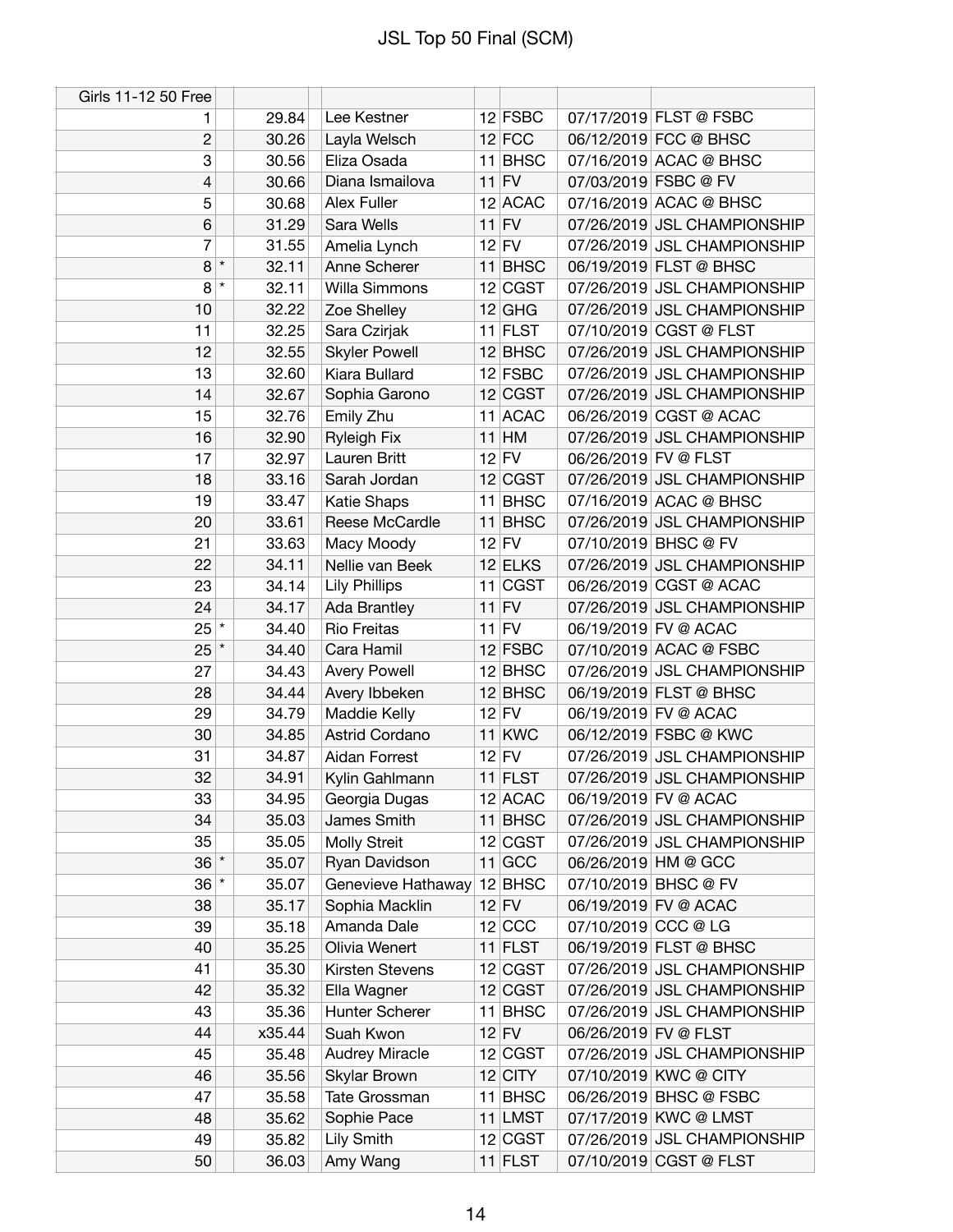# JSL Top 50 Final (SCM)

| Girls 11-12 50 Free | | | | | | | |
|---|---|---|---|---|---|---|---|
| 1 | | 29.84 | Lee Kestner | 12 | FSBC | 07/17/2019 | FLST @ FSBC |
| 2 | | 30.26 | Layla Welsch | 12 | FCC | 06/12/2019 | FCC @ BHSC |
| 3 | | 30.56 | Eliza Osada | 11 | BHSC | 07/16/2019 | ACAC @ BHSC |
| 4 | | 30.66 | Diana Ismailova | 11 | FV | 07/03/2019 | FSBC @ FV |
| 5 | | 30.68 | Alex Fuller | 12 | ACAC | 07/16/2019 | ACAC @ BHSC |
| 6 | | 31.29 | Sara Wells | 11 | FV | 07/26/2019 | JSL CHAMPIONSHIP |
| 7 | | 31.55 | Amelia Lynch | 12 | FV | 07/26/2019 | JSL CHAMPIONSHIP |
| 8 | * | 32.11 | Anne Scherer | 11 | BHSC | 06/19/2019 | FLST @ BHSC |
| 8 | * | 32.11 | Willa Simmons | 12 | CGST | 07/26/2019 | JSL CHAMPIONSHIP |
| 10 | | 32.22 | Zoe Shelley | 12 | GHG | 07/26/2019 | JSL CHAMPIONSHIP |
| 11 | | 32.25 | Sara Czirjak | 11 | FLST | 07/10/2019 | CGST @ FLST |
| 12 | | 32.55 | Skyler Powell | 12 | BHSC | 07/26/2019 | JSL CHAMPIONSHIP |
| 13 | | 32.60 | Kiara Bullard | 12 | FSBC | 07/26/2019 | JSL CHAMPIONSHIP |
| 14 | | 32.67 | Sophia Garono | 12 | CGST | 07/26/2019 | JSL CHAMPIONSHIP |
| 15 | | 32.76 | Emily Zhu | 11 | ACAC | 06/26/2019 | CGST @ ACAC |
| 16 | | 32.90 | Ryleigh Fix | 11 | HM | 07/26/2019 | JSL CHAMPIONSHIP |
| 17 | | 32.97 | Lauren Britt | 12 | FV | 06/26/2019 | FV @ FLST |
| 18 | | 33.16 | Sarah Jordan | 12 | CGST | 07/26/2019 | JSL CHAMPIONSHIP |
| 19 | | 33.47 | Katie Shaps | 11 | BHSC | 07/16/2019 | ACAC @ BHSC |
| 20 | | 33.61 | Reese McCardle | 11 | BHSC | 07/26/2019 | JSL CHAMPIONSHIP |
| 21 | | 33.63 | Macy Moody | 12 | FV | 07/10/2019 | BHSC @ FV |
| 22 | | 34.11 | Nellie van Beek | 12 | ELKS | 07/26/2019 | JSL CHAMPIONSHIP |
| 23 | | 34.14 | Lily Phillips | 11 | CGST | 06/26/2019 | CGST @ ACAC |
| 24 | | 34.17 | Ada Brantley | 11 | FV | 07/26/2019 | JSL CHAMPIONSHIP |
| 25 | * | 34.40 | Rio Freitas | 11 | FV | 06/19/2019 | FV @ ACAC |
| 25 | * | 34.40 | Cara Hamil | 12 | FSBC | 07/10/2019 | ACAC @ FSBC |
| 27 | | 34.43 | Avery Powell | 12 | BHSC | 07/26/2019 | JSL CHAMPIONSHIP |
| 28 | | 34.44 | Avery Ibbeken | 12 | BHSC | 06/19/2019 | FLST @ BHSC |
| 29 | | 34.79 | Maddie Kelly | 12 | FV | 06/19/2019 | FV @ ACAC |
| 30 | | 34.85 | Astrid Cordano | 11 | KWC | 06/12/2019 | FSBC @ KWC |
| 31 | | 34.87 | Aidan Forrest | 12 | FV | 07/26/2019 | JSL CHAMPIONSHIP |
| 32 | | 34.91 | Kylin Gahlmann | 11 | FLST | 07/26/2019 | JSL CHAMPIONSHIP |
| 33 | | 34.95 | Georgia Dugas | 12 | ACAC | 06/19/2019 | FV @ ACAC |
| 34 | | 35.03 | James Smith | 11 | BHSC | 07/26/2019 | JSL CHAMPIONSHIP |
| 35 | | 35.05 | Molly Streit | 12 | CGST | 07/26/2019 | JSL CHAMPIONSHIP |
| 36 | * | 35.07 | Ryan Davidson | 11 | GCC | 06/26/2019 | HM @ GCC |
| 36 | * | 35.07 | Genevieve Hathaway | 12 | BHSC | 07/10/2019 | BHSC @ FV |
| 38 | | 35.17 | Sophia Macklin | 12 | FV | 06/19/2019 | FV @ ACAC |
| 39 | | 35.18 | Amanda Dale | 12 | CCC | 07/10/2019 | CCC @ LG |
| 40 | | 35.25 | Olivia Wenert | 11 | FLST | 06/19/2019 | FLST @ BHSC |
| 41 | | 35.30 | Kirsten Stevens | 12 | CGST | 07/26/2019 | JSL CHAMPIONSHIP |
| 42 | | 35.32 | Ella Wagner | 12 | CGST | 07/26/2019 | JSL CHAMPIONSHIP |
| 43 | | 35.36 | Hunter Scherer | 11 | BHSC | 07/26/2019 | JSL CHAMPIONSHIP |
| 44 | | x35.44 | Suah Kwon | 12 | FV | 06/26/2019 | FV @ FLST |
| 45 | | 35.48 | Audrey Miracle | 12 | CGST | 07/26/2019 | JSL CHAMPIONSHIP |
| 46 | | 35.56 | Skylar Brown | 12 | CITY | 07/10/2019 | KWC @ CITY |
| 47 | | 35.58 | Tate Grossman | 11 | BHSC | 06/26/2019 | BHSC @ FSBC |
| 48 | | 35.62 | Sophie Pace | 11 | LMST | 07/17/2019 | KWC @ LMST |
| 49 | | 35.82 | Lily Smith | 12 | CGST | 07/26/2019 | JSL CHAMPIONSHIP |
| 50 | | 36.03 | Amy Wang | 11 | FLST | 07/10/2019 | CGST @ FLST |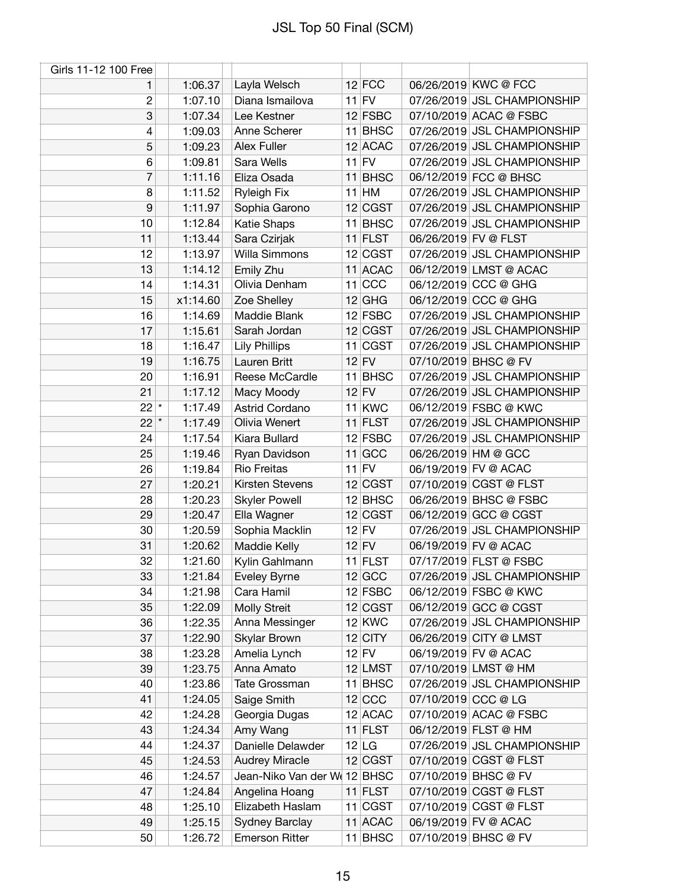# JSL Top 50 Final (SCM)

| Girls 11-12 100 Free | | | | | | | |
|---|---|---|---|---|---|---|---|
| 1 | | 1:06.37 | Layla Welsch | 12 | FCC | 06/26/2019 | KWC @ FCC |
| 2 | | 1:07.10 | Diana Ismailova | 11 | FV | 07/26/2019 | JSL CHAMPIONSHIP |
| 3 | | 1:07.34 | Lee Kestner | 12 | FSBC | 07/10/2019 | ACAC @ FSBC |
| 4 | | 1:09.03 | Anne Scherer | 11 | BHSC | 07/26/2019 | JSL CHAMPIONSHIP |
| 5 | | 1:09.23 | Alex Fuller | 12 | ACAC | 07/26/2019 | JSL CHAMPIONSHIP |
| 6 | | 1:09.81 | Sara Wells | 11 | FV | 07/26/2019 | JSL CHAMPIONSHIP |
| 7 | | 1:11.16 | Eliza Osada | 11 | BHSC | 06/12/2019 | FCC @ BHSC |
| 8 | | 1:11.52 | Ryleigh Fix | 11 | HM | 07/26/2019 | JSL CHAMPIONSHIP |
| 9 | | 1:11.97 | Sophia Garono | 12 | CGST | 07/26/2019 | JSL CHAMPIONSHIP |
| 10 | | 1:12.84 | Katie Shaps | 11 | BHSC | 07/26/2019 | JSL CHAMPIONSHIP |
| 11 | | 1:13.44 | Sara Czirjak | 11 | FLST | 06/26/2019 | FV @ FLST |
| 12 | | 1:13.97 | Willa Simmons | 12 | CGST | 07/26/2019 | JSL CHAMPIONSHIP |
| 13 | | 1:14.12 | Emily Zhu | 11 | ACAC | 06/12/2019 | LMST @ ACAC |
| 14 | | 1:14.31 | Olivia Denham | 11 | CCC | 06/12/2019 | CCC @ GHG |
| 15 | | x1:14.60 | Zoe Shelley | 12 | GHG | 06/12/2019 | CCC @ GHG |
| 16 | | 1:14.69 | Maddie Blank | 12 | FSBC | 07/26/2019 | JSL CHAMPIONSHIP |
| 17 | | 1:15.61 | Sarah Jordan | 12 | CGST | 07/26/2019 | JSL CHAMPIONSHIP |
| 18 | | 1:16.47 | Lily Phillips | 11 | CGST | 07/26/2019 | JSL CHAMPIONSHIP |
| 19 | | 1:16.75 | Lauren Britt | 12 | FV | 07/10/2019 | BHSC @ FV |
| 20 | | 1:16.91 | Reese McCardle | 11 | BHSC | 07/26/2019 | JSL CHAMPIONSHIP |
| 21 | | 1:17.12 | Macy Moody | 12 | FV | 07/26/2019 | JSL CHAMPIONSHIP |
| 22 | * | 1:17.49 | Astrid Cordano | 11 | KWC | 06/12/2019 | FSBC @ KWC |
| 22 | * | 1:17.49 | Olivia Wenert | 11 | FLST | 07/26/2019 | JSL CHAMPIONSHIP |
| 24 | | 1:17.54 | Kiara Bullard | 12 | FSBC | 07/26/2019 | JSL CHAMPIONSHIP |
| 25 | | 1:19.46 | Ryan Davidson | 11 | GCC | 06/26/2019 | HM @ GCC |
| 26 | | 1:19.84 | Rio Freitas | 11 | FV | 06/19/2019 | FV @ ACAC |
| 27 | | 1:20.21 | Kirsten Stevens | 12 | CGST | 07/10/2019 | CGST @ FLST |
| 28 | | 1:20.23 | Skyler Powell | 12 | BHSC | 06/26/2019 | BHSC @ FSBC |
| 29 | | 1:20.47 | Ella Wagner | 12 | CGST | 06/12/2019 | GCC @ CGST |
| 30 | | 1:20.59 | Sophia Macklin | 12 | FV | 07/26/2019 | JSL CHAMPIONSHIP |
| 31 | | 1:20.62 | Maddie Kelly | 12 | FV | 06/19/2019 | FV @ ACAC |
| 32 | | 1:21.60 | Kylin Gahlmann | 11 | FLST | 07/17/2019 | FLST @ FSBC |
| 33 | | 1:21.84 | Eveley Byrne | 12 | GCC | 07/26/2019 | JSL CHAMPIONSHIP |
| 34 | | 1:21.98 | Cara Hamil | 12 | FSBC | 06/12/2019 | FSBC @ KWC |
| 35 | | 1:22.09 | Molly Streit | 12 | CGST | 06/12/2019 | GCC @ CGST |
| 36 | | 1:22.35 | Anna Messinger | 12 | KWC | 07/26/2019 | JSL CHAMPIONSHIP |
| 37 | | 1:22.90 | Skylar Brown | 12 | CITY | 06/26/2019 | CITY @ LMST |
| 38 | | 1:23.28 | Amelia Lynch | 12 | FV | 06/19/2019 | FV @ ACAC |
| 39 | | 1:23.75 | Anna Amato | 12 | LMST | 07/10/2019 | LMST @ HM |
| 40 | | 1:23.86 | Tate Grossman | 11 | BHSC | 07/26/2019 | JSL CHAMPIONSHIP |
| 41 | | 1:24.05 | Saige Smith | 12 | CCC | 07/10/2019 | CCC @ LG |
| 42 | | 1:24.28 | Georgia Dugas | 12 | ACAC | 07/10/2019 | ACAC @ FSBC |
| 43 | | 1:24.34 | Amy Wang | 11 | FLST | 06/12/2019 | FLST @ HM |
| 44 | | 1:24.37 | Danielle Delawder | 12 | LG | 07/26/2019 | JSL CHAMPIONSHIP |
| 45 | | 1:24.53 | Audrey Miracle | 12 | CGST | 07/10/2019 | CGST @ FLST |
| 46 | | 1:24.57 | Jean-Niko Van der We | 12 | BHSC | 07/10/2019 | BHSC @ FV |
| 47 | | 1:24.84 | Angelina Hoang | 11 | FLST | 07/10/2019 | CGST @ FLST |
| 48 | | 1:25.10 | Elizabeth Haslam | 11 | CGST | 07/10/2019 | CGST @ FLST |
| 49 | | 1:25.15 | Sydney Barclay | 11 | ACAC | 06/19/2019 | FV @ ACAC |
| 50 | | 1:26.72 | Emerson Ritter | 11 | BHSC | 07/10/2019 | BHSC @ FV |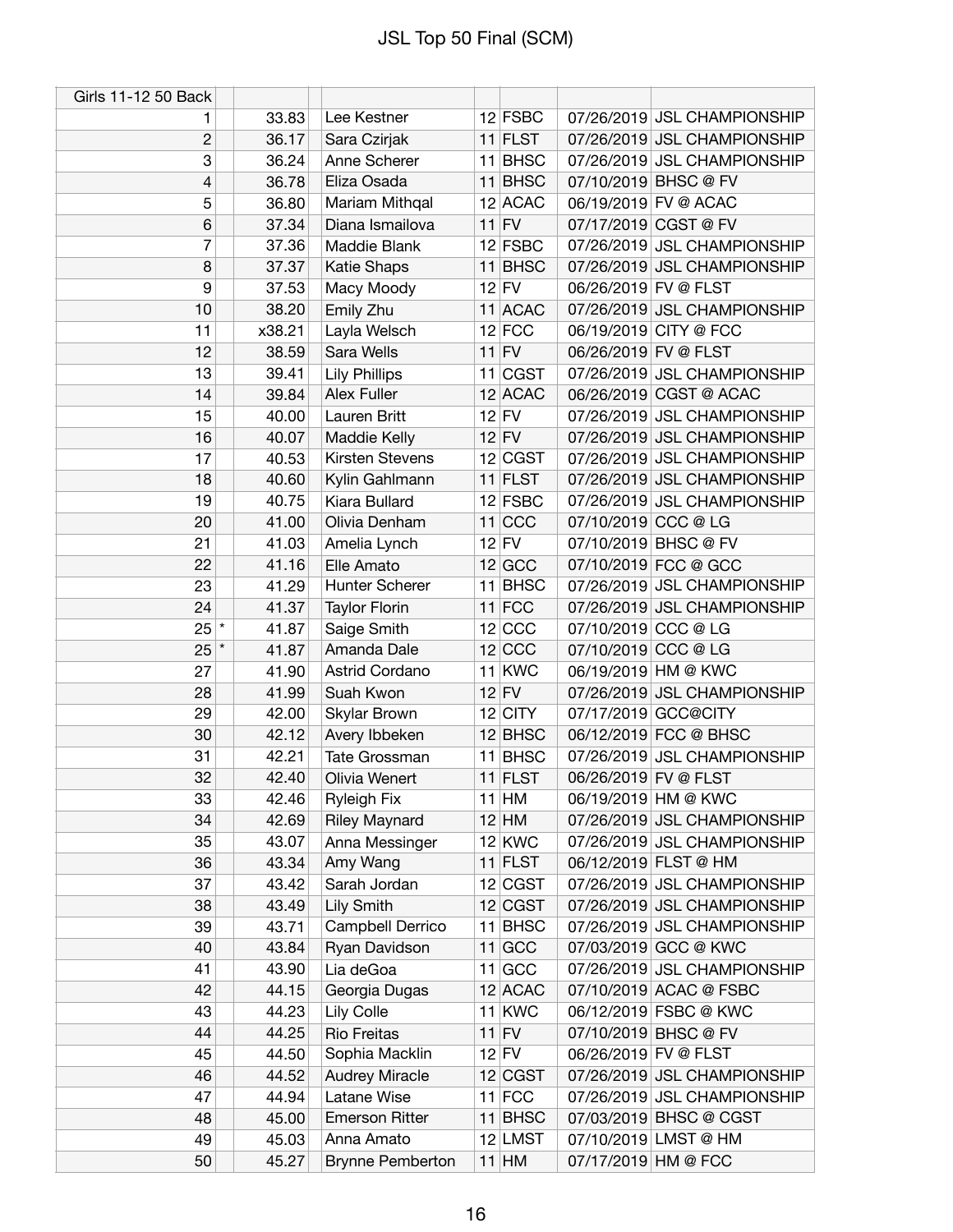# JSL Top 50 Final (SCM)

| Girls 11-12 50 Back | | | | | | | |
|---|---|---|---|---|---|---|---|
| 1 | | 33.83 | Lee Kestner | 12 | FSBC | 07/26/2019 | JSL CHAMPIONSHIP |
| 2 | | 36.17 | Sara Czirjak | 11 | FLST | 07/26/2019 | JSL CHAMPIONSHIP |
| 3 | | 36.24 | Anne Scherer | 11 | BHSC | 07/26/2019 | JSL CHAMPIONSHIP |
| 4 | | 36.78 | Eliza Osada | 11 | BHSC | 07/10/2019 | BHSC @ FV |
| 5 | | 36.80 | Mariam Mithqal | 12 | ACAC | 06/19/2019 | FV @ ACAC |
| 6 | | 37.34 | Diana Ismailova | 11 | FV | 07/17/2019 | CGST @ FV |
| 7 | | 37.36 | Maddie Blank | 12 | FSBC | 07/26/2019 | JSL CHAMPIONSHIP |
| 8 | | 37.37 | Katie Shaps | 11 | BHSC | 07/26/2019 | JSL CHAMPIONSHIP |
| 9 | | 37.53 | Macy Moody | 12 | FV | 06/26/2019 | FV @ FLST |
| 10 | | 38.20 | Emily Zhu | 11 | ACAC | 07/26/2019 | JSL CHAMPIONSHIP |
| 11 | | x38.21 | Layla Welsch | 12 | FCC | 06/19/2019 | CITY @ FCC |
| 12 | | 38.59 | Sara Wells | 11 | FV | 06/26/2019 | FV @ FLST |
| 13 | | 39.41 | Lily Phillips | 11 | CGST | 07/26/2019 | JSL CHAMPIONSHIP |
| 14 | | 39.84 | Alex Fuller | 12 | ACAC | 06/26/2019 | CGST @ ACAC |
| 15 | | 40.00 | Lauren Britt | 12 | FV | 07/26/2019 | JSL CHAMPIONSHIP |
| 16 | | 40.07 | Maddie Kelly | 12 | FV | 07/26/2019 | JSL CHAMPIONSHIP |
| 17 | | 40.53 | Kirsten Stevens | 12 | CGST | 07/26/2019 | JSL CHAMPIONSHIP |
| 18 | | 40.60 | Kylin Gahlmann | 11 | FLST | 07/26/2019 | JSL CHAMPIONSHIP |
| 19 | | 40.75 | Kiara Bullard | 12 | FSBC | 07/26/2019 | JSL CHAMPIONSHIP |
| 20 | | 41.00 | Olivia Denham | 11 | CCC | 07/10/2019 | CCC @ LG |
| 21 | | 41.03 | Amelia Lynch | 12 | FV | 07/10/2019 | BHSC @ FV |
| 22 | | 41.16 | Elle Amato | 12 | GCC | 07/10/2019 | FCC @ GCC |
| 23 | | 41.29 | Hunter Scherer | 11 | BHSC | 07/26/2019 | JSL CHAMPIONSHIP |
| 24 | | 41.37 | Taylor Florin | 11 | FCC | 07/26/2019 | JSL CHAMPIONSHIP |
| 25 | * | 41.87 | Saige Smith | 12 | CCC | 07/10/2019 | CCC @ LG |
| 25 | * | 41.87 | Amanda Dale | 12 | CCC | 07/10/2019 | CCC @ LG |
| 27 | | 41.90 | Astrid Cordano | 11 | KWC | 06/19/2019 | HM @ KWC |
| 28 | | 41.99 | Suah Kwon | 12 | FV | 07/26/2019 | JSL CHAMPIONSHIP |
| 29 | | 42.00 | Skylar Brown | 12 | CITY | 07/17/2019 | GCC@CITY |
| 30 | | 42.12 | Avery Ibbeken | 12 | BHSC | 06/12/2019 | FCC @ BHSC |
| 31 | | 42.21 | Tate Grossman | 11 | BHSC | 07/26/2019 | JSL CHAMPIONSHIP |
| 32 | | 42.40 | Olivia Wenert | 11 | FLST | 06/26/2019 | FV @ FLST |
| 33 | | 42.46 | Ryleigh Fix | 11 | HM | 06/19/2019 | HM @ KWC |
| 34 | | 42.69 | Riley Maynard | 12 | HM | 07/26/2019 | JSL CHAMPIONSHIP |
| 35 | | 43.07 | Anna Messinger | 12 | KWC | 07/26/2019 | JSL CHAMPIONSHIP |
| 36 | | 43.34 | Amy Wang | 11 | FLST | 06/12/2019 | FLST @ HM |
| 37 | | 43.42 | Sarah Jordan | 12 | CGST | 07/26/2019 | JSL CHAMPIONSHIP |
| 38 | | 43.49 | Lily Smith | 12 | CGST | 07/26/2019 | JSL CHAMPIONSHIP |
| 39 | | 43.71 | Campbell Derrico | 11 | BHSC | 07/26/2019 | JSL CHAMPIONSHIP |
| 40 | | 43.84 | Ryan Davidson | 11 | GCC | 07/03/2019 | GCC @ KWC |
| 41 | | 43.90 | Lia deGoa | 11 | GCC | 07/26/2019 | JSL CHAMPIONSHIP |
| 42 | | 44.15 | Georgia Dugas | 12 | ACAC | 07/10/2019 | ACAC @ FSBC |
| 43 | | 44.23 | Lily Colle | 11 | KWC | 06/12/2019 | FSBC @ KWC |
| 44 | | 44.25 | Rio Freitas | 11 | FV | 07/10/2019 | BHSC @ FV |
| 45 | | 44.50 | Sophia Macklin | 12 | FV | 06/26/2019 | FV @ FLST |
| 46 | | 44.52 | Audrey Miracle | 12 | CGST | 07/26/2019 | JSL CHAMPIONSHIP |
| 47 | | 44.94 | Latane Wise | 11 | FCC | 07/26/2019 | JSL CHAMPIONSHIP |
| 48 | | 45.00 | Emerson Ritter | 11 | BHSC | 07/03/2019 | BHSC @ CGST |
| 49 | | 45.03 | Anna Amato | 12 | LMST | 07/10/2019 | LMST @ HM |
| 50 | | 45.27 | Brynne Pemberton | 11 | HM | 07/17/2019 | HM @ FCC |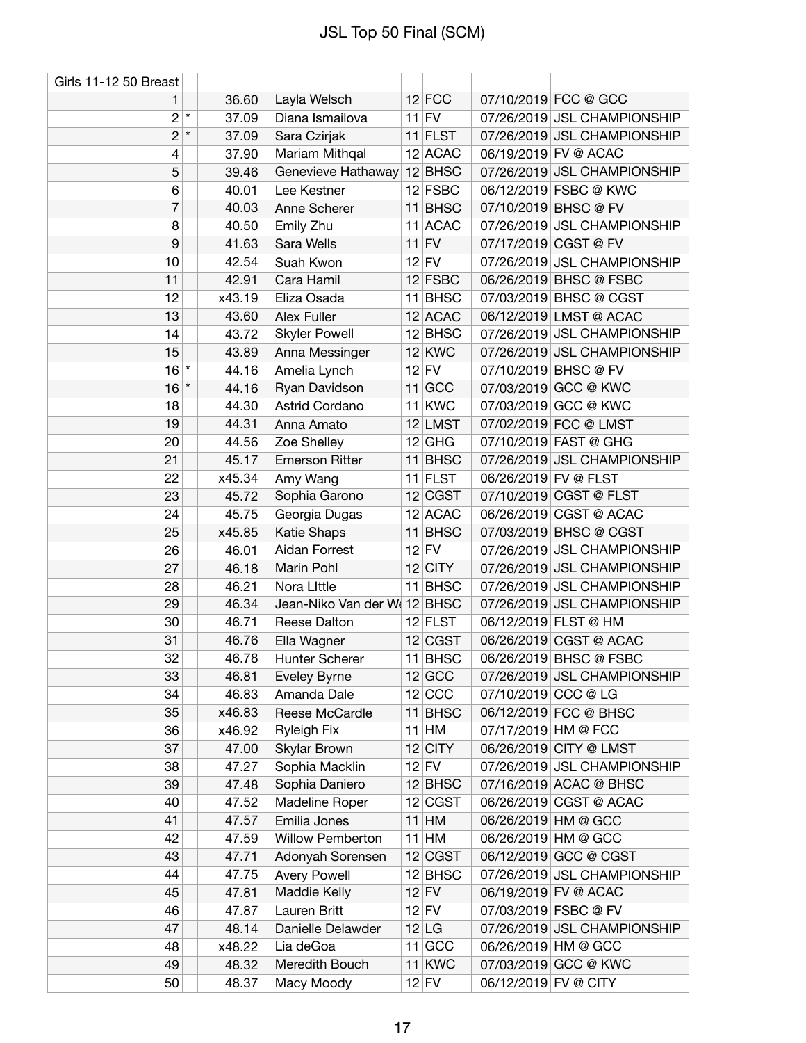# JSL Top 50 Final (SCM)

| Girls 11-12 50 Breast | | | | | | | |
|---|---|---|---|---|---|---|---|
| 1 | | 36.60 | Layla Welsch | 12 | FCC | 07/10/2019 | FCC @ GCC |
| 2 | * | 37.09 | Diana Ismailova | 11 | FV | 07/26/2019 | JSL CHAMPIONSHIP |
| 2 | * | 37.09 | Sara Czirjak | 11 | FLST | 07/26/2019 | JSL CHAMPIONSHIP |
| 4 | | 37.90 | Mariam Mithqal | 12 | ACAC | 06/19/2019 | FV @ ACAC |
| 5 | | 39.46 | Genevieve Hathaway | 12 | BHSC | 07/26/2019 | JSL CHAMPIONSHIP |
| 6 | | 40.01 | Lee Kestner | 12 | FSBC | 06/12/2019 | FSBC @ KWC |
| 7 | | 40.03 | Anne Scherer | 11 | BHSC | 07/10/2019 | BHSC @ FV |
| 8 | | 40.50 | Emily Zhu | 11 | ACAC | 07/26/2019 | JSL CHAMPIONSHIP |
| 9 | | 41.63 | Sara Wells | 11 | FV | 07/17/2019 | CGST @ FV |
| 10 | | 42.54 | Suah Kwon | 12 | FV | 07/26/2019 | JSL CHAMPIONSHIP |
| 11 | | 42.91 | Cara Hamil | 12 | FSBC | 06/26/2019 | BHSC @ FSBC |
| 12 | | x43.19 | Eliza Osada | 11 | BHSC | 07/03/2019 | BHSC @ CGST |
| 13 | | 43.60 | Alex Fuller | 12 | ACAC | 06/12/2019 | LMST @ ACAC |
| 14 | | 43.72 | Skyler Powell | 12 | BHSC | 07/26/2019 | JSL CHAMPIONSHIP |
| 15 | | 43.89 | Anna Messinger | 12 | KWC | 07/26/2019 | JSL CHAMPIONSHIP |
| 16 | * | 44.16 | Amelia Lynch | 12 | FV | 07/10/2019 | BHSC @ FV |
| 16 | * | 44.16 | Ryan Davidson | 11 | GCC | 07/03/2019 | GCC @ KWC |
| 18 | | 44.30 | Astrid Cordano | 11 | KWC | 07/03/2019 | GCC @ KWC |
| 19 | | 44.31 | Anna Amato | 12 | LMST | 07/02/2019 | FCC @ LMST |
| 20 | | 44.56 | Zoe Shelley | 12 | GHG | 07/10/2019 | FAST @ GHG |
| 21 | | 45.17 | Emerson Ritter | 11 | BHSC | 07/26/2019 | JSL CHAMPIONSHIP |
| 22 | | x45.34 | Amy Wang | 11 | FLST | 06/26/2019 | FV @ FLST |
| 23 | | 45.72 | Sophia Garono | 12 | CGST | 07/10/2019 | CGST @ FLST |
| 24 | | 45.75 | Georgia Dugas | 12 | ACAC | 06/26/2019 | CGST @ ACAC |
| 25 | | x45.85 | Katie Shaps | 11 | BHSC | 07/03/2019 | BHSC @ CGST |
| 26 | | 46.01 | Aidan Forrest | 12 | FV | 07/26/2019 | JSL CHAMPIONSHIP |
| 27 | | 46.18 | Marin Pohl | 12 | CITY | 07/26/2019 | JSL CHAMPIONSHIP |
| 28 | | 46.21 | Nora LIttle | 11 | BHSC | 07/26/2019 | JSL CHAMPIONSHIP |
| 29 | | 46.34 | Jean-Niko Van der We | 12 | BHSC | 07/26/2019 | JSL CHAMPIONSHIP |
| 30 | | 46.71 | Reese Dalton | 12 | FLST | 06/12/2019 | FLST @ HM |
| 31 | | 46.76 | Ella Wagner | 12 | CGST | 06/26/2019 | CGST @ ACAC |
| 32 | | 46.78 | Hunter Scherer | 11 | BHSC | 06/26/2019 | BHSC @ FSBC |
| 33 | | 46.81 | Eveley Byrne | 12 | GCC | 07/26/2019 | JSL CHAMPIONSHIP |
| 34 | | 46.83 | Amanda Dale | 12 | CCC | 07/10/2019 | CCC @ LG |
| 35 | | x46.83 | Reese McCardle | 11 | BHSC | 06/12/2019 | FCC @ BHSC |
| 36 | | x46.92 | Ryleigh Fix | 11 | HM | 07/17/2019 | HM @ FCC |
| 37 | | 47.00 | Skylar Brown | 12 | CITY | 06/26/2019 | CITY @ LMST |
| 38 | | 47.27 | Sophia Macklin | 12 | FV | 07/26/2019 | JSL CHAMPIONSHIP |
| 39 | | 47.48 | Sophia Daniero | 12 | BHSC | 07/16/2019 | ACAC @ BHSC |
| 40 | | 47.52 | Madeline Roper | 12 | CGST | 06/26/2019 | CGST @ ACAC |
| 41 | | 47.57 | Emilia Jones | 11 | HM | 06/26/2019 | HM @ GCC |
| 42 | | 47.59 | Willow Pemberton | 11 | HM | 06/26/2019 | HM @ GCC |
| 43 | | 47.71 | Adonyah Sorensen | 12 | CGST | 06/12/2019 | GCC @ CGST |
| 44 | | 47.75 | Avery Powell | 12 | BHSC | 07/26/2019 | JSL CHAMPIONSHIP |
| 45 | | 47.81 | Maddie Kelly | 12 | FV | 06/19/2019 | FV @ ACAC |
| 46 | | 47.87 | Lauren Britt | 12 | FV | 07/03/2019 | FSBC @ FV |
| 47 | | 48.14 | Danielle Delawder | 12 | LG | 07/26/2019 | JSL CHAMPIONSHIP |
| 48 | | x48.22 | Lia deGoa | 11 | GCC | 06/26/2019 | HM @ GCC |
| 49 | | 48.32 | Meredith Bouch | 11 | KWC | 07/03/2019 | GCC @ KWC |
| 50 | | 48.37 | Macy Moody | 12 | FV | 06/12/2019 | FV @ CITY |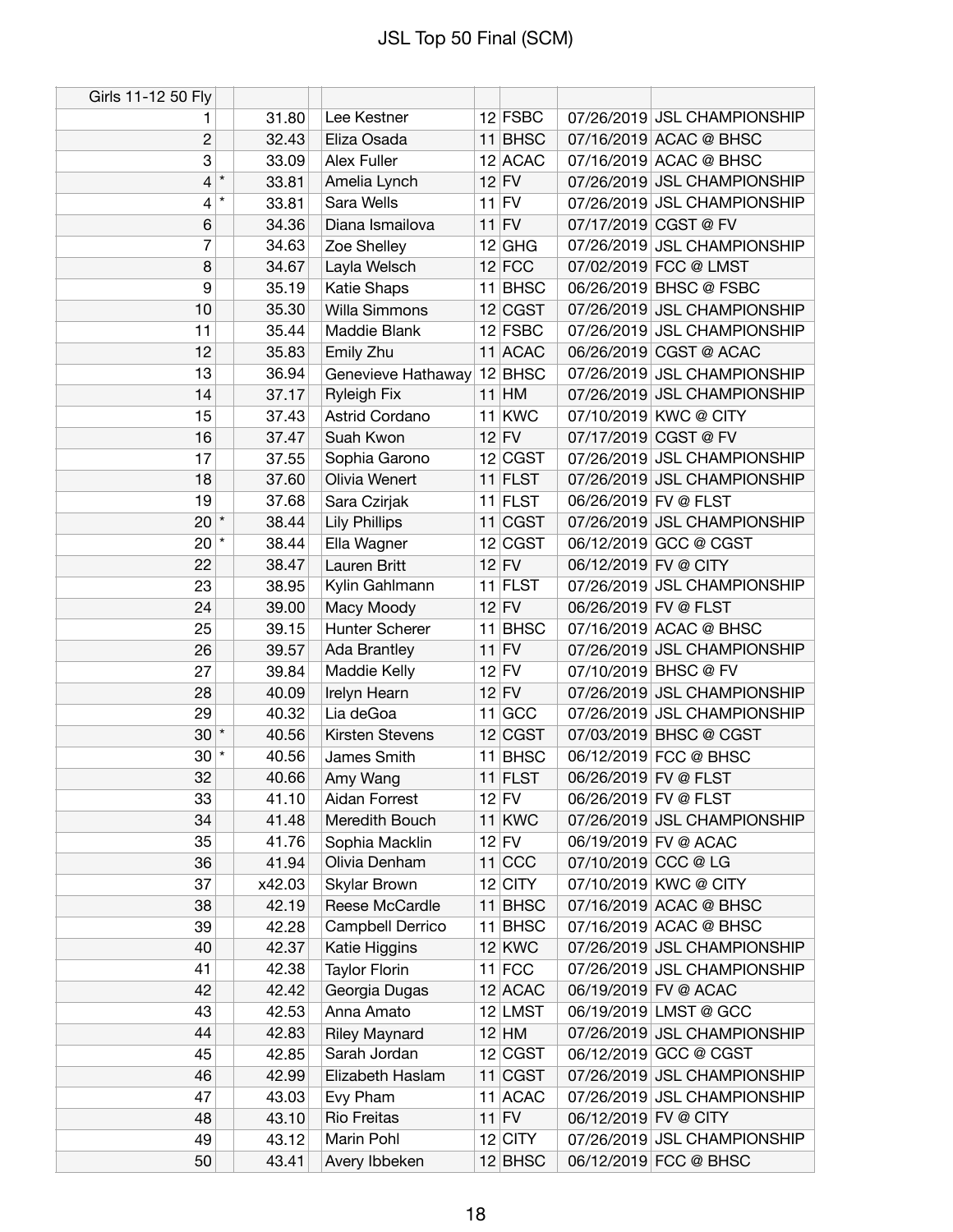# JSL Top 50 Final (SCM)

| Girls 11-12 50 Fly | | | | | | | |
|---|---|---|---|---|---|---|---|
| 1 | | 31.80 | Lee Kestner | 12 | FSBC | 07/26/2019 | JSL CHAMPIONSHIP |
| 2 | | 32.43 | Eliza Osada | 11 | BHSC | 07/16/2019 | ACAC @ BHSC |
| 3 | | 33.09 | Alex Fuller | 12 | ACAC | 07/16/2019 | ACAC @ BHSC |
| 4 | * | 33.81 | Amelia Lynch | 12 | FV | 07/26/2019 | JSL CHAMPIONSHIP |
| 4 | * | 33.81 | Sara Wells | 11 | FV | 07/26/2019 | JSL CHAMPIONSHIP |
| 6 | | 34.36 | Diana Ismailova | 11 | FV | 07/17/2019 | CGST @ FV |
| 7 | | 34.63 | Zoe Shelley | 12 | GHG | 07/26/2019 | JSL CHAMPIONSHIP |
| 8 | | 34.67 | Layla Welsch | 12 | FCC | 07/02/2019 | FCC @ LMST |
| 9 | | 35.19 | Katie Shaps | 11 | BHSC | 06/26/2019 | BHSC @ FSBC |
| 10 | | 35.30 | Willa Simmons | 12 | CGST | 07/26/2019 | JSL CHAMPIONSHIP |
| 11 | | 35.44 | Maddie Blank | 12 | FSBC | 07/26/2019 | JSL CHAMPIONSHIP |
| 12 | | 35.83 | Emily Zhu | 11 | ACAC | 06/26/2019 | CGST @ ACAC |
| 13 | | 36.94 | Genevieve Hathaway | 12 | BHSC | 07/26/2019 | JSL CHAMPIONSHIP |
| 14 | | 37.17 | Ryleigh Fix | 11 | HM | 07/26/2019 | JSL CHAMPIONSHIP |
| 15 | | 37.43 | Astrid Cordano | 11 | KWC | 07/10/2019 | KWC @ CITY |
| 16 | | 37.47 | Suah Kwon | 12 | FV | 07/17/2019 | CGST @ FV |
| 17 | | 37.55 | Sophia Garono | 12 | CGST | 07/26/2019 | JSL CHAMPIONSHIP |
| 18 | | 37.60 | Olivia Wenert | 11 | FLST | 07/26/2019 | JSL CHAMPIONSHIP |
| 19 | | 37.68 | Sara Czirjak | 11 | FLST | 06/26/2019 | FV @ FLST |
| 20 | * | 38.44 | Lily Phillips | 11 | CGST | 07/26/2019 | JSL CHAMPIONSHIP |
| 20 | * | 38.44 | Ella Wagner | 12 | CGST | 06/12/2019 | GCC @ CGST |
| 22 | | 38.47 | Lauren Britt | 12 | FV | 06/12/2019 | FV @ CITY |
| 23 | | 38.95 | Kylin Gahlmann | 11 | FLST | 07/26/2019 | JSL CHAMPIONSHIP |
| 24 | | 39.00 | Macy Moody | 12 | FV | 06/26/2019 | FV @ FLST |
| 25 | | 39.15 | Hunter Scherer | 11 | BHSC | 07/16/2019 | ACAC @ BHSC |
| 26 | | 39.57 | Ada Brantley | 11 | FV | 07/26/2019 | JSL CHAMPIONSHIP |
| 27 | | 39.84 | Maddie Kelly | 12 | FV | 07/10/2019 | BHSC @ FV |
| 28 | | 40.09 | Irelyn Hearn | 12 | FV | 07/26/2019 | JSL CHAMPIONSHIP |
| 29 | | 40.32 | Lia deGoa | 11 | GCC | 07/26/2019 | JSL CHAMPIONSHIP |
| 30 | * | 40.56 | Kirsten Stevens | 12 | CGST | 07/03/2019 | BHSC @ CGST |
| 30 | * | 40.56 | James Smith | 11 | BHSC | 06/12/2019 | FCC @ BHSC |
| 32 | | 40.66 | Amy Wang | 11 | FLST | 06/26/2019 | FV @ FLST |
| 33 | | 41.10 | Aidan Forrest | 12 | FV | 06/26/2019 | FV @ FLST |
| 34 | | 41.48 | Meredith Bouch | 11 | KWC | 07/26/2019 | JSL CHAMPIONSHIP |
| 35 | | 41.76 | Sophia Macklin | 12 | FV | 06/19/2019 | FV @ ACAC |
| 36 | | 41.94 | Olivia Denham | 11 | CCC | 07/10/2019 | CCC @ LG |
| 37 | | x42.03 | Skylar Brown | 12 | CITY | 07/10/2019 | KWC @ CITY |
| 38 | | 42.19 | Reese McCardle | 11 | BHSC | 07/16/2019 | ACAC @ BHSC |
| 39 | | 42.28 | Campbell Derrico | 11 | BHSC | 07/16/2019 | ACAC @ BHSC |
| 40 | | 42.37 | Katie Higgins | 12 | KWC | 07/26/2019 | JSL CHAMPIONSHIP |
| 41 | | 42.38 | Taylor Florin | 11 | FCC | 07/26/2019 | JSL CHAMPIONSHIP |
| 42 | | 42.42 | Georgia Dugas | 12 | ACAC | 06/19/2019 | FV @ ACAC |
| 43 | | 42.53 | Anna Amato | 12 | LMST | 06/19/2019 | LMST @ GCC |
| 44 | | 42.83 | Riley Maynard | 12 | HM | 07/26/2019 | JSL CHAMPIONSHIP |
| 45 | | 42.85 | Sarah Jordan | 12 | CGST | 06/12/2019 | GCC @ CGST |
| 46 | | 42.99 | Elizabeth Haslam | 11 | CGST | 07/26/2019 | JSL CHAMPIONSHIP |
| 47 | | 43.03 | Evy Pham | 11 | ACAC | 07/26/2019 | JSL CHAMPIONSHIP |
| 48 | | 43.10 | Rio Freitas | 11 | FV | 06/12/2019 | FV @ CITY |
| 49 | | 43.12 | Marin Pohl | 12 | CITY | 07/26/2019 | JSL CHAMPIONSHIP |
| 50 | | 43.41 | Avery Ibbeken | 12 | BHSC | 06/12/2019 | FCC @ BHSC |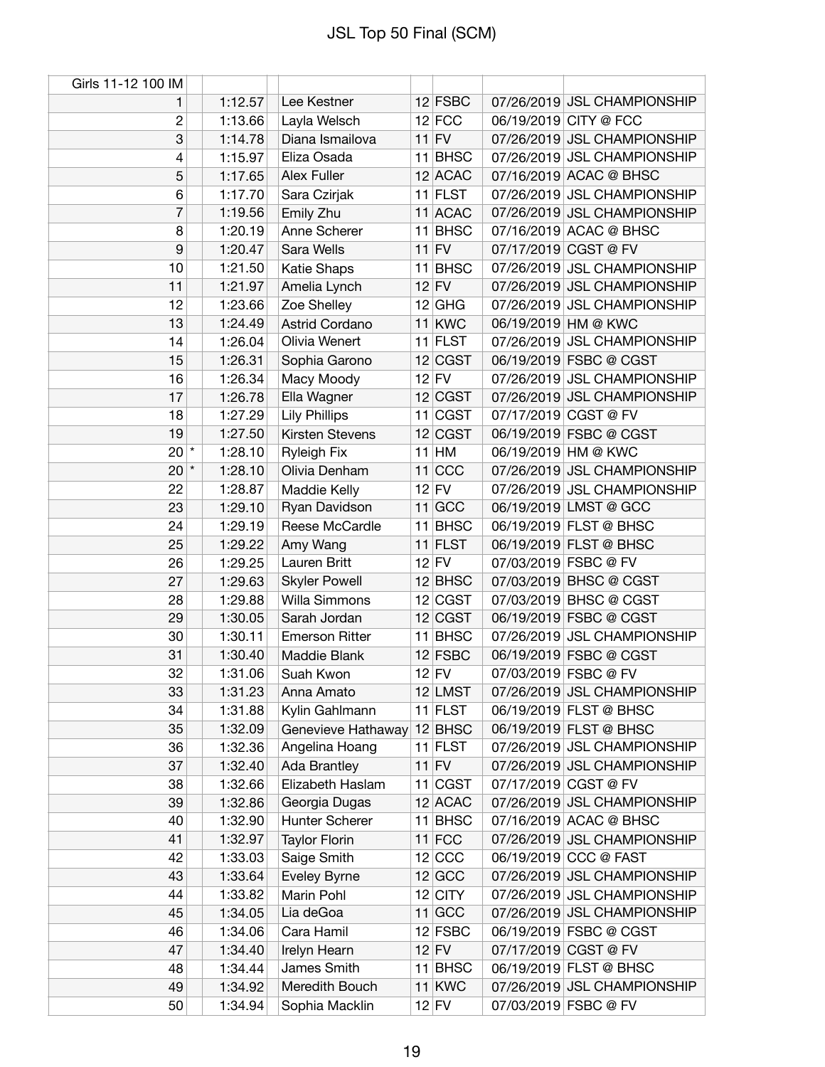# JSL Top 50 Final (SCM)

| Girls 11-12 100 IM | | | | | | | |
|---|---|---|---|---|---|---|---|
| 1 | | 1:12.57 | Lee Kestner | 12 | FSBC | 07/26/2019 | JSL CHAMPIONSHIP |
| 2 | | 1:13.66 | Layla Welsch | 12 | FCC | 06/19/2019 | CITY @ FCC |
| 3 | | 1:14.78 | Diana Ismailova | 11 | FV | 07/26/2019 | JSL CHAMPIONSHIP |
| 4 | | 1:15.97 | Eliza Osada | 11 | BHSC | 07/26/2019 | JSL CHAMPIONSHIP |
| 5 | | 1:17.65 | Alex Fuller | 12 | ACAC | 07/16/2019 | ACAC @ BHSC |
| 6 | | 1:17.70 | Sara Czirjak | 11 | FLST | 07/26/2019 | JSL CHAMPIONSHIP |
| 7 | | 1:19.56 | Emily Zhu | 11 | ACAC | 07/26/2019 | JSL CHAMPIONSHIP |
| 8 | | 1:20.19 | Anne Scherer | 11 | BHSC | 07/16/2019 | ACAC @ BHSC |
| 9 | | 1:20.47 | Sara Wells | 11 | FV | 07/17/2019 | CGST @ FV |
| 10 | | 1:21.50 | Katie Shaps | 11 | BHSC | 07/26/2019 | JSL CHAMPIONSHIP |
| 11 | | 1:21.97 | Amelia Lynch | 12 | FV | 07/26/2019 | JSL CHAMPIONSHIP |
| 12 | | 1:23.66 | Zoe Shelley | 12 | GHG | 07/26/2019 | JSL CHAMPIONSHIP |
| 13 | | 1:24.49 | Astrid Cordano | 11 | KWC | 06/19/2019 | HM @ KWC |
| 14 | | 1:26.04 | Olivia Wenert | 11 | FLST | 07/26/2019 | JSL CHAMPIONSHIP |
| 15 | | 1:26.31 | Sophia Garono | 12 | CGST | 06/19/2019 | FSBC @ CGST |
| 16 | | 1:26.34 | Macy Moody | 12 | FV | 07/26/2019 | JSL CHAMPIONSHIP |
| 17 | | 1:26.78 | Ella Wagner | 12 | CGST | 07/26/2019 | JSL CHAMPIONSHIP |
| 18 | | 1:27.29 | Lily Phillips | 11 | CGST | 07/17/2019 | CGST @ FV |
| 19 | | 1:27.50 | Kirsten Stevens | 12 | CGST | 06/19/2019 | FSBC @ CGST |
| 20 | * | 1:28.10 | Ryleigh Fix | 11 | HM | 06/19/2019 | HM @ KWC |
| 20 | * | 1:28.10 | Olivia Denham | 11 | CCC | 07/26/2019 | JSL CHAMPIONSHIP |
| 22 | | 1:28.87 | Maddie Kelly | 12 | FV | 07/26/2019 | JSL CHAMPIONSHIP |
| 23 | | 1:29.10 | Ryan Davidson | 11 | GCC | 06/19/2019 | LMST @ GCC |
| 24 | | 1:29.19 | Reese McCardle | 11 | BHSC | 06/19/2019 | FLST @ BHSC |
| 25 | | 1:29.22 | Amy Wang | 11 | FLST | 06/19/2019 | FLST @ BHSC |
| 26 | | 1:29.25 | Lauren Britt | 12 | FV | 07/03/2019 | FSBC @ FV |
| 27 | | 1:29.63 | Skyler Powell | 12 | BHSC | 07/03/2019 | BHSC @ CGST |
| 28 | | 1:29.88 | Willa Simmons | 12 | CGST | 07/03/2019 | BHSC @ CGST |
| 29 | | 1:30.05 | Sarah Jordan | 12 | CGST | 06/19/2019 | FSBC @ CGST |
| 30 | | 1:30.11 | Emerson Ritter | 11 | BHSC | 07/26/2019 | JSL CHAMPIONSHIP |
| 31 | | 1:30.40 | Maddie Blank | 12 | FSBC | 06/19/2019 | FSBC @ CGST |
| 32 | | 1:31.06 | Suah Kwon | 12 | FV | 07/03/2019 | FSBC @ FV |
| 33 | | 1:31.23 | Anna Amato | 12 | LMST | 07/26/2019 | JSL CHAMPIONSHIP |
| 34 | | 1:31.88 | Kylin Gahlmann | 11 | FLST | 06/19/2019 | FLST @ BHSC |
| 35 | | 1:32.09 | Genevieve Hathaway | 12 | BHSC | 06/19/2019 | FLST @ BHSC |
| 36 | | 1:32.36 | Angelina Hoang | 11 | FLST | 07/26/2019 | JSL CHAMPIONSHIP |
| 37 | | 1:32.40 | Ada Brantley | 11 | FV | 07/26/2019 | JSL CHAMPIONSHIP |
| 38 | | 1:32.66 | Elizabeth Haslam | 11 | CGST | 07/17/2019 | CGST @ FV |
| 39 | | 1:32.86 | Georgia Dugas | 12 | ACAC | 07/26/2019 | JSL CHAMPIONSHIP |
| 40 | | 1:32.90 | Hunter Scherer | 11 | BHSC | 07/16/2019 | ACAC @ BHSC |
| 41 | | 1:32.97 | Taylor Florin | 11 | FCC | 07/26/2019 | JSL CHAMPIONSHIP |
| 42 | | 1:33.03 | Saige Smith | 12 | CCC | 06/19/2019 | CCC @ FAST |
| 43 | | 1:33.64 | Eveley Byrne | 12 | GCC | 07/26/2019 | JSL CHAMPIONSHIP |
| 44 | | 1:33.82 | Marin Pohl | 12 | CITY | 07/26/2019 | JSL CHAMPIONSHIP |
| 45 | | 1:34.05 | Lia deGoa | 11 | GCC | 07/26/2019 | JSL CHAMPIONSHIP |
| 46 | | 1:34.06 | Cara Hamil | 12 | FSBC | 06/19/2019 | FSBC @ CGST |
| 47 | | 1:34.40 | Irelyn Hearn | 12 | FV | 07/17/2019 | CGST @ FV |
| 48 | | 1:34.44 | James Smith | 11 | BHSC | 06/19/2019 | FLST @ BHSC |
| 49 | | 1:34.92 | Meredith Bouch | 11 | KWC | 07/26/2019 | JSL CHAMPIONSHIP |
| 50 | | 1:34.94 | Sophia Macklin | 12 | FV | 07/03/2019 | FSBC @ FV |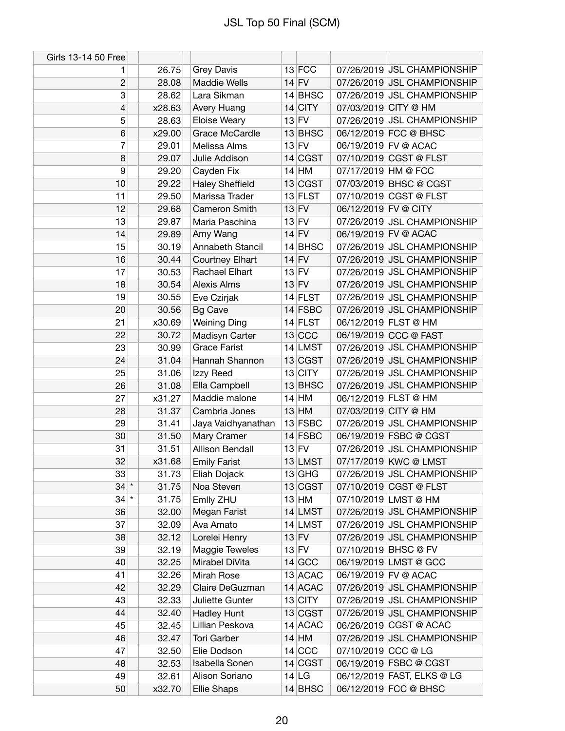# JSL Top 50 Final (SCM)

| Girls 13-14 50 Free | | | | | | | |
|---|---|---|---|---|---|---|---|
| 1 | | 26.75 | Grey Davis | 13 | FCC | 07/26/2019 | JSL CHAMPIONSHIP |
| 2 | | 28.08 | Maddie Wells | 14 | FV | 07/26/2019 | JSL CHAMPIONSHIP |
| 3 | | 28.62 | Lara Sikman | 14 | BHSC | 07/26/2019 | JSL CHAMPIONSHIP |
| 4 | | x28.63 | Avery Huang | 14 | CITY | 07/03/2019 | CITY @ HM |
| 5 | | 28.63 | Eloise Weary | 13 | FV | 07/26/2019 | JSL CHAMPIONSHIP |
| 6 | | x29.00 | Grace McCardle | 13 | BHSC | 06/12/2019 | FCC @ BHSC |
| 7 | | 29.01 | Melissa Alms | 13 | FV | 06/19/2019 | FV @ ACAC |
| 8 | | 29.07 | Julie Addison | 14 | CGST | 07/10/2019 | CGST @ FLST |
| 9 | | 29.20 | Cayden Fix | 14 | HM | 07/17/2019 | HM @ FCC |
| 10 | | 29.22 | Haley Sheffield | 13 | CGST | 07/03/2019 | BHSC @ CGST |
| 11 | | 29.50 | Marissa Trader | 13 | FLST | 07/10/2019 | CGST @ FLST |
| 12 | | 29.68 | Cameron Smith | 13 | FV | 06/12/2019 | FV @ CITY |
| 13 | | 29.87 | Maria Paschina | 13 | FV | 07/26/2019 | JSL CHAMPIONSHIP |
| 14 | | 29.89 | Amy Wang | 14 | FV | 06/19/2019 | FV @ ACAC |
| 15 | | 30.19 | Annabeth Stancil | 14 | BHSC | 07/26/2019 | JSL CHAMPIONSHIP |
| 16 | | 30.44 | Courtney Elhart | 14 | FV | 07/26/2019 | JSL CHAMPIONSHIP |
| 17 | | 30.53 | Rachael Elhart | 13 | FV | 07/26/2019 | JSL CHAMPIONSHIP |
| 18 | | 30.54 | Alexis Alms | 13 | FV | 07/26/2019 | JSL CHAMPIONSHIP |
| 19 | | 30.55 | Eve Czirjak | 14 | FLST | 07/26/2019 | JSL CHAMPIONSHIP |
| 20 | | 30.56 | Bg Cave | 14 | FSBC | 07/26/2019 | JSL CHAMPIONSHIP |
| 21 | | x30.69 | Weining Ding | 14 | FLST | 06/12/2019 | FLST @ HM |
| 22 | | 30.72 | Madisyn Carter | 13 | CCC | 06/19/2019 | CCC @ FAST |
| 23 | | 30.99 | Grace Farist | 14 | LMST | 07/26/2019 | JSL CHAMPIONSHIP |
| 24 | | 31.04 | Hannah Shannon | 13 | CGST | 07/26/2019 | JSL CHAMPIONSHIP |
| 25 | | 31.06 | Izzy Reed | 13 | CITY | 07/26/2019 | JSL CHAMPIONSHIP |
| 26 | | 31.08 | Ella Campbell | 13 | BHSC | 07/26/2019 | JSL CHAMPIONSHIP |
| 27 | | x31.27 | Maddie malone | 14 | HM | 06/12/2019 | FLST @ HM |
| 28 | | 31.37 | Cambria Jones | 13 | HM | 07/03/2019 | CITY @ HM |
| 29 | | 31.41 | Jaya Vaidhyanathan | 13 | FSBC | 07/26/2019 | JSL CHAMPIONSHIP |
| 30 | | 31.50 | Mary Cramer | 14 | FSBC | 06/19/2019 | FSBC @ CGST |
| 31 | | 31.51 | Allison Bendall | 13 | FV | 07/26/2019 | JSL CHAMPIONSHIP |
| 32 | | x31.68 | Emily Farist | 13 | LMST | 07/17/2019 | KWC @ LMST |
| 33 | | 31.73 | Eliah Dojack | 13 | GHG | 07/26/2019 | JSL CHAMPIONSHIP |
| 34 | * | 31.75 | Noa Steven | 13 | CGST | 07/10/2019 | CGST @ FLST |
| 34 | * | 31.75 | Emlly ZHU | 13 | HM | 07/10/2019 | LMST @ HM |
| 36 | | 32.00 | Megan Farist | 14 | LMST | 07/26/2019 | JSL CHAMPIONSHIP |
| 37 | | 32.09 | Ava Amato | 14 | LMST | 07/26/2019 | JSL CHAMPIONSHIP |
| 38 | | 32.12 | Lorelei Henry | 13 | FV | 07/26/2019 | JSL CHAMPIONSHIP |
| 39 | | 32.19 | Maggie Teweles | 13 | FV | 07/10/2019 | BHSC @ FV |
| 40 | | 32.25 | Mirabel DiVita | 14 | GCC | 06/19/2019 | LMST @ GCC |
| 41 | | 32.26 | Mirah Rose | 13 | ACAC | 06/19/2019 | FV @ ACAC |
| 42 | | 32.29 | Claire DeGuzman | 14 | ACAC | 07/26/2019 | JSL CHAMPIONSHIP |
| 43 | | 32.33 | Juliette Gunter | 13 | CITY | 07/26/2019 | JSL CHAMPIONSHIP |
| 44 | | 32.40 | Hadley Hunt | 13 | CGST | 07/26/2019 | JSL CHAMPIONSHIP |
| 45 | | 32.45 | Lillian Peskova | 14 | ACAC | 06/26/2019 | CGST @ ACAC |
| 46 | | 32.47 | Tori Garber | 14 | HM | 07/26/2019 | JSL CHAMPIONSHIP |
| 47 | | 32.50 | Elie Dodson | 14 | CCC | 07/10/2019 | CCC @ LG |
| 48 | | 32.53 | Isabella Sonen | 14 | CGST | 06/19/2019 | FSBC @ CGST |
| 49 | | 32.61 | Alison Soriano | 14 | LG | 06/12/2019 | FAST, ELKS @ LG |
| 50 | | x32.70 | Ellie Shaps | 14 | BHSC | 06/12/2019 | FCC @ BHSC |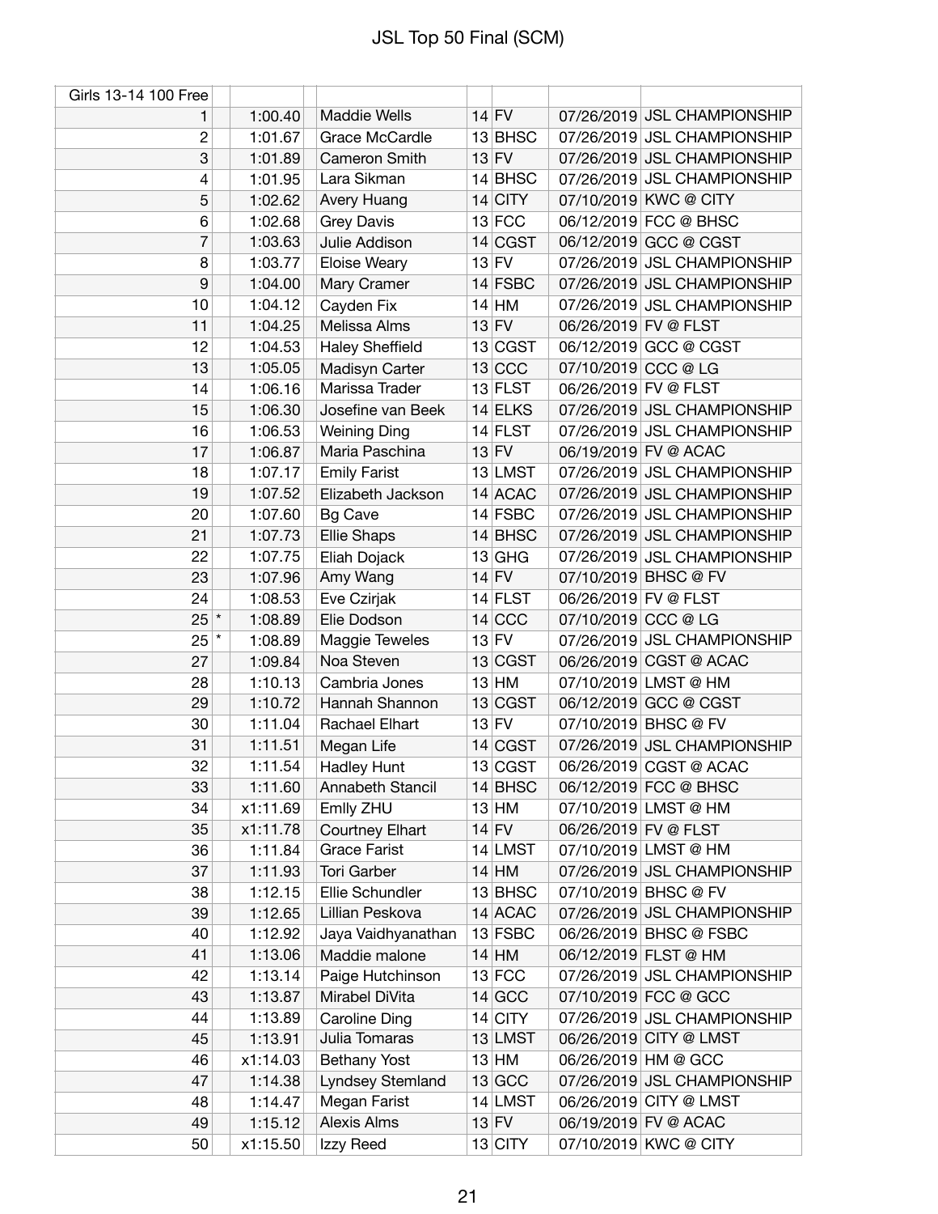# JSL Top 50 Final (SCM)

| Girls 13-14 100 Free | | | | | | | |
|---|---|---|---|---|---|---|---|
| 1 | | 1:00.40 | Maddie Wells | 14 | FV | 07/26/2019 | JSL CHAMPIONSHIP |
| 2 | | 1:01.67 | Grace McCardle | 13 | BHSC | 07/26/2019 | JSL CHAMPIONSHIP |
| 3 | | 1:01.89 | Cameron Smith | 13 | FV | 07/26/2019 | JSL CHAMPIONSHIP |
| 4 | | 1:01.95 | Lara Sikman | 14 | BHSC | 07/26/2019 | JSL CHAMPIONSHIP |
| 5 | | 1:02.62 | Avery Huang | 14 | CITY | 07/10/2019 | KWC @ CITY |
| 6 | | 1:02.68 | Grey Davis | 13 | FCC | 06/12/2019 | FCC @ BHSC |
| 7 | | 1:03.63 | Julie Addison | 14 | CGST | 06/12/2019 | GCC @ CGST |
| 8 | | 1:03.77 | Eloise Weary | 13 | FV | 07/26/2019 | JSL CHAMPIONSHIP |
| 9 | | 1:04.00 | Mary Cramer | 14 | FSBC | 07/26/2019 | JSL CHAMPIONSHIP |
| 10 | | 1:04.12 | Cayden Fix | 14 | HM | 07/26/2019 | JSL CHAMPIONSHIP |
| 11 | | 1:04.25 | Melissa Alms | 13 | FV | 06/26/2019 | FV @ FLST |
| 12 | | 1:04.53 | Haley Sheffield | 13 | CGST | 06/12/2019 | GCC @ CGST |
| 13 | | 1:05.05 | Madisyn Carter | 13 | CCC | 07/10/2019 | CCC @ LG |
| 14 | | 1:06.16 | Marissa Trader | 13 | FLST | 06/26/2019 | FV @ FLST |
| 15 | | 1:06.30 | Josefine van Beek | 14 | ELKS | 07/26/2019 | JSL CHAMPIONSHIP |
| 16 | | 1:06.53 | Weining Ding | 14 | FLST | 07/26/2019 | JSL CHAMPIONSHIP |
| 17 | | 1:06.87 | Maria Paschina | 13 | FV | 06/19/2019 | FV @ ACAC |
| 18 | | 1:07.17 | Emily Farist | 13 | LMST | 07/26/2019 | JSL CHAMPIONSHIP |
| 19 | | 1:07.52 | Elizabeth Jackson | 14 | ACAC | 07/26/2019 | JSL CHAMPIONSHIP |
| 20 | | 1:07.60 | Bg Cave | 14 | FSBC | 07/26/2019 | JSL CHAMPIONSHIP |
| 21 | | 1:07.73 | Ellie Shaps | 14 | BHSC | 07/26/2019 | JSL CHAMPIONSHIP |
| 22 | | 1:07.75 | Eliah Dojack | 13 | GHG | 07/26/2019 | JSL CHAMPIONSHIP |
| 23 | | 1:07.96 | Amy Wang | 14 | FV | 07/10/2019 | BHSC @ FV |
| 24 | | 1:08.53 | Eve Czirjak | 14 | FLST | 06/26/2019 | FV @ FLST |
| 25 | * | 1:08.89 | Elie Dodson | 14 | CCC | 07/10/2019 | CCC @ LG |
| 25 | * | 1:08.89 | Maggie Teweles | 13 | FV | 07/26/2019 | JSL CHAMPIONSHIP |
| 27 | | 1:09.84 | Noa Steven | 13 | CGST | 06/26/2019 | CGST @ ACAC |
| 28 | | 1:10.13 | Cambria Jones | 13 | HM | 07/10/2019 | LMST @ HM |
| 29 | | 1:10.72 | Hannah Shannon | 13 | CGST | 06/12/2019 | GCC @ CGST |
| 30 | | 1:11.04 | Rachael Elhart | 13 | FV | 07/10/2019 | BHSC @ FV |
| 31 | | 1:11.51 | Megan Life | 14 | CGST | 07/26/2019 | JSL CHAMPIONSHIP |
| 32 | | 1:11.54 | Hadley Hunt | 13 | CGST | 06/26/2019 | CGST @ ACAC |
| 33 | | 1:11.60 | Annabeth Stancil | 14 | BHSC | 06/12/2019 | FCC @ BHSC |
| 34 | | x1:11.69 | Emlly ZHU | 13 | HM | 07/10/2019 | LMST @ HM |
| 35 | | x1:11.78 | Courtney Elhart | 14 | FV | 06/26/2019 | FV @ FLST |
| 36 | | 1:11.84 | Grace Farist | 14 | LMST | 07/10/2019 | LMST @ HM |
| 37 | | 1:11.93 | Tori Garber | 14 | HM | 07/26/2019 | JSL CHAMPIONSHIP |
| 38 | | 1:12.15 | Ellie Schundler | 13 | BHSC | 07/10/2019 | BHSC @ FV |
| 39 | | 1:12.65 | Lillian Peskova | 14 | ACAC | 07/26/2019 | JSL CHAMPIONSHIP |
| 40 | | 1:12.92 | Jaya Vaidhyanathan | 13 | FSBC | 06/26/2019 | BHSC @ FSBC |
| 41 | | 1:13.06 | Maddie malone | 14 | HM | 06/12/2019 | FLST @ HM |
| 42 | | 1:13.14 | Paige Hutchinson | 13 | FCC | 07/26/2019 | JSL CHAMPIONSHIP |
| 43 | | 1:13.87 | Mirabel DiVita | 14 | GCC | 07/10/2019 | FCC @ GCC |
| 44 | | 1:13.89 | Caroline Ding | 14 | CITY | 07/26/2019 | JSL CHAMPIONSHIP |
| 45 | | 1:13.91 | Julia Tomaras | 13 | LMST | 06/26/2019 | CITY @ LMST |
| 46 | | x1:14.03 | Bethany Yost | 13 | HM | 06/26/2019 | HM @ GCC |
| 47 | | 1:14.38 | Lyndsey Stemland | 13 | GCC | 07/26/2019 | JSL CHAMPIONSHIP |
| 48 | | 1:14.47 | Megan Farist | 14 | LMST | 06/26/2019 | CITY @ LMST |
| 49 | | 1:15.12 | Alexis Alms | 13 | FV | 06/19/2019 | FV @ ACAC |
| 50 | | x1:15.50 | Izzy Reed | 13 | CITY | 07/10/2019 | KWC @ CITY |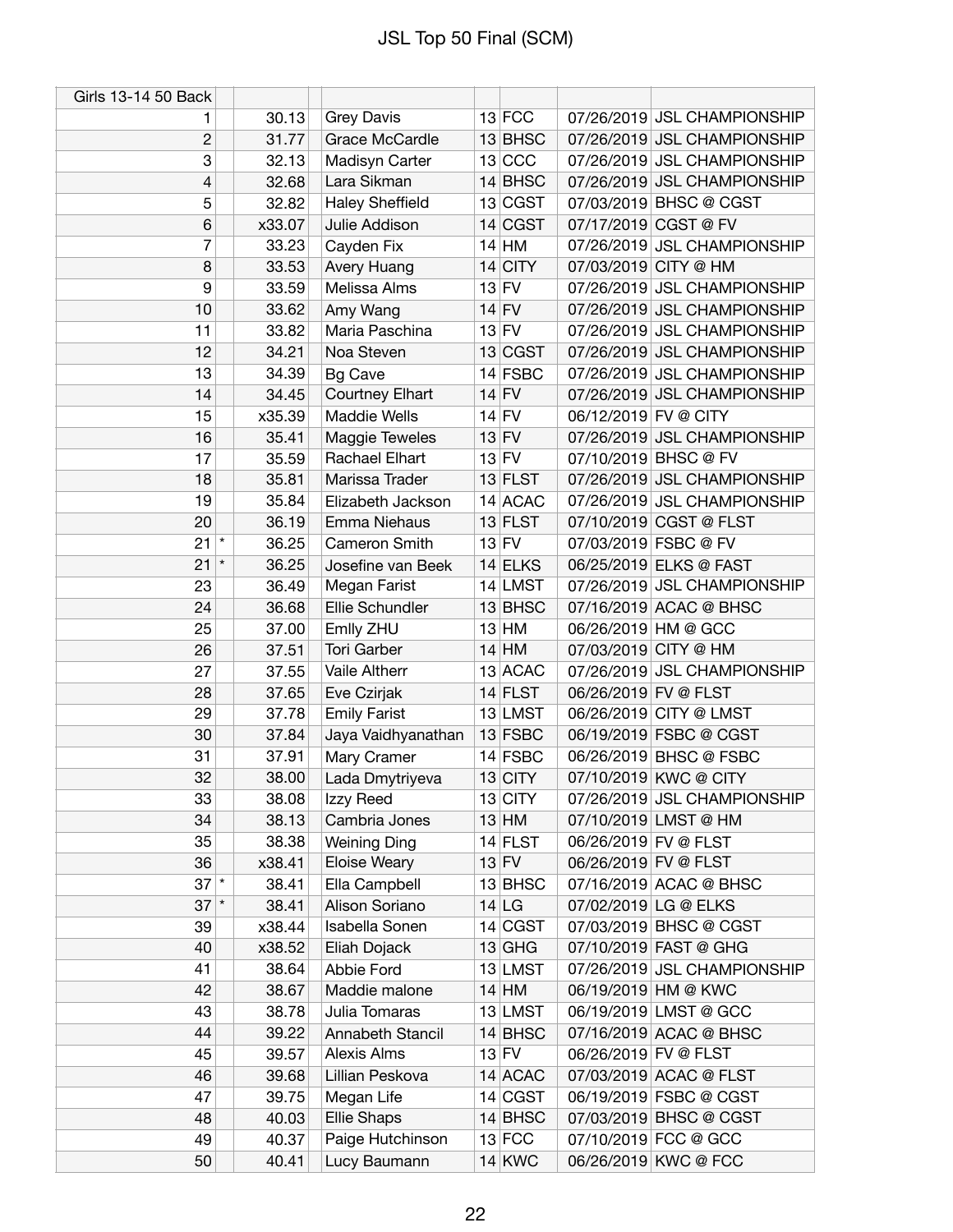# JSL Top 50 Final (SCM)

| Girls 13-14 50 Back | | | | | | | |
|---|---|---|---|---|---|---|---|
| 1 | | 30.13 | Grey Davis | 13 | FCC | 07/26/2019 | JSL CHAMPIONSHIP |
| 2 | | 31.77 | Grace McCardle | 13 | BHSC | 07/26/2019 | JSL CHAMPIONSHIP |
| 3 | | 32.13 | Madisyn Carter | 13 | CCC | 07/26/2019 | JSL CHAMPIONSHIP |
| 4 | | 32.68 | Lara Sikman | 14 | BHSC | 07/26/2019 | JSL CHAMPIONSHIP |
| 5 | | 32.82 | Haley Sheffield | 13 | CGST | 07/03/2019 | BHSC @ CGST |
| 6 | | x33.07 | Julie Addison | 14 | CGST | 07/17/2019 | CGST @ FV |
| 7 | | 33.23 | Cayden Fix | 14 | HM | 07/26/2019 | JSL CHAMPIONSHIP |
| 8 | | 33.53 | Avery Huang | 14 | CITY | 07/03/2019 | CITY @ HM |
| 9 | | 33.59 | Melissa Alms | 13 | FV | 07/26/2019 | JSL CHAMPIONSHIP |
| 10 | | 33.62 | Amy Wang | 14 | FV | 07/26/2019 | JSL CHAMPIONSHIP |
| 11 | | 33.82 | Maria Paschina | 13 | FV | 07/26/2019 | JSL CHAMPIONSHIP |
| 12 | | 34.21 | Noa Steven | 13 | CGST | 07/26/2019 | JSL CHAMPIONSHIP |
| 13 | | 34.39 | Bg Cave | 14 | FSBC | 07/26/2019 | JSL CHAMPIONSHIP |
| 14 | | 34.45 | Courtney Elhart | 14 | FV | 07/26/2019 | JSL CHAMPIONSHIP |
| 15 | | x35.39 | Maddie Wells | 14 | FV | 06/12/2019 | FV @ CITY |
| 16 | | 35.41 | Maggie Teweles | 13 | FV | 07/26/2019 | JSL CHAMPIONSHIP |
| 17 | | 35.59 | Rachael Elhart | 13 | FV | 07/10/2019 | BHSC @ FV |
| 18 | | 35.81 | Marissa Trader | 13 | FLST | 07/26/2019 | JSL CHAMPIONSHIP |
| 19 | | 35.84 | Elizabeth Jackson | 14 | ACAC | 07/26/2019 | JSL CHAMPIONSHIP |
| 20 | | 36.19 | Emma Niehaus | 13 | FLST | 07/10/2019 | CGST @ FLST |
| 21 | * | 36.25 | Cameron Smith | 13 | FV | 07/03/2019 | FSBC @ FV |
| 21 | * | 36.25 | Josefine van Beek | 14 | ELKS | 06/25/2019 | ELKS @ FAST |
| 23 | | 36.49 | Megan Farist | 14 | LMST | 07/26/2019 | JSL CHAMPIONSHIP |
| 24 | | 36.68 | Ellie Schundler | 13 | BHSC | 07/16/2019 | ACAC @ BHSC |
| 25 | | 37.00 | Emlly ZHU | 13 | HM | 06/26/2019 | HM @ GCC |
| 26 | | 37.51 | Tori Garber | 14 | HM | 07/03/2019 | CITY @ HM |
| 27 | | 37.55 | Vaile Altherr | 13 | ACAC | 07/26/2019 | JSL CHAMPIONSHIP |
| 28 | | 37.65 | Eve Czirjak | 14 | FLST | 06/26/2019 | FV @ FLST |
| 29 | | 37.78 | Emily Farist | 13 | LMST | 06/26/2019 | CITY @ LMST |
| 30 | | 37.84 | Jaya Vaidhyanathan | 13 | FSBC | 06/19/2019 | FSBC @ CGST |
| 31 | | 37.91 | Mary Cramer | 14 | FSBC | 06/26/2019 | BHSC @ FSBC |
| 32 | | 38.00 | Lada Dmytriyeva | 13 | CITY | 07/10/2019 | KWC @ CITY |
| 33 | | 38.08 | Izzy Reed | 13 | CITY | 07/26/2019 | JSL CHAMPIONSHIP |
| 34 | | 38.13 | Cambria Jones | 13 | HM | 07/10/2019 | LMST @ HM |
| 35 | | 38.38 | Weining Ding | 14 | FLST | 06/26/2019 | FV @ FLST |
| 36 | | x38.41 | Eloise Weary | 13 | FV | 06/26/2019 | FV @ FLST |
| 37 | * | 38.41 | Ella Campbell | 13 | BHSC | 07/16/2019 | ACAC @ BHSC |
| 37 | * | 38.41 | Alison Soriano | 14 | LG | 07/02/2019 | LG @ ELKS |
| 39 | | x38.44 | Isabella Sonen | 14 | CGST | 07/03/2019 | BHSC @ CGST |
| 40 | | x38.52 | Eliah Dojack | 13 | GHG | 07/10/2019 | FAST @ GHG |
| 41 | | 38.64 | Abbie Ford | 13 | LMST | 07/26/2019 | JSL CHAMPIONSHIP |
| 42 | | 38.67 | Maddie malone | 14 | HM | 06/19/2019 | HM @ KWC |
| 43 | | 38.78 | Julia Tomaras | 13 | LMST | 06/19/2019 | LMST @ GCC |
| 44 | | 39.22 | Annabeth Stancil | 14 | BHSC | 07/16/2019 | ACAC @ BHSC |
| 45 | | 39.57 | Alexis Alms | 13 | FV | 06/26/2019 | FV @ FLST |
| 46 | | 39.68 | Lillian Peskova | 14 | ACAC | 07/03/2019 | ACAC @ FLST |
| 47 | | 39.75 | Megan Life | 14 | CGST | 06/19/2019 | FSBC @ CGST |
| 48 | | 40.03 | Ellie Shaps | 14 | BHSC | 07/03/2019 | BHSC @ CGST |
| 49 | | 40.37 | Paige Hutchinson | 13 | FCC | 07/10/2019 | FCC @ GCC |
| 50 | | 40.41 | Lucy Baumann | 14 | KWC | 06/26/2019 | KWC @ FCC |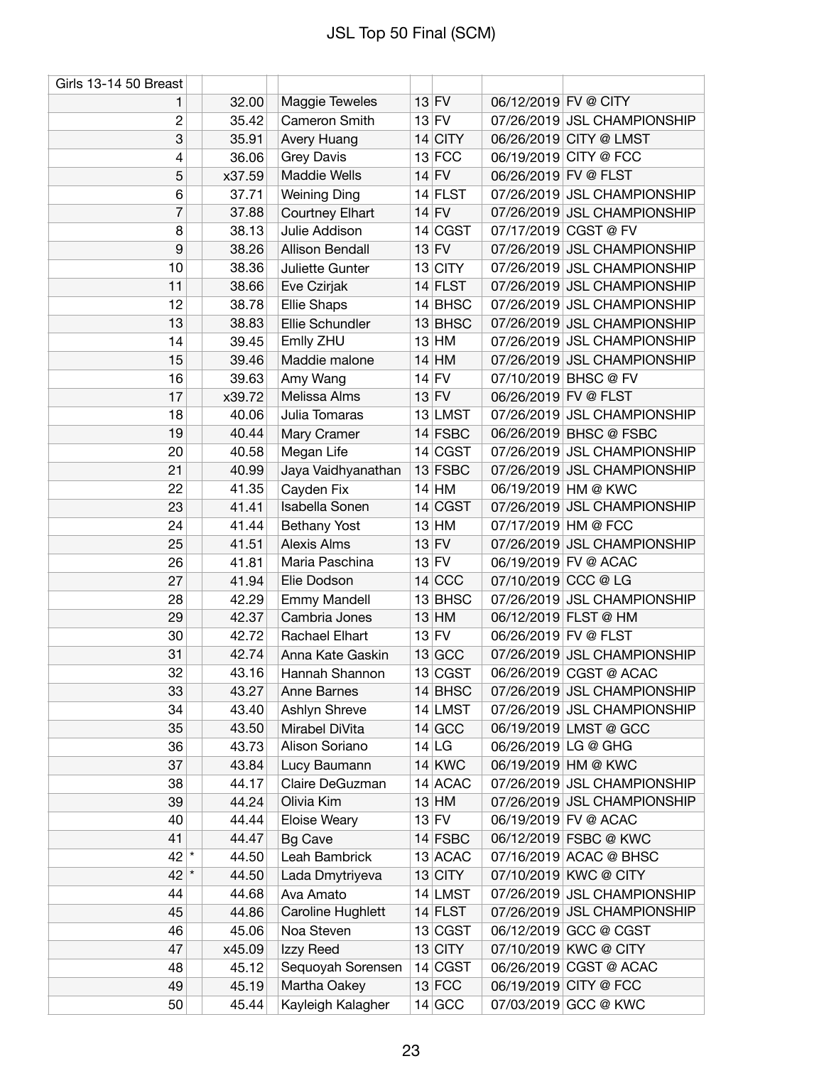# JSL Top 50 Final (SCM)

| Girls 13-14 50 Breast | | | | | | | |
|---|---|---|---|---|---|---|---|
| 1 | | 32.00 | Maggie Teweles | 13 | FV | 06/12/2019 | FV @ CITY |
| 2 | | 35.42 | Cameron Smith | 13 | FV | 07/26/2019 | JSL CHAMPIONSHIP |
| 3 | | 35.91 | Avery Huang | 14 | CITY | 06/26/2019 | CITY @ LMST |
| 4 | | 36.06 | Grey Davis | 13 | FCC | 06/19/2019 | CITY @ FCC |
| 5 | | x37.59 | Maddie Wells | 14 | FV | 06/26/2019 | FV @ FLST |
| 6 | | 37.71 | Weining Ding | 14 | FLST | 07/26/2019 | JSL CHAMPIONSHIP |
| 7 | | 37.88 | Courtney Elhart | 14 | FV | 07/26/2019 | JSL CHAMPIONSHIP |
| 8 | | 38.13 | Julie Addison | 14 | CGST | 07/17/2019 | CGST @ FV |
| 9 | | 38.26 | Allison Bendall | 13 | FV | 07/26/2019 | JSL CHAMPIONSHIP |
| 10 | | 38.36 | Juliette Gunter | 13 | CITY | 07/26/2019 | JSL CHAMPIONSHIP |
| 11 | | 38.66 | Eve Czirjak | 14 | FLST | 07/26/2019 | JSL CHAMPIONSHIP |
| 12 | | 38.78 | Ellie Shaps | 14 | BHSC | 07/26/2019 | JSL CHAMPIONSHIP |
| 13 | | 38.83 | Ellie Schundler | 13 | BHSC | 07/26/2019 | JSL CHAMPIONSHIP |
| 14 | | 39.45 | Emlly ZHU | 13 | HM | 07/26/2019 | JSL CHAMPIONSHIP |
| 15 | | 39.46 | Maddie malone | 14 | HM | 07/26/2019 | JSL CHAMPIONSHIP |
| 16 | | 39.63 | Amy Wang | 14 | FV | 07/10/2019 | BHSC @ FV |
| 17 | | x39.72 | Melissa Alms | 13 | FV | 06/26/2019 | FV @ FLST |
| 18 | | 40.06 | Julia Tomaras | 13 | LMST | 07/26/2019 | JSL CHAMPIONSHIP |
| 19 | | 40.44 | Mary Cramer | 14 | FSBC | 06/26/2019 | BHSC @ FSBC |
| 20 | | 40.58 | Megan Life | 14 | CGST | 07/26/2019 | JSL CHAMPIONSHIP |
| 21 | | 40.99 | Jaya Vaidhyanathan | 13 | FSBC | 07/26/2019 | JSL CHAMPIONSHIP |
| 22 | | 41.35 | Cayden Fix | 14 | HM | 06/19/2019 | HM @ KWC |
| 23 | | 41.41 | Isabella Sonen | 14 | CGST | 07/26/2019 | JSL CHAMPIONSHIP |
| 24 | | 41.44 | Bethany Yost | 13 | HM | 07/17/2019 | HM @ FCC |
| 25 | | 41.51 | Alexis Alms | 13 | FV | 07/26/2019 | JSL CHAMPIONSHIP |
| 26 | | 41.81 | Maria Paschina | 13 | FV | 06/19/2019 | FV @ ACAC |
| 27 | | 41.94 | Elie Dodson | 14 | CCC | 07/10/2019 | CCC @ LG |
| 28 | | 42.29 | Emmy Mandell | 13 | BHSC | 07/26/2019 | JSL CHAMPIONSHIP |
| 29 | | 42.37 | Cambria Jones | 13 | HM | 06/12/2019 | FLST @ HM |
| 30 | | 42.72 | Rachael Elhart | 13 | FV | 06/26/2019 | FV @ FLST |
| 31 | | 42.74 | Anna Kate Gaskin | 13 | GCC | 07/26/2019 | JSL CHAMPIONSHIP |
| 32 | | 43.16 | Hannah Shannon | 13 | CGST | 06/26/2019 | CGST @ ACAC |
| 33 | | 43.27 | Anne Barnes | 14 | BHSC | 07/26/2019 | JSL CHAMPIONSHIP |
| 34 | | 43.40 | Ashlyn Shreve | 14 | LMST | 07/26/2019 | JSL CHAMPIONSHIP |
| 35 | | 43.50 | Mirabel DiVita | 14 | GCC | 06/19/2019 | LMST @ GCC |
| 36 | | 43.73 | Alison Soriano | 14 | LG | 06/26/2019 | LG @ GHG |
| 37 | | 43.84 | Lucy Baumann | 14 | KWC | 06/19/2019 | HM @ KWC |
| 38 | | 44.17 | Claire DeGuzman | 14 | ACAC | 07/26/2019 | JSL CHAMPIONSHIP |
| 39 | | 44.24 | Olivia Kim | 13 | HM | 07/26/2019 | JSL CHAMPIONSHIP |
| 40 | | 44.44 | Eloise Weary | 13 | FV | 06/19/2019 | FV @ ACAC |
| 41 | | 44.47 | Bg Cave | 14 | FSBC | 06/12/2019 | FSBC @ KWC |
| 42 | * | 44.50 | Leah Bambrick | 13 | ACAC | 07/16/2019 | ACAC @ BHSC |
| 42 | * | 44.50 | Lada Dmytriyeva | 13 | CITY | 07/10/2019 | KWC @ CITY |
| 44 | | 44.68 | Ava Amato | 14 | LMST | 07/26/2019 | JSL CHAMPIONSHIP |
| 45 | | 44.86 | Caroline Hughlett | 14 | FLST | 07/26/2019 | JSL CHAMPIONSHIP |
| 46 | | 45.06 | Noa Steven | 13 | CGST | 06/12/2019 | GCC @ CGST |
| 47 | | x45.09 | Izzy Reed | 13 | CITY | 07/10/2019 | KWC @ CITY |
| 48 | | 45.12 | Sequoyah Sorensen | 14 | CGST | 06/26/2019 | CGST @ ACAC |
| 49 | | 45.19 | Martha Oakey | 13 | FCC | 06/19/2019 | CITY @ FCC |
| 50 | | 45.44 | Kayleigh Kalagher | 14 | GCC | 07/03/2019 | GCC @ KWC |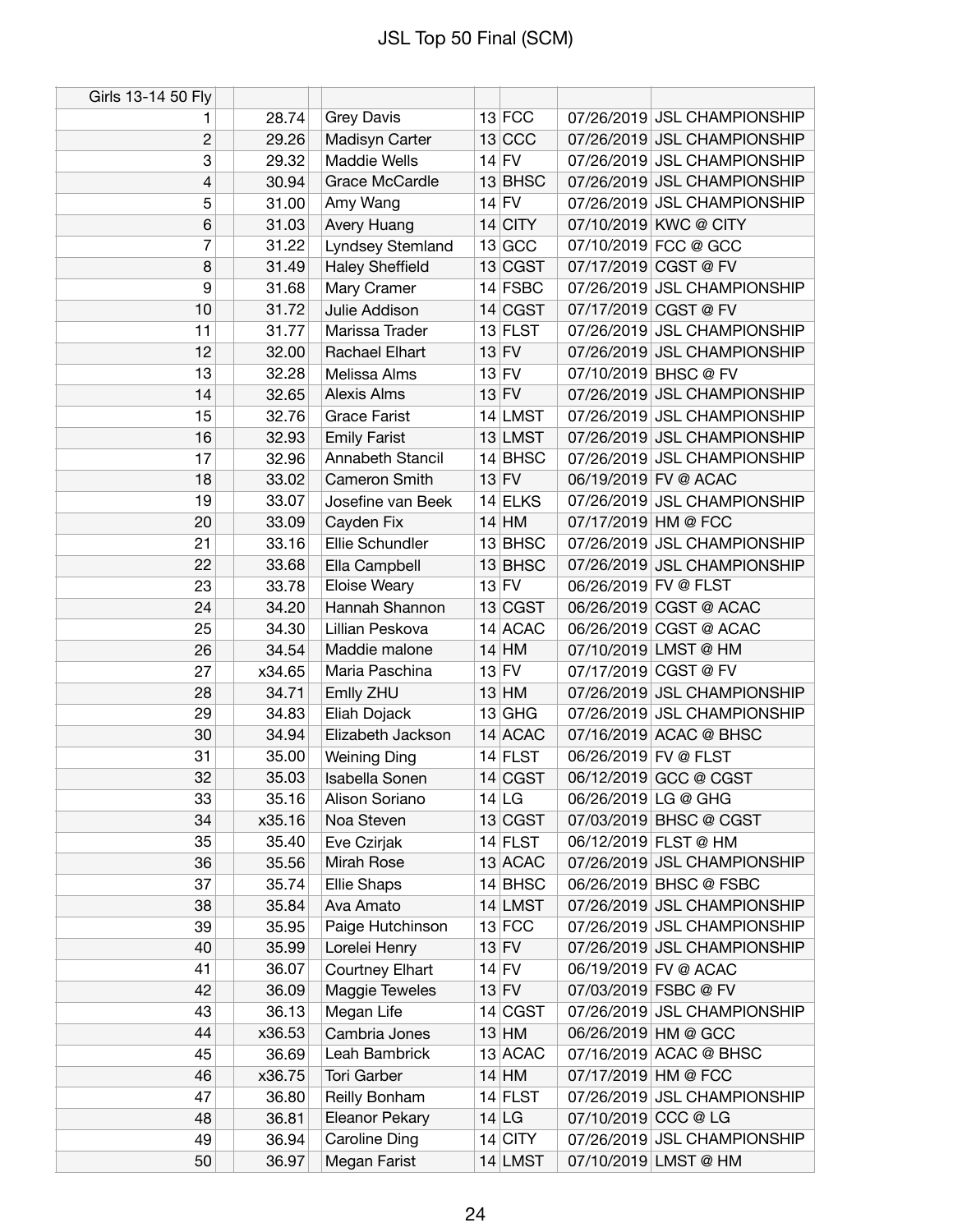# JSL Top 50 Final (SCM)

| Girls 13-14 50 Fly | | | | | | |
|---|---|---|---|---|---|---|
| 1 | 28.74 | Grey Davis | 13 | FCC | 07/26/2019 | JSL CHAMPIONSHIP |
| 2 | 29.26 | Madisyn Carter | 13 | CCC | 07/26/2019 | JSL CHAMPIONSHIP |
| 3 | 29.32 | Maddie Wells | 14 | FV | 07/26/2019 | JSL CHAMPIONSHIP |
| 4 | 30.94 | Grace McCardle | 13 | BHSC | 07/26/2019 | JSL CHAMPIONSHIP |
| 5 | 31.00 | Amy Wang | 14 | FV | 07/26/2019 | JSL CHAMPIONSHIP |
| 6 | 31.03 | Avery Huang | 14 | CITY | 07/10/2019 | KWC @ CITY |
| 7 | 31.22 | Lyndsey Stemland | 13 | GCC | 07/10/2019 | FCC @ GCC |
| 8 | 31.49 | Haley Sheffield | 13 | CGST | 07/17/2019 | CGST @ FV |
| 9 | 31.68 | Mary Cramer | 14 | FSBC | 07/26/2019 | JSL CHAMPIONSHIP |
| 10 | 31.72 | Julie Addison | 14 | CGST | 07/17/2019 | CGST @ FV |
| 11 | 31.77 | Marissa Trader | 13 | FLST | 07/26/2019 | JSL CHAMPIONSHIP |
| 12 | 32.00 | Rachael Elhart | 13 | FV | 07/26/2019 | JSL CHAMPIONSHIP |
| 13 | 32.28 | Melissa Alms | 13 | FV | 07/10/2019 | BHSC @ FV |
| 14 | 32.65 | Alexis Alms | 13 | FV | 07/26/2019 | JSL CHAMPIONSHIP |
| 15 | 32.76 | Grace Farist | 14 | LMST | 07/26/2019 | JSL CHAMPIONSHIP |
| 16 | 32.93 | Emily Farist | 13 | LMST | 07/26/2019 | JSL CHAMPIONSHIP |
| 17 | 32.96 | Annabeth Stancil | 14 | BHSC | 07/26/2019 | JSL CHAMPIONSHIP |
| 18 | 33.02 | Cameron Smith | 13 | FV | 06/19/2019 | FV @ ACAC |
| 19 | 33.07 | Josefine van Beek | 14 | ELKS | 07/26/2019 | JSL CHAMPIONSHIP |
| 20 | 33.09 | Cayden Fix | 14 | HM | 07/17/2019 | HM @ FCC |
| 21 | 33.16 | Ellie Schundler | 13 | BHSC | 07/26/2019 | JSL CHAMPIONSHIP |
| 22 | 33.68 | Ella Campbell | 13 | BHSC | 07/26/2019 | JSL CHAMPIONSHIP |
| 23 | 33.78 | Eloise Weary | 13 | FV | 06/26/2019 | FV @ FLST |
| 24 | 34.20 | Hannah Shannon | 13 | CGST | 06/26/2019 | CGST @ ACAC |
| 25 | 34.30 | Lillian Peskova | 14 | ACAC | 06/26/2019 | CGST @ ACAC |
| 26 | 34.54 | Maddie malone | 14 | HM | 07/10/2019 | LMST @ HM |
| 27 | x34.65 | Maria Paschina | 13 | FV | 07/17/2019 | CGST @ FV |
| 28 | 34.71 | Emlly ZHU | 13 | HM | 07/26/2019 | JSL CHAMPIONSHIP |
| 29 | 34.83 | Eliah Dojack | 13 | GHG | 07/26/2019 | JSL CHAMPIONSHIP |
| 30 | 34.94 | Elizabeth Jackson | 14 | ACAC | 07/16/2019 | ACAC @ BHSC |
| 31 | 35.00 | Weining Ding | 14 | FLST | 06/26/2019 | FV @ FLST |
| 32 | 35.03 | Isabella Sonen | 14 | CGST | 06/12/2019 | GCC @ CGST |
| 33 | 35.16 | Alison Soriano | 14 | LG | 06/26/2019 | LG @ GHG |
| 34 | x35.16 | Noa Steven | 13 | CGST | 07/03/2019 | BHSC @ CGST |
| 35 | 35.40 | Eve Czirjak | 14 | FLST | 06/12/2019 | FLST @ HM |
| 36 | 35.56 | Mirah Rose | 13 | ACAC | 07/26/2019 | JSL CHAMPIONSHIP |
| 37 | 35.74 | Ellie Shaps | 14 | BHSC | 06/26/2019 | BHSC @ FSBC |
| 38 | 35.84 | Ava Amato | 14 | LMST | 07/26/2019 | JSL CHAMPIONSHIP |
| 39 | 35.95 | Paige Hutchinson | 13 | FCC | 07/26/2019 | JSL CHAMPIONSHIP |
| 40 | 35.99 | Lorelei Henry | 13 | FV | 07/26/2019 | JSL CHAMPIONSHIP |
| 41 | 36.07 | Courtney Elhart | 14 | FV | 06/19/2019 | FV @ ACAC |
| 42 | 36.09 | Maggie Teweles | 13 | FV | 07/03/2019 | FSBC @ FV |
| 43 | 36.13 | Megan Life | 14 | CGST | 07/26/2019 | JSL CHAMPIONSHIP |
| 44 | x36.53 | Cambria Jones | 13 | HM | 06/26/2019 | HM @ GCC |
| 45 | 36.69 | Leah Bambrick | 13 | ACAC | 07/16/2019 | ACAC @ BHSC |
| 46 | x36.75 | Tori Garber | 14 | HM | 07/17/2019 | HM @ FCC |
| 47 | 36.80 | Reilly Bonham | 14 | FLST | 07/26/2019 | JSL CHAMPIONSHIP |
| 48 | 36.81 | Eleanor Pekary | 14 | LG | 07/10/2019 | CCC @ LG |
| 49 | 36.94 | Caroline Ding | 14 | CITY | 07/26/2019 | JSL CHAMPIONSHIP |
| 50 | 36.97 | Megan Farist | 14 | LMST | 07/10/2019 | LMST @ HM |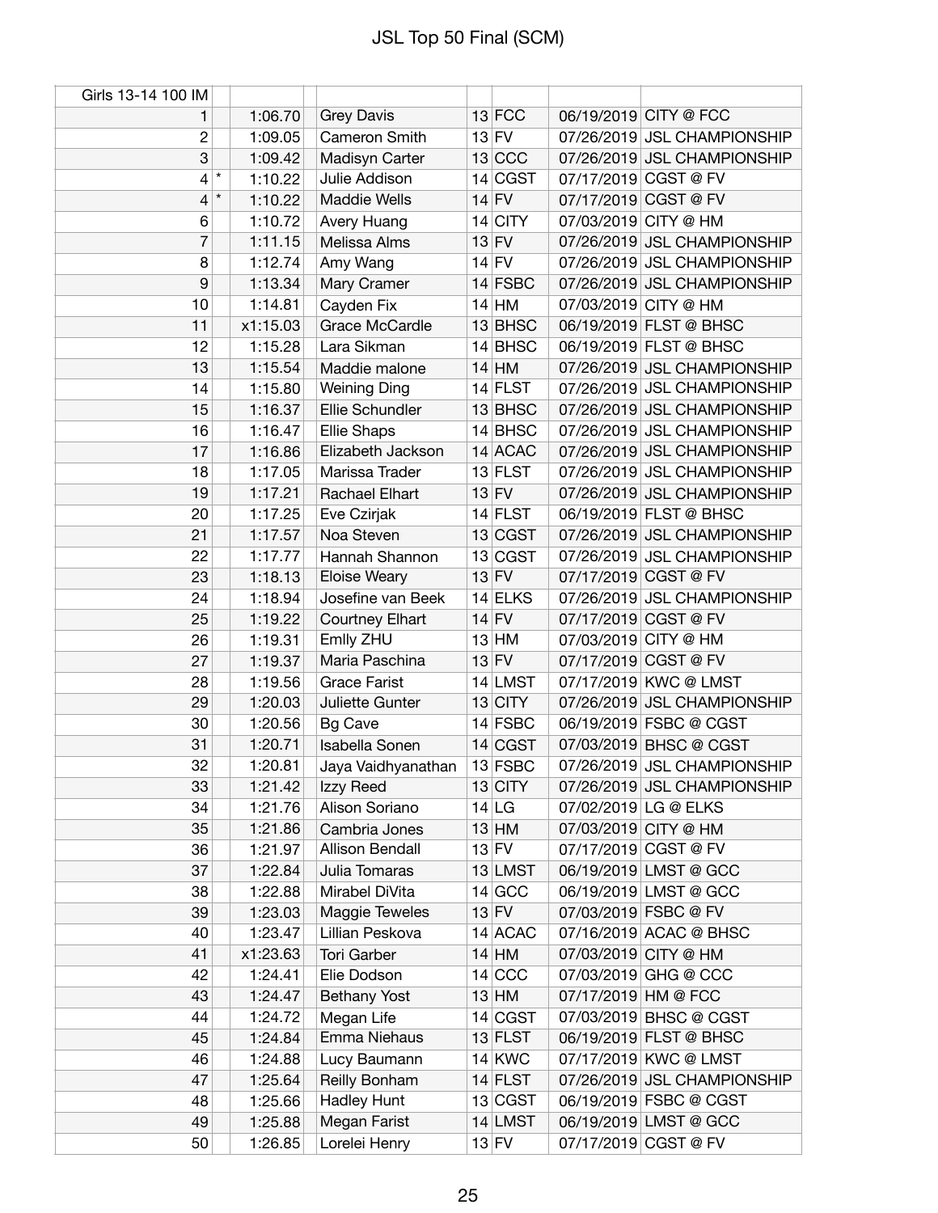# JSL Top 50 Final (SCM)

| Girls 13-14 100 IM | | | | | | | |
|---|---|---|---|---|---|---|---|
| 1 | | 1:06.70 | Grey Davis | 13 | FCC | 06/19/2019 | CITY @ FCC |
| 2 | | 1:09.05 | Cameron Smith | 13 | FV | 07/26/2019 | JSL CHAMPIONSHIP |
| 3 | | 1:09.42 | Madisyn Carter | 13 | CCC | 07/26/2019 | JSL CHAMPIONSHIP |
| 4 | * | 1:10.22 | Julie Addison | 14 | CGST | 07/17/2019 | CGST @ FV |
| 4 | * | 1:10.22 | Maddie Wells | 14 | FV | 07/17/2019 | CGST @ FV |
| 6 | | 1:10.72 | Avery Huang | 14 | CITY | 07/03/2019 | CITY @ HM |
| 7 | | 1:11.15 | Melissa Alms | 13 | FV | 07/26/2019 | JSL CHAMPIONSHIP |
| 8 | | 1:12.74 | Amy Wang | 14 | FV | 07/26/2019 | JSL CHAMPIONSHIP |
| 9 | | 1:13.34 | Mary Cramer | 14 | FSBC | 07/26/2019 | JSL CHAMPIONSHIP |
| 10 | | 1:14.81 | Cayden Fix | 14 | HM | 07/03/2019 | CITY @ HM |
| 11 | | x1:15.03 | Grace McCardle | 13 | BHSC | 06/19/2019 | FLST @ BHSC |
| 12 | | 1:15.28 | Lara Sikman | 14 | BHSC | 06/19/2019 | FLST @ BHSC |
| 13 | | 1:15.54 | Maddie malone | 14 | HM | 07/26/2019 | JSL CHAMPIONSHIP |
| 14 | | 1:15.80 | Weining Ding | 14 | FLST | 07/26/2019 | JSL CHAMPIONSHIP |
| 15 | | 1:16.37 | Ellie Schundler | 13 | BHSC | 07/26/2019 | JSL CHAMPIONSHIP |
| 16 | | 1:16.47 | Ellie Shaps | 14 | BHSC | 07/26/2019 | JSL CHAMPIONSHIP |
| 17 | | 1:16.86 | Elizabeth Jackson | 14 | ACAC | 07/26/2019 | JSL CHAMPIONSHIP |
| 18 | | 1:17.05 | Marissa Trader | 13 | FLST | 07/26/2019 | JSL CHAMPIONSHIP |
| 19 | | 1:17.21 | Rachael Elhart | 13 | FV | 07/26/2019 | JSL CHAMPIONSHIP |
| 20 | | 1:17.25 | Eve Czirjak | 14 | FLST | 06/19/2019 | FLST @ BHSC |
| 21 | | 1:17.57 | Noa Steven | 13 | CGST | 07/26/2019 | JSL CHAMPIONSHIP |
| 22 | | 1:17.77 | Hannah Shannon | 13 | CGST | 07/26/2019 | JSL CHAMPIONSHIP |
| 23 | | 1:18.13 | Eloise Weary | 13 | FV | 07/17/2019 | CGST @ FV |
| 24 | | 1:18.94 | Josefine van Beek | 14 | ELKS | 07/26/2019 | JSL CHAMPIONSHIP |
| 25 | | 1:19.22 | Courtney Elhart | 14 | FV | 07/17/2019 | CGST @ FV |
| 26 | | 1:19.31 | Emlly ZHU | 13 | HM | 07/03/2019 | CITY @ HM |
| 27 | | 1:19.37 | Maria Paschina | 13 | FV | 07/17/2019 | CGST @ FV |
| 28 | | 1:19.56 | Grace Farist | 14 | LMST | 07/17/2019 | KWC @ LMST |
| 29 | | 1:20.03 | Juliette Gunter | 13 | CITY | 07/26/2019 | JSL CHAMPIONSHIP |
| 30 | | 1:20.56 | Bg Cave | 14 | FSBC | 06/19/2019 | FSBC @ CGST |
| 31 | | 1:20.71 | Isabella Sonen | 14 | CGST | 07/03/2019 | BHSC @ CGST |
| 32 | | 1:20.81 | Jaya Vaidhyanathan | 13 | FSBC | 07/26/2019 | JSL CHAMPIONSHIP |
| 33 | | 1:21.42 | Izzy Reed | 13 | CITY | 07/26/2019 | JSL CHAMPIONSHIP |
| 34 | | 1:21.76 | Alison Soriano | 14 | LG | 07/02/2019 | LG @ ELKS |
| 35 | | 1:21.86 | Cambria Jones | 13 | HM | 07/03/2019 | CITY @ HM |
| 36 | | 1:21.97 | Allison Bendall | 13 | FV | 07/17/2019 | CGST @ FV |
| 37 | | 1:22.84 | Julia Tomaras | 13 | LMST | 06/19/2019 | LMST @ GCC |
| 38 | | 1:22.88 | Mirabel DiVita | 14 | GCC | 06/19/2019 | LMST @ GCC |
| 39 | | 1:23.03 | Maggie Teweles | 13 | FV | 07/03/2019 | FSBC @ FV |
| 40 | | 1:23.47 | Lillian Peskova | 14 | ACAC | 07/16/2019 | ACAC @ BHSC |
| 41 | | x1:23.63 | Tori Garber | 14 | HM | 07/03/2019 | CITY @ HM |
| 42 | | 1:24.41 | Elie Dodson | 14 | CCC | 07/03/2019 | GHG @ CCC |
| 43 | | 1:24.47 | Bethany Yost | 13 | HM | 07/17/2019 | HM @ FCC |
| 44 | | 1:24.72 | Megan Life | 14 | CGST | 07/03/2019 | BHSC @ CGST |
| 45 | | 1:24.84 | Emma Niehaus | 13 | FLST | 06/19/2019 | FLST @ BHSC |
| 46 | | 1:24.88 | Lucy Baumann | 14 | KWC | 07/17/2019 | KWC @ LMST |
| 47 | | 1:25.64 | Reilly Bonham | 14 | FLST | 07/26/2019 | JSL CHAMPIONSHIP |
| 48 | | 1:25.66 | Hadley Hunt | 13 | CGST | 06/19/2019 | FSBC @ CGST |
| 49 | | 1:25.88 | Megan Farist | 14 | LMST | 06/19/2019 | LMST @ GCC |
| 50 | | 1:26.85 | Lorelei Henry | 13 | FV | 07/17/2019 | CGST @ FV |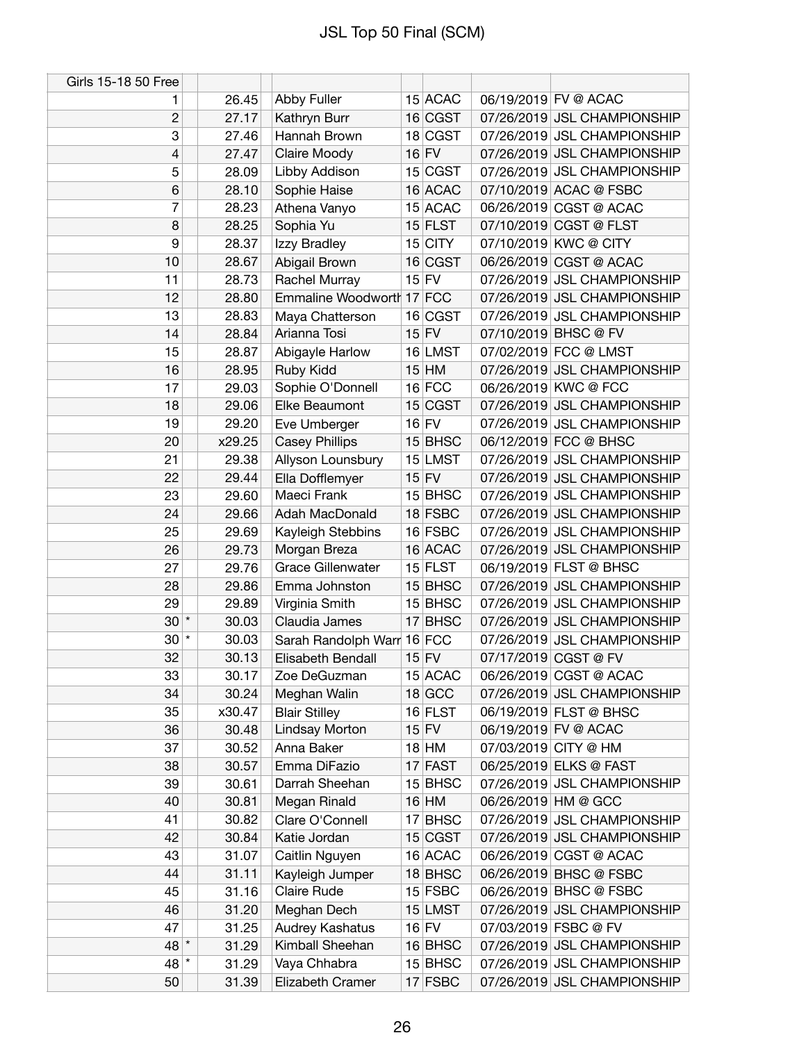# JSL Top 50 Final (SCM)

| Girls 15-18 50 Free | | | | | | | |
|---|---|---|---|---|---|---|---|
| 1 | | 26.45 | Abby Fuller | 15 | ACAC | 06/19/2019 | FV @ ACAC |
| 2 | | 27.17 | Kathryn Burr | 16 | CGST | 07/26/2019 | JSL CHAMPIONSHIP |
| 3 | | 27.46 | Hannah Brown | 18 | CGST | 07/26/2019 | JSL CHAMPIONSHIP |
| 4 | | 27.47 | Claire Moody | 16 | FV | 07/26/2019 | JSL CHAMPIONSHIP |
| 5 | | 28.09 | Libby Addison | 15 | CGST | 07/26/2019 | JSL CHAMPIONSHIP |
| 6 | | 28.10 | Sophie Haise | 16 | ACAC | 07/10/2019 | ACAC @ FSBC |
| 7 | | 28.23 | Athena Vanyo | 15 | ACAC | 06/26/2019 | CGST @ ACAC |
| 8 | | 28.25 | Sophia Yu | 15 | FLST | 07/10/2019 | CGST @ FLST |
| 9 | | 28.37 | Izzy Bradley | 15 | CITY | 07/10/2019 | KWC @ CITY |
| 10 | | 28.67 | Abigail Brown | 16 | CGST | 06/26/2019 | CGST @ ACAC |
| 11 | | 28.73 | Rachel Murray | 15 | FV | 07/26/2019 | JSL CHAMPIONSHIP |
| 12 | | 28.80 | Emmaline Woodworth | 17 | FCC | 07/26/2019 | JSL CHAMPIONSHIP |
| 13 | | 28.83 | Maya Chatterson | 16 | CGST | 07/26/2019 | JSL CHAMPIONSHIP |
| 14 | | 28.84 | Arianna Tosi | 15 | FV | 07/10/2019 | BHSC @ FV |
| 15 | | 28.87 | Abigayle Harlow | 16 | LMST | 07/02/2019 | FCC @ LMST |
| 16 | | 28.95 | Ruby Kidd | 15 | HM | 07/26/2019 | JSL CHAMPIONSHIP |
| 17 | | 29.03 | Sophie O'Donnell | 16 | FCC | 06/26/2019 | KWC @ FCC |
| 18 | | 29.06 | Elke Beaumont | 15 | CGST | 07/26/2019 | JSL CHAMPIONSHIP |
| 19 | | 29.20 | Eve Umberger | 16 | FV | 07/26/2019 | JSL CHAMPIONSHIP |
| 20 | | x29.25 | Casey Phillips | 15 | BHSC | 06/12/2019 | FCC @ BHSC |
| 21 | | 29.38 | Allyson Lounsbury | 15 | LMST | 07/26/2019 | JSL CHAMPIONSHIP |
| 22 | | 29.44 | Ella Dofflemyer | 15 | FV | 07/26/2019 | JSL CHAMPIONSHIP |
| 23 | | 29.60 | Maeci Frank | 15 | BHSC | 07/26/2019 | JSL CHAMPIONSHIP |
| 24 | | 29.66 | Adah MacDonald | 18 | FSBC | 07/26/2019 | JSL CHAMPIONSHIP |
| 25 | | 29.69 | Kayleigh Stebbins | 16 | FSBC | 07/26/2019 | JSL CHAMPIONSHIP |
| 26 | | 29.73 | Morgan Breza | 16 | ACAC | 07/26/2019 | JSL CHAMPIONSHIP |
| 27 | | 29.76 | Grace Gillenwater | 15 | FLST | 06/19/2019 | FLST @ BHSC |
| 28 | | 29.86 | Emma Johnston | 15 | BHSC | 07/26/2019 | JSL CHAMPIONSHIP |
| 29 | | 29.89 | Virginia Smith | 15 | BHSC | 07/26/2019 | JSL CHAMPIONSHIP |
| 30 | * | 30.03 | Claudia James | 17 | BHSC | 07/26/2019 | JSL CHAMPIONSHIP |
| 30 | * | 30.03 | Sarah Randolph Warr | 16 | FCC | 07/26/2019 | JSL CHAMPIONSHIP |
| 32 | | 30.13 | Elisabeth Bendall | 15 | FV | 07/17/2019 | CGST @ FV |
| 33 | | 30.17 | Zoe DeGuzman | 15 | ACAC | 06/26/2019 | CGST @ ACAC |
| 34 | | 30.24 | Meghan Walin | 18 | GCC | 07/26/2019 | JSL CHAMPIONSHIP |
| 35 | | x30.47 | Blair Stilley | 16 | FLST | 06/19/2019 | FLST @ BHSC |
| 36 | | 30.48 | Lindsay Morton | 15 | FV | 06/19/2019 | FV @ ACAC |
| 37 | | 30.52 | Anna Baker | 18 | HM | 07/03/2019 | CITY @ HM |
| 38 | | 30.57 | Emma DiFazio | 17 | FAST | 06/25/2019 | ELKS @ FAST |
| 39 | | 30.61 | Darrah Sheehan | 15 | BHSC | 07/26/2019 | JSL CHAMPIONSHIP |
| 40 | | 30.81 | Megan Rinald | 16 | HM | 06/26/2019 | HM @ GCC |
| 41 | | 30.82 | Clare O'Connell | 17 | BHSC | 07/26/2019 | JSL CHAMPIONSHIP |
| 42 | | 30.84 | Katie Jordan | 15 | CGST | 07/26/2019 | JSL CHAMPIONSHIP |
| 43 | | 31.07 | Caitlin Nguyen | 16 | ACAC | 06/26/2019 | CGST @ ACAC |
| 44 | | 31.11 | Kayleigh Jumper | 18 | BHSC | 06/26/2019 | BHSC @ FSBC |
| 45 | | 31.16 | Claire Rude | 15 | FSBC | 06/26/2019 | BHSC @ FSBC |
| 46 | | 31.20 | Meghan Dech | 15 | LMST | 07/26/2019 | JSL CHAMPIONSHIP |
| 47 | | 31.25 | Audrey Kashatus | 16 | FV | 07/03/2019 | FSBC @ FV |
| 48 | * | 31.29 | Kimball Sheehan | 16 | BHSC | 07/26/2019 | JSL CHAMPIONSHIP |
| 48 | * | 31.29 | Vaya Chhabra | 15 | BHSC | 07/26/2019 | JSL CHAMPIONSHIP |
| 50 | | 31.39 | Elizabeth Cramer | 17 | FSBC | 07/26/2019 | JSL CHAMPIONSHIP |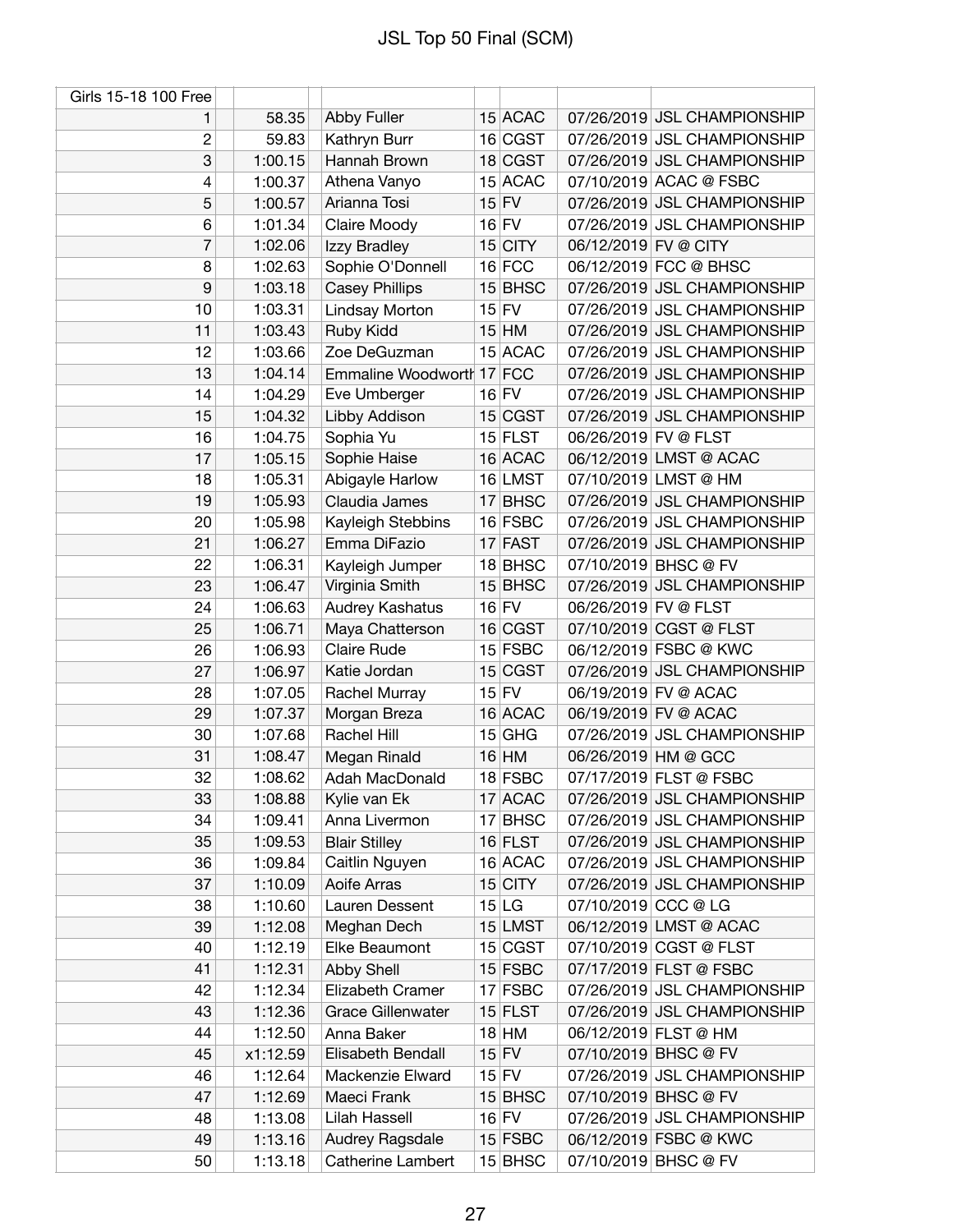# JSL Top 50 Final (SCM)

| Girls 15-18 100 Free | | | | | | |
|---|---|---|---|---|---|---|
| 1 | 58.35 | Abby Fuller | 15 | ACAC | 07/26/2019 | JSL CHAMPIONSHIP |
| 2 | 59.83 | Kathryn Burr | 16 | CGST | 07/26/2019 | JSL CHAMPIONSHIP |
| 3 | 1:00.15 | Hannah Brown | 18 | CGST | 07/26/2019 | JSL CHAMPIONSHIP |
| 4 | 1:00.37 | Athena Vanyo | 15 | ACAC | 07/10/2019 | ACAC @ FSBC |
| 5 | 1:00.57 | Arianna Tosi | 15 | FV | 07/26/2019 | JSL CHAMPIONSHIP |
| 6 | 1:01.34 | Claire Moody | 16 | FV | 07/26/2019 | JSL CHAMPIONSHIP |
| 7 | 1:02.06 | Izzy Bradley | 15 | CITY | 06/12/2019 | FV @ CITY |
| 8 | 1:02.63 | Sophie O'Donnell | 16 | FCC | 06/12/2019 | FCC @ BHSC |
| 9 | 1:03.18 | Casey Phillips | 15 | BHSC | 07/26/2019 | JSL CHAMPIONSHIP |
| 10 | 1:03.31 | Lindsay Morton | 15 | FV | 07/26/2019 | JSL CHAMPIONSHIP |
| 11 | 1:03.43 | Ruby Kidd | 15 | HM | 07/26/2019 | JSL CHAMPIONSHIP |
| 12 | 1:03.66 | Zoe DeGuzman | 15 | ACAC | 07/26/2019 | JSL CHAMPIONSHIP |
| 13 | 1:04.14 | Emmaline Woodworth | 17 | FCC | 07/26/2019 | JSL CHAMPIONSHIP |
| 14 | 1:04.29 | Eve Umberger | 16 | FV | 07/26/2019 | JSL CHAMPIONSHIP |
| 15 | 1:04.32 | Libby Addison | 15 | CGST | 07/26/2019 | JSL CHAMPIONSHIP |
| 16 | 1:04.75 | Sophia Yu | 15 | FLST | 06/26/2019 | FV @ FLST |
| 17 | 1:05.15 | Sophie Haise | 16 | ACAC | 06/12/2019 | LMST @ ACAC |
| 18 | 1:05.31 | Abigayle Harlow | 16 | LMST | 07/10/2019 | LMST @ HM |
| 19 | 1:05.93 | Claudia James | 17 | BHSC | 07/26/2019 | JSL CHAMPIONSHIP |
| 20 | 1:05.98 | Kayleigh Stebbins | 16 | FSBC | 07/26/2019 | JSL CHAMPIONSHIP |
| 21 | 1:06.27 | Emma DiFazio | 17 | FAST | 07/26/2019 | JSL CHAMPIONSHIP |
| 22 | 1:06.31 | Kayleigh Jumper | 18 | BHSC | 07/10/2019 | BHSC @ FV |
| 23 | 1:06.47 | Virginia Smith | 15 | BHSC | 07/26/2019 | JSL CHAMPIONSHIP |
| 24 | 1:06.63 | Audrey Kashatus | 16 | FV | 06/26/2019 | FV @ FLST |
| 25 | 1:06.71 | Maya Chatterson | 16 | CGST | 07/10/2019 | CGST @ FLST |
| 26 | 1:06.93 | Claire Rude | 15 | FSBC | 06/12/2019 | FSBC @ KWC |
| 27 | 1:06.97 | Katie Jordan | 15 | CGST | 07/26/2019 | JSL CHAMPIONSHIP |
| 28 | 1:07.05 | Rachel Murray | 15 | FV | 06/19/2019 | FV @ ACAC |
| 29 | 1:07.37 | Morgan Breza | 16 | ACAC | 06/19/2019 | FV @ ACAC |
| 30 | 1:07.68 | Rachel Hill | 15 | GHG | 07/26/2019 | JSL CHAMPIONSHIP |
| 31 | 1:08.47 | Megan Rinald | 16 | HM | 06/26/2019 | HM @ GCC |
| 32 | 1:08.62 | Adah MacDonald | 18 | FSBC | 07/17/2019 | FLST @ FSBC |
| 33 | 1:08.88 | Kylie van Ek | 17 | ACAC | 07/26/2019 | JSL CHAMPIONSHIP |
| 34 | 1:09.41 | Anna Livermon | 17 | BHSC | 07/26/2019 | JSL CHAMPIONSHIP |
| 35 | 1:09.53 | Blair Stilley | 16 | FLST | 07/26/2019 | JSL CHAMPIONSHIP |
| 36 | 1:09.84 | Caitlin Nguyen | 16 | ACAC | 07/26/2019 | JSL CHAMPIONSHIP |
| 37 | 1:10.09 | Aoife Arras | 15 | CITY | 07/26/2019 | JSL CHAMPIONSHIP |
| 38 | 1:10.60 | Lauren Dessent | 15 | LG | 07/10/2019 | CCC @ LG |
| 39 | 1:12.08 | Meghan Dech | 15 | LMST | 06/12/2019 | LMST @ ACAC |
| 40 | 1:12.19 | Elke Beaumont | 15 | CGST | 07/10/2019 | CGST @ FLST |
| 41 | 1:12.31 | Abby Shell | 15 | FSBC | 07/17/2019 | FLST @ FSBC |
| 42 | 1:12.34 | Elizabeth Cramer | 17 | FSBC | 07/26/2019 | JSL CHAMPIONSHIP |
| 43 | 1:12.36 | Grace Gillenwater | 15 | FLST | 07/26/2019 | JSL CHAMPIONSHIP |
| 44 | 1:12.50 | Anna Baker | 18 | HM | 06/12/2019 | FLST @ HM |
| 45 | x1:12.59 | Elisabeth Bendall | 15 | FV | 07/10/2019 | BHSC @ FV |
| 46 | 1:12.64 | Mackenzie Elward | 15 | FV | 07/26/2019 | JSL CHAMPIONSHIP |
| 47 | 1:12.69 | Maeci Frank | 15 | BHSC | 07/10/2019 | BHSC @ FV |
| 48 | 1:13.08 | Lilah Hassell | 16 | FV | 07/26/2019 | JSL CHAMPIONSHIP |
| 49 | 1:13.16 | Audrey Ragsdale | 15 | FSBC | 06/12/2019 | FSBC @ KWC |
| 50 | 1:13.18 | Catherine Lambert | 15 | BHSC | 07/10/2019 | BHSC @ FV |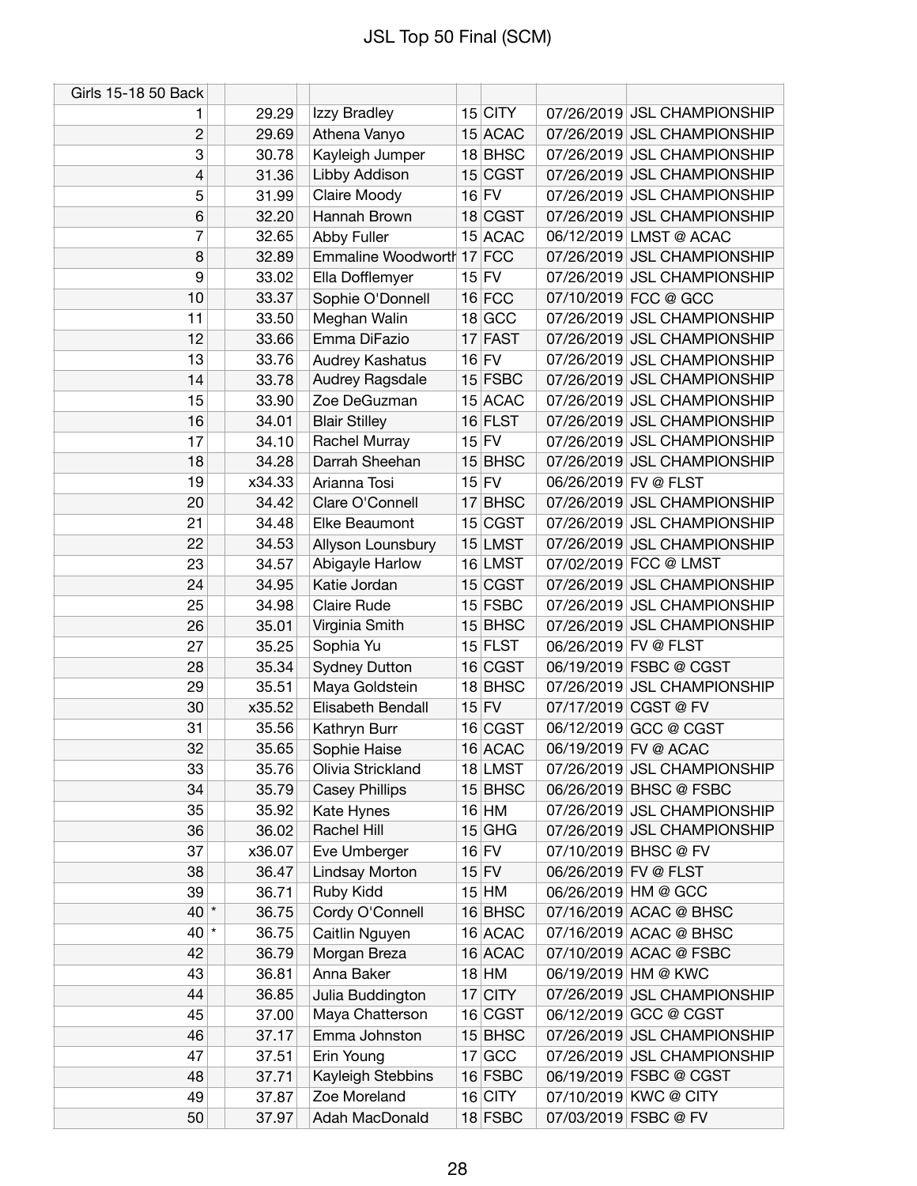# JSL Top 50 Final (SCM)

| Girls 15-18 50 Back | | | | | | | |
|---|---|---|---|---|---|---|---|
| 1 | | 29.29 | Izzy Bradley | 15 | CITY | 07/26/2019 | JSL CHAMPIONSHIP |
| 2 | | 29.69 | Athena Vanyo | 15 | ACAC | 07/26/2019 | JSL CHAMPIONSHIP |
| 3 | | 30.78 | Kayleigh Jumper | 18 | BHSC | 07/26/2019 | JSL CHAMPIONSHIP |
| 4 | | 31.36 | Libby Addison | 15 | CGST | 07/26/2019 | JSL CHAMPIONSHIP |
| 5 | | 31.99 | Claire Moody | 16 | FV | 07/26/2019 | JSL CHAMPIONSHIP |
| 6 | | 32.20 | Hannah Brown | 18 | CGST | 07/26/2019 | JSL CHAMPIONSHIP |
| 7 | | 32.65 | Abby Fuller | 15 | ACAC | 06/12/2019 | LMST @ ACAC |
| 8 | | 32.89 | Emmaline Woodworth | 17 | FCC | 07/26/2019 | JSL CHAMPIONSHIP |
| 9 | | 33.02 | Ella Dofflemyer | 15 | FV | 07/26/2019 | JSL CHAMPIONSHIP |
| 10 | | 33.37 | Sophie O'Donnell | 16 | FCC | 07/10/2019 | FCC @ GCC |
| 11 | | 33.50 | Meghan Walin | 18 | GCC | 07/26/2019 | JSL CHAMPIONSHIP |
| 12 | | 33.66 | Emma DiFazio | 17 | FAST | 07/26/2019 | JSL CHAMPIONSHIP |
| 13 | | 33.76 | Audrey Kashatus | 16 | FV | 07/26/2019 | JSL CHAMPIONSHIP |
| 14 | | 33.78 | Audrey Ragsdale | 15 | FSBC | 07/26/2019 | JSL CHAMPIONSHIP |
| 15 | | 33.90 | Zoe DeGuzman | 15 | ACAC | 07/26/2019 | JSL CHAMPIONSHIP |
| 16 | | 34.01 | Blair Stilley | 16 | FLST | 07/26/2019 | JSL CHAMPIONSHIP |
| 17 | | 34.10 | Rachel Murray | 15 | FV | 07/26/2019 | JSL CHAMPIONSHIP |
| 18 | | 34.28 | Darrah Sheehan | 15 | BHSC | 07/26/2019 | JSL CHAMPIONSHIP |
| 19 | | x34.33 | Arianna Tosi | 15 | FV | 06/26/2019 | FV @ FLST |
| 20 | | 34.42 | Clare O'Connell | 17 | BHSC | 07/26/2019 | JSL CHAMPIONSHIP |
| 21 | | 34.48 | Elke Beaumont | 15 | CGST | 07/26/2019 | JSL CHAMPIONSHIP |
| 22 | | 34.53 | Allyson Lounsbury | 15 | LMST | 07/26/2019 | JSL CHAMPIONSHIP |
| 23 | | 34.57 | Abigayle Harlow | 16 | LMST | 07/02/2019 | FCC @ LMST |
| 24 | | 34.95 | Katie Jordan | 15 | CGST | 07/26/2019 | JSL CHAMPIONSHIP |
| 25 | | 34.98 | Claire Rude | 15 | FSBC | 07/26/2019 | JSL CHAMPIONSHIP |
| 26 | | 35.01 | Virginia Smith | 15 | BHSC | 07/26/2019 | JSL CHAMPIONSHIP |
| 27 | | 35.25 | Sophia Yu | 15 | FLST | 06/26/2019 | FV @ FLST |
| 28 | | 35.34 | Sydney Dutton | 16 | CGST | 06/19/2019 | FSBC @ CGST |
| 29 | | 35.51 | Maya Goldstein | 18 | BHSC | 07/26/2019 | JSL CHAMPIONSHIP |
| 30 | | x35.52 | Elisabeth Bendall | 15 | FV | 07/17/2019 | CGST @ FV |
| 31 | | 35.56 | Kathryn Burr | 16 | CGST | 06/12/2019 | GCC @ CGST |
| 32 | | 35.65 | Sophie Haise | 16 | ACAC | 06/19/2019 | FV @ ACAC |
| 33 | | 35.76 | Olivia Strickland | 18 | LMST | 07/26/2019 | JSL CHAMPIONSHIP |
| 34 | | 35.79 | Casey Phillips | 15 | BHSC | 06/26/2019 | BHSC @ FSBC |
| 35 | | 35.92 | Kate Hynes | 16 | HM | 07/26/2019 | JSL CHAMPIONSHIP |
| 36 | | 36.02 | Rachel Hill | 15 | GHG | 07/26/2019 | JSL CHAMPIONSHIP |
| 37 | | x36.07 | Eve Umberger | 16 | FV | 07/10/2019 | BHSC @ FV |
| 38 | | 36.47 | Lindsay Morton | 15 | FV | 06/26/2019 | FV @ FLST |
| 39 | | 36.71 | Ruby Kidd | 15 | HM | 06/26/2019 | HM @ GCC |
| 40 | * | 36.75 | Cordy O'Connell | 16 | BHSC | 07/16/2019 | ACAC @ BHSC |
| 40 | * | 36.75 | Caitlin Nguyen | 16 | ACAC | 07/16/2019 | ACAC @ BHSC |
| 42 | | 36.79 | Morgan Breza | 16 | ACAC | 07/10/2019 | ACAC @ FSBC |
| 43 | | 36.81 | Anna Baker | 18 | HM | 06/19/2019 | HM @ KWC |
| 44 | | 36.85 | Julia Buddington | 17 | CITY | 07/26/2019 | JSL CHAMPIONSHIP |
| 45 | | 37.00 | Maya Chatterson | 16 | CGST | 06/12/2019 | GCC @ CGST |
| 46 | | 37.17 | Emma Johnston | 15 | BHSC | 07/26/2019 | JSL CHAMPIONSHIP |
| 47 | | 37.51 | Erin Young | 17 | GCC | 07/26/2019 | JSL CHAMPIONSHIP |
| 48 | | 37.71 | Kayleigh Stebbins | 16 | FSBC | 06/19/2019 | FSBC @ CGST |
| 49 | | 37.87 | Zoe Moreland | 16 | CITY | 07/10/2019 | KWC @ CITY |
| 50 | | 37.97 | Adah MacDonald | 18 | FSBC | 07/03/2019 | FSBC @ FV |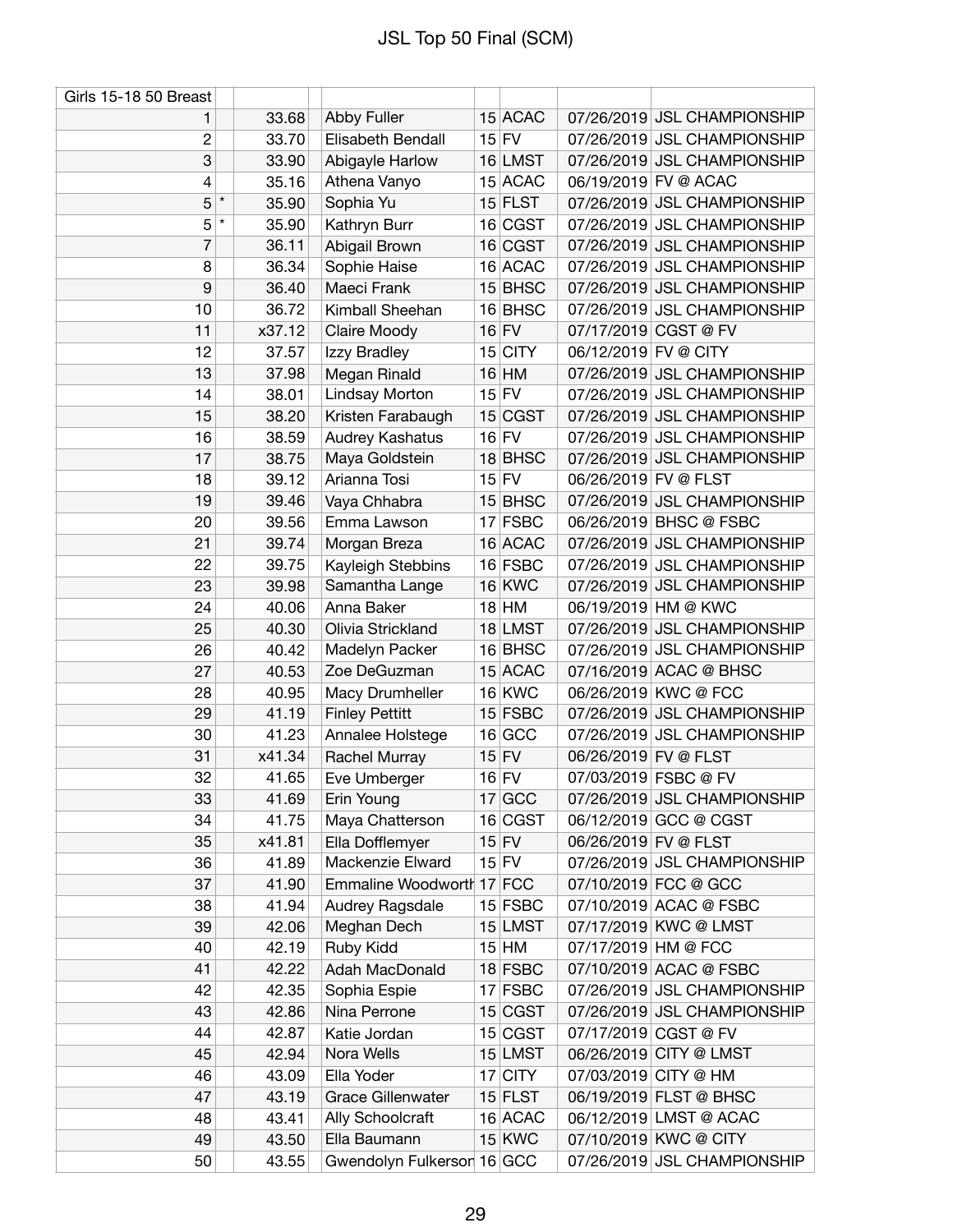# JSL Top 50 Final (SCM)

| Girls 15-18 50 Breast | | | | | | | |
|---|---|---|---|---|---|---|---|
| 1 | | 33.68 | Abby Fuller | 15 | ACAC | 07/26/2019 | JSL CHAMPIONSHIP |
| 2 | | 33.70 | Elisabeth Bendall | 15 | FV | 07/26/2019 | JSL CHAMPIONSHIP |
| 3 | | 33.90 | Abigayle Harlow | 16 | LMST | 07/26/2019 | JSL CHAMPIONSHIP |
| 4 | | 35.16 | Athena Vanyo | 15 | ACAC | 06/19/2019 | FV @ ACAC |
| 5 | * | 35.90 | Sophia Yu | 15 | FLST | 07/26/2019 | JSL CHAMPIONSHIP |
| 5 | * | 35.90 | Kathryn Burr | 16 | CGST | 07/26/2019 | JSL CHAMPIONSHIP |
| 7 | | 36.11 | Abigail Brown | 16 | CGST | 07/26/2019 | JSL CHAMPIONSHIP |
| 8 | | 36.34 | Sophie Haise | 16 | ACAC | 07/26/2019 | JSL CHAMPIONSHIP |
| 9 | | 36.40 | Maeci Frank | 15 | BHSC | 07/26/2019 | JSL CHAMPIONSHIP |
| 10 | | 36.72 | Kimball Sheehan | 16 | BHSC | 07/26/2019 | JSL CHAMPIONSHIP |
| 11 | | x37.12 | Claire Moody | 16 | FV | 07/17/2019 | CGST @ FV |
| 12 | | 37.57 | Izzy Bradley | 15 | CITY | 06/12/2019 | FV @ CITY |
| 13 | | 37.98 | Megan Rinald | 16 | HM | 07/26/2019 | JSL CHAMPIONSHIP |
| 14 | | 38.01 | Lindsay Morton | 15 | FV | 07/26/2019 | JSL CHAMPIONSHIP |
| 15 | | 38.20 | Kristen Farabaugh | 15 | CGST | 07/26/2019 | JSL CHAMPIONSHIP |
| 16 | | 38.59 | Audrey Kashatus | 16 | FV | 07/26/2019 | JSL CHAMPIONSHIP |
| 17 | | 38.75 | Maya Goldstein | 18 | BHSC | 07/26/2019 | JSL CHAMPIONSHIP |
| 18 | | 39.12 | Arianna Tosi | 15 | FV | 06/26/2019 | FV @ FLST |
| 19 | | 39.46 | Vaya Chhabra | 15 | BHSC | 07/26/2019 | JSL CHAMPIONSHIP |
| 20 | | 39.56 | Emma Lawson | 17 | FSBC | 06/26/2019 | BHSC @ FSBC |
| 21 | | 39.74 | Morgan Breza | 16 | ACAC | 07/26/2019 | JSL CHAMPIONSHIP |
| 22 | | 39.75 | Kayleigh Stebbins | 16 | FSBC | 07/26/2019 | JSL CHAMPIONSHIP |
| 23 | | 39.98 | Samantha Lange | 16 | KWC | 07/26/2019 | JSL CHAMPIONSHIP |
| 24 | | 40.06 | Anna Baker | 18 | HM | 06/19/2019 | HM @ KWC |
| 25 | | 40.30 | Olivia Strickland | 18 | LMST | 07/26/2019 | JSL CHAMPIONSHIP |
| 26 | | 40.42 | Madelyn Packer | 16 | BHSC | 07/26/2019 | JSL CHAMPIONSHIP |
| 27 | | 40.53 | Zoe DeGuzman | 15 | ACAC | 07/16/2019 | ACAC @ BHSC |
| 28 | | 40.95 | Macy Drumheller | 16 | KWC | 06/26/2019 | KWC @ FCC |
| 29 | | 41.19 | Finley Pettitt | 15 | FSBC | 07/26/2019 | JSL CHAMPIONSHIP |
| 30 | | 41.23 | Annalee Holstege | 16 | GCC | 07/26/2019 | JSL CHAMPIONSHIP |
| 31 | | x41.34 | Rachel Murray | 15 | FV | 06/26/2019 | FV @ FLST |
| 32 | | 41.65 | Eve Umberger | 16 | FV | 07/03/2019 | FSBC @ FV |
| 33 | | 41.69 | Erin Young | 17 | GCC | 07/26/2019 | JSL CHAMPIONSHIP |
| 34 | | 41.75 | Maya Chatterson | 16 | CGST | 06/12/2019 | GCC @ CGST |
| 35 | | x41.81 | Ella Dofflemyer | 15 | FV | 06/26/2019 | FV @ FLST |
| 36 | | 41.89 | Mackenzie Elward | 15 | FV | 07/26/2019 | JSL CHAMPIONSHIP |
| 37 | | 41.90 | Emmaline Woodworth | 17 | FCC | 07/10/2019 | FCC @ GCC |
| 38 | | 41.94 | Audrey Ragsdale | 15 | FSBC | 07/10/2019 | ACAC @ FSBC |
| 39 | | 42.06 | Meghan Dech | 15 | LMST | 07/17/2019 | KWC @ LMST |
| 40 | | 42.19 | Ruby Kidd | 15 | HM | 07/17/2019 | HM @ FCC |
| 41 | | 42.22 | Adah MacDonald | 18 | FSBC | 07/10/2019 | ACAC @ FSBC |
| 42 | | 42.35 | Sophia Espie | 17 | FSBC | 07/26/2019 | JSL CHAMPIONSHIP |
| 43 | | 42.86 | Nina Perrone | 15 | CGST | 07/26/2019 | JSL CHAMPIONSHIP |
| 44 | | 42.87 | Katie Jordan | 15 | CGST | 07/17/2019 | CGST @ FV |
| 45 | | 42.94 | Nora Wells | 15 | LMST | 06/26/2019 | CITY @ LMST |
| 46 | | 43.09 | Ella Yoder | 17 | CITY | 07/03/2019 | CITY @ HM |
| 47 | | 43.19 | Grace Gillenwater | 15 | FLST | 06/19/2019 | FLST @ BHSC |
| 48 | | 43.41 | Ally Schoolcraft | 16 | ACAC | 06/12/2019 | LMST @ ACAC |
| 49 | | 43.50 | Ella Baumann | 15 | KWC | 07/10/2019 | KWC @ CITY |
| 50 | | 43.55 | Gwendolyn Fulkerson | 16 | GCC | 07/26/2019 | JSL CHAMPIONSHIP |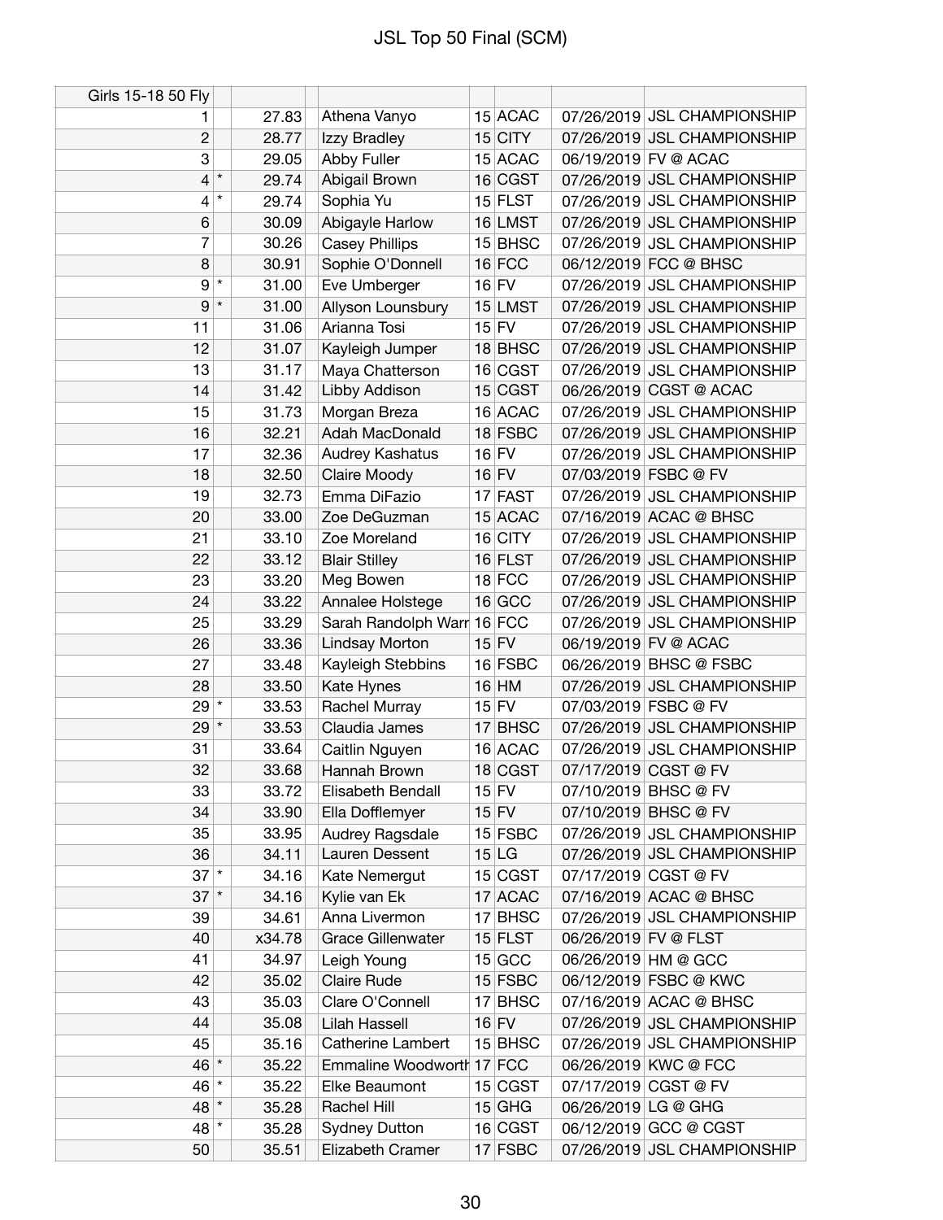# JSL Top 50 Final (SCM)

| Girls 15-18 50 Fly | | | | | | | |
|---|---|---|---|---|---|---|---|
| 1 | | 27.83 | Athena Vanyo | 15 | ACAC | 07/26/2019 | JSL CHAMPIONSHIP |
| 2 | | 28.77 | Izzy Bradley | 15 | CITY | 07/26/2019 | JSL CHAMPIONSHIP |
| 3 | | 29.05 | Abby Fuller | 15 | ACAC | 06/19/2019 | FV @ ACAC |
| 4 | * | 29.74 | Abigail Brown | 16 | CGST | 07/26/2019 | JSL CHAMPIONSHIP |
| 4 | * | 29.74 | Sophia Yu | 15 | FLST | 07/26/2019 | JSL CHAMPIONSHIP |
| 6 | | 30.09 | Abigayle Harlow | 16 | LMST | 07/26/2019 | JSL CHAMPIONSHIP |
| 7 | | 30.26 | Casey Phillips | 15 | BHSC | 07/26/2019 | JSL CHAMPIONSHIP |
| 8 | | 30.91 | Sophie O'Donnell | 16 | FCC | 06/12/2019 | FCC @ BHSC |
| 9 | * | 31.00 | Eve Umberger | 16 | FV | 07/26/2019 | JSL CHAMPIONSHIP |
| 9 | * | 31.00 | Allyson Lounsbury | 15 | LMST | 07/26/2019 | JSL CHAMPIONSHIP |
| 11 | | 31.06 | Arianna Tosi | 15 | FV | 07/26/2019 | JSL CHAMPIONSHIP |
| 12 | | 31.07 | Kayleigh Jumper | 18 | BHSC | 07/26/2019 | JSL CHAMPIONSHIP |
| 13 | | 31.17 | Maya Chatterson | 16 | CGST | 07/26/2019 | JSL CHAMPIONSHIP |
| 14 | | 31.42 | Libby Addison | 15 | CGST | 06/26/2019 | CGST @ ACAC |
| 15 | | 31.73 | Morgan Breza | 16 | ACAC | 07/26/2019 | JSL CHAMPIONSHIP |
| 16 | | 32.21 | Adah MacDonald | 18 | FSBC | 07/26/2019 | JSL CHAMPIONSHIP |
| 17 | | 32.36 | Audrey Kashatus | 16 | FV | 07/26/2019 | JSL CHAMPIONSHIP |
| 18 | | 32.50 | Claire Moody | 16 | FV | 07/03/2019 | FSBC @ FV |
| 19 | | 32.73 | Emma DiFazio | 17 | FAST | 07/26/2019 | JSL CHAMPIONSHIP |
| 20 | | 33.00 | Zoe DeGuzman | 15 | ACAC | 07/16/2019 | ACAC @ BHSC |
| 21 | | 33.10 | Zoe Moreland | 16 | CITY | 07/26/2019 | JSL CHAMPIONSHIP |
| 22 | | 33.12 | Blair Stilley | 16 | FLST | 07/26/2019 | JSL CHAMPIONSHIP |
| 23 | | 33.20 | Meg Bowen | 18 | FCC | 07/26/2019 | JSL CHAMPIONSHIP |
| 24 | | 33.22 | Annalee Holstege | 16 | GCC | 07/26/2019 | JSL CHAMPIONSHIP |
| 25 | | 33.29 | Sarah Randolph Warr | 16 | FCC | 07/26/2019 | JSL CHAMPIONSHIP |
| 26 | | 33.36 | Lindsay Morton | 15 | FV | 06/19/2019 | FV @ ACAC |
| 27 | | 33.48 | Kayleigh Stebbins | 16 | FSBC | 06/26/2019 | BHSC @ FSBC |
| 28 | | 33.50 | Kate Hynes | 16 | HM | 07/26/2019 | JSL CHAMPIONSHIP |
| 29 | * | 33.53 | Rachel Murray | 15 | FV | 07/03/2019 | FSBC @ FV |
| 29 | * | 33.53 | Claudia James | 17 | BHSC | 07/26/2019 | JSL CHAMPIONSHIP |
| 31 | | 33.64 | Caitlin Nguyen | 16 | ACAC | 07/26/2019 | JSL CHAMPIONSHIP |
| 32 | | 33.68 | Hannah Brown | 18 | CGST | 07/17/2019 | CGST @ FV |
| 33 | | 33.72 | Elisabeth Bendall | 15 | FV | 07/10/2019 | BHSC @ FV |
| 34 | | 33.90 | Ella Dofflemyer | 15 | FV | 07/10/2019 | BHSC @ FV |
| 35 | | 33.95 | Audrey Ragsdale | 15 | FSBC | 07/26/2019 | JSL CHAMPIONSHIP |
| 36 | | 34.11 | Lauren Dessent | 15 | LG | 07/26/2019 | JSL CHAMPIONSHIP |
| 37 | * | 34.16 | Kate Nemergut | 15 | CGST | 07/17/2019 | CGST @ FV |
| 37 | * | 34.16 | Kylie van Ek | 17 | ACAC | 07/16/2019 | ACAC @ BHSC |
| 39 | | 34.61 | Anna Livermon | 17 | BHSC | 07/26/2019 | JSL CHAMPIONSHIP |
| 40 | | x34.78 | Grace Gillenwater | 15 | FLST | 06/26/2019 | FV @ FLST |
| 41 | | 34.97 | Leigh Young | 15 | GCC | 06/26/2019 | HM @ GCC |
| 42 | | 35.02 | Claire Rude | 15 | FSBC | 06/12/2019 | FSBC @ KWC |
| 43 | | 35.03 | Clare O'Connell | 17 | BHSC | 07/16/2019 | ACAC @ BHSC |
| 44 | | 35.08 | Lilah Hassell | 16 | FV | 07/26/2019 | JSL CHAMPIONSHIP |
| 45 | | 35.16 | Catherine Lambert | 15 | BHSC | 07/26/2019 | JSL CHAMPIONSHIP |
| 46 | * | 35.22 | Emmaline Woodworth | 17 | FCC | 06/26/2019 | KWC @ FCC |
| 46 | * | 35.22 | Elke Beaumont | 15 | CGST | 07/17/2019 | CGST @ FV |
| 48 | * | 35.28 | Rachel Hill | 15 | GHG | 06/26/2019 | LG @ GHG |
| 48 | * | 35.28 | Sydney Dutton | 16 | CGST | 06/12/2019 | GCC @ CGST |
| 50 | | 35.51 | Elizabeth Cramer | 17 | FSBC | 07/26/2019 | JSL CHAMPIONSHIP |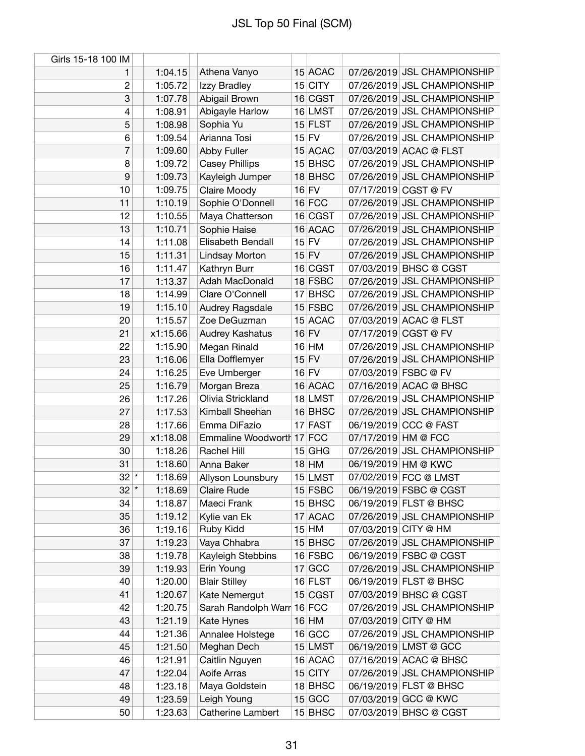# JSL Top 50 Final (SCM)

| Girls 15-18 100 IM | | | | | | | |
|---|---|---|---|---|---|---|---|
| 1 | | 1:04.15 | Athena Vanyo | 15 | ACAC | 07/26/2019 | JSL CHAMPIONSHIP |
| 2 | | 1:05.72 | Izzy Bradley | 15 | CITY | 07/26/2019 | JSL CHAMPIONSHIP |
| 3 | | 1:07.78 | Abigail Brown | 16 | CGST | 07/26/2019 | JSL CHAMPIONSHIP |
| 4 | | 1:08.91 | Abigayle Harlow | 16 | LMST | 07/26/2019 | JSL CHAMPIONSHIP |
| 5 | | 1:08.98 | Sophia Yu | 15 | FLST | 07/26/2019 | JSL CHAMPIONSHIP |
| 6 | | 1:09.54 | Arianna Tosi | 15 | FV | 07/26/2019 | JSL CHAMPIONSHIP |
| 7 | | 1:09.60 | Abby Fuller | 15 | ACAC | 07/03/2019 | ACAC @ FLST |
| 8 | | 1:09.72 | Casey Phillips | 15 | BHSC | 07/26/2019 | JSL CHAMPIONSHIP |
| 9 | | 1:09.73 | Kayleigh Jumper | 18 | BHSC | 07/26/2019 | JSL CHAMPIONSHIP |
| 10 | | 1:09.75 | Claire Moody | 16 | FV | 07/17/2019 | CGST @ FV |
| 11 | | 1:10.19 | Sophie O'Donnell | 16 | FCC | 07/26/2019 | JSL CHAMPIONSHIP |
| 12 | | 1:10.55 | Maya Chatterson | 16 | CGST | 07/26/2019 | JSL CHAMPIONSHIP |
| 13 | | 1:10.71 | Sophie Haise | 16 | ACAC | 07/26/2019 | JSL CHAMPIONSHIP |
| 14 | | 1:11.08 | Elisabeth Bendall | 15 | FV | 07/26/2019 | JSL CHAMPIONSHIP |
| 15 | | 1:11.31 | Lindsay Morton | 15 | FV | 07/26/2019 | JSL CHAMPIONSHIP |
| 16 | | 1:11.47 | Kathryn Burr | 16 | CGST | 07/03/2019 | BHSC @ CGST |
| 17 | | 1:13.37 | Adah MacDonald | 18 | FSBC | 07/26/2019 | JSL CHAMPIONSHIP |
| 18 | | 1:14.99 | Clare O'Connell | 17 | BHSC | 07/26/2019 | JSL CHAMPIONSHIP |
| 19 | | 1:15.10 | Audrey Ragsdale | 15 | FSBC | 07/26/2019 | JSL CHAMPIONSHIP |
| 20 | | 1:15.57 | Zoe DeGuzman | 15 | ACAC | 07/03/2019 | ACAC @ FLST |
| 21 | | x1:15.66 | Audrey Kashatus | 16 | FV | 07/17/2019 | CGST @ FV |
| 22 | | 1:15.90 | Megan Rinald | 16 | HM | 07/26/2019 | JSL CHAMPIONSHIP |
| 23 | | 1:16.06 | Ella Dofflemyer | 15 | FV | 07/26/2019 | JSL CHAMPIONSHIP |
| 24 | | 1:16.25 | Eve Umberger | 16 | FV | 07/03/2019 | FSBC @ FV |
| 25 | | 1:16.79 | Morgan Breza | 16 | ACAC | 07/16/2019 | ACAC @ BHSC |
| 26 | | 1:17.26 | Olivia Strickland | 18 | LMST | 07/26/2019 | JSL CHAMPIONSHIP |
| 27 | | 1:17.53 | Kimball Sheehan | 16 | BHSC | 07/26/2019 | JSL CHAMPIONSHIP |
| 28 | | 1:17.66 | Emma DiFazio | 17 | FAST | 06/19/2019 | CCC @ FAST |
| 29 | | x1:18.08 | Emmaline Woodworth | 17 | FCC | 07/17/2019 | HM @ FCC |
| 30 | | 1:18.26 | Rachel Hill | 15 | GHG | 07/26/2019 | JSL CHAMPIONSHIP |
| 31 | | 1:18.60 | Anna Baker | 18 | HM | 06/19/2019 | HM @ KWC |
| 32 | * | 1:18.69 | Allyson Lounsbury | 15 | LMST | 07/02/2019 | FCC @ LMST |
| 32 | * | 1:18.69 | Claire Rude | 15 | FSBC | 06/19/2019 | FSBC @ CGST |
| 34 | | 1:18.87 | Maeci Frank | 15 | BHSC | 06/19/2019 | FLST @ BHSC |
| 35 | | 1:19.12 | Kylie van Ek | 17 | ACAC | 07/26/2019 | JSL CHAMPIONSHIP |
| 36 | | 1:19.16 | Ruby Kidd | 15 | HM | 07/03/2019 | CITY @ HM |
| 37 | | 1:19.23 | Vaya Chhabra | 15 | BHSC | 07/26/2019 | JSL CHAMPIONSHIP |
| 38 | | 1:19.78 | Kayleigh Stebbins | 16 | FSBC | 06/19/2019 | FSBC @ CGST |
| 39 | | 1:19.93 | Erin Young | 17 | GCC | 07/26/2019 | JSL CHAMPIONSHIP |
| 40 | | 1:20.00 | Blair Stilley | 16 | FLST | 06/19/2019 | FLST @ BHSC |
| 41 | | 1:20.67 | Kate Nemergut | 15 | CGST | 07/03/2019 | BHSC @ CGST |
| 42 | | 1:20.75 | Sarah Randolph Warr | 16 | FCC | 07/26/2019 | JSL CHAMPIONSHIP |
| 43 | | 1:21.19 | Kate Hynes | 16 | HM | 07/03/2019 | CITY @ HM |
| 44 | | 1:21.36 | Annalee Holstege | 16 | GCC | 07/26/2019 | JSL CHAMPIONSHIP |
| 45 | | 1:21.50 | Meghan Dech | 15 | LMST | 06/19/2019 | LMST @ GCC |
| 46 | | 1:21.91 | Caitlin Nguyen | 16 | ACAC | 07/16/2019 | ACAC @ BHSC |
| 47 | | 1:22.04 | Aoife Arras | 15 | CITY | 07/26/2019 | JSL CHAMPIONSHIP |
| 48 | | 1:23.18 | Maya Goldstein | 18 | BHSC | 06/19/2019 | FLST @ BHSC |
| 49 | | 1:23.59 | Leigh Young | 15 | GCC | 07/03/2019 | GCC @ KWC |
| 50 | | 1:23.63 | Catherine Lambert | 15 | BHSC | 07/03/2019 | BHSC @ CGST |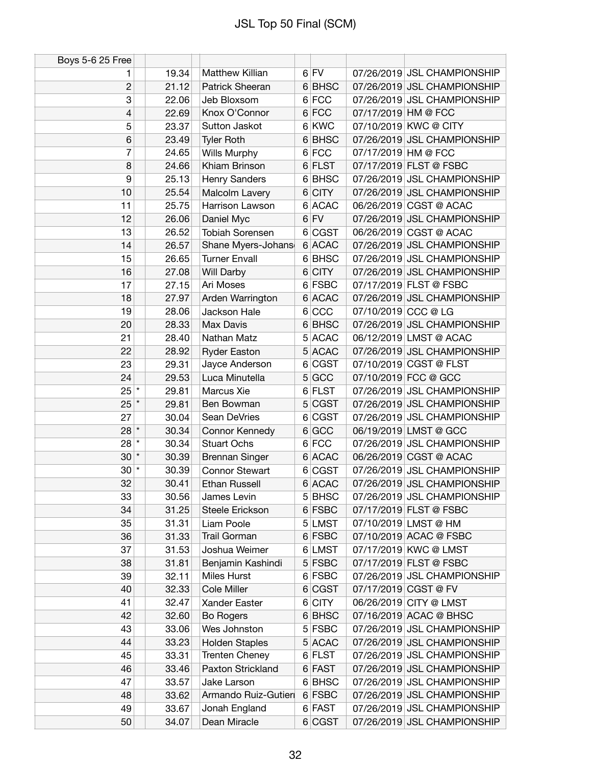# JSL Top 50 Final (SCM)

| Boys 5-6 25 Free | | | | | | | |
|---|---|---|---|---|---|---|---|
| 1 | | 19.34 | Matthew Killian | 6 | FV | 07/26/2019 | JSL CHAMPIONSHIP |
| 2 | | 21.12 | Patrick Sheeran | 6 | BHSC | 07/26/2019 | JSL CHAMPIONSHIP |
| 3 | | 22.06 | Jeb Bloxsom | 6 | FCC | 07/26/2019 | JSL CHAMPIONSHIP |
| 4 | | 22.69 | Knox O'Connor | 6 | FCC | 07/17/2019 | HM @ FCC |
| 5 | | 23.37 | Sutton Jaskot | 6 | KWC | 07/10/2019 | KWC @ CITY |
| 6 | | 23.49 | Tyler Roth | 6 | BHSC | 07/26/2019 | JSL CHAMPIONSHIP |
| 7 | | 24.65 | Wills Murphy | 6 | FCC | 07/17/2019 | HM @ FCC |
| 8 | | 24.66 | Khiam Brinson | 6 | FLST | 07/17/2019 | FLST @ FSBC |
| 9 | | 25.13 | Henry Sanders | 6 | BHSC | 07/26/2019 | JSL CHAMPIONSHIP |
| 10 | | 25.54 | Malcolm Lavery | 6 | CITY | 07/26/2019 | JSL CHAMPIONSHIP |
| 11 | | 25.75 | Harrison Lawson | 6 | ACAC | 06/26/2019 | CGST @ ACAC |
| 12 | | 26.06 | Daniel Myc | 6 | FV | 07/26/2019 | JSL CHAMPIONSHIP |
| 13 | | 26.52 | Tobiah Sorensen | 6 | CGST | 06/26/2019 | CGST @ ACAC |
| 14 | | 26.57 | Shane Myers-Johans | 6 | ACAC | 07/26/2019 | JSL CHAMPIONSHIP |
| 15 | | 26.65 | Turner Envall | 6 | BHSC | 07/26/2019 | JSL CHAMPIONSHIP |
| 16 | | 27.08 | Will Darby | 6 | CITY | 07/26/2019 | JSL CHAMPIONSHIP |
| 17 | | 27.15 | Ari Moses | 6 | FSBC | 07/17/2019 | FLST @ FSBC |
| 18 | | 27.97 | Arden Warrington | 6 | ACAC | 07/26/2019 | JSL CHAMPIONSHIP |
| 19 | | 28.06 | Jackson Hale | 6 | CCC | 07/10/2019 | CCC @ LG |
| 20 | | 28.33 | Max Davis | 6 | BHSC | 07/26/2019 | JSL CHAMPIONSHIP |
| 21 | | 28.40 | Nathan Matz | 5 | ACAC | 06/12/2019 | LMST @ ACAC |
| 22 | | 28.92 | Ryder Easton | 5 | ACAC | 07/26/2019 | JSL CHAMPIONSHIP |
| 23 | | 29.31 | Jayce Anderson | 6 | CGST | 07/10/2019 | CGST @ FLST |
| 24 | | 29.53 | Luca Minutella | 5 | GCC | 07/10/2019 | FCC @ GCC |
| 25 | * | 29.81 | Marcus Xie | 6 | FLST | 07/26/2019 | JSL CHAMPIONSHIP |
| 25 | * | 29.81 | Ben Bowman | 5 | CGST | 07/26/2019 | JSL CHAMPIONSHIP |
| 27 | | 30.04 | Sean DeVries | 6 | CGST | 07/26/2019 | JSL CHAMPIONSHIP |
| 28 | * | 30.34 | Connor Kennedy | 6 | GCC | 06/19/2019 | LMST @ GCC |
| 28 | * | 30.34 | Stuart Ochs | 6 | FCC | 07/26/2019 | JSL CHAMPIONSHIP |
| 30 | * | 30.39 | Brennan Singer | 6 | ACAC | 06/26/2019 | CGST @ ACAC |
| 30 | * | 30.39 | Connor Stewart | 6 | CGST | 07/26/2019 | JSL CHAMPIONSHIP |
| 32 | | 30.41 | Ethan Russell | 6 | ACAC | 07/26/2019 | JSL CHAMPIONSHIP |
| 33 | | 30.56 | James Levin | 5 | BHSC | 07/26/2019 | JSL CHAMPIONSHIP |
| 34 | | 31.25 | Steele Erickson | 6 | FSBC | 07/17/2019 | FLST @ FSBC |
| 35 | | 31.31 | Liam Poole | 5 | LMST | 07/10/2019 | LMST @ HM |
| 36 | | 31.33 | Trail Gorman | 6 | FSBC | 07/10/2019 | ACAC @ FSBC |
| 37 | | 31.53 | Joshua Weimer | 6 | LMST | 07/17/2019 | KWC @ LMST |
| 38 | | 31.81 | Benjamin Kashindi | 5 | FSBC | 07/17/2019 | FLST @ FSBC |
| 39 | | 32.11 | Miles Hurst | 6 | FSBC | 07/26/2019 | JSL CHAMPIONSHIP |
| 40 | | 32.33 | Cole Miller | 6 | CGST | 07/17/2019 | CGST @ FV |
| 41 | | 32.47 | Xander Easter | 6 | CITY | 06/26/2019 | CITY @ LMST |
| 42 | | 32.60 | Bo Rogers | 6 | BHSC | 07/16/2019 | ACAC @ BHSC |
| 43 | | 33.06 | Wes Johnston | 5 | FSBC | 07/26/2019 | JSL CHAMPIONSHIP |
| 44 | | 33.23 | Holden Staples | 5 | ACAC | 07/26/2019 | JSL CHAMPIONSHIP |
| 45 | | 33.31 | Trenten Cheney | 6 | FLST | 07/26/2019 | JSL CHAMPIONSHIP |
| 46 | | 33.46 | Paxton Strickland | 6 | FAST | 07/26/2019 | JSL CHAMPIONSHIP |
| 47 | | 33.57 | Jake Larson | 6 | BHSC | 07/26/2019 | JSL CHAMPIONSHIP |
| 48 | | 33.62 | Armando Ruiz-Gutierr | 6 | FSBC | 07/26/2019 | JSL CHAMPIONSHIP |
| 49 | | 33.67 | Jonah England | 6 | FAST | 07/26/2019 | JSL CHAMPIONSHIP |
| 50 | | 34.07 | Dean Miracle | 6 | CGST | 07/26/2019 | JSL CHAMPIONSHIP |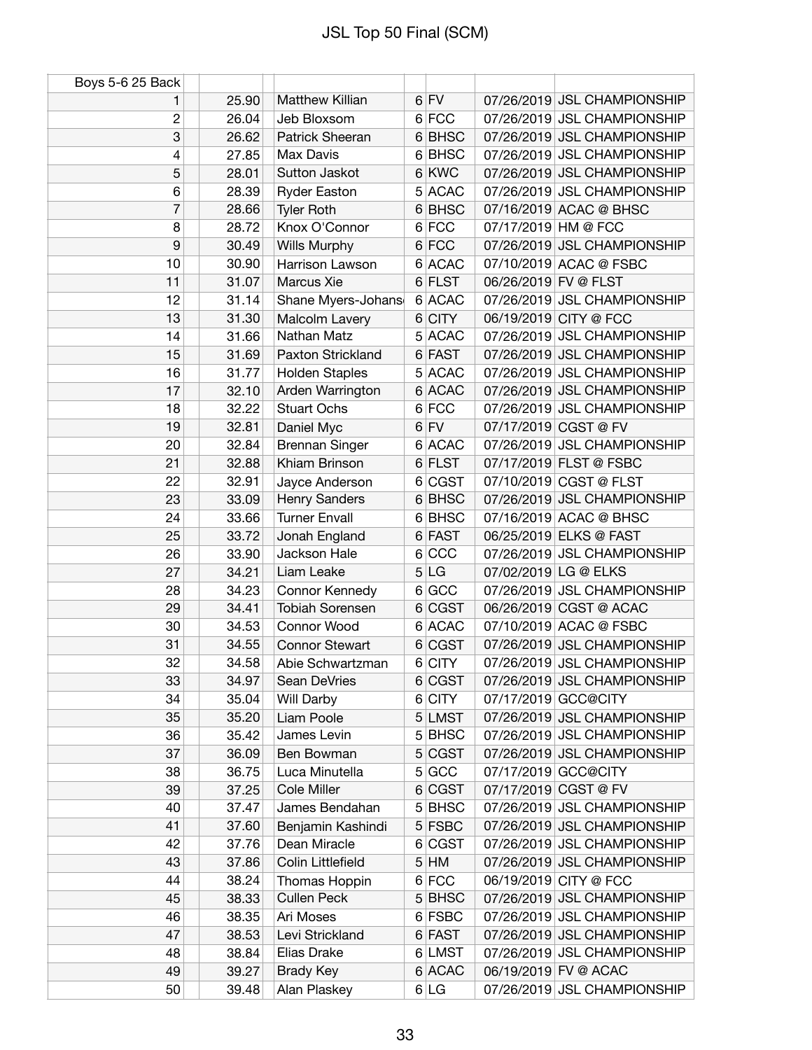# JSL Top 50 Final (SCM)

| Boys 5-6 25 Back | | | | | | |
|---|---|---|---|---|---|---|
| 1 | 25.90 | Matthew Killian | 6 | FV | 07/26/2019 | JSL CHAMPIONSHIP |
| 2 | 26.04 | Jeb Bloxsom | 6 | FCC | 07/26/2019 | JSL CHAMPIONSHIP |
| 3 | 26.62 | Patrick Sheeran | 6 | BHSC | 07/26/2019 | JSL CHAMPIONSHIP |
| 4 | 27.85 | Max Davis | 6 | BHSC | 07/26/2019 | JSL CHAMPIONSHIP |
| 5 | 28.01 | Sutton Jaskot | 6 | KWC | 07/26/2019 | JSL CHAMPIONSHIP |
| 6 | 28.39 | Ryder Easton | 5 | ACAC | 07/26/2019 | JSL CHAMPIONSHIP |
| 7 | 28.66 | Tyler Roth | 6 | BHSC | 07/16/2019 | ACAC @ BHSC |
| 8 | 28.72 | Knox O'Connor | 6 | FCC | 07/17/2019 | HM @ FCC |
| 9 | 30.49 | Wills Murphy | 6 | FCC | 07/26/2019 | JSL CHAMPIONSHIP |
| 10 | 30.90 | Harrison Lawson | 6 | ACAC | 07/10/2019 | ACAC @ FSBC |
| 11 | 31.07 | Marcus Xie | 6 | FLST | 06/26/2019 | FV @ FLST |
| 12 | 31.14 | Shane Myers-Johans | 6 | ACAC | 07/26/2019 | JSL CHAMPIONSHIP |
| 13 | 31.30 | Malcolm Lavery | 6 | CITY | 06/19/2019 | CITY @ FCC |
| 14 | 31.66 | Nathan Matz | 5 | ACAC | 07/26/2019 | JSL CHAMPIONSHIP |
| 15 | 31.69 | Paxton Strickland | 6 | FAST | 07/26/2019 | JSL CHAMPIONSHIP |
| 16 | 31.77 | Holden Staples | 5 | ACAC | 07/26/2019 | JSL CHAMPIONSHIP |
| 17 | 32.10 | Arden Warrington | 6 | ACAC | 07/26/2019 | JSL CHAMPIONSHIP |
| 18 | 32.22 | Stuart Ochs | 6 | FCC | 07/26/2019 | JSL CHAMPIONSHIP |
| 19 | 32.81 | Daniel Myc | 6 | FV | 07/17/2019 | CGST @ FV |
| 20 | 32.84 | Brennan Singer | 6 | ACAC | 07/26/2019 | JSL CHAMPIONSHIP |
| 21 | 32.88 | Khiam Brinson | 6 | FLST | 07/17/2019 | FLST @ FSBC |
| 22 | 32.91 | Jayce Anderson | 6 | CGST | 07/10/2019 | CGST @ FLST |
| 23 | 33.09 | Henry Sanders | 6 | BHSC | 07/26/2019 | JSL CHAMPIONSHIP |
| 24 | 33.66 | Turner Envall | 6 | BHSC | 07/16/2019 | ACAC @ BHSC |
| 25 | 33.72 | Jonah England | 6 | FAST | 06/25/2019 | ELKS @ FAST |
| 26 | 33.90 | Jackson Hale | 6 | CCC | 07/26/2019 | JSL CHAMPIONSHIP |
| 27 | 34.21 | Liam Leake | 5 | LG | 07/02/2019 | LG @ ELKS |
| 28 | 34.23 | Connor Kennedy | 6 | GCC | 07/26/2019 | JSL CHAMPIONSHIP |
| 29 | 34.41 | Tobiah Sorensen | 6 | CGST | 06/26/2019 | CGST @ ACAC |
| 30 | 34.53 | Connor Wood | 6 | ACAC | 07/10/2019 | ACAC @ FSBC |
| 31 | 34.55 | Connor Stewart | 6 | CGST | 07/26/2019 | JSL CHAMPIONSHIP |
| 32 | 34.58 | Abie Schwartzman | 6 | CITY | 07/26/2019 | JSL CHAMPIONSHIP |
| 33 | 34.97 | Sean DeVries | 6 | CGST | 07/26/2019 | JSL CHAMPIONSHIP |
| 34 | 35.04 | Will Darby | 6 | CITY | 07/17/2019 | GCC@CITY |
| 35 | 35.20 | Liam Poole | 5 | LMST | 07/26/2019 | JSL CHAMPIONSHIP |
| 36 | 35.42 | James Levin | 5 | BHSC | 07/26/2019 | JSL CHAMPIONSHIP |
| 37 | 36.09 | Ben Bowman | 5 | CGST | 07/26/2019 | JSL CHAMPIONSHIP |
| 38 | 36.75 | Luca Minutella | 5 | GCC | 07/17/2019 | GCC@CITY |
| 39 | 37.25 | Cole Miller | 6 | CGST | 07/17/2019 | CGST @ FV |
| 40 | 37.47 | James Bendahan | 5 | BHSC | 07/26/2019 | JSL CHAMPIONSHIP |
| 41 | 37.60 | Benjamin Kashindi | 5 | FSBC | 07/26/2019 | JSL CHAMPIONSHIP |
| 42 | 37.76 | Dean Miracle | 6 | CGST | 07/26/2019 | JSL CHAMPIONSHIP |
| 43 | 37.86 | Colin Littlefield | 5 | HM | 07/26/2019 | JSL CHAMPIONSHIP |
| 44 | 38.24 | Thomas Hoppin | 6 | FCC | 06/19/2019 | CITY @ FCC |
| 45 | 38.33 | Cullen Peck | 5 | BHSC | 07/26/2019 | JSL CHAMPIONSHIP |
| 46 | 38.35 | Ari Moses | 6 | FSBC | 07/26/2019 | JSL CHAMPIONSHIP |
| 47 | 38.53 | Levi Strickland | 6 | FAST | 07/26/2019 | JSL CHAMPIONSHIP |
| 48 | 38.84 | Elias Drake | 6 | LMST | 07/26/2019 | JSL CHAMPIONSHIP |
| 49 | 39.27 | Brady Key | 6 | ACAC | 06/19/2019 | FV @ ACAC |
| 50 | 39.48 | Alan Plaskey | 6 | LG | 07/26/2019 | JSL CHAMPIONSHIP |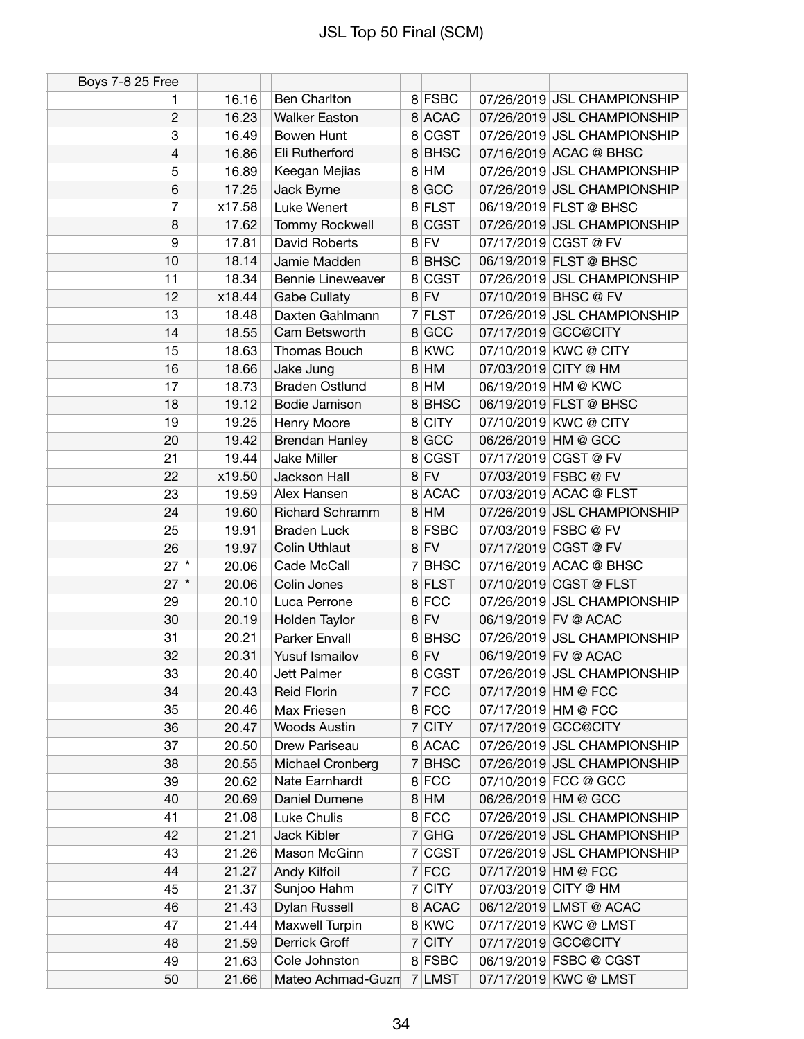# JSL Top 50 Final (SCM)

| Boys 7-8 25 Free | | | | | | | |
|---|---|---|---|---|---|---|---|
| 1 | | 16.16 | Ben Charlton | 8 | FSBC | 07/26/2019 | JSL CHAMPIONSHIP |
| 2 | | 16.23 | Walker Easton | 8 | ACAC | 07/26/2019 | JSL CHAMPIONSHIP |
| 3 | | 16.49 | Bowen Hunt | 8 | CGST | 07/26/2019 | JSL CHAMPIONSHIP |
| 4 | | 16.86 | Eli Rutherford | 8 | BHSC | 07/16/2019 | ACAC @ BHSC |
| 5 | | 16.89 | Keegan Mejias | 8 | HM | 07/26/2019 | JSL CHAMPIONSHIP |
| 6 | | 17.25 | Jack Byrne | 8 | GCC | 07/26/2019 | JSL CHAMPIONSHIP |
| 7 | | x17.58 | Luke Wenert | 8 | FLST | 06/19/2019 | FLST @ BHSC |
| 8 | | 17.62 | Tommy Rockwell | 8 | CGST | 07/26/2019 | JSL CHAMPIONSHIP |
| 9 | | 17.81 | David Roberts | 8 | FV | 07/17/2019 | CGST @ FV |
| 10 | | 18.14 | Jamie Madden | 8 | BHSC | 06/19/2019 | FLST @ BHSC |
| 11 | | 18.34 | Bennie Lineweaver | 8 | CGST | 07/26/2019 | JSL CHAMPIONSHIP |
| 12 | | x18.44 | Gabe Cullaty | 8 | FV | 07/10/2019 | BHSC @ FV |
| 13 | | 18.48 | Daxten Gahlmann | 7 | FLST | 07/26/2019 | JSL CHAMPIONSHIP |
| 14 | | 18.55 | Cam Betsworth | 8 | GCC | 07/17/2019 | GCC@CITY |
| 15 | | 18.63 | Thomas Bouch | 8 | KWC | 07/10/2019 | KWC @ CITY |
| 16 | | 18.66 | Jake Jung | 8 | HM | 07/03/2019 | CITY @ HM |
| 17 | | 18.73 | Braden Ostlund | 8 | HM | 06/19/2019 | HM @ KWC |
| 18 | | 19.12 | Bodie Jamison | 8 | BHSC | 06/19/2019 | FLST @ BHSC |
| 19 | | 19.25 | Henry Moore | 8 | CITY | 07/10/2019 | KWC @ CITY |
| 20 | | 19.42 | Brendan Hanley | 8 | GCC | 06/26/2019 | HM @ GCC |
| 21 | | 19.44 | Jake Miller | 8 | CGST | 07/17/2019 | CGST @ FV |
| 22 | | x19.50 | Jackson Hall | 8 | FV | 07/03/2019 | FSBC @ FV |
| 23 | | 19.59 | Alex Hansen | 8 | ACAC | 07/03/2019 | ACAC @ FLST |
| 24 | | 19.60 | Richard Schramm | 8 | HM | 07/26/2019 | JSL CHAMPIONSHIP |
| 25 | | 19.91 | Braden Luck | 8 | FSBC | 07/03/2019 | FSBC @ FV |
| 26 | | 19.97 | Colin Uthlaut | 8 | FV | 07/17/2019 | CGST @ FV |
| 27 | * | 20.06 | Cade McCall | 7 | BHSC | 07/16/2019 | ACAC @ BHSC |
| 27 | * | 20.06 | Colin Jones | 8 | FLST | 07/10/2019 | CGST @ FLST |
| 29 | | 20.10 | Luca Perrone | 8 | FCC | 07/26/2019 | JSL CHAMPIONSHIP |
| 30 | | 20.19 | Holden Taylor | 8 | FV | 06/19/2019 | FV @ ACAC |
| 31 | | 20.21 | Parker Envall | 8 | BHSC | 07/26/2019 | JSL CHAMPIONSHIP |
| 32 | | 20.31 | Yusuf Ismailov | 8 | FV | 06/19/2019 | FV @ ACAC |
| 33 | | 20.40 | Jett Palmer | 8 | CGST | 07/26/2019 | JSL CHAMPIONSHIP |
| 34 | | 20.43 | Reid Florin | 7 | FCC | 07/17/2019 | HM @ FCC |
| 35 | | 20.46 | Max Friesen | 8 | FCC | 07/17/2019 | HM @ FCC |
| 36 | | 20.47 | Woods Austin | 7 | CITY | 07/17/2019 | GCC@CITY |
| 37 | | 20.50 | Drew Pariseau | 8 | ACAC | 07/26/2019 | JSL CHAMPIONSHIP |
| 38 | | 20.55 | Michael Cronberg | 7 | BHSC | 07/26/2019 | JSL CHAMPIONSHIP |
| 39 | | 20.62 | Nate Earnhardt | 8 | FCC | 07/10/2019 | FCC @ GCC |
| 40 | | 20.69 | Daniel Dumene | 8 | HM | 06/26/2019 | HM @ GCC |
| 41 | | 21.08 | Luke Chulis | 8 | FCC | 07/26/2019 | JSL CHAMPIONSHIP |
| 42 | | 21.21 | Jack Kibler | 7 | GHG | 07/26/2019 | JSL CHAMPIONSHIP |
| 43 | | 21.26 | Mason McGinn | 7 | CGST | 07/26/2019 | JSL CHAMPIONSHIP |
| 44 | | 21.27 | Andy Kilfoil | 7 | FCC | 07/17/2019 | HM @ FCC |
| 45 | | 21.37 | Sunjoo Hahm | 7 | CITY | 07/03/2019 | CITY @ HM |
| 46 | | 21.43 | Dylan Russell | 8 | ACAC | 06/12/2019 | LMST @ ACAC |
| 47 | | 21.44 | Maxwell Turpin | 8 | KWC | 07/17/2019 | KWC @ LMST |
| 48 | | 21.59 | Derrick Groff | 7 | CITY | 07/17/2019 | GCC@CITY |
| 49 | | 21.63 | Cole Johnston | 8 | FSBC | 06/19/2019 | FSBC @ CGST |
| 50 | | 21.66 | Mateo Achmad-Guzm | 7 | LMST | 07/17/2019 | KWC @ LMST |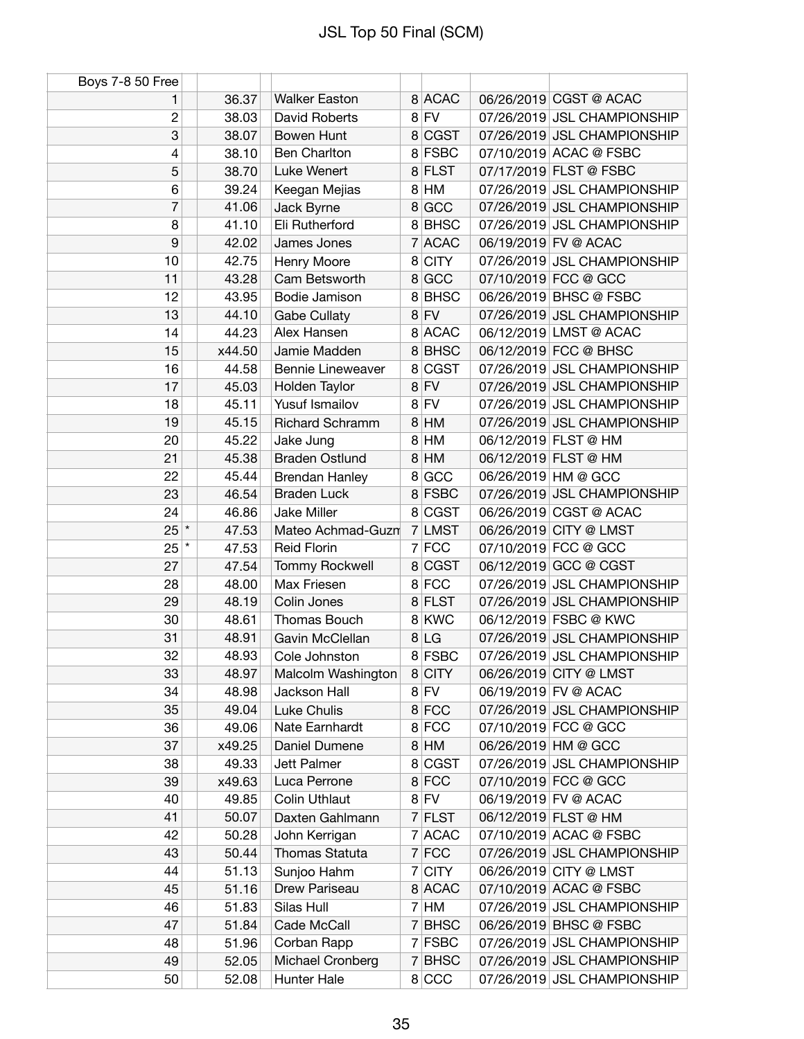# JSL Top 50 Final (SCM)

| Boys 7-8 50 Free | | | | | | | |
|---|---|---|---|---|---|---|---|
| 1 | | 36.37 | Walker Easton | 8 | ACAC | 06/26/2019 | CGST @ ACAC |
| 2 | | 38.03 | David Roberts | 8 | FV | 07/26/2019 | JSL CHAMPIONSHIP |
| 3 | | 38.07 | Bowen Hunt | 8 | CGST | 07/26/2019 | JSL CHAMPIONSHIP |
| 4 | | 38.10 | Ben Charlton | 8 | FSBC | 07/10/2019 | ACAC @ FSBC |
| 5 | | 38.70 | Luke Wenert | 8 | FLST | 07/17/2019 | FLST @ FSBC |
| 6 | | 39.24 | Keegan Mejias | 8 | HM | 07/26/2019 | JSL CHAMPIONSHIP |
| 7 | | 41.06 | Jack Byrne | 8 | GCC | 07/26/2019 | JSL CHAMPIONSHIP |
| 8 | | 41.10 | Eli Rutherford | 8 | BHSC | 07/26/2019 | JSL CHAMPIONSHIP |
| 9 | | 42.02 | James Jones | 7 | ACAC | 06/19/2019 | FV @ ACAC |
| 10 | | 42.75 | Henry Moore | 8 | CITY | 07/26/2019 | JSL CHAMPIONSHIP |
| 11 | | 43.28 | Cam Betsworth | 8 | GCC | 07/10/2019 | FCC @ GCC |
| 12 | | 43.95 | Bodie Jamison | 8 | BHSC | 06/26/2019 | BHSC @ FSBC |
| 13 | | 44.10 | Gabe Cullaty | 8 | FV | 07/26/2019 | JSL CHAMPIONSHIP |
| 14 | | 44.23 | Alex Hansen | 8 | ACAC | 06/12/2019 | LMST @ ACAC |
| 15 | | x44.50 | Jamie Madden | 8 | BHSC | 06/12/2019 | FCC @ BHSC |
| 16 | | 44.58 | Bennie Lineweaver | 8 | CGST | 07/26/2019 | JSL CHAMPIONSHIP |
| 17 | | 45.03 | Holden Taylor | 8 | FV | 07/26/2019 | JSL CHAMPIONSHIP |
| 18 | | 45.11 | Yusuf Ismailov | 8 | FV | 07/26/2019 | JSL CHAMPIONSHIP |
| 19 | | 45.15 | Richard Schramm | 8 | HM | 07/26/2019 | JSL CHAMPIONSHIP |
| 20 | | 45.22 | Jake Jung | 8 | HM | 06/12/2019 | FLST @ HM |
| 21 | | 45.38 | Braden Ostlund | 8 | HM | 06/12/2019 | FLST @ HM |
| 22 | | 45.44 | Brendan Hanley | 8 | GCC | 06/26/2019 | HM @ GCC |
| 23 | | 46.54 | Braden Luck | 8 | FSBC | 07/26/2019 | JSL CHAMPIONSHIP |
| 24 | | 46.86 | Jake Miller | 8 | CGST | 06/26/2019 | CGST @ ACAC |
| 25 | * | 47.53 | Mateo Achmad-Guzm | 7 | LMST | 06/26/2019 | CITY @ LMST |
| 25 | * | 47.53 | Reid Florin | 7 | FCC | 07/10/2019 | FCC @ GCC |
| 27 | | 47.54 | Tommy Rockwell | 8 | CGST | 06/12/2019 | GCC @ CGST |
| 28 | | 48.00 | Max Friesen | 8 | FCC | 07/26/2019 | JSL CHAMPIONSHIP |
| 29 | | 48.19 | Colin Jones | 8 | FLST | 07/26/2019 | JSL CHAMPIONSHIP |
| 30 | | 48.61 | Thomas Bouch | 8 | KWC | 06/12/2019 | FSBC @ KWC |
| 31 | | 48.91 | Gavin McClellan | 8 | LG | 07/26/2019 | JSL CHAMPIONSHIP |
| 32 | | 48.93 | Cole Johnston | 8 | FSBC | 07/26/2019 | JSL CHAMPIONSHIP |
| 33 | | 48.97 | Malcolm Washington | 8 | CITY | 06/26/2019 | CITY @ LMST |
| 34 | | 48.98 | Jackson Hall | 8 | FV | 06/19/2019 | FV @ ACAC |
| 35 | | 49.04 | Luke Chulis | 8 | FCC | 07/26/2019 | JSL CHAMPIONSHIP |
| 36 | | 49.06 | Nate Earnhardt | 8 | FCC | 07/10/2019 | FCC @ GCC |
| 37 | | x49.25 | Daniel Dumene | 8 | HM | 06/26/2019 | HM @ GCC |
| 38 | | 49.33 | Jett Palmer | 8 | CGST | 07/26/2019 | JSL CHAMPIONSHIP |
| 39 | | x49.63 | Luca Perrone | 8 | FCC | 07/10/2019 | FCC @ GCC |
| 40 | | 49.85 | Colin Uthlaut | 8 | FV | 06/19/2019 | FV @ ACAC |
| 41 | | 50.07 | Daxten Gahlmann | 7 | FLST | 06/12/2019 | FLST @ HM |
| 42 | | 50.28 | John Kerrigan | 7 | ACAC | 07/10/2019 | ACAC @ FSBC |
| 43 | | 50.44 | Thomas Statuta | 7 | FCC | 07/26/2019 | JSL CHAMPIONSHIP |
| 44 | | 51.13 | Sunjoo Hahm | 7 | CITY | 06/26/2019 | CITY @ LMST |
| 45 | | 51.16 | Drew Pariseau | 8 | ACAC | 07/10/2019 | ACAC @ FSBC |
| 46 | | 51.83 | Silas Hull | 7 | HM | 07/26/2019 | JSL CHAMPIONSHIP |
| 47 | | 51.84 | Cade McCall | 7 | BHSC | 06/26/2019 | BHSC @ FSBC |
| 48 | | 51.96 | Corban Rapp | 7 | FSBC | 07/26/2019 | JSL CHAMPIONSHIP |
| 49 | | 52.05 | Michael Cronberg | 7 | BHSC | 07/26/2019 | JSL CHAMPIONSHIP |
| 50 | | 52.08 | Hunter Hale | 8 | CCC | 07/26/2019 | JSL CHAMPIONSHIP |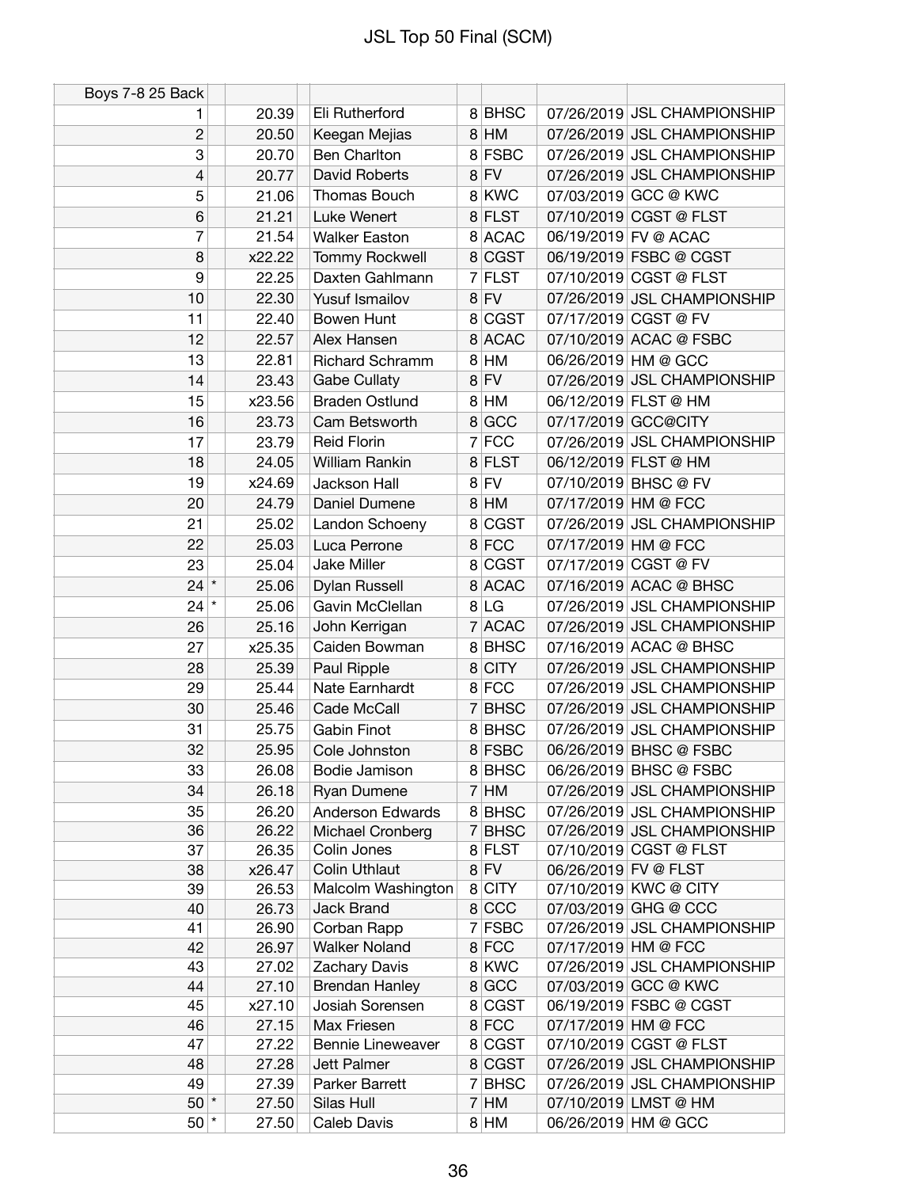# JSL Top 50 Final (SCM)

| Boys 7-8 25 Back | | | | | | | |
|---|---|---|---|---|---|---|---|
| 1 | | 20.39 | Eli Rutherford | 8 | BHSC | 07/26/2019 | JSL CHAMPIONSHIP |
| 2 | | 20.50 | Keegan Mejias | 8 | HM | 07/26/2019 | JSL CHAMPIONSHIP |
| 3 | | 20.70 | Ben Charlton | 8 | FSBC | 07/26/2019 | JSL CHAMPIONSHIP |
| 4 | | 20.77 | David Roberts | 8 | FV | 07/26/2019 | JSL CHAMPIONSHIP |
| 5 | | 21.06 | Thomas Bouch | 8 | KWC | 07/03/2019 | GCC @ KWC |
| 6 | | 21.21 | Luke Wenert | 8 | FLST | 07/10/2019 | CGST @ FLST |
| 7 | | 21.54 | Walker Easton | 8 | ACAC | 06/19/2019 | FV @ ACAC |
| 8 | | x22.22 | Tommy Rockwell | 8 | CGST | 06/19/2019 | FSBC @ CGST |
| 9 | | 22.25 | Daxten Gahlmann | 7 | FLST | 07/10/2019 | CGST @ FLST |
| 10 | | 22.30 | Yusuf Ismailov | 8 | FV | 07/26/2019 | JSL CHAMPIONSHIP |
| 11 | | 22.40 | Bowen Hunt | 8 | CGST | 07/17/2019 | CGST @ FV |
| 12 | | 22.57 | Alex Hansen | 8 | ACAC | 07/10/2019 | ACAC @ FSBC |
| 13 | | 22.81 | Richard Schramm | 8 | HM | 06/26/2019 | HM @ GCC |
| 14 | | 23.43 | Gabe Cullaty | 8 | FV | 07/26/2019 | JSL CHAMPIONSHIP |
| 15 | | x23.56 | Braden Ostlund | 8 | HM | 06/12/2019 | FLST @ HM |
| 16 | | 23.73 | Cam Betsworth | 8 | GCC | 07/17/2019 | GCC@CITY |
| 17 | | 23.79 | Reid Florin | 7 | FCC | 07/26/2019 | JSL CHAMPIONSHIP |
| 18 | | 24.05 | William Rankin | 8 | FLST | 06/12/2019 | FLST @ HM |
| 19 | | x24.69 | Jackson Hall | 8 | FV | 07/10/2019 | BHSC @ FV |
| 20 | | 24.79 | Daniel Dumene | 8 | HM | 07/17/2019 | HM @ FCC |
| 21 | | 25.02 | Landon Schoeny | 8 | CGST | 07/26/2019 | JSL CHAMPIONSHIP |
| 22 | | 25.03 | Luca Perrone | 8 | FCC | 07/17/2019 | HM @ FCC |
| 23 | | 25.04 | Jake Miller | 8 | CGST | 07/17/2019 | CGST @ FV |
| 24 | * | 25.06 | Dylan Russell | 8 | ACAC | 07/16/2019 | ACAC @ BHSC |
| 24 | * | 25.06 | Gavin McClellan | 8 | LG | 07/26/2019 | JSL CHAMPIONSHIP |
| 26 | | 25.16 | John Kerrigan | 7 | ACAC | 07/26/2019 | JSL CHAMPIONSHIP |
| 27 | | x25.35 | Caiden Bowman | 8 | BHSC | 07/16/2019 | ACAC @ BHSC |
| 28 | | 25.39 | Paul Ripple | 8 | CITY | 07/26/2019 | JSL CHAMPIONSHIP |
| 29 | | 25.44 | Nate Earnhardt | 8 | FCC | 07/26/2019 | JSL CHAMPIONSHIP |
| 30 | | 25.46 | Cade McCall | 7 | BHSC | 07/26/2019 | JSL CHAMPIONSHIP |
| 31 | | 25.75 | Gabin Finot | 8 | BHSC | 07/26/2019 | JSL CHAMPIONSHIP |
| 32 | | 25.95 | Cole Johnston | 8 | FSBC | 06/26/2019 | BHSC @ FSBC |
| 33 | | 26.08 | Bodie Jamison | 8 | BHSC | 06/26/2019 | BHSC @ FSBC |
| 34 | | 26.18 | Ryan Dumene | 7 | HM | 07/26/2019 | JSL CHAMPIONSHIP |
| 35 | | 26.20 | Anderson Edwards | 8 | BHSC | 07/26/2019 | JSL CHAMPIONSHIP |
| 36 | | 26.22 | Michael Cronberg | 7 | BHSC | 07/26/2019 | JSL CHAMPIONSHIP |
| 37 | | 26.35 | Colin Jones | 8 | FLST | 07/10/2019 | CGST @ FLST |
| 38 | | x26.47 | Colin Uthlaut | 8 | FV | 06/26/2019 | FV @ FLST |
| 39 | | 26.53 | Malcolm Washington | 8 | CITY | 07/10/2019 | KWC @ CITY |
| 40 | | 26.73 | Jack Brand | 8 | CCC | 07/03/2019 | GHG @ CCC |
| 41 | | 26.90 | Corban Rapp | 7 | FSBC | 07/26/2019 | JSL CHAMPIONSHIP |
| 42 | | 26.97 | Walker Noland | 8 | FCC | 07/17/2019 | HM @ FCC |
| 43 | | 27.02 | Zachary Davis | 8 | KWC | 07/26/2019 | JSL CHAMPIONSHIP |
| 44 | | 27.10 | Brendan Hanley | 8 | GCC | 07/03/2019 | GCC @ KWC |
| 45 | | x27.10 | Josiah Sorensen | 8 | CGST | 06/19/2019 | FSBC @ CGST |
| 46 | | 27.15 | Max Friesen | 8 | FCC | 07/17/2019 | HM @ FCC |
| 47 | | 27.22 | Bennie Lineweaver | 8 | CGST | 07/10/2019 | CGST @ FLST |
| 48 | | 27.28 | Jett Palmer | 8 | CGST | 07/26/2019 | JSL CHAMPIONSHIP |
| 49 | | 27.39 | Parker Barrett | 7 | BHSC | 07/26/2019 | JSL CHAMPIONSHIP |
| 50 | * | 27.50 | Silas Hull | 7 | HM | 07/10/2019 | LMST @ HM |
| 50 | * | 27.50 | Caleb Davis | 8 | HM | 06/26/2019 | HM @ GCC |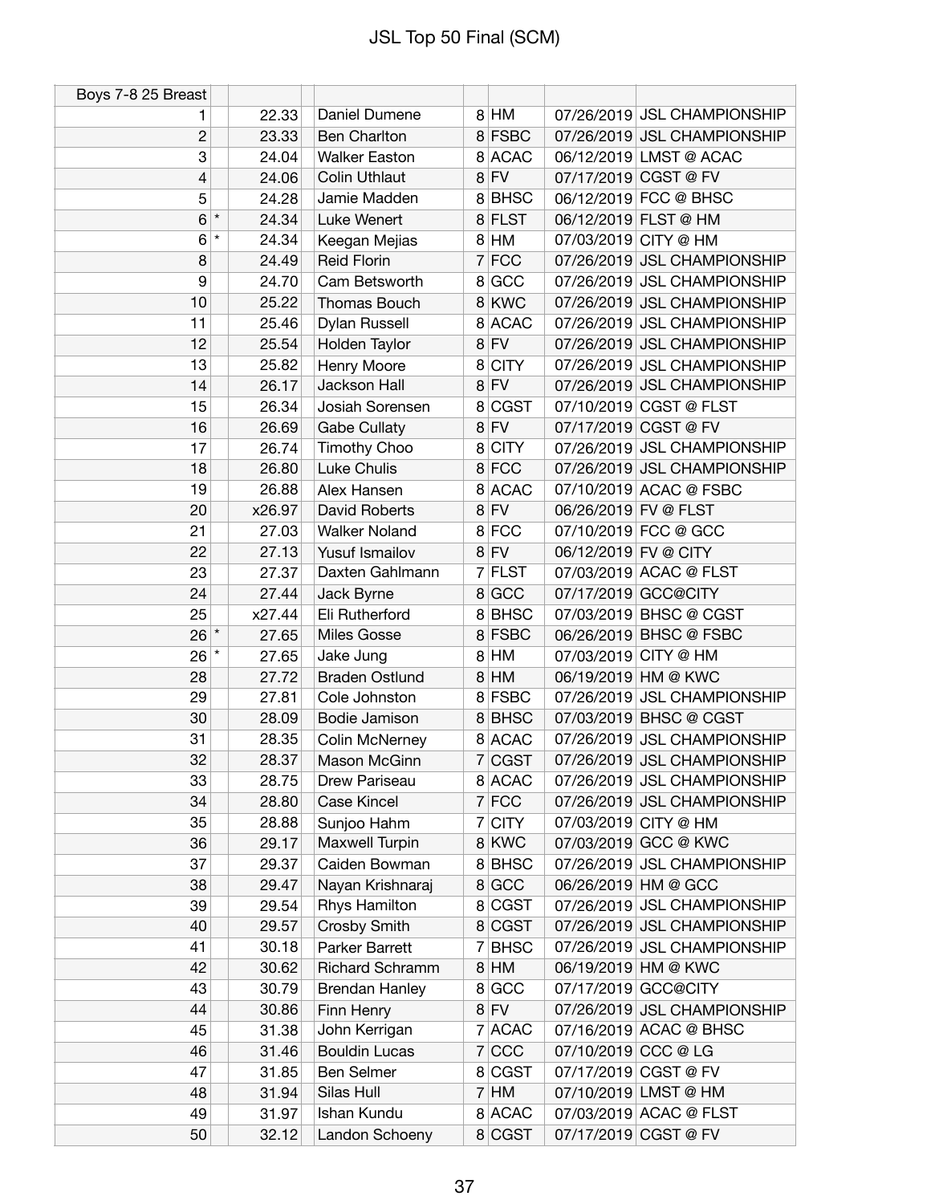# JSL Top 50 Final (SCM)

| Boys 7-8 25 Breast | | | | | | | |
|---|---|---|---|---|---|---|---|
| 1 | | 22.33 | Daniel Dumene | 8 | HM | 07/26/2019 | JSL CHAMPIONSHIP |
| 2 | | 23.33 | Ben Charlton | 8 | FSBC | 07/26/2019 | JSL CHAMPIONSHIP |
| 3 | | 24.04 | Walker Easton | 8 | ACAC | 06/12/2019 | LMST @ ACAC |
| 4 | | 24.06 | Colin Uthlaut | 8 | FV | 07/17/2019 | CGST @ FV |
| 5 | | 24.28 | Jamie Madden | 8 | BHSC | 06/12/2019 | FCC @ BHSC |
| 6 | * | 24.34 | Luke Wenert | 8 | FLST | 06/12/2019 | FLST @ HM |
| 6 | * | 24.34 | Keegan Mejias | 8 | HM | 07/03/2019 | CITY @ HM |
| 8 | | 24.49 | Reid Florin | 7 | FCC | 07/26/2019 | JSL CHAMPIONSHIP |
| 9 | | 24.70 | Cam Betsworth | 8 | GCC | 07/26/2019 | JSL CHAMPIONSHIP |
| 10 | | 25.22 | Thomas Bouch | 8 | KWC | 07/26/2019 | JSL CHAMPIONSHIP |
| 11 | | 25.46 | Dylan Russell | 8 | ACAC | 07/26/2019 | JSL CHAMPIONSHIP |
| 12 | | 25.54 | Holden Taylor | 8 | FV | 07/26/2019 | JSL CHAMPIONSHIP |
| 13 | | 25.82 | Henry Moore | 8 | CITY | 07/26/2019 | JSL CHAMPIONSHIP |
| 14 | | 26.17 | Jackson Hall | 8 | FV | 07/26/2019 | JSL CHAMPIONSHIP |
| 15 | | 26.34 | Josiah Sorensen | 8 | CGST | 07/10/2019 | CGST @ FLST |
| 16 | | 26.69 | Gabe Cullaty | 8 | FV | 07/17/2019 | CGST @ FV |
| 17 | | 26.74 | Timothy Choo | 8 | CITY | 07/26/2019 | JSL CHAMPIONSHIP |
| 18 | | 26.80 | Luke Chulis | 8 | FCC | 07/26/2019 | JSL CHAMPIONSHIP |
| 19 | | 26.88 | Alex Hansen | 8 | ACAC | 07/10/2019 | ACAC @ FSBC |
| 20 | | x26.97 | David Roberts | 8 | FV | 06/26/2019 | FV @ FLST |
| 21 | | 27.03 | Walker Noland | 8 | FCC | 07/10/2019 | FCC @ GCC |
| 22 | | 27.13 | Yusuf Ismailov | 8 | FV | 06/12/2019 | FV @ CITY |
| 23 | | 27.37 | Daxten Gahlmann | 7 | FLST | 07/03/2019 | ACAC @ FLST |
| 24 | | 27.44 | Jack Byrne | 8 | GCC | 07/17/2019 | GCC@CITY |
| 25 | | x27.44 | Eli Rutherford | 8 | BHSC | 07/03/2019 | BHSC @ CGST |
| 26 | * | 27.65 | Miles Gosse | 8 | FSBC | 06/26/2019 | BHSC @ FSBC |
| 26 | * | 27.65 | Jake Jung | 8 | HM | 07/03/2019 | CITY @ HM |
| 28 | | 27.72 | Braden Ostlund | 8 | HM | 06/19/2019 | HM @ KWC |
| 29 | | 27.81 | Cole Johnston | 8 | FSBC | 07/26/2019 | JSL CHAMPIONSHIP |
| 30 | | 28.09 | Bodie Jamison | 8 | BHSC | 07/03/2019 | BHSC @ CGST |
| 31 | | 28.35 | Colin McNerney | 8 | ACAC | 07/26/2019 | JSL CHAMPIONSHIP |
| 32 | | 28.37 | Mason McGinn | 7 | CGST | 07/26/2019 | JSL CHAMPIONSHIP |
| 33 | | 28.75 | Drew Pariseau | 8 | ACAC | 07/26/2019 | JSL CHAMPIONSHIP |
| 34 | | 28.80 | Case Kincel | 7 | FCC | 07/26/2019 | JSL CHAMPIONSHIP |
| 35 | | 28.88 | Sunjoo Hahm | 7 | CITY | 07/03/2019 | CITY @ HM |
| 36 | | 29.17 | Maxwell Turpin | 8 | KWC | 07/03/2019 | GCC @ KWC |
| 37 | | 29.37 | Caiden Bowman | 8 | BHSC | 07/26/2019 | JSL CHAMPIONSHIP |
| 38 | | 29.47 | Nayan Krishnaraj | 8 | GCC | 06/26/2019 | HM @ GCC |
| 39 | | 29.54 | Rhys Hamilton | 8 | CGST | 07/26/2019 | JSL CHAMPIONSHIP |
| 40 | | 29.57 | Crosby Smith | 8 | CGST | 07/26/2019 | JSL CHAMPIONSHIP |
| 41 | | 30.18 | Parker Barrett | 7 | BHSC | 07/26/2019 | JSL CHAMPIONSHIP |
| 42 | | 30.62 | Richard Schramm | 8 | HM | 06/19/2019 | HM @ KWC |
| 43 | | 30.79 | Brendan Hanley | 8 | GCC | 07/17/2019 | GCC@CITY |
| 44 | | 30.86 | Finn Henry | 8 | FV | 07/26/2019 | JSL CHAMPIONSHIP |
| 45 | | 31.38 | John Kerrigan | 7 | ACAC | 07/16/2019 | ACAC @ BHSC |
| 46 | | 31.46 | Bouldin Lucas | 7 | CCC | 07/10/2019 | CCC @ LG |
| 47 | | 31.85 | Ben Selmer | 8 | CGST | 07/17/2019 | CGST @ FV |
| 48 | | 31.94 | Silas Hull | 7 | HM | 07/10/2019 | LMST @ HM |
| 49 | | 31.97 | Ishan Kundu | 8 | ACAC | 07/03/2019 | ACAC @ FLST |
| 50 | | 32.12 | Landon Schoeny | 8 | CGST | 07/17/2019 | CGST @ FV |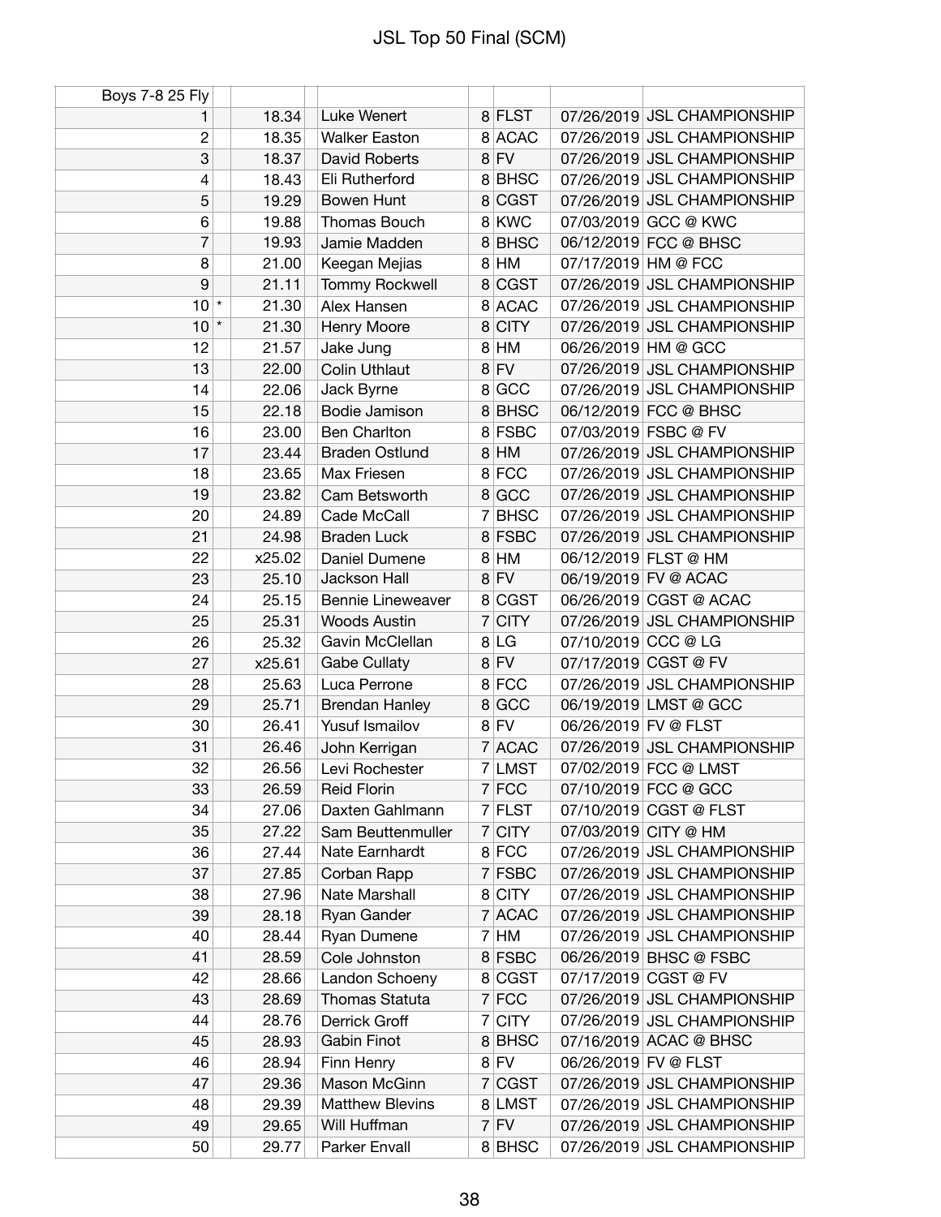# JSL Top 50 Final (SCM)

| Boys 7-8 25 Fly | | | | | | | |
|---|---|---|---|---|---|---|---|
| 1 | | 18.34 | Luke Wenert | 8 | FLST | 07/26/2019 | JSL CHAMPIONSHIP |
| 2 | | 18.35 | Walker Easton | 8 | ACAC | 07/26/2019 | JSL CHAMPIONSHIP |
| 3 | | 18.37 | David Roberts | 8 | FV | 07/26/2019 | JSL CHAMPIONSHIP |
| 4 | | 18.43 | Eli Rutherford | 8 | BHSC | 07/26/2019 | JSL CHAMPIONSHIP |
| 5 | | 19.29 | Bowen Hunt | 8 | CGST | 07/26/2019 | JSL CHAMPIONSHIP |
| 6 | | 19.88 | Thomas Bouch | 8 | KWC | 07/03/2019 | GCC @ KWC |
| 7 | | 19.93 | Jamie Madden | 8 | BHSC | 06/12/2019 | FCC @ BHSC |
| 8 | | 21.00 | Keegan Mejias | 8 | HM | 07/17/2019 | HM @ FCC |
| 9 | | 21.11 | Tommy Rockwell | 8 | CGST | 07/26/2019 | JSL CHAMPIONSHIP |
| 10 | * | 21.30 | Alex Hansen | 8 | ACAC | 07/26/2019 | JSL CHAMPIONSHIP |
| 10 | * | 21.30 | Henry Moore | 8 | CITY | 07/26/2019 | JSL CHAMPIONSHIP |
| 12 | | 21.57 | Jake Jung | 8 | HM | 06/26/2019 | HM @ GCC |
| 13 | | 22.00 | Colin Uthlaut | 8 | FV | 07/26/2019 | JSL CHAMPIONSHIP |
| 14 | | 22.06 | Jack Byrne | 8 | GCC | 07/26/2019 | JSL CHAMPIONSHIP |
| 15 | | 22.18 | Bodie Jamison | 8 | BHSC | 06/12/2019 | FCC @ BHSC |
| 16 | | 23.00 | Ben Charlton | 8 | FSBC | 07/03/2019 | FSBC @ FV |
| 17 | | 23.44 | Braden Ostlund | 8 | HM | 07/26/2019 | JSL CHAMPIONSHIP |
| 18 | | 23.65 | Max Friesen | 8 | FCC | 07/26/2019 | JSL CHAMPIONSHIP |
| 19 | | 23.82 | Cam Betsworth | 8 | GCC | 07/26/2019 | JSL CHAMPIONSHIP |
| 20 | | 24.89 | Cade McCall | 7 | BHSC | 07/26/2019 | JSL CHAMPIONSHIP |
| 21 | | 24.98 | Braden Luck | 8 | FSBC | 07/26/2019 | JSL CHAMPIONSHIP |
| 22 | | x25.02 | Daniel Dumene | 8 | HM | 06/12/2019 | FLST @ HM |
| 23 | | 25.10 | Jackson Hall | 8 | FV | 06/19/2019 | FV @ ACAC |
| 24 | | 25.15 | Bennie Lineweaver | 8 | CGST | 06/26/2019 | CGST @ ACAC |
| 25 | | 25.31 | Woods Austin | 7 | CITY | 07/26/2019 | JSL CHAMPIONSHIP |
| 26 | | 25.32 | Gavin McClellan | 8 | LG | 07/10/2019 | CCC @ LG |
| 27 | | x25.61 | Gabe Cullaty | 8 | FV | 07/17/2019 | CGST @ FV |
| 28 | | 25.63 | Luca Perrone | 8 | FCC | 07/26/2019 | JSL CHAMPIONSHIP |
| 29 | | 25.71 | Brendan Hanley | 8 | GCC | 06/19/2019 | LMST @ GCC |
| 30 | | 26.41 | Yusuf Ismailov | 8 | FV | 06/26/2019 | FV @ FLST |
| 31 | | 26.46 | John Kerrigan | 7 | ACAC | 07/26/2019 | JSL CHAMPIONSHIP |
| 32 | | 26.56 | Levi Rochester | 7 | LMST | 07/02/2019 | FCC @ LMST |
| 33 | | 26.59 | Reid Florin | 7 | FCC | 07/10/2019 | FCC @ GCC |
| 34 | | 27.06 | Daxten Gahlmann | 7 | FLST | 07/10/2019 | CGST @ FLST |
| 35 | | 27.22 | Sam Beuttenmuller | 7 | CITY | 07/03/2019 | CITY @ HM |
| 36 | | 27.44 | Nate Earnhardt | 8 | FCC | 07/26/2019 | JSL CHAMPIONSHIP |
| 37 | | 27.85 | Corban Rapp | 7 | FSBC | 07/26/2019 | JSL CHAMPIONSHIP |
| 38 | | 27.96 | Nate Marshall | 8 | CITY | 07/26/2019 | JSL CHAMPIONSHIP |
| 39 | | 28.18 | Ryan Gander | 7 | ACAC | 07/26/2019 | JSL CHAMPIONSHIP |
| 40 | | 28.44 | Ryan Dumene | 7 | HM | 07/26/2019 | JSL CHAMPIONSHIP |
| 41 | | 28.59 | Cole Johnston | 8 | FSBC | 06/26/2019 | BHSC @ FSBC |
| 42 | | 28.66 | Landon Schoeny | 8 | CGST | 07/17/2019 | CGST @ FV |
| 43 | | 28.69 | Thomas Statuta | 7 | FCC | 07/26/2019 | JSL CHAMPIONSHIP |
| 44 | | 28.76 | Derrick Groff | 7 | CITY | 07/26/2019 | JSL CHAMPIONSHIP |
| 45 | | 28.93 | Gabin Finot | 8 | BHSC | 07/16/2019 | ACAC @ BHSC |
| 46 | | 28.94 | Finn Henry | 8 | FV | 06/26/2019 | FV @ FLST |
| 47 | | 29.36 | Mason McGinn | 7 | CGST | 07/26/2019 | JSL CHAMPIONSHIP |
| 48 | | 29.39 | Matthew Blevins | 8 | LMST | 07/26/2019 | JSL CHAMPIONSHIP |
| 49 | | 29.65 | Will Huffman | 7 | FV | 07/26/2019 | JSL CHAMPIONSHIP |
| 50 | | 29.77 | Parker Envall | 8 | BHSC | 07/26/2019 | JSL CHAMPIONSHIP |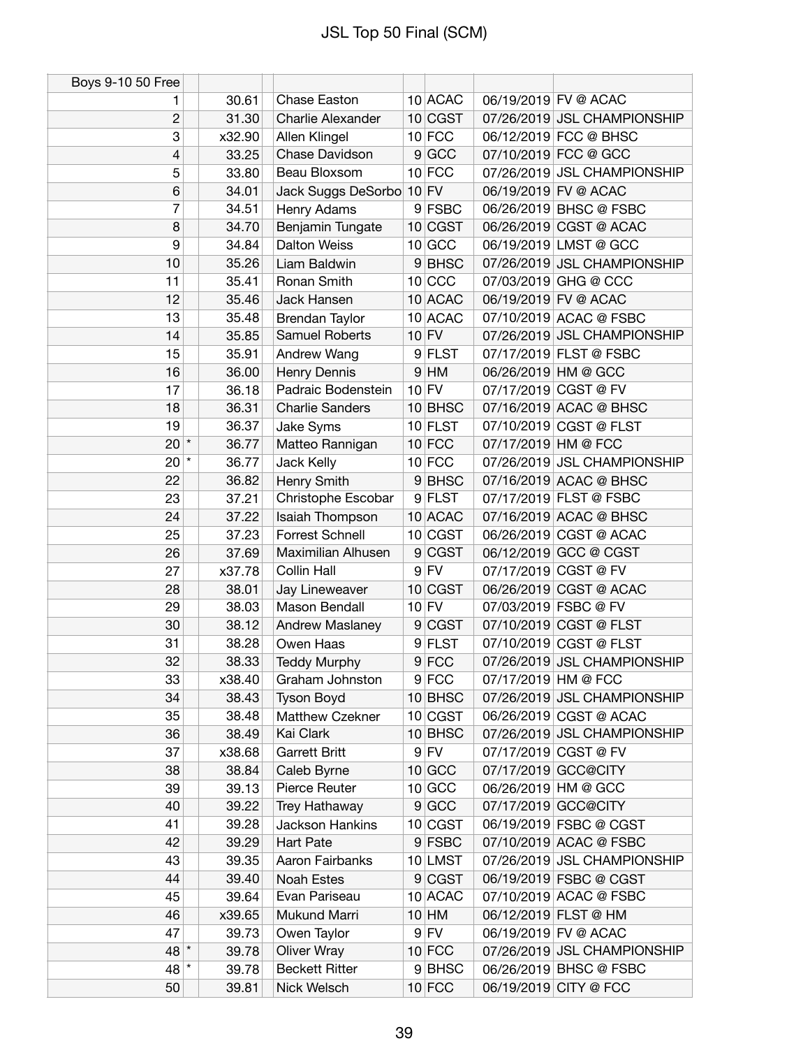# JSL Top 50 Final (SCM)

| Boys 9-10 50 Free | | | | | | | |
|---|---|---|---|---|---|---|---|
| 1 | | 30.61 | Chase Easton | 10 | ACAC | 06/19/2019 | FV @ ACAC |
| 2 | | 31.30 | Charlie Alexander | 10 | CGST | 07/26/2019 | JSL CHAMPIONSHIP |
| 3 | | x32.90 | Allen Klingel | 10 | FCC | 06/12/2019 | FCC @ BHSC |
| 4 | | 33.25 | Chase Davidson | 9 | GCC | 07/10/2019 | FCC @ GCC |
| 5 | | 33.80 | Beau Bloxsom | 10 | FCC | 07/26/2019 | JSL CHAMPIONSHIP |
| 6 | | 34.01 | Jack Suggs DeSorbo | 10 | FV | 06/19/2019 | FV @ ACAC |
| 7 | | 34.51 | Henry Adams | 9 | FSBC | 06/26/2019 | BHSC @ FSBC |
| 8 | | 34.70 | Benjamin Tungate | 10 | CGST | 06/26/2019 | CGST @ ACAC |
| 9 | | 34.84 | Dalton Weiss | 10 | GCC | 06/19/2019 | LMST @ GCC |
| 10 | | 35.26 | Liam Baldwin | 9 | BHSC | 07/26/2019 | JSL CHAMPIONSHIP |
| 11 | | 35.41 | Ronan Smith | 10 | CCC | 07/03/2019 | GHG @ CCC |
| 12 | | 35.46 | Jack Hansen | 10 | ACAC | 06/19/2019 | FV @ ACAC |
| 13 | | 35.48 | Brendan Taylor | 10 | ACAC | 07/10/2019 | ACAC @ FSBC |
| 14 | | 35.85 | Samuel Roberts | 10 | FV | 07/26/2019 | JSL CHAMPIONSHIP |
| 15 | | 35.91 | Andrew Wang | 9 | FLST | 07/17/2019 | FLST @ FSBC |
| 16 | | 36.00 | Henry Dennis | 9 | HM | 06/26/2019 | HM @ GCC |
| 17 | | 36.18 | Padraic Bodenstein | 10 | FV | 07/17/2019 | CGST @ FV |
| 18 | | 36.31 | Charlie Sanders | 10 | BHSC | 07/16/2019 | ACAC @ BHSC |
| 19 | | 36.37 | Jake Syms | 10 | FLST | 07/10/2019 | CGST @ FLST |
| 20 | * | 36.77 | Matteo Rannigan | 10 | FCC | 07/17/2019 | HM @ FCC |
| 20 | * | 36.77 | Jack Kelly | 10 | FCC | 07/26/2019 | JSL CHAMPIONSHIP |
| 22 | | 36.82 | Henry Smith | 9 | BHSC | 07/16/2019 | ACAC @ BHSC |
| 23 | | 37.21 | Christophe Escobar | 9 | FLST | 07/17/2019 | FLST @ FSBC |
| 24 | | 37.22 | Isaiah Thompson | 10 | ACAC | 07/16/2019 | ACAC @ BHSC |
| 25 | | 37.23 | Forrest Schnell | 10 | CGST | 06/26/2019 | CGST @ ACAC |
| 26 | | 37.69 | Maximilian Alhusen | 9 | CGST | 06/12/2019 | GCC @ CGST |
| 27 | | x37.78 | Collin Hall | 9 | FV | 07/17/2019 | CGST @ FV |
| 28 | | 38.01 | Jay Lineweaver | 10 | CGST | 06/26/2019 | CGST @ ACAC |
| 29 | | 38.03 | Mason Bendall | 10 | FV | 07/03/2019 | FSBC @ FV |
| 30 | | 38.12 | Andrew Maslaney | 9 | CGST | 07/10/2019 | CGST @ FLST |
| 31 | | 38.28 | Owen Haas | 9 | FLST | 07/10/2019 | CGST @ FLST |
| 32 | | 38.33 | Teddy Murphy | 9 | FCC | 07/26/2019 | JSL CHAMPIONSHIP |
| 33 | | x38.40 | Graham Johnston | 9 | FCC | 07/17/2019 | HM @ FCC |
| 34 | | 38.43 | Tyson Boyd | 10 | BHSC | 07/26/2019 | JSL CHAMPIONSHIP |
| 35 | | 38.48 | Matthew Czekner | 10 | CGST | 06/26/2019 | CGST @ ACAC |
| 36 | | 38.49 | Kai Clark | 10 | BHSC | 07/26/2019 | JSL CHAMPIONSHIP |
| 37 | | x38.68 | Garrett Britt | 9 | FV | 07/17/2019 | CGST @ FV |
| 38 | | 38.84 | Caleb Byrne | 10 | GCC | 07/17/2019 | GCC@CITY |
| 39 | | 39.13 | Pierce Reuter | 10 | GCC | 06/26/2019 | HM @ GCC |
| 40 | | 39.22 | Trey Hathaway | 9 | GCC | 07/17/2019 | GCC@CITY |
| 41 | | 39.28 | Jackson Hankins | 10 | CGST | 06/19/2019 | FSBC @ CGST |
| 42 | | 39.29 | Hart Pate | 9 | FSBC | 07/10/2019 | ACAC @ FSBC |
| 43 | | 39.35 | Aaron Fairbanks | 10 | LMST | 07/26/2019 | JSL CHAMPIONSHIP |
| 44 | | 39.40 | Noah Estes | 9 | CGST | 06/19/2019 | FSBC @ CGST |
| 45 | | 39.64 | Evan Pariseau | 10 | ACAC | 07/10/2019 | ACAC @ FSBC |
| 46 | | x39.65 | Mukund Marri | 10 | HM | 06/12/2019 | FLST @ HM |
| 47 | | 39.73 | Owen Taylor | 9 | FV | 06/19/2019 | FV @ ACAC |
| 48 | * | 39.78 | Oliver Wray | 10 | FCC | 07/26/2019 | JSL CHAMPIONSHIP |
| 48 | * | 39.78 | Beckett Ritter | 9 | BHSC | 06/26/2019 | BHSC @ FSBC |
| 50 | | 39.81 | Nick Welsch | 10 | FCC | 06/19/2019 | CITY @ FCC |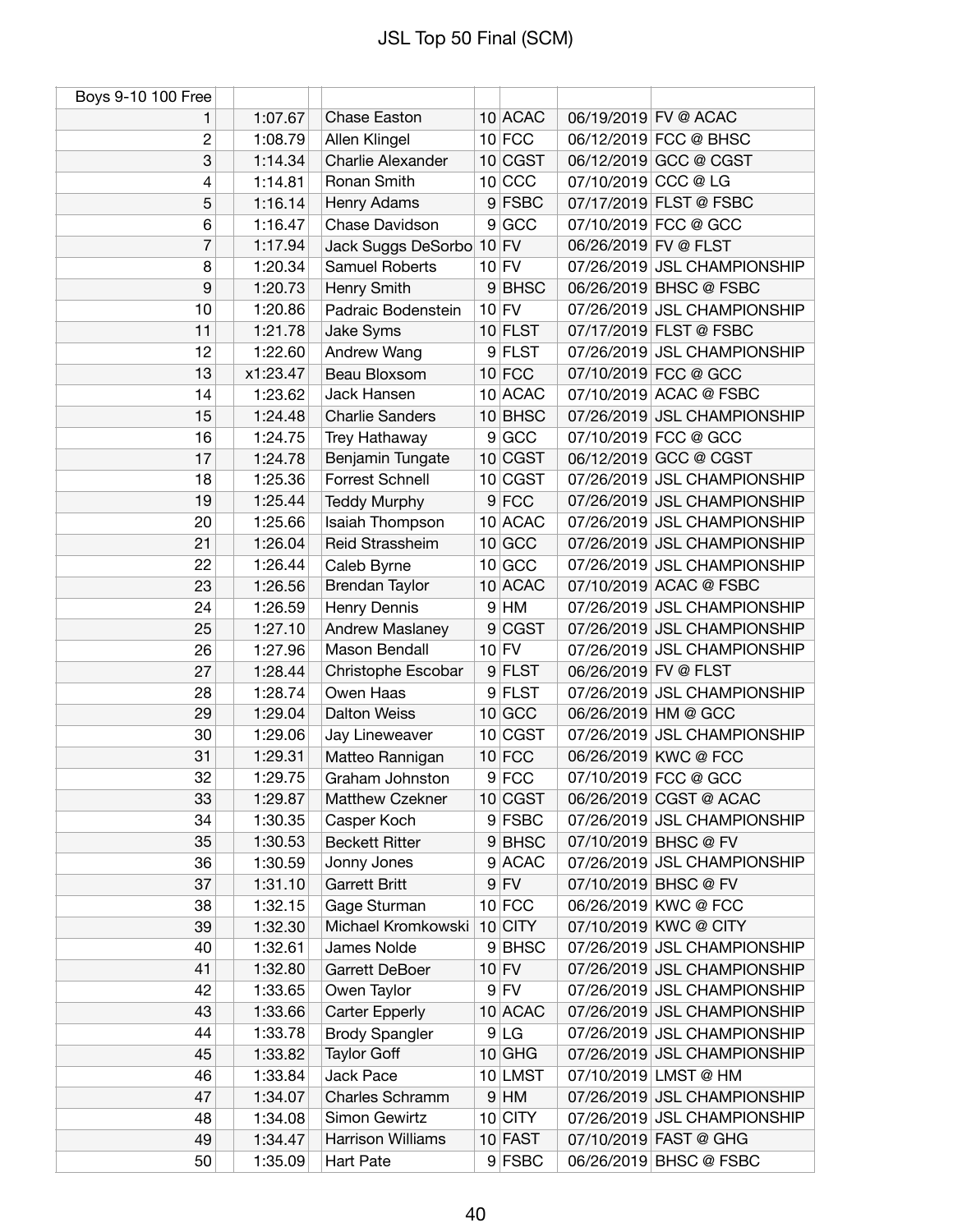# JSL Top 50 Final (SCM)

| Boys 9-10 100 Free | | | | | | |
|---|---|---|---|---|---|---|
| 1 | 1:07.67 | Chase Easton | 10 | ACAC | 06/19/2019 | FV @ ACAC |
| 2 | 1:08.79 | Allen Klingel | 10 | FCC | 06/12/2019 | FCC @ BHSC |
| 3 | 1:14.34 | Charlie Alexander | 10 | CGST | 06/12/2019 | GCC @ CGST |
| 4 | 1:14.81 | Ronan Smith | 10 | CCC | 07/10/2019 | CCC @ LG |
| 5 | 1:16.14 | Henry Adams | 9 | FSBC | 07/17/2019 | FLST @ FSBC |
| 6 | 1:16.47 | Chase Davidson | 9 | GCC | 07/10/2019 | FCC @ GCC |
| 7 | 1:17.94 | Jack Suggs DeSorbo | 10 | FV | 06/26/2019 | FV @ FLST |
| 8 | 1:20.34 | Samuel Roberts | 10 | FV | 07/26/2019 | JSL CHAMPIONSHIP |
| 9 | 1:20.73 | Henry Smith | 9 | BHSC | 06/26/2019 | BHSC @ FSBC |
| 10 | 1:20.86 | Padraic Bodenstein | 10 | FV | 07/26/2019 | JSL CHAMPIONSHIP |
| 11 | 1:21.78 | Jake Syms | 10 | FLST | 07/17/2019 | FLST @ FSBC |
| 12 | 1:22.60 | Andrew Wang | 9 | FLST | 07/26/2019 | JSL CHAMPIONSHIP |
| 13 | x1:23.47 | Beau Bloxsom | 10 | FCC | 07/10/2019 | FCC @ GCC |
| 14 | 1:23.62 | Jack Hansen | 10 | ACAC | 07/10/2019 | ACAC @ FSBC |
| 15 | 1:24.48 | Charlie Sanders | 10 | BHSC | 07/26/2019 | JSL CHAMPIONSHIP |
| 16 | 1:24.75 | Trey Hathaway | 9 | GCC | 07/10/2019 | FCC @ GCC |
| 17 | 1:24.78 | Benjamin Tungate | 10 | CGST | 06/12/2019 | GCC @ CGST |
| 18 | 1:25.36 | Forrest Schnell | 10 | CGST | 07/26/2019 | JSL CHAMPIONSHIP |
| 19 | 1:25.44 | Teddy Murphy | 9 | FCC | 07/26/2019 | JSL CHAMPIONSHIP |
| 20 | 1:25.66 | Isaiah Thompson | 10 | ACAC | 07/26/2019 | JSL CHAMPIONSHIP |
| 21 | 1:26.04 | Reid Strassheim | 10 | GCC | 07/26/2019 | JSL CHAMPIONSHIP |
| 22 | 1:26.44 | Caleb Byrne | 10 | GCC | 07/26/2019 | JSL CHAMPIONSHIP |
| 23 | 1:26.56 | Brendan Taylor | 10 | ACAC | 07/10/2019 | ACAC @ FSBC |
| 24 | 1:26.59 | Henry Dennis | 9 | HM | 07/26/2019 | JSL CHAMPIONSHIP |
| 25 | 1:27.10 | Andrew Maslaney | 9 | CGST | 07/26/2019 | JSL CHAMPIONSHIP |
| 26 | 1:27.96 | Mason Bendall | 10 | FV | 07/26/2019 | JSL CHAMPIONSHIP |
| 27 | 1:28.44 | Christophe Escobar | 9 | FLST | 06/26/2019 | FV @ FLST |
| 28 | 1:28.74 | Owen Haas | 9 | FLST | 07/26/2019 | JSL CHAMPIONSHIP |
| 29 | 1:29.04 | Dalton Weiss | 10 | GCC | 06/26/2019 | HM @ GCC |
| 30 | 1:29.06 | Jay Lineweaver | 10 | CGST | 07/26/2019 | JSL CHAMPIONSHIP |
| 31 | 1:29.31 | Matteo Rannigan | 10 | FCC | 06/26/2019 | KWC @ FCC |
| 32 | 1:29.75 | Graham Johnston | 9 | FCC | 07/10/2019 | FCC @ GCC |
| 33 | 1:29.87 | Matthew Czekner | 10 | CGST | 06/26/2019 | CGST @ ACAC |
| 34 | 1:30.35 | Casper Koch | 9 | FSBC | 07/26/2019 | JSL CHAMPIONSHIP |
| 35 | 1:30.53 | Beckett Ritter | 9 | BHSC | 07/10/2019 | BHSC @ FV |
| 36 | 1:30.59 | Jonny Jones | 9 | ACAC | 07/26/2019 | JSL CHAMPIONSHIP |
| 37 | 1:31.10 | Garrett Britt | 9 | FV | 07/10/2019 | BHSC @ FV |
| 38 | 1:32.15 | Gage Sturman | 10 | FCC | 06/26/2019 | KWC @ FCC |
| 39 | 1:32.30 | Michael Kromkowski | 10 | CITY | 07/10/2019 | KWC @ CITY |
| 40 | 1:32.61 | James Nolde | 9 | BHSC | 07/26/2019 | JSL CHAMPIONSHIP |
| 41 | 1:32.80 | Garrett DeBoer | 10 | FV | 07/26/2019 | JSL CHAMPIONSHIP |
| 42 | 1:33.65 | Owen Taylor | 9 | FV | 07/26/2019 | JSL CHAMPIONSHIP |
| 43 | 1:33.66 | Carter Epperly | 10 | ACAC | 07/26/2019 | JSL CHAMPIONSHIP |
| 44 | 1:33.78 | Brody Spangler | 9 | LG | 07/26/2019 | JSL CHAMPIONSHIP |
| 45 | 1:33.82 | Taylor Goff | 10 | GHG | 07/26/2019 | JSL CHAMPIONSHIP |
| 46 | 1:33.84 | Jack Pace | 10 | LMST | 07/10/2019 | LMST @ HM |
| 47 | 1:34.07 | Charles Schramm | 9 | HM | 07/26/2019 | JSL CHAMPIONSHIP |
| 48 | 1:34.08 | Simon Gewirtz | 10 | CITY | 07/26/2019 | JSL CHAMPIONSHIP |
| 49 | 1:34.47 | Harrison Williams | 10 | FAST | 07/10/2019 | FAST @ GHG |
| 50 | 1:35.09 | Hart Pate | 9 | FSBC | 06/26/2019 | BHSC @ FSBC |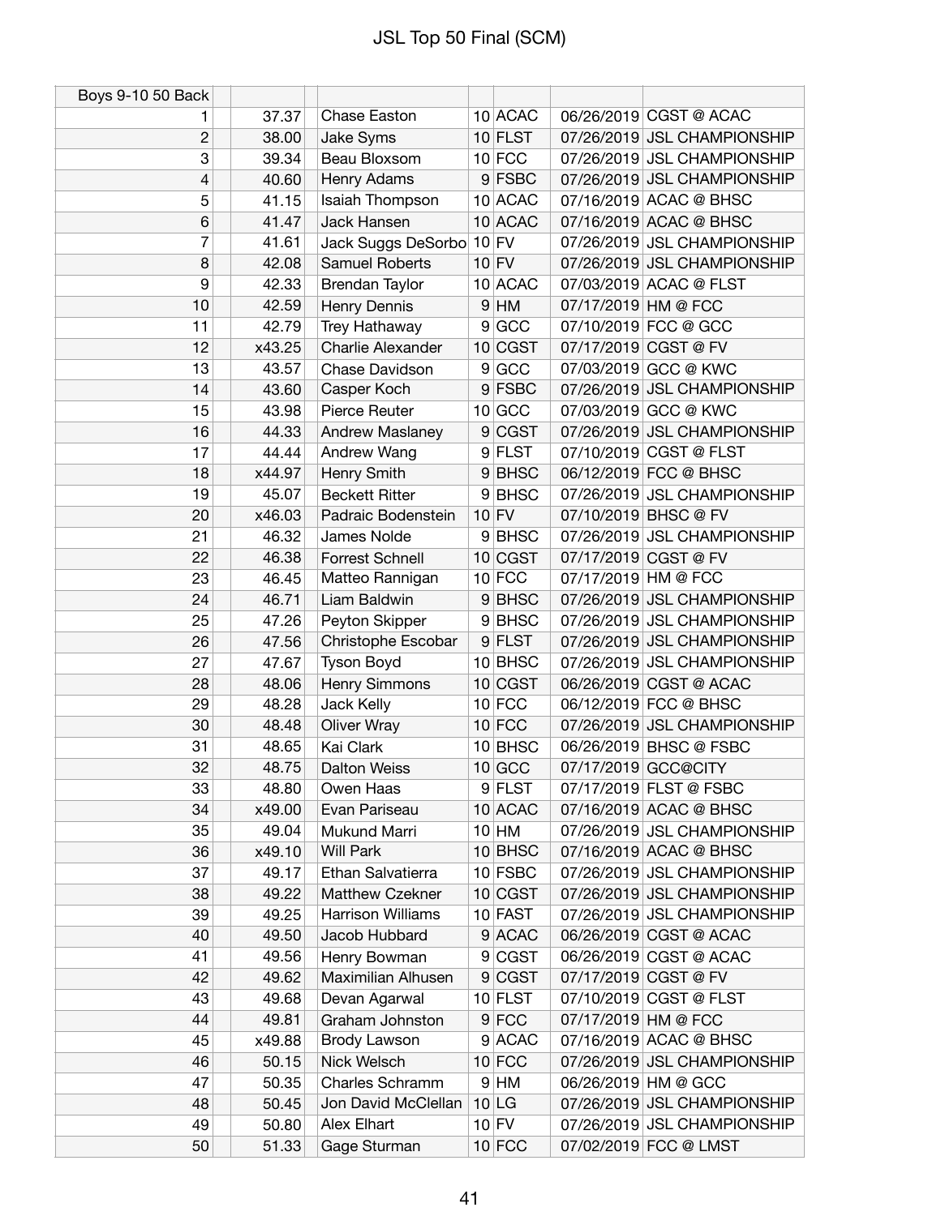# JSL Top 50 Final (SCM)

| Boys 9-10 50 Back | | | | | | |
|---|---|---|---|---|---|---|
| 1 | 37.37 | Chase Easton | 10 | ACAC | 06/26/2019 | CGST @ ACAC |
| 2 | 38.00 | Jake Syms | 10 | FLST | 07/26/2019 | JSL CHAMPIONSHIP |
| 3 | 39.34 | Beau Bloxsom | 10 | FCC | 07/26/2019 | JSL CHAMPIONSHIP |
| 4 | 40.60 | Henry Adams | 9 | FSBC | 07/26/2019 | JSL CHAMPIONSHIP |
| 5 | 41.15 | Isaiah Thompson | 10 | ACAC | 07/16/2019 | ACAC @ BHSC |
| 6 | 41.47 | Jack Hansen | 10 | ACAC | 07/16/2019 | ACAC @ BHSC |
| 7 | 41.61 | Jack Suggs DeSorbo | 10 | FV | 07/26/2019 | JSL CHAMPIONSHIP |
| 8 | 42.08 | Samuel Roberts | 10 | FV | 07/26/2019 | JSL CHAMPIONSHIP |
| 9 | 42.33 | Brendan Taylor | 10 | ACAC | 07/03/2019 | ACAC @ FLST |
| 10 | 42.59 | Henry Dennis | 9 | HM | 07/17/2019 | HM @ FCC |
| 11 | 42.79 | Trey Hathaway | 9 | GCC | 07/10/2019 | FCC @ GCC |
| 12 | x43.25 | Charlie Alexander | 10 | CGST | 07/17/2019 | CGST @ FV |
| 13 | 43.57 | Chase Davidson | 9 | GCC | 07/03/2019 | GCC @ KWC |
| 14 | 43.60 | Casper Koch | 9 | FSBC | 07/26/2019 | JSL CHAMPIONSHIP |
| 15 | 43.98 | Pierce Reuter | 10 | GCC | 07/03/2019 | GCC @ KWC |
| 16 | 44.33 | Andrew Maslaney | 9 | CGST | 07/26/2019 | JSL CHAMPIONSHIP |
| 17 | 44.44 | Andrew Wang | 9 | FLST | 07/10/2019 | CGST @ FLST |
| 18 | x44.97 | Henry Smith | 9 | BHSC | 06/12/2019 | FCC @ BHSC |
| 19 | 45.07 | Beckett Ritter | 9 | BHSC | 07/26/2019 | JSL CHAMPIONSHIP |
| 20 | x46.03 | Padraic Bodenstein | 10 | FV | 07/10/2019 | BHSC @ FV |
| 21 | 46.32 | James Nolde | 9 | BHSC | 07/26/2019 | JSL CHAMPIONSHIP |
| 22 | 46.38 | Forrest Schnell | 10 | CGST | 07/17/2019 | CGST @ FV |
| 23 | 46.45 | Matteo Rannigan | 10 | FCC | 07/17/2019 | HM @ FCC |
| 24 | 46.71 | Liam Baldwin | 9 | BHSC | 07/26/2019 | JSL CHAMPIONSHIP |
| 25 | 47.26 | Peyton Skipper | 9 | BHSC | 07/26/2019 | JSL CHAMPIONSHIP |
| 26 | 47.56 | Christophe Escobar | 9 | FLST | 07/26/2019 | JSL CHAMPIONSHIP |
| 27 | 47.67 | Tyson Boyd | 10 | BHSC | 07/26/2019 | JSL CHAMPIONSHIP |
| 28 | 48.06 | Henry Simmons | 10 | CGST | 06/26/2019 | CGST @ ACAC |
| 29 | 48.28 | Jack Kelly | 10 | FCC | 06/12/2019 | FCC @ BHSC |
| 30 | 48.48 | Oliver Wray | 10 | FCC | 07/26/2019 | JSL CHAMPIONSHIP |
| 31 | 48.65 | Kai Clark | 10 | BHSC | 06/26/2019 | BHSC @ FSBC |
| 32 | 48.75 | Dalton Weiss | 10 | GCC | 07/17/2019 | GCC@CITY |
| 33 | 48.80 | Owen Haas | 9 | FLST | 07/17/2019 | FLST @ FSBC |
| 34 | x49.00 | Evan Pariseau | 10 | ACAC | 07/16/2019 | ACAC @ BHSC |
| 35 | 49.04 | Mukund Marri | 10 | HM | 07/26/2019 | JSL CHAMPIONSHIP |
| 36 | x49.10 | Will Park | 10 | BHSC | 07/16/2019 | ACAC @ BHSC |
| 37 | 49.17 | Ethan Salvatierra | 10 | FSBC | 07/26/2019 | JSL CHAMPIONSHIP |
| 38 | 49.22 | Matthew Czekner | 10 | CGST | 07/26/2019 | JSL CHAMPIONSHIP |
| 39 | 49.25 | Harrison Williams | 10 | FAST | 07/26/2019 | JSL CHAMPIONSHIP |
| 40 | 49.50 | Jacob Hubbard | 9 | ACAC | 06/26/2019 | CGST @ ACAC |
| 41 | 49.56 | Henry Bowman | 9 | CGST | 06/26/2019 | CGST @ ACAC |
| 42 | 49.62 | Maximilian Alhusen | 9 | CGST | 07/17/2019 | CGST @ FV |
| 43 | 49.68 | Devan Agarwal | 10 | FLST | 07/10/2019 | CGST @ FLST |
| 44 | 49.81 | Graham Johnston | 9 | FCC | 07/17/2019 | HM @ FCC |
| 45 | x49.88 | Brody Lawson | 9 | ACAC | 07/16/2019 | ACAC @ BHSC |
| 46 | 50.15 | Nick Welsch | 10 | FCC | 07/26/2019 | JSL CHAMPIONSHIP |
| 47 | 50.35 | Charles Schramm | 9 | HM | 06/26/2019 | HM @ GCC |
| 48 | 50.45 | Jon David McClellan | 10 | LG | 07/26/2019 | JSL CHAMPIONSHIP |
| 49 | 50.80 | Alex Elhart | 10 | FV | 07/26/2019 | JSL CHAMPIONSHIP |
| 50 | 51.33 | Gage Sturman | 10 | FCC | 07/02/2019 | FCC @ LMST |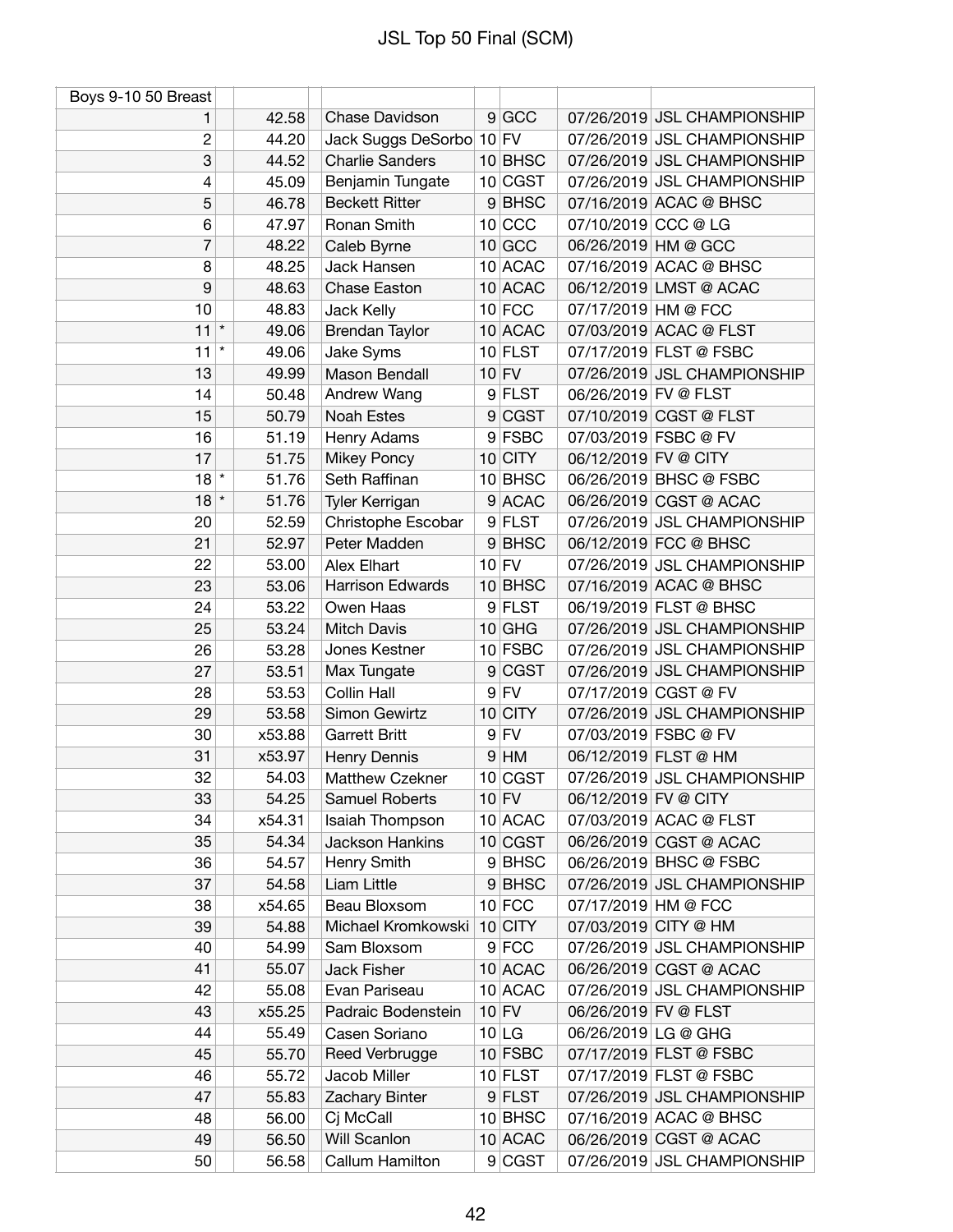# JSL Top 50 Final (SCM)

| Boys 9-10 50 Breast | | | | | | | |
|---|---|---|---|---|---|---|---|
| 1 | | 42.58 | Chase Davidson | 9 | GCC | 07/26/2019 | JSL CHAMPIONSHIP |
| 2 | | 44.20 | Jack Suggs DeSorbo | 10 | FV | 07/26/2019 | JSL CHAMPIONSHIP |
| 3 | | 44.52 | Charlie Sanders | 10 | BHSC | 07/26/2019 | JSL CHAMPIONSHIP |
| 4 | | 45.09 | Benjamin Tungate | 10 | CGST | 07/26/2019 | JSL CHAMPIONSHIP |
| 5 | | 46.78 | Beckett Ritter | 9 | BHSC | 07/16/2019 | ACAC @ BHSC |
| 6 | | 47.97 | Ronan Smith | 10 | CCC | 07/10/2019 | CCC @ LG |
| 7 | | 48.22 | Caleb Byrne | 10 | GCC | 06/26/2019 | HM @ GCC |
| 8 | | 48.25 | Jack Hansen | 10 | ACAC | 07/16/2019 | ACAC @ BHSC |
| 9 | | 48.63 | Chase Easton | 10 | ACAC | 06/12/2019 | LMST @ ACAC |
| 10 | | 48.83 | Jack Kelly | 10 | FCC | 07/17/2019 | HM @ FCC |
| 11 | * | 49.06 | Brendan Taylor | 10 | ACAC | 07/03/2019 | ACAC @ FLST |
| 11 | * | 49.06 | Jake Syms | 10 | FLST | 07/17/2019 | FLST @ FSBC |
| 13 | | 49.99 | Mason Bendall | 10 | FV | 07/26/2019 | JSL CHAMPIONSHIP |
| 14 | | 50.48 | Andrew Wang | 9 | FLST | 06/26/2019 | FV @ FLST |
| 15 | | 50.79 | Noah Estes | 9 | CGST | 07/10/2019 | CGST @ FLST |
| 16 | | 51.19 | Henry Adams | 9 | FSBC | 07/03/2019 | FSBC @ FV |
| 17 | | 51.75 | Mikey Poncy | 10 | CITY | 06/12/2019 | FV @ CITY |
| 18 | * | 51.76 | Seth Raffinan | 10 | BHSC | 06/26/2019 | BHSC @ FSBC |
| 18 | * | 51.76 | Tyler Kerrigan | 9 | ACAC | 06/26/2019 | CGST @ ACAC |
| 20 | | 52.59 | Christophe Escobar | 9 | FLST | 07/26/2019 | JSL CHAMPIONSHIP |
| 21 | | 52.97 | Peter Madden | 9 | BHSC | 06/12/2019 | FCC @ BHSC |
| 22 | | 53.00 | Alex Elhart | 10 | FV | 07/26/2019 | JSL CHAMPIONSHIP |
| 23 | | 53.06 | Harrison Edwards | 10 | BHSC | 07/16/2019 | ACAC @ BHSC |
| 24 | | 53.22 | Owen Haas | 9 | FLST | 06/19/2019 | FLST @ BHSC |
| 25 | | 53.24 | Mitch Davis | 10 | GHG | 07/26/2019 | JSL CHAMPIONSHIP |
| 26 | | 53.28 | Jones Kestner | 10 | FSBC | 07/26/2019 | JSL CHAMPIONSHIP |
| 27 | | 53.51 | Max Tungate | 9 | CGST | 07/26/2019 | JSL CHAMPIONSHIP |
| 28 | | 53.53 | Collin Hall | 9 | FV | 07/17/2019 | CGST @ FV |
| 29 | | 53.58 | Simon Gewirtz | 10 | CITY | 07/26/2019 | JSL CHAMPIONSHIP |
| 30 | | x53.88 | Garrett Britt | 9 | FV | 07/03/2019 | FSBC @ FV |
| 31 | | x53.97 | Henry Dennis | 9 | HM | 06/12/2019 | FLST @ HM |
| 32 | | 54.03 | Matthew Czekner | 10 | CGST | 07/26/2019 | JSL CHAMPIONSHIP |
| 33 | | 54.25 | Samuel Roberts | 10 | FV | 06/12/2019 | FV @ CITY |
| 34 | | x54.31 | Isaiah Thompson | 10 | ACAC | 07/03/2019 | ACAC @ FLST |
| 35 | | 54.34 | Jackson Hankins | 10 | CGST | 06/26/2019 | CGST @ ACAC |
| 36 | | 54.57 | Henry Smith | 9 | BHSC | 06/26/2019 | BHSC @ FSBC |
| 37 | | 54.58 | Liam Little | 9 | BHSC | 07/26/2019 | JSL CHAMPIONSHIP |
| 38 | | x54.65 | Beau Bloxsom | 10 | FCC | 07/17/2019 | HM @ FCC |
| 39 | | 54.88 | Michael Kromkowski | 10 | CITY | 07/03/2019 | CITY @ HM |
| 40 | | 54.99 | Sam Bloxsom | 9 | FCC | 07/26/2019 | JSL CHAMPIONSHIP |
| 41 | | 55.07 | Jack Fisher | 10 | ACAC | 06/26/2019 | CGST @ ACAC |
| 42 | | 55.08 | Evan Pariseau | 10 | ACAC | 07/26/2019 | JSL CHAMPIONSHIP |
| 43 | | x55.25 | Padraic Bodenstein | 10 | FV | 06/26/2019 | FV @ FLST |
| 44 | | 55.49 | Casen Soriano | 10 | LG | 06/26/2019 | LG @ GHG |
| 45 | | 55.70 | Reed Verbrugge | 10 | FSBC | 07/17/2019 | FLST @ FSBC |
| 46 | | 55.72 | Jacob Miller | 10 | FLST | 07/17/2019 | FLST @ FSBC |
| 47 | | 55.83 | Zachary Binter | 9 | FLST | 07/26/2019 | JSL CHAMPIONSHIP |
| 48 | | 56.00 | Cj McCall | 10 | BHSC | 07/16/2019 | ACAC @ BHSC |
| 49 | | 56.50 | Will Scanlon | 10 | ACAC | 06/26/2019 | CGST @ ACAC |
| 50 | | 56.58 | Callum Hamilton | 9 | CGST | 07/26/2019 | JSL CHAMPIONSHIP |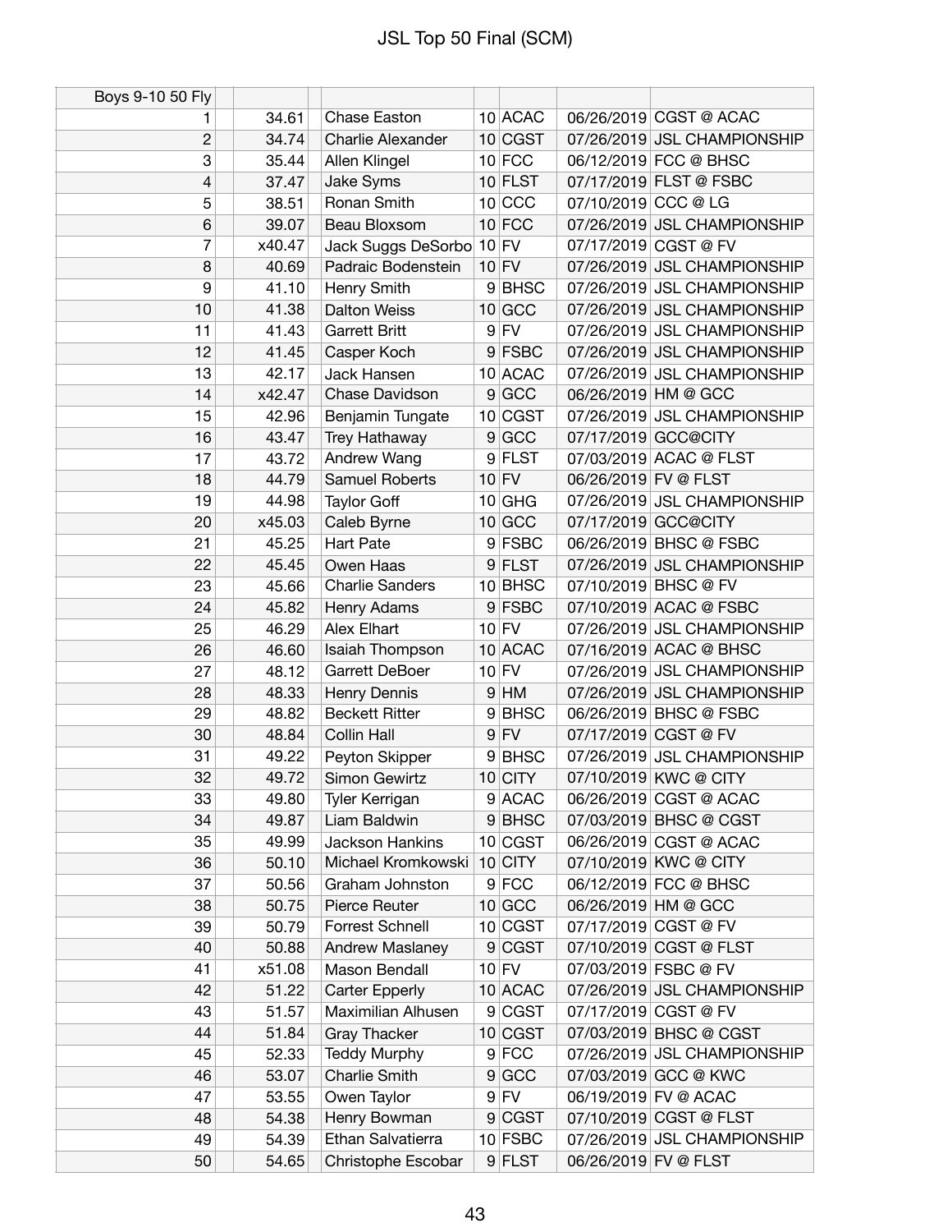# JSL Top 50 Final (SCM)

| Boys 9-10 50 Fly | | | | | | |
|---|---|---|---|---|---|---|
| 1 | 34.61 | Chase Easton | 10 | ACAC | 06/26/2019 | CGST @ ACAC |
| 2 | 34.74 | Charlie Alexander | 10 | CGST | 07/26/2019 | JSL CHAMPIONSHIP |
| 3 | 35.44 | Allen Klingel | 10 | FCC | 06/12/2019 | FCC @ BHSC |
| 4 | 37.47 | Jake Syms | 10 | FLST | 07/17/2019 | FLST @ FSBC |
| 5 | 38.51 | Ronan Smith | 10 | CCC | 07/10/2019 | CCC @ LG |
| 6 | 39.07 | Beau Bloxsom | 10 | FCC | 07/26/2019 | JSL CHAMPIONSHIP |
| 7 | x40.47 | Jack Suggs DeSorbo | 10 | FV | 07/17/2019 | CGST @ FV |
| 8 | 40.69 | Padraic Bodenstein | 10 | FV | 07/26/2019 | JSL CHAMPIONSHIP |
| 9 | 41.10 | Henry Smith | 9 | BHSC | 07/26/2019 | JSL CHAMPIONSHIP |
| 10 | 41.38 | Dalton Weiss | 10 | GCC | 07/26/2019 | JSL CHAMPIONSHIP |
| 11 | 41.43 | Garrett Britt | 9 | FV | 07/26/2019 | JSL CHAMPIONSHIP |
| 12 | 41.45 | Casper Koch | 9 | FSBC | 07/26/2019 | JSL CHAMPIONSHIP |
| 13 | 42.17 | Jack Hansen | 10 | ACAC | 07/26/2019 | JSL CHAMPIONSHIP |
| 14 | x42.47 | Chase Davidson | 9 | GCC | 06/26/2019 | HM @ GCC |
| 15 | 42.96 | Benjamin Tungate | 10 | CGST | 07/26/2019 | JSL CHAMPIONSHIP |
| 16 | 43.47 | Trey Hathaway | 9 | GCC | 07/17/2019 | GCC@CITY |
| 17 | 43.72 | Andrew Wang | 9 | FLST | 07/03/2019 | ACAC @ FLST |
| 18 | 44.79 | Samuel Roberts | 10 | FV | 06/26/2019 | FV @ FLST |
| 19 | 44.98 | Taylor Goff | 10 | GHG | 07/26/2019 | JSL CHAMPIONSHIP |
| 20 | x45.03 | Caleb Byrne | 10 | GCC | 07/17/2019 | GCC@CITY |
| 21 | 45.25 | Hart Pate | 9 | FSBC | 06/26/2019 | BHSC @ FSBC |
| 22 | 45.45 | Owen Haas | 9 | FLST | 07/26/2019 | JSL CHAMPIONSHIP |
| 23 | 45.66 | Charlie Sanders | 10 | BHSC | 07/10/2019 | BHSC @ FV |
| 24 | 45.82 | Henry Adams | 9 | FSBC | 07/10/2019 | ACAC @ FSBC |
| 25 | 46.29 | Alex Elhart | 10 | FV | 07/26/2019 | JSL CHAMPIONSHIP |
| 26 | 46.60 | Isaiah Thompson | 10 | ACAC | 07/16/2019 | ACAC @ BHSC |
| 27 | 48.12 | Garrett DeBoer | 10 | FV | 07/26/2019 | JSL CHAMPIONSHIP |
| 28 | 48.33 | Henry Dennis | 9 | HM | 07/26/2019 | JSL CHAMPIONSHIP |
| 29 | 48.82 | Beckett Ritter | 9 | BHSC | 06/26/2019 | BHSC @ FSBC |
| 30 | 48.84 | Collin Hall | 9 | FV | 07/17/2019 | CGST @ FV |
| 31 | 49.22 | Peyton Skipper | 9 | BHSC | 07/26/2019 | JSL CHAMPIONSHIP |
| 32 | 49.72 | Simon Gewirtz | 10 | CITY | 07/10/2019 | KWC @ CITY |
| 33 | 49.80 | Tyler Kerrigan | 9 | ACAC | 06/26/2019 | CGST @ ACAC |
| 34 | 49.87 | Liam Baldwin | 9 | BHSC | 07/03/2019 | BHSC @ CGST |
| 35 | 49.99 | Jackson Hankins | 10 | CGST | 06/26/2019 | CGST @ ACAC |
| 36 | 50.10 | Michael Kromkowski | 10 | CITY | 07/10/2019 | KWC @ CITY |
| 37 | 50.56 | Graham Johnston | 9 | FCC | 06/12/2019 | FCC @ BHSC |
| 38 | 50.75 | Pierce Reuter | 10 | GCC | 06/26/2019 | HM @ GCC |
| 39 | 50.79 | Forrest Schnell | 10 | CGST | 07/17/2019 | CGST @ FV |
| 40 | 50.88 | Andrew Maslaney | 9 | CGST | 07/10/2019 | CGST @ FLST |
| 41 | x51.08 | Mason Bendall | 10 | FV | 07/03/2019 | FSBC @ FV |
| 42 | 51.22 | Carter Epperly | 10 | ACAC | 07/26/2019 | JSL CHAMPIONSHIP |
| 43 | 51.57 | Maximilian Alhusen | 9 | CGST | 07/17/2019 | CGST @ FV |
| 44 | 51.84 | Gray Thacker | 10 | CGST | 07/03/2019 | BHSC @ CGST |
| 45 | 52.33 | Teddy Murphy | 9 | FCC | 07/26/2019 | JSL CHAMPIONSHIP |
| 46 | 53.07 | Charlie Smith | 9 | GCC | 07/03/2019 | GCC @ KWC |
| 47 | 53.55 | Owen Taylor | 9 | FV | 06/19/2019 | FV @ ACAC |
| 48 | 54.38 | Henry Bowman | 9 | CGST | 07/10/2019 | CGST @ FLST |
| 49 | 54.39 | Ethan Salvatierra | 10 | FSBC | 07/26/2019 | JSL CHAMPIONSHIP |
| 50 | 54.65 | Christophe Escobar | 9 | FLST | 06/26/2019 | FV @ FLST |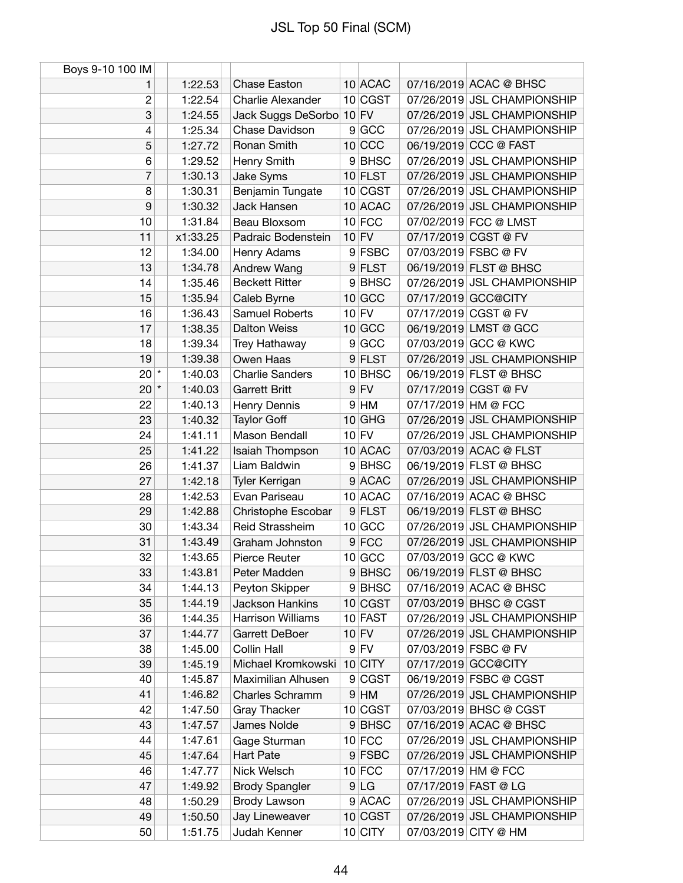# JSL Top 50 Final (SCM)

| Boys 9-10 100 IM | | | | | | | |
|---|---|---|---|---|---|---|---|
| 1 | | 1:22.53 | Chase Easton | 10 | ACAC | 07/16/2019 | ACAC @ BHSC |
| 2 | | 1:22.54 | Charlie Alexander | 10 | CGST | 07/26/2019 | JSL CHAMPIONSHIP |
| 3 | | 1:24.55 | Jack Suggs DeSorbo | 10 | FV | 07/26/2019 | JSL CHAMPIONSHIP |
| 4 | | 1:25.34 | Chase Davidson | 9 | GCC | 07/26/2019 | JSL CHAMPIONSHIP |
| 5 | | 1:27.72 | Ronan Smith | 10 | CCC | 06/19/2019 | CCC @ FAST |
| 6 | | 1:29.52 | Henry Smith | 9 | BHSC | 07/26/2019 | JSL CHAMPIONSHIP |
| 7 | | 1:30.13 | Jake Syms | 10 | FLST | 07/26/2019 | JSL CHAMPIONSHIP |
| 8 | | 1:30.31 | Benjamin Tungate | 10 | CGST | 07/26/2019 | JSL CHAMPIONSHIP |
| 9 | | 1:30.32 | Jack Hansen | 10 | ACAC | 07/26/2019 | JSL CHAMPIONSHIP |
| 10 | | 1:31.84 | Beau Bloxsom | 10 | FCC | 07/02/2019 | FCC @ LMST |
| 11 | | x1:33.25 | Padraic Bodenstein | 10 | FV | 07/17/2019 | CGST @ FV |
| 12 | | 1:34.00 | Henry Adams | 9 | FSBC | 07/03/2019 | FSBC @ FV |
| 13 | | 1:34.78 | Andrew Wang | 9 | FLST | 06/19/2019 | FLST @ BHSC |
| 14 | | 1:35.46 | Beckett Ritter | 9 | BHSC | 07/26/2019 | JSL CHAMPIONSHIP |
| 15 | | 1:35.94 | Caleb Byrne | 10 | GCC | 07/17/2019 | GCC@CITY |
| 16 | | 1:36.43 | Samuel Roberts | 10 | FV | 07/17/2019 | CGST @ FV |
| 17 | | 1:38.35 | Dalton Weiss | 10 | GCC | 06/19/2019 | LMST @ GCC |
| 18 | | 1:39.34 | Trey Hathaway | 9 | GCC | 07/03/2019 | GCC @ KWC |
| 19 | | 1:39.38 | Owen Haas | 9 | FLST | 07/26/2019 | JSL CHAMPIONSHIP |
| 20 | * | 1:40.03 | Charlie Sanders | 10 | BHSC | 06/19/2019 | FLST @ BHSC |
| 20 | * | 1:40.03 | Garrett Britt | 9 | FV | 07/17/2019 | CGST @ FV |
| 22 | | 1:40.13 | Henry Dennis | 9 | HM | 07/17/2019 | HM @ FCC |
| 23 | | 1:40.32 | Taylor Goff | 10 | GHG | 07/26/2019 | JSL CHAMPIONSHIP |
| 24 | | 1:41.11 | Mason Bendall | 10 | FV | 07/26/2019 | JSL CHAMPIONSHIP |
| 25 | | 1:41.22 | Isaiah Thompson | 10 | ACAC | 07/03/2019 | ACAC @ FLST |
| 26 | | 1:41.37 | Liam Baldwin | 9 | BHSC | 06/19/2019 | FLST @ BHSC |
| 27 | | 1:42.18 | Tyler Kerrigan | 9 | ACAC | 07/26/2019 | JSL CHAMPIONSHIP |
| 28 | | 1:42.53 | Evan Pariseau | 10 | ACAC | 07/16/2019 | ACAC @ BHSC |
| 29 | | 1:42.88 | Christophe Escobar | 9 | FLST | 06/19/2019 | FLST @ BHSC |
| 30 | | 1:43.34 | Reid Strassheim | 10 | GCC | 07/26/2019 | JSL CHAMPIONSHIP |
| 31 | | 1:43.49 | Graham Johnston | 9 | FCC | 07/26/2019 | JSL CHAMPIONSHIP |
| 32 | | 1:43.65 | Pierce Reuter | 10 | GCC | 07/03/2019 | GCC @ KWC |
| 33 | | 1:43.81 | Peter Madden | 9 | BHSC | 06/19/2019 | FLST @ BHSC |
| 34 | | 1:44.13 | Peyton Skipper | 9 | BHSC | 07/16/2019 | ACAC @ BHSC |
| 35 | | 1:44.19 | Jackson Hankins | 10 | CGST | 07/03/2019 | BHSC @ CGST |
| 36 | | 1:44.35 | Harrison Williams | 10 | FAST | 07/26/2019 | JSL CHAMPIONSHIP |
| 37 | | 1:44.77 | Garrett DeBoer | 10 | FV | 07/26/2019 | JSL CHAMPIONSHIP |
| 38 | | 1:45.00 | Collin Hall | 9 | FV | 07/03/2019 | FSBC @ FV |
| 39 | | 1:45.19 | Michael Kromkowski | 10 | CITY | 07/17/2019 | GCC@CITY |
| 40 | | 1:45.87 | Maximilian Alhusen | 9 | CGST | 06/19/2019 | FSBC @ CGST |
| 41 | | 1:46.82 | Charles Schramm | 9 | HM | 07/26/2019 | JSL CHAMPIONSHIP |
| 42 | | 1:47.50 | Gray Thacker | 10 | CGST | 07/03/2019 | BHSC @ CGST |
| 43 | | 1:47.57 | James Nolde | 9 | BHSC | 07/16/2019 | ACAC @ BHSC |
| 44 | | 1:47.61 | Gage Sturman | 10 | FCC | 07/26/2019 | JSL CHAMPIONSHIP |
| 45 | | 1:47.64 | Hart Pate | 9 | FSBC | 07/26/2019 | JSL CHAMPIONSHIP |
| 46 | | 1:47.77 | Nick Welsch | 10 | FCC | 07/17/2019 | HM @ FCC |
| 47 | | 1:49.92 | Brody Spangler | 9 | LG | 07/17/2019 | FAST @ LG |
| 48 | | 1:50.29 | Brody Lawson | 9 | ACAC | 07/26/2019 | JSL CHAMPIONSHIP |
| 49 | | 1:50.50 | Jay Lineweaver | 10 | CGST | 07/26/2019 | JSL CHAMPIONSHIP |
| 50 | | 1:51.75 | Judah Kenner | 10 | CITY | 07/03/2019 | CITY @ HM |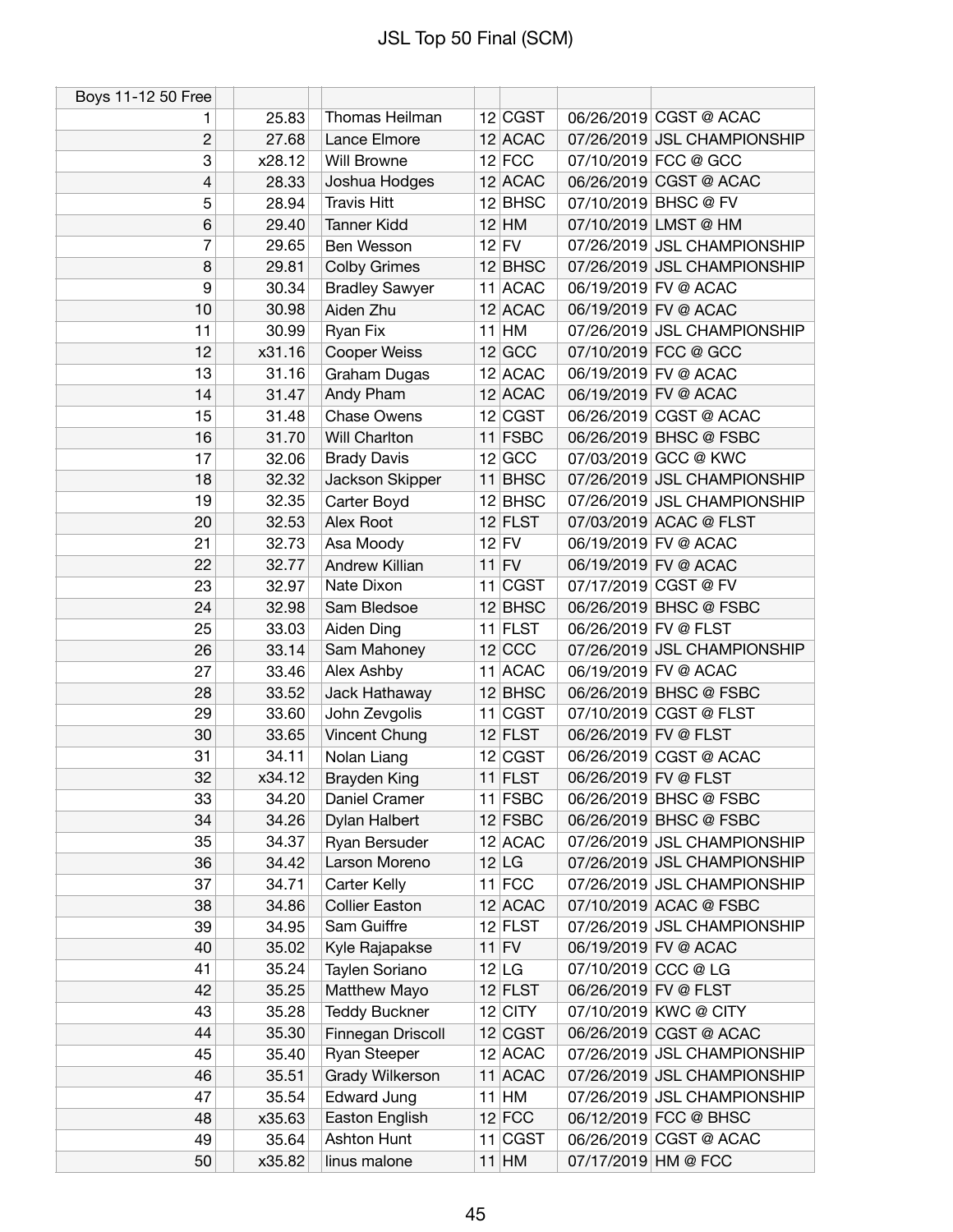# JSL Top 50 Final (SCM)

| Boys 11-12 50 Free | | | | | |
|---|---|---|---|---|---|
| 1 | 25.83 | Thomas Heilman | 12 | CGST | 06/26/2019 | CGST @ ACAC |
| 2 | 27.68 | Lance Elmore | 12 | ACAC | 07/26/2019 | JSL CHAMPIONSHIP |
| 3 | x28.12 | Will Browne | 12 | FCC | 07/10/2019 | FCC @ GCC |
| 4 | 28.33 | Joshua Hodges | 12 | ACAC | 06/26/2019 | CGST @ ACAC |
| 5 | 28.94 | Travis Hitt | 12 | BHSC | 07/10/2019 | BHSC @ FV |
| 6 | 29.40 | Tanner Kidd | 12 | HM | 07/10/2019 | LMST @ HM |
| 7 | 29.65 | Ben Wesson | 12 | FV | 07/26/2019 | JSL CHAMPIONSHIP |
| 8 | 29.81 | Colby Grimes | 12 | BHSC | 07/26/2019 | JSL CHAMPIONSHIP |
| 9 | 30.34 | Bradley Sawyer | 11 | ACAC | 06/19/2019 | FV @ ACAC |
| 10 | 30.98 | Aiden Zhu | 12 | ACAC | 06/19/2019 | FV @ ACAC |
| 11 | 30.99 | Ryan Fix | 11 | HM | 07/26/2019 | JSL CHAMPIONSHIP |
| 12 | x31.16 | Cooper Weiss | 12 | GCC | 07/10/2019 | FCC @ GCC |
| 13 | 31.16 | Graham Dugas | 12 | ACAC | 06/19/2019 | FV @ ACAC |
| 14 | 31.47 | Andy Pham | 12 | ACAC | 06/19/2019 | FV @ ACAC |
| 15 | 31.48 | Chase Owens | 12 | CGST | 06/26/2019 | CGST @ ACAC |
| 16 | 31.70 | Will Charlton | 11 | FSBC | 06/26/2019 | BHSC @ FSBC |
| 17 | 32.06 | Brady Davis | 12 | GCC | 07/03/2019 | GCC @ KWC |
| 18 | 32.32 | Jackson Skipper | 11 | BHSC | 07/26/2019 | JSL CHAMPIONSHIP |
| 19 | 32.35 | Carter Boyd | 12 | BHSC | 07/26/2019 | JSL CHAMPIONSHIP |
| 20 | 32.53 | Alex Root | 12 | FLST | 07/03/2019 | ACAC @ FLST |
| 21 | 32.73 | Asa Moody | 12 | FV | 06/19/2019 | FV @ ACAC |
| 22 | 32.77 | Andrew Killian | 11 | FV | 06/19/2019 | FV @ ACAC |
| 23 | 32.97 | Nate Dixon | 11 | CGST | 07/17/2019 | CGST @ FV |
| 24 | 32.98 | Sam Bledsoe | 12 | BHSC | 06/26/2019 | BHSC @ FSBC |
| 25 | 33.03 | Aiden Ding | 11 | FLST | 06/26/2019 | FV @ FLST |
| 26 | 33.14 | Sam Mahoney | 12 | CCC | 07/26/2019 | JSL CHAMPIONSHIP |
| 27 | 33.46 | Alex Ashby | 11 | ACAC | 06/19/2019 | FV @ ACAC |
| 28 | 33.52 | Jack Hathaway | 12 | BHSC | 06/26/2019 | BHSC @ FSBC |
| 29 | 33.60 | John Zevgolis | 11 | CGST | 07/10/2019 | CGST @ FLST |
| 30 | 33.65 | Vincent Chung | 12 | FLST | 06/26/2019 | FV @ FLST |
| 31 | 34.11 | Nolan Liang | 12 | CGST | 06/26/2019 | CGST @ ACAC |
| 32 | x34.12 | Brayden King | 11 | FLST | 06/26/2019 | FV @ FLST |
| 33 | 34.20 | Daniel Cramer | 11 | FSBC | 06/26/2019 | BHSC @ FSBC |
| 34 | 34.26 | Dylan Halbert | 12 | FSBC | 06/26/2019 | BHSC @ FSBC |
| 35 | 34.37 | Ryan Bersuder | 12 | ACAC | 07/26/2019 | JSL CHAMPIONSHIP |
| 36 | 34.42 | Larson Moreno | 12 | LG | 07/26/2019 | JSL CHAMPIONSHIP |
| 37 | 34.71 | Carter Kelly | 11 | FCC | 07/26/2019 | JSL CHAMPIONSHIP |
| 38 | 34.86 | Collier Easton | 12 | ACAC | 07/10/2019 | ACAC @ FSBC |
| 39 | 34.95 | Sam Guiffre | 12 | FLST | 07/26/2019 | JSL CHAMPIONSHIP |
| 40 | 35.02 | Kyle Rajapakse | 11 | FV | 06/19/2019 | FV @ ACAC |
| 41 | 35.24 | Taylen Soriano | 12 | LG | 07/10/2019 | CCC @ LG |
| 42 | 35.25 | Matthew Mayo | 12 | FLST | 06/26/2019 | FV @ FLST |
| 43 | 35.28 | Teddy Buckner | 12 | CITY | 07/10/2019 | KWC @ CITY |
| 44 | 35.30 | Finnegan Driscoll | 12 | CGST | 06/26/2019 | CGST @ ACAC |
| 45 | 35.40 | Ryan Steeper | 12 | ACAC | 07/26/2019 | JSL CHAMPIONSHIP |
| 46 | 35.51 | Grady Wilkerson | 11 | ACAC | 07/26/2019 | JSL CHAMPIONSHIP |
| 47 | 35.54 | Edward Jung | 11 | HM | 07/26/2019 | JSL CHAMPIONSHIP |
| 48 | x35.63 | Easton English | 12 | FCC | 06/12/2019 | FCC @ BHSC |
| 49 | 35.64 | Ashton Hunt | 11 | CGST | 06/26/2019 | CGST @ ACAC |
| 50 | x35.82 | linus malone | 11 | HM | 07/17/2019 | HM @ FCC |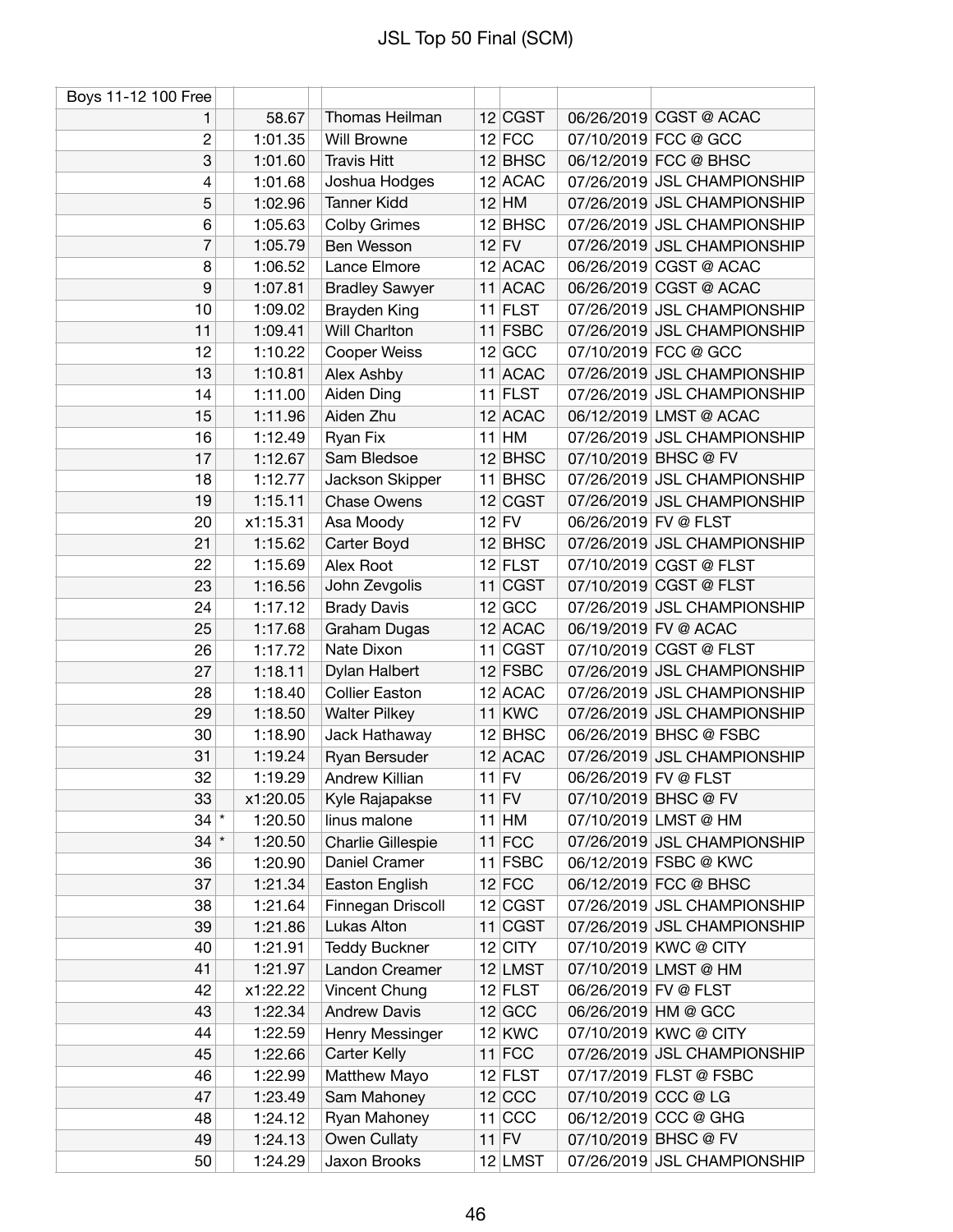# JSL Top 50 Final (SCM)

| Boys 11-12 100 Free | | | | | | |
|---|---|---|---|---|---|---|
| 1 | | 58.67 | Thomas Heilman | 12 | CGST | 06/26/2019 | CGST @ ACAC |
| 2 | | 1:01.35 | Will Browne | 12 | FCC | 07/10/2019 | FCC @ GCC |
| 3 | | 1:01.60 | Travis Hitt | 12 | BHSC | 06/12/2019 | FCC @ BHSC |
| 4 | | 1:01.68 | Joshua Hodges | 12 | ACAC | 07/26/2019 | JSL CHAMPIONSHIP |
| 5 | | 1:02.96 | Tanner Kidd | 12 | HM | 07/26/2019 | JSL CHAMPIONSHIP |
| 6 | | 1:05.63 | Colby Grimes | 12 | BHSC | 07/26/2019 | JSL CHAMPIONSHIP |
| 7 | | 1:05.79 | Ben Wesson | 12 | FV | 07/26/2019 | JSL CHAMPIONSHIP |
| 8 | | 1:06.52 | Lance Elmore | 12 | ACAC | 06/26/2019 | CGST @ ACAC |
| 9 | | 1:07.81 | Bradley Sawyer | 11 | ACAC | 06/26/2019 | CGST @ ACAC |
| 10 | | 1:09.02 | Brayden King | 11 | FLST | 07/26/2019 | JSL CHAMPIONSHIP |
| 11 | | 1:09.41 | Will Charlton | 11 | FSBC | 07/26/2019 | JSL CHAMPIONSHIP |
| 12 | | 1:10.22 | Cooper Weiss | 12 | GCC | 07/10/2019 | FCC @ GCC |
| 13 | | 1:10.81 | Alex Ashby | 11 | ACAC | 07/26/2019 | JSL CHAMPIONSHIP |
| 14 | | 1:11.00 | Aiden Ding | 11 | FLST | 07/26/2019 | JSL CHAMPIONSHIP |
| 15 | | 1:11.96 | Aiden Zhu | 12 | ACAC | 06/12/2019 | LMST @ ACAC |
| 16 | | 1:12.49 | Ryan Fix | 11 | HM | 07/26/2019 | JSL CHAMPIONSHIP |
| 17 | | 1:12.67 | Sam Bledsoe | 12 | BHSC | 07/10/2019 | BHSC @ FV |
| 18 | | 1:12.77 | Jackson Skipper | 11 | BHSC | 07/26/2019 | JSL CHAMPIONSHIP |
| 19 | | 1:15.11 | Chase Owens | 12 | CGST | 07/26/2019 | JSL CHAMPIONSHIP |
| 20 | | x1:15.31 | Asa Moody | 12 | FV | 06/26/2019 | FV @ FLST |
| 21 | | 1:15.62 | Carter Boyd | 12 | BHSC | 07/26/2019 | JSL CHAMPIONSHIP |
| 22 | | 1:15.69 | Alex Root | 12 | FLST | 07/10/2019 | CGST @ FLST |
| 23 | | 1:16.56 | John Zevgolis | 11 | CGST | 07/10/2019 | CGST @ FLST |
| 24 | | 1:17.12 | Brady Davis | 12 | GCC | 07/26/2019 | JSL CHAMPIONSHIP |
| 25 | | 1:17.68 | Graham Dugas | 12 | ACAC | 06/19/2019 | FV @ ACAC |
| 26 | | 1:17.72 | Nate Dixon | 11 | CGST | 07/10/2019 | CGST @ FLST |
| 27 | | 1:18.11 | Dylan Halbert | 12 | FSBC | 07/26/2019 | JSL CHAMPIONSHIP |
| 28 | | 1:18.40 | Collier Easton | 12 | ACAC | 07/26/2019 | JSL CHAMPIONSHIP |
| 29 | | 1:18.50 | Walter Pilkey | 11 | KWC | 07/26/2019 | JSL CHAMPIONSHIP |
| 30 | | 1:18.90 | Jack Hathaway | 12 | BHSC | 06/26/2019 | BHSC @ FSBC |
| 31 | | 1:19.24 | Ryan Bersuder | 12 | ACAC | 07/26/2019 | JSL CHAMPIONSHIP |
| 32 | | 1:19.29 | Andrew Killian | 11 | FV | 06/26/2019 | FV @ FLST |
| 33 | | x1:20.05 | Kyle Rajapakse | 11 | FV | 07/10/2019 | BHSC @ FV |
| 34 | * | 1:20.50 | linus malone | 11 | HM | 07/10/2019 | LMST @ HM |
| 34 | * | 1:20.50 | Charlie Gillespie | 11 | FCC | 07/26/2019 | JSL CHAMPIONSHIP |
| 36 | | 1:20.90 | Daniel Cramer | 11 | FSBC | 06/12/2019 | FSBC @ KWC |
| 37 | | 1:21.34 | Easton English | 12 | FCC | 06/12/2019 | FCC @ BHSC |
| 38 | | 1:21.64 | Finnegan Driscoll | 12 | CGST | 07/26/2019 | JSL CHAMPIONSHIP |
| 39 | | 1:21.86 | Lukas Alton | 11 | CGST | 07/26/2019 | JSL CHAMPIONSHIP |
| 40 | | 1:21.91 | Teddy Buckner | 12 | CITY | 07/10/2019 | KWC @ CITY |
| 41 | | 1:21.97 | Landon Creamer | 12 | LMST | 07/10/2019 | LMST @ HM |
| 42 | | x1:22.22 | Vincent Chung | 12 | FLST | 06/26/2019 | FV @ FLST |
| 43 | | 1:22.34 | Andrew Davis | 12 | GCC | 06/26/2019 | HM @ GCC |
| 44 | | 1:22.59 | Henry Messinger | 12 | KWC | 07/10/2019 | KWC @ CITY |
| 45 | | 1:22.66 | Carter Kelly | 11 | FCC | 07/26/2019 | JSL CHAMPIONSHIP |
| 46 | | 1:22.99 | Matthew Mayo | 12 | FLST | 07/17/2019 | FLST @ FSBC |
| 47 | | 1:23.49 | Sam Mahoney | 12 | CCC | 07/10/2019 | CCC @ LG |
| 48 | | 1:24.12 | Ryan Mahoney | 11 | CCC | 06/12/2019 | CCC @ GHG |
| 49 | | 1:24.13 | Owen Cullaty | 11 | FV | 07/10/2019 | BHSC @ FV |
| 50 | | 1:24.29 | Jaxon Brooks | 12 | LMST | 07/26/2019 | JSL CHAMPIONSHIP |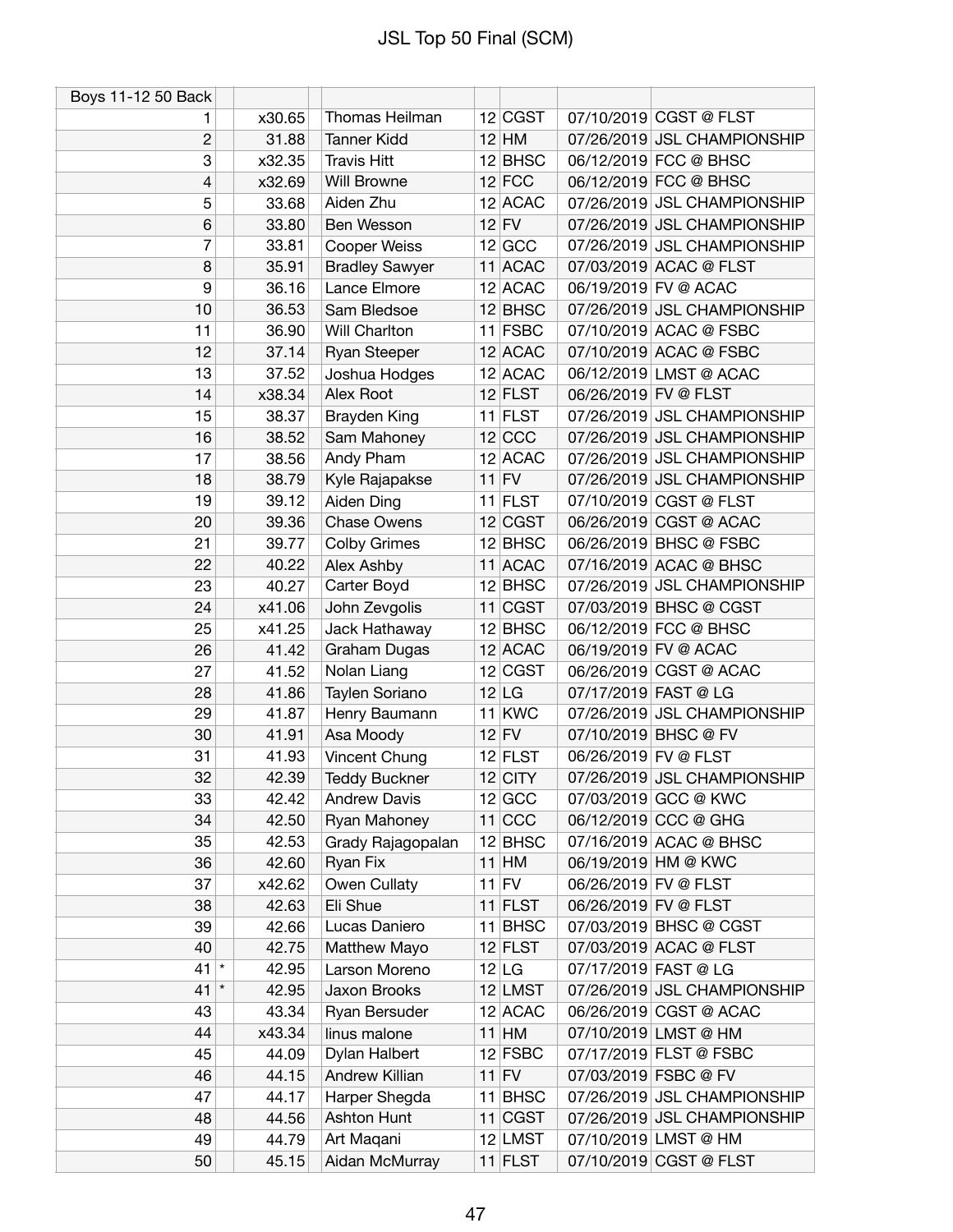# JSL Top 50 Final (SCM)

| Boys 11-12 50 Back | | | | | | | |
|---|---|---|---|---|---|---|---|
| 1 | | x30.65 | Thomas Heilman | 12 | CGST | 07/10/2019 | CGST @ FLST |
| 2 | | 31.88 | Tanner Kidd | 12 | HM | 07/26/2019 | JSL CHAMPIONSHIP |
| 3 | | x32.35 | Travis Hitt | 12 | BHSC | 06/12/2019 | FCC @ BHSC |
| 4 | | x32.69 | Will Browne | 12 | FCC | 06/12/2019 | FCC @ BHSC |
| 5 | | 33.68 | Aiden Zhu | 12 | ACAC | 07/26/2019 | JSL CHAMPIONSHIP |
| 6 | | 33.80 | Ben Wesson | 12 | FV | 07/26/2019 | JSL CHAMPIONSHIP |
| 7 | | 33.81 | Cooper Weiss | 12 | GCC | 07/26/2019 | JSL CHAMPIONSHIP |
| 8 | | 35.91 | Bradley Sawyer | 11 | ACAC | 07/03/2019 | ACAC @ FLST |
| 9 | | 36.16 | Lance Elmore | 12 | ACAC | 06/19/2019 | FV @ ACAC |
| 10 | | 36.53 | Sam Bledsoe | 12 | BHSC | 07/26/2019 | JSL CHAMPIONSHIP |
| 11 | | 36.90 | Will Charlton | 11 | FSBC | 07/10/2019 | ACAC @ FSBC |
| 12 | | 37.14 | Ryan Steeper | 12 | ACAC | 07/10/2019 | ACAC @ FSBC |
| 13 | | 37.52 | Joshua Hodges | 12 | ACAC | 06/12/2019 | LMST @ ACAC |
| 14 | | x38.34 | Alex Root | 12 | FLST | 06/26/2019 | FV @ FLST |
| 15 | | 38.37 | Brayden King | 11 | FLST | 07/26/2019 | JSL CHAMPIONSHIP |
| 16 | | 38.52 | Sam Mahoney | 12 | CCC | 07/26/2019 | JSL CHAMPIONSHIP |
| 17 | | 38.56 | Andy Pham | 12 | ACAC | 07/26/2019 | JSL CHAMPIONSHIP |
| 18 | | 38.79 | Kyle Rajapakse | 11 | FV | 07/26/2019 | JSL CHAMPIONSHIP |
| 19 | | 39.12 | Aiden Ding | 11 | FLST | 07/10/2019 | CGST @ FLST |
| 20 | | 39.36 | Chase Owens | 12 | CGST | 06/26/2019 | CGST @ ACAC |
| 21 | | 39.77 | Colby Grimes | 12 | BHSC | 06/26/2019 | BHSC @ FSBC |
| 22 | | 40.22 | Alex Ashby | 11 | ACAC | 07/16/2019 | ACAC @ BHSC |
| 23 | | 40.27 | Carter Boyd | 12 | BHSC | 07/26/2019 | JSL CHAMPIONSHIP |
| 24 | | x41.06 | John Zevgolis | 11 | CGST | 07/03/2019 | BHSC @ CGST |
| 25 | | x41.25 | Jack Hathaway | 12 | BHSC | 06/12/2019 | FCC @ BHSC |
| 26 | | 41.42 | Graham Dugas | 12 | ACAC | 06/19/2019 | FV @ ACAC |
| 27 | | 41.52 | Nolan Liang | 12 | CGST | 06/26/2019 | CGST @ ACAC |
| 28 | | 41.86 | Taylen Soriano | 12 | LG | 07/17/2019 | FAST @ LG |
| 29 | | 41.87 | Henry Baumann | 11 | KWC | 07/26/2019 | JSL CHAMPIONSHIP |
| 30 | | 41.91 | Asa Moody | 12 | FV | 07/10/2019 | BHSC @ FV |
| 31 | | 41.93 | Vincent Chung | 12 | FLST | 06/26/2019 | FV @ FLST |
| 32 | | 42.39 | Teddy Buckner | 12 | CITY | 07/26/2019 | JSL CHAMPIONSHIP |
| 33 | | 42.42 | Andrew Davis | 12 | GCC | 07/03/2019 | GCC @ KWC |
| 34 | | 42.50 | Ryan Mahoney | 11 | CCC | 06/12/2019 | CCC @ GHG |
| 35 | | 42.53 | Grady Rajagopalan | 12 | BHSC | 07/16/2019 | ACAC @ BHSC |
| 36 | | 42.60 | Ryan Fix | 11 | HM | 06/19/2019 | HM @ KWC |
| 37 | | x42.62 | Owen Cullaty | 11 | FV | 06/26/2019 | FV @ FLST |
| 38 | | 42.63 | Eli Shue | 11 | FLST | 06/26/2019 | FV @ FLST |
| 39 | | 42.66 | Lucas Daniero | 11 | BHSC | 07/03/2019 | BHSC @ CGST |
| 40 | | 42.75 | Matthew Mayo | 12 | FLST | 07/03/2019 | ACAC @ FLST |
| 41 | * | 42.95 | Larson Moreno | 12 | LG | 07/17/2019 | FAST @ LG |
| 41 | * | 42.95 | Jaxon Brooks | 12 | LMST | 07/26/2019 | JSL CHAMPIONSHIP |
| 43 | | 43.34 | Ryan Bersuder | 12 | ACAC | 06/26/2019 | CGST @ ACAC |
| 44 | | x43.34 | linus malone | 11 | HM | 07/10/2019 | LMST @ HM |
| 45 | | 44.09 | Dylan Halbert | 12 | FSBC | 07/17/2019 | FLST @ FSBC |
| 46 | | 44.15 | Andrew Killian | 11 | FV | 07/03/2019 | FSBC @ FV |
| 47 | | 44.17 | Harper Shegda | 11 | BHSC | 07/26/2019 | JSL CHAMPIONSHIP |
| 48 | | 44.56 | Ashton Hunt | 11 | CGST | 07/26/2019 | JSL CHAMPIONSHIP |
| 49 | | 44.79 | Art Maqani | 12 | LMST | 07/10/2019 | LMST @ HM |
| 50 | | 45.15 | Aidan McMurray | 11 | FLST | 07/10/2019 | CGST @ FLST |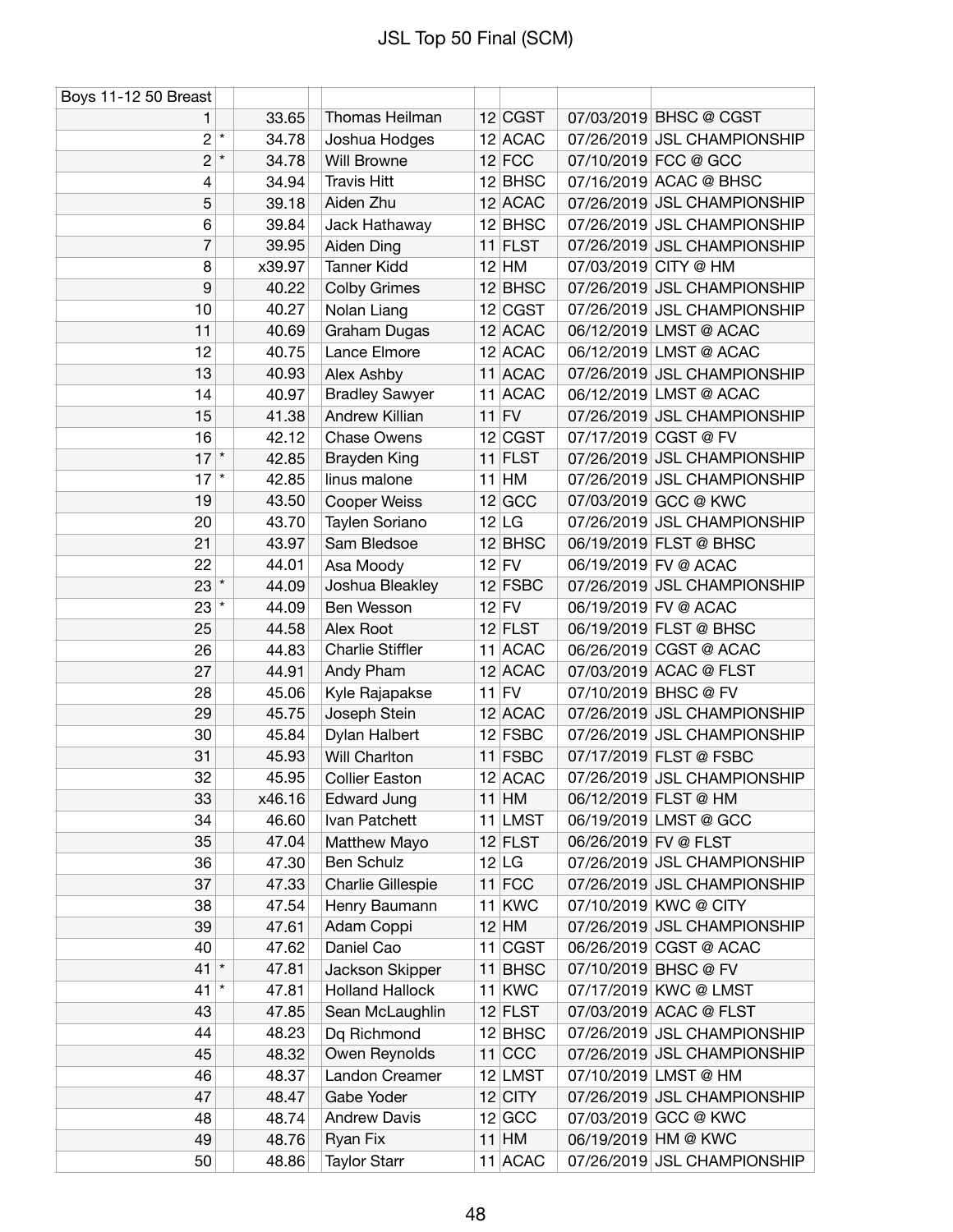# JSL Top 50 Final (SCM)

| Boys 11-12 50 Breast | | | | | | | |
|---|---|---|---|---|---|---|---|
| 1 | | 33.65 | Thomas Heilman | 12 | CGST | 07/03/2019 | BHSC @ CGST |
| 2 | * | 34.78 | Joshua Hodges | 12 | ACAC | 07/26/2019 | JSL CHAMPIONSHIP |
| 2 | * | 34.78 | Will Browne | 12 | FCC | 07/10/2019 | FCC @ GCC |
| 4 | | 34.94 | Travis Hitt | 12 | BHSC | 07/16/2019 | ACAC @ BHSC |
| 5 | | 39.18 | Aiden Zhu | 12 | ACAC | 07/26/2019 | JSL CHAMPIONSHIP |
| 6 | | 39.84 | Jack Hathaway | 12 | BHSC | 07/26/2019 | JSL CHAMPIONSHIP |
| 7 | | 39.95 | Aiden Ding | 11 | FLST | 07/26/2019 | JSL CHAMPIONSHIP |
| 8 | | x39.97 | Tanner Kidd | 12 | HM | 07/03/2019 | CITY @ HM |
| 9 | | 40.22 | Colby Grimes | 12 | BHSC | 07/26/2019 | JSL CHAMPIONSHIP |
| 10 | | 40.27 | Nolan Liang | 12 | CGST | 07/26/2019 | JSL CHAMPIONSHIP |
| 11 | | 40.69 | Graham Dugas | 12 | ACAC | 06/12/2019 | LMST @ ACAC |
| 12 | | 40.75 | Lance Elmore | 12 | ACAC | 06/12/2019 | LMST @ ACAC |
| 13 | | 40.93 | Alex Ashby | 11 | ACAC | 07/26/2019 | JSL CHAMPIONSHIP |
| 14 | | 40.97 | Bradley Sawyer | 11 | ACAC | 06/12/2019 | LMST @ ACAC |
| 15 | | 41.38 | Andrew Killian | 11 | FV | 07/26/2019 | JSL CHAMPIONSHIP |
| 16 | | 42.12 | Chase Owens | 12 | CGST | 07/17/2019 | CGST @ FV |
| 17 | * | 42.85 | Brayden King | 11 | FLST | 07/26/2019 | JSL CHAMPIONSHIP |
| 17 | * | 42.85 | linus malone | 11 | HM | 07/26/2019 | JSL CHAMPIONSHIP |
| 19 | | 43.50 | Cooper Weiss | 12 | GCC | 07/03/2019 | GCC @ KWC |
| 20 | | 43.70 | Taylen Soriano | 12 | LG | 07/26/2019 | JSL CHAMPIONSHIP |
| 21 | | 43.97 | Sam Bledsoe | 12 | BHSC | 06/19/2019 | FLST @ BHSC |
| 22 | | 44.01 | Asa Moody | 12 | FV | 06/19/2019 | FV @ ACAC |
| 23 | * | 44.09 | Joshua Bleakley | 12 | FSBC | 07/26/2019 | JSL CHAMPIONSHIP |
| 23 | * | 44.09 | Ben Wesson | 12 | FV | 06/19/2019 | FV @ ACAC |
| 25 | | 44.58 | Alex Root | 12 | FLST | 06/19/2019 | FLST @ BHSC |
| 26 | | 44.83 | Charlie Stiffler | 11 | ACAC | 06/26/2019 | CGST @ ACAC |
| 27 | | 44.91 | Andy Pham | 12 | ACAC | 07/03/2019 | ACAC @ FLST |
| 28 | | 45.06 | Kyle Rajapakse | 11 | FV | 07/10/2019 | BHSC @ FV |
| 29 | | 45.75 | Joseph Stein | 12 | ACAC | 07/26/2019 | JSL CHAMPIONSHIP |
| 30 | | 45.84 | Dylan Halbert | 12 | FSBC | 07/26/2019 | JSL CHAMPIONSHIP |
| 31 | | 45.93 | Will Charlton | 11 | FSBC | 07/17/2019 | FLST @ FSBC |
| 32 | | 45.95 | Collier Easton | 12 | ACAC | 07/26/2019 | JSL CHAMPIONSHIP |
| 33 | | x46.16 | Edward Jung | 11 | HM | 06/12/2019 | FLST @ HM |
| 34 | | 46.60 | Ivan Patchett | 11 | LMST | 06/19/2019 | LMST @ GCC |
| 35 | | 47.04 | Matthew Mayo | 12 | FLST | 06/26/2019 | FV @ FLST |
| 36 | | 47.30 | Ben Schulz | 12 | LG | 07/26/2019 | JSL CHAMPIONSHIP |
| 37 | | 47.33 | Charlie Gillespie | 11 | FCC | 07/26/2019 | JSL CHAMPIONSHIP |
| 38 | | 47.54 | Henry Baumann | 11 | KWC | 07/10/2019 | KWC @ CITY |
| 39 | | 47.61 | Adam Coppi | 12 | HM | 07/26/2019 | JSL CHAMPIONSHIP |
| 40 | | 47.62 | Daniel Cao | 11 | CGST | 06/26/2019 | CGST @ ACAC |
| 41 | * | 47.81 | Jackson Skipper | 11 | BHSC | 07/10/2019 | BHSC @ FV |
| 41 | * | 47.81 | Holland Hallock | 11 | KWC | 07/17/2019 | KWC @ LMST |
| 43 | | 47.85 | Sean McLaughlin | 12 | FLST | 07/03/2019 | ACAC @ FLST |
| 44 | | 48.23 | Dq Richmond | 12 | BHSC | 07/26/2019 | JSL CHAMPIONSHIP |
| 45 | | 48.32 | Owen Reynolds | 11 | CCC | 07/26/2019 | JSL CHAMPIONSHIP |
| 46 | | 48.37 | Landon Creamer | 12 | LMST | 07/10/2019 | LMST @ HM |
| 47 | | 48.47 | Gabe Yoder | 12 | CITY | 07/26/2019 | JSL CHAMPIONSHIP |
| 48 | | 48.74 | Andrew Davis | 12 | GCC | 07/03/2019 | GCC @ KWC |
| 49 | | 48.76 | Ryan Fix | 11 | HM | 06/19/2019 | HM @ KWC |
| 50 | | 48.86 | Taylor Starr | 11 | ACAC | 07/26/2019 | JSL CHAMPIONSHIP |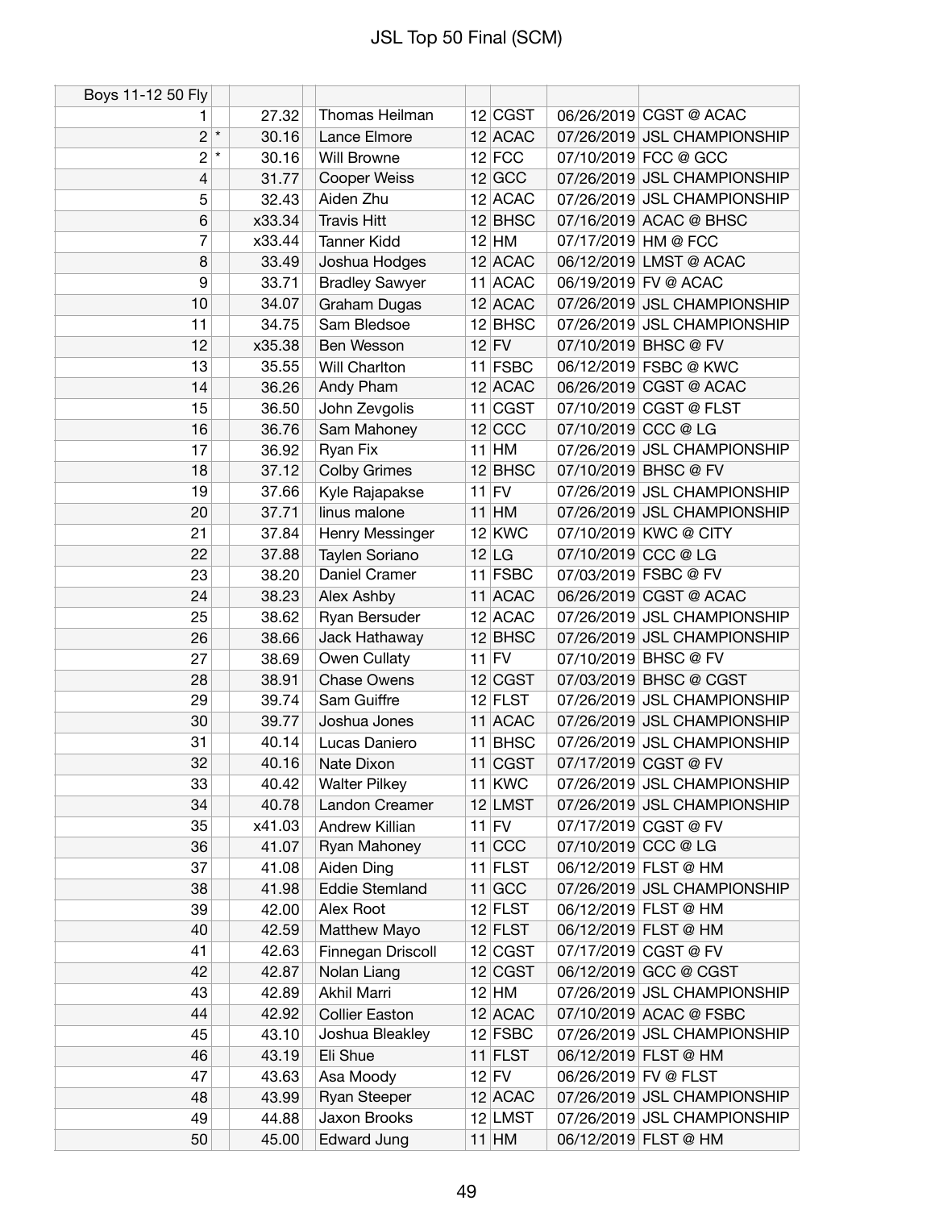# JSL Top 50 Final (SCM)

| Boys 11-12 50 Fly | | | | | | | |
|---|---|---|---|---|---|---|---|
| 1 | | 27.32 | Thomas Heilman | 12 | CGST | 06/26/2019 | CGST @ ACAC |
| 2 | * | 30.16 | Lance Elmore | 12 | ACAC | 07/26/2019 | JSL CHAMPIONSHIP |
| 2 | * | 30.16 | Will Browne | 12 | FCC | 07/10/2019 | FCC @ GCC |
| 4 | | 31.77 | Cooper Weiss | 12 | GCC | 07/26/2019 | JSL CHAMPIONSHIP |
| 5 | | 32.43 | Aiden Zhu | 12 | ACAC | 07/26/2019 | JSL CHAMPIONSHIP |
| 6 | | x33.34 | Travis Hitt | 12 | BHSC | 07/16/2019 | ACAC @ BHSC |
| 7 | | x33.44 | Tanner Kidd | 12 | HM | 07/17/2019 | HM @ FCC |
| 8 | | 33.49 | Joshua Hodges | 12 | ACAC | 06/12/2019 | LMST @ ACAC |
| 9 | | 33.71 | Bradley Sawyer | 11 | ACAC | 06/19/2019 | FV @ ACAC |
| 10 | | 34.07 | Graham Dugas | 12 | ACAC | 07/26/2019 | JSL CHAMPIONSHIP |
| 11 | | 34.75 | Sam Bledsoe | 12 | BHSC | 07/26/2019 | JSL CHAMPIONSHIP |
| 12 | | x35.38 | Ben Wesson | 12 | FV | 07/10/2019 | BHSC @ FV |
| 13 | | 35.55 | Will Charlton | 11 | FSBC | 06/12/2019 | FSBC @ KWC |
| 14 | | 36.26 | Andy Pham | 12 | ACAC | 06/26/2019 | CGST @ ACAC |
| 15 | | 36.50 | John Zevgolis | 11 | CGST | 07/10/2019 | CGST @ FLST |
| 16 | | 36.76 | Sam Mahoney | 12 | CCC | 07/10/2019 | CCC @ LG |
| 17 | | 36.92 | Ryan Fix | 11 | HM | 07/26/2019 | JSL CHAMPIONSHIP |
| 18 | | 37.12 | Colby Grimes | 12 | BHSC | 07/10/2019 | BHSC @ FV |
| 19 | | 37.66 | Kyle Rajapakse | 11 | FV | 07/26/2019 | JSL CHAMPIONSHIP |
| 20 | | 37.71 | linus malone | 11 | HM | 07/26/2019 | JSL CHAMPIONSHIP |
| 21 | | 37.84 | Henry Messinger | 12 | KWC | 07/10/2019 | KWC @ CITY |
| 22 | | 37.88 | Taylen Soriano | 12 | LG | 07/10/2019 | CCC @ LG |
| 23 | | 38.20 | Daniel Cramer | 11 | FSBC | 07/03/2019 | FSBC @ FV |
| 24 | | 38.23 | Alex Ashby | 11 | ACAC | 06/26/2019 | CGST @ ACAC |
| 25 | | 38.62 | Ryan Bersuder | 12 | ACAC | 07/26/2019 | JSL CHAMPIONSHIP |
| 26 | | 38.66 | Jack Hathaway | 12 | BHSC | 07/26/2019 | JSL CHAMPIONSHIP |
| 27 | | 38.69 | Owen Cullaty | 11 | FV | 07/10/2019 | BHSC @ FV |
| 28 | | 38.91 | Chase Owens | 12 | CGST | 07/03/2019 | BHSC @ CGST |
| 29 | | 39.74 | Sam Guiffre | 12 | FLST | 07/26/2019 | JSL CHAMPIONSHIP |
| 30 | | 39.77 | Joshua Jones | 11 | ACAC | 07/26/2019 | JSL CHAMPIONSHIP |
| 31 | | 40.14 | Lucas Daniero | 11 | BHSC | 07/26/2019 | JSL CHAMPIONSHIP |
| 32 | | 40.16 | Nate Dixon | 11 | CGST | 07/17/2019 | CGST @ FV |
| 33 | | 40.42 | Walter Pilkey | 11 | KWC | 07/26/2019 | JSL CHAMPIONSHIP |
| 34 | | 40.78 | Landon Creamer | 12 | LMST | 07/26/2019 | JSL CHAMPIONSHIP |
| 35 | | x41.03 | Andrew Killian | 11 | FV | 07/17/2019 | CGST @ FV |
| 36 | | 41.07 | Ryan Mahoney | 11 | CCC | 07/10/2019 | CCC @ LG |
| 37 | | 41.08 | Aiden Ding | 11 | FLST | 06/12/2019 | FLST @ HM |
| 38 | | 41.98 | Eddie Stemland | 11 | GCC | 07/26/2019 | JSL CHAMPIONSHIP |
| 39 | | 42.00 | Alex Root | 12 | FLST | 06/12/2019 | FLST @ HM |
| 40 | | 42.59 | Matthew Mayo | 12 | FLST | 06/12/2019 | FLST @ HM |
| 41 | | 42.63 | Finnegan Driscoll | 12 | CGST | 07/17/2019 | CGST @ FV |
| 42 | | 42.87 | Nolan Liang | 12 | CGST | 06/12/2019 | GCC @ CGST |
| 43 | | 42.89 | Akhil Marri | 12 | HM | 07/26/2019 | JSL CHAMPIONSHIP |
| 44 | | 42.92 | Collier Easton | 12 | ACAC | 07/10/2019 | ACAC @ FSBC |
| 45 | | 43.10 | Joshua Bleakley | 12 | FSBC | 07/26/2019 | JSL CHAMPIONSHIP |
| 46 | | 43.19 | Eli Shue | 11 | FLST | 06/12/2019 | FLST @ HM |
| 47 | | 43.63 | Asa Moody | 12 | FV | 06/26/2019 | FV @ FLST |
| 48 | | 43.99 | Ryan Steeper | 12 | ACAC | 07/26/2019 | JSL CHAMPIONSHIP |
| 49 | | 44.88 | Jaxon Brooks | 12 | LMST | 07/26/2019 | JSL CHAMPIONSHIP |
| 50 | | 45.00 | Edward Jung | 11 | HM | 06/12/2019 | FLST @ HM |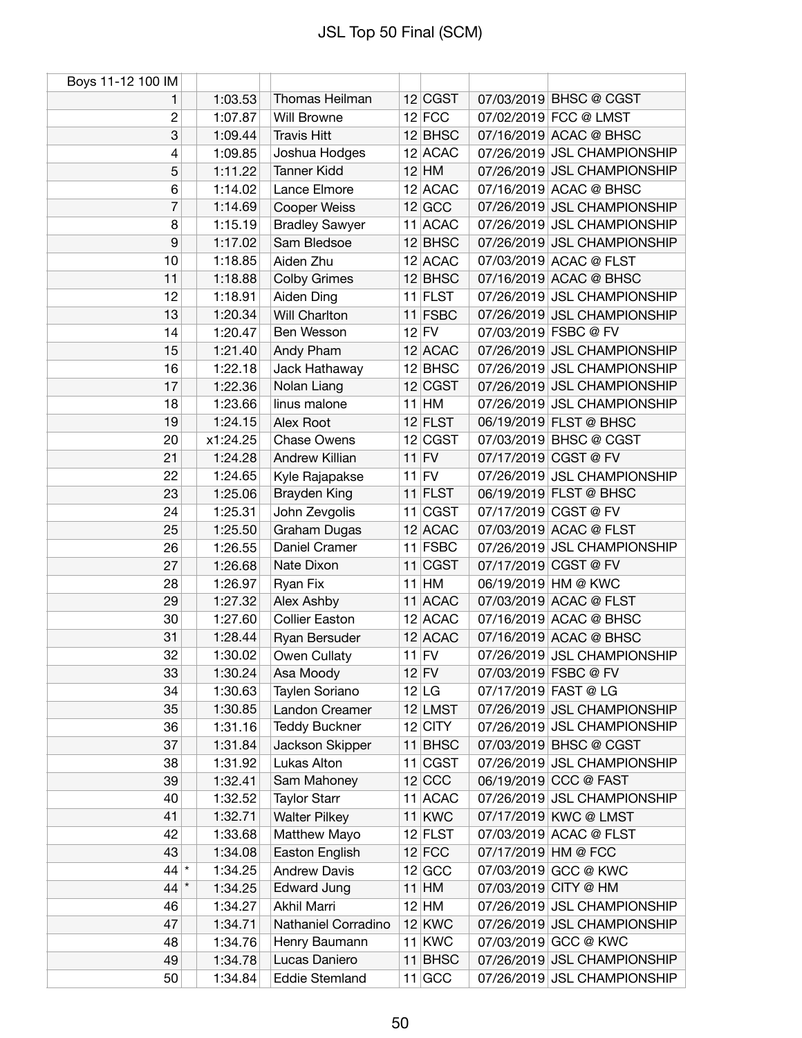# JSL Top 50 Final (SCM)

| Boys 11-12 100 IM | | | | | | | | |
|---|---|---|---|---|---|---|---|---|
| 1 | | 1:03.53 | | Thomas Heilman | 12 | CGST | 07/03/2019 | BHSC @ CGST |
| 2 | | 1:07.87 | | Will Browne | 12 | FCC | 07/02/2019 | FCC @ LMST |
| 3 | | 1:09.44 | | Travis Hitt | 12 | BHSC | 07/16/2019 | ACAC @ BHSC |
| 4 | | 1:09.85 | | Joshua Hodges | 12 | ACAC | 07/26/2019 | JSL CHAMPIONSHIP |
| 5 | | 1:11.22 | | Tanner Kidd | 12 | HM | 07/26/2019 | JSL CHAMPIONSHIP |
| 6 | | 1:14.02 | | Lance Elmore | 12 | ACAC | 07/16/2019 | ACAC @ BHSC |
| 7 | | 1:14.69 | | Cooper Weiss | 12 | GCC | 07/26/2019 | JSL CHAMPIONSHIP |
| 8 | | 1:15.19 | | Bradley Sawyer | 11 | ACAC | 07/26/2019 | JSL CHAMPIONSHIP |
| 9 | | 1:17.02 | | Sam Bledsoe | 12 | BHSC | 07/26/2019 | JSL CHAMPIONSHIP |
| 10 | | 1:18.85 | | Aiden Zhu | 12 | ACAC | 07/03/2019 | ACAC @ FLST |
| 11 | | 1:18.88 | | Colby Grimes | 12 | BHSC | 07/16/2019 | ACAC @ BHSC |
| 12 | | 1:18.91 | | Aiden Ding | 11 | FLST | 07/26/2019 | JSL CHAMPIONSHIP |
| 13 | | 1:20.34 | | Will Charlton | 11 | FSBC | 07/26/2019 | JSL CHAMPIONSHIP |
| 14 | | 1:20.47 | | Ben Wesson | 12 | FV | 07/03/2019 | FSBC @ FV |
| 15 | | 1:21.40 | | Andy Pham | 12 | ACAC | 07/26/2019 | JSL CHAMPIONSHIP |
| 16 | | 1:22.18 | | Jack Hathaway | 12 | BHSC | 07/26/2019 | JSL CHAMPIONSHIP |
| 17 | | 1:22.36 | | Nolan Liang | 12 | CGST | 07/26/2019 | JSL CHAMPIONSHIP |
| 18 | | 1:23.66 | | linus malone | 11 | HM | 07/26/2019 | JSL CHAMPIONSHIP |
| 19 | | 1:24.15 | | Alex Root | 12 | FLST | 06/19/2019 | FLST @ BHSC |
| 20 | | x1:24.25 | | Chase Owens | 12 | CGST | 07/03/2019 | BHSC @ CGST |
| 21 | | 1:24.28 | | Andrew Killian | 11 | FV | 07/17/2019 | CGST @ FV |
| 22 | | 1:24.65 | | Kyle Rajapakse | 11 | FV | 07/26/2019 | JSL CHAMPIONSHIP |
| 23 | | 1:25.06 | | Brayden King | 11 | FLST | 06/19/2019 | FLST @ BHSC |
| 24 | | 1:25.31 | | John Zevgolis | 11 | CGST | 07/17/2019 | CGST @ FV |
| 25 | | 1:25.50 | | Graham Dugas | 12 | ACAC | 07/03/2019 | ACAC @ FLST |
| 26 | | 1:26.55 | | Daniel Cramer | 11 | FSBC | 07/26/2019 | JSL CHAMPIONSHIP |
| 27 | | 1:26.68 | | Nate Dixon | 11 | CGST | 07/17/2019 | CGST @ FV |
| 28 | | 1:26.97 | | Ryan Fix | 11 | HM | 06/19/2019 | HM @ KWC |
| 29 | | 1:27.32 | | Alex Ashby | 11 | ACAC | 07/03/2019 | ACAC @ FLST |
| 30 | | 1:27.60 | | Collier Easton | 12 | ACAC | 07/16/2019 | ACAC @ BHSC |
| 31 | | 1:28.44 | | Ryan Bersuder | 12 | ACAC | 07/16/2019 | ACAC @ BHSC |
| 32 | | 1:30.02 | | Owen Cullaty | 11 | FV | 07/26/2019 | JSL CHAMPIONSHIP |
| 33 | | 1:30.24 | | Asa Moody | 12 | FV | 07/03/2019 | FSBC @ FV |
| 34 | | 1:30.63 | | Taylen Soriano | 12 | LG | 07/17/2019 | FAST @ LG |
| 35 | | 1:30.85 | | Landon Creamer | 12 | LMST | 07/26/2019 | JSL CHAMPIONSHIP |
| 36 | | 1:31.16 | | Teddy Buckner | 12 | CITY | 07/26/2019 | JSL CHAMPIONSHIP |
| 37 | | 1:31.84 | | Jackson Skipper | 11 | BHSC | 07/03/2019 | BHSC @ CGST |
| 38 | | 1:31.92 | | Lukas Alton | 11 | CGST | 07/26/2019 | JSL CHAMPIONSHIP |
| 39 | | 1:32.41 | | Sam Mahoney | 12 | CCC | 06/19/2019 | CCC @ FAST |
| 40 | | 1:32.52 | | Taylor Starr | 11 | ACAC | 07/26/2019 | JSL CHAMPIONSHIP |
| 41 | | 1:32.71 | | Walter Pilkey | 11 | KWC | 07/17/2019 | KWC @ LMST |
| 42 | | 1:33.68 | | Matthew Mayo | 12 | FLST | 07/03/2019 | ACAC @ FLST |
| 43 | | 1:34.08 | | Easton English | 12 | FCC | 07/17/2019 | HM @ FCC |
| 44 | * | 1:34.25 | | Andrew Davis | 12 | GCC | 07/03/2019 | GCC @ KWC |
| 44 | * | 1:34.25 | | Edward Jung | 11 | HM | 07/03/2019 | CITY @ HM |
| 46 | | 1:34.27 | | Akhil Marri | 12 | HM | 07/26/2019 | JSL CHAMPIONSHIP |
| 47 | | 1:34.71 | | Nathaniel Corradino | 12 | KWC | 07/26/2019 | JSL CHAMPIONSHIP |
| 48 | | 1:34.76 | | Henry Baumann | 11 | KWC | 07/03/2019 | GCC @ KWC |
| 49 | | 1:34.78 | | Lucas Daniero | 11 | BHSC | 07/26/2019 | JSL CHAMPIONSHIP |
| 50 | | 1:34.84 | | Eddie Stemland | 11 | GCC | 07/26/2019 | JSL CHAMPIONSHIP |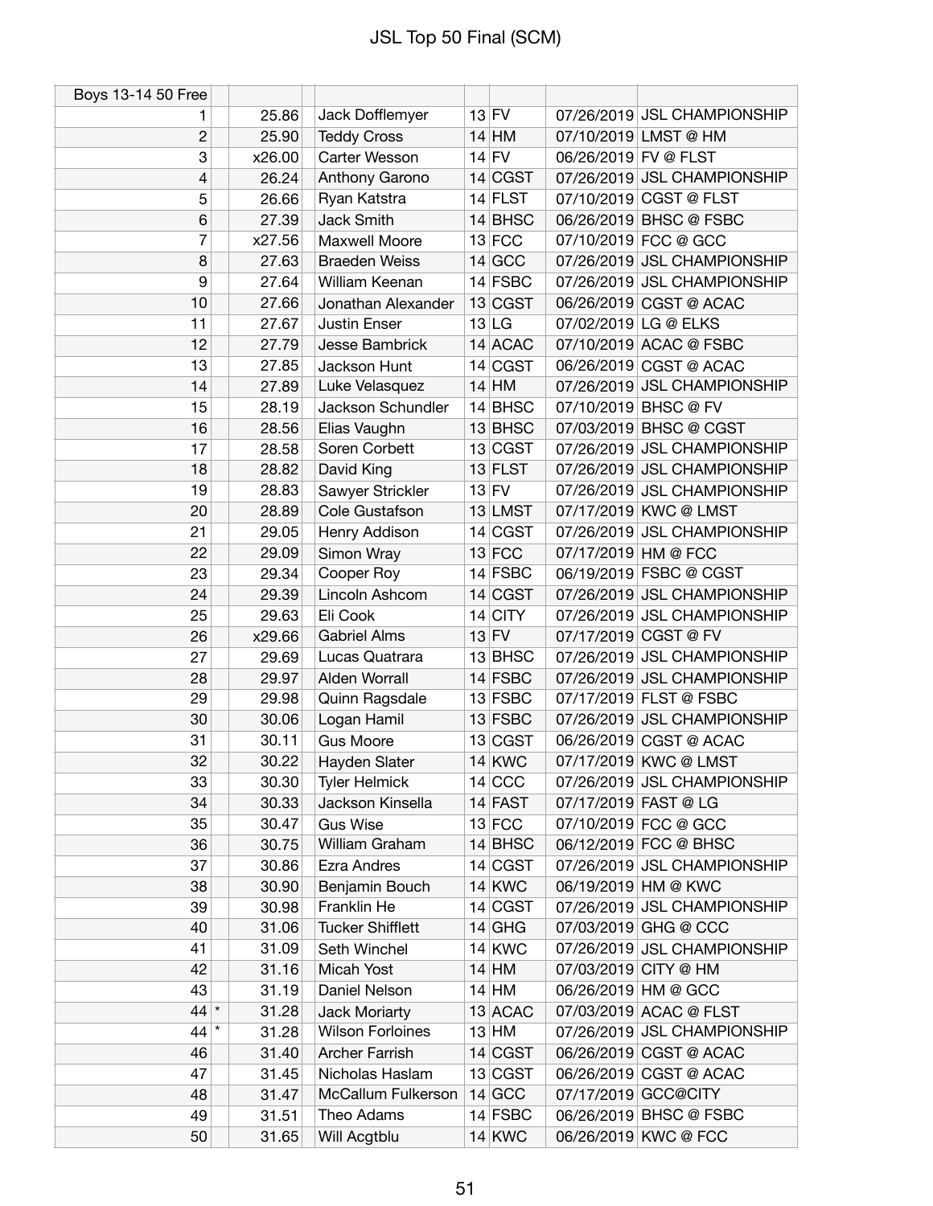# JSL Top 50 Final (SCM)

| Boys 13-14 50 Free | | | | | | | |
|---|---|---|---|---|---|---|---|
| 1 | | 25.86 | Jack Dofflemyer | 13 | FV | 07/26/2019 | JSL CHAMPIONSHIP |
| 2 | | 25.90 | Teddy Cross | 14 | HM | 07/10/2019 | LMST @ HM |
| 3 | | x26.00 | Carter Wesson | 14 | FV | 06/26/2019 | FV @ FLST |
| 4 | | 26.24 | Anthony Garono | 14 | CGST | 07/26/2019 | JSL CHAMPIONSHIP |
| 5 | | 26.66 | Ryan Katstra | 14 | FLST | 07/10/2019 | CGST @ FLST |
| 6 | | 27.39 | Jack Smith | 14 | BHSC | 06/26/2019 | BHSC @ FSBC |
| 7 | | x27.56 | Maxwell Moore | 13 | FCC | 07/10/2019 | FCC @ GCC |
| 8 | | 27.63 | Braeden Weiss | 14 | GCC | 07/26/2019 | JSL CHAMPIONSHIP |
| 9 | | 27.64 | William Keenan | 14 | FSBC | 07/26/2019 | JSL CHAMPIONSHIP |
| 10 | | 27.66 | Jonathan Alexander | 13 | CGST | 06/26/2019 | CGST @ ACAC |
| 11 | | 27.67 | Justin Enser | 13 | LG | 07/02/2019 | LG @ ELKS |
| 12 | | 27.79 | Jesse Bambrick | 14 | ACAC | 07/10/2019 | ACAC @ FSBC |
| 13 | | 27.85 | Jackson Hunt | 14 | CGST | 06/26/2019 | CGST @ ACAC |
| 14 | | 27.89 | Luke Velasquez | 14 | HM | 07/26/2019 | JSL CHAMPIONSHIP |
| 15 | | 28.19 | Jackson Schundler | 14 | BHSC | 07/10/2019 | BHSC @ FV |
| 16 | | 28.56 | Elias Vaughn | 13 | BHSC | 07/03/2019 | BHSC @ CGST |
| 17 | | 28.58 | Soren Corbett | 13 | CGST | 07/26/2019 | JSL CHAMPIONSHIP |
| 18 | | 28.82 | David King | 13 | FLST | 07/26/2019 | JSL CHAMPIONSHIP |
| 19 | | 28.83 | Sawyer Strickler | 13 | FV | 07/26/2019 | JSL CHAMPIONSHIP |
| 20 | | 28.89 | Cole Gustafson | 13 | LMST | 07/17/2019 | KWC @ LMST |
| 21 | | 29.05 | Henry Addison | 14 | CGST | 07/26/2019 | JSL CHAMPIONSHIP |
| 22 | | 29.09 | Simon Wray | 13 | FCC | 07/17/2019 | HM @ FCC |
| 23 | | 29.34 | Cooper Roy | 14 | FSBC | 06/19/2019 | FSBC @ CGST |
| 24 | | 29.39 | Lincoln Ashcom | 14 | CGST | 07/26/2019 | JSL CHAMPIONSHIP |
| 25 | | 29.63 | Eli Cook | 14 | CITY | 07/26/2019 | JSL CHAMPIONSHIP |
| 26 | | x29.66 | Gabriel Alms | 13 | FV | 07/17/2019 | CGST @ FV |
| 27 | | 29.69 | Lucas Quatrara | 13 | BHSC | 07/26/2019 | JSL CHAMPIONSHIP |
| 28 | | 29.97 | Alden Worrall | 14 | FSBC | 07/26/2019 | JSL CHAMPIONSHIP |
| 29 | | 29.98 | Quinn Ragsdale | 13 | FSBC | 07/17/2019 | FLST @ FSBC |
| 30 | | 30.06 | Logan Hamil | 13 | FSBC | 07/26/2019 | JSL CHAMPIONSHIP |
| 31 | | 30.11 | Gus Moore | 13 | CGST | 06/26/2019 | CGST @ ACAC |
| 32 | | 30.22 | Hayden Slater | 14 | KWC | 07/17/2019 | KWC @ LMST |
| 33 | | 30.30 | Tyler Helmick | 14 | CCC | 07/26/2019 | JSL CHAMPIONSHIP |
| 34 | | 30.33 | Jackson Kinsella | 14 | FAST | 07/17/2019 | FAST @ LG |
| 35 | | 30.47 | Gus Wise | 13 | FCC | 07/10/2019 | FCC @ GCC |
| 36 | | 30.75 | William Graham | 14 | BHSC | 06/12/2019 | FCC @ BHSC |
| 37 | | 30.86 | Ezra Andres | 14 | CGST | 07/26/2019 | JSL CHAMPIONSHIP |
| 38 | | 30.90 | Benjamin Bouch | 14 | KWC | 06/19/2019 | HM @ KWC |
| 39 | | 30.98 | Franklin He | 14 | CGST | 07/26/2019 | JSL CHAMPIONSHIP |
| 40 | | 31.06 | Tucker Shifflett | 14 | GHG | 07/03/2019 | GHG @ CCC |
| 41 | | 31.09 | Seth Winchel | 14 | KWC | 07/26/2019 | JSL CHAMPIONSHIP |
| 42 | | 31.16 | Micah Yost | 14 | HM | 07/03/2019 | CITY @ HM |
| 43 | | 31.19 | Daniel Nelson | 14 | HM | 06/26/2019 | HM @ GCC |
| 44 | * | 31.28 | Jack Moriarty | 13 | ACAC | 07/03/2019 | ACAC @ FLST |
| 44 | * | 31.28 | Wilson Forloines | 13 | HM | 07/26/2019 | JSL CHAMPIONSHIP |
| 46 | | 31.40 | Archer Farrish | 14 | CGST | 06/26/2019 | CGST @ ACAC |
| 47 | | 31.45 | Nicholas Haslam | 13 | CGST | 06/26/2019 | CGST @ ACAC |
| 48 | | 31.47 | McCallum Fulkerson | 14 | GCC | 07/17/2019 | GCC@CITY |
| 49 | | 31.51 | Theo Adams | 14 | FSBC | 06/26/2019 | BHSC @ FSBC |
| 50 | | 31.65 | Will Acgtblu | 14 | KWC | 06/26/2019 | KWC @ FCC |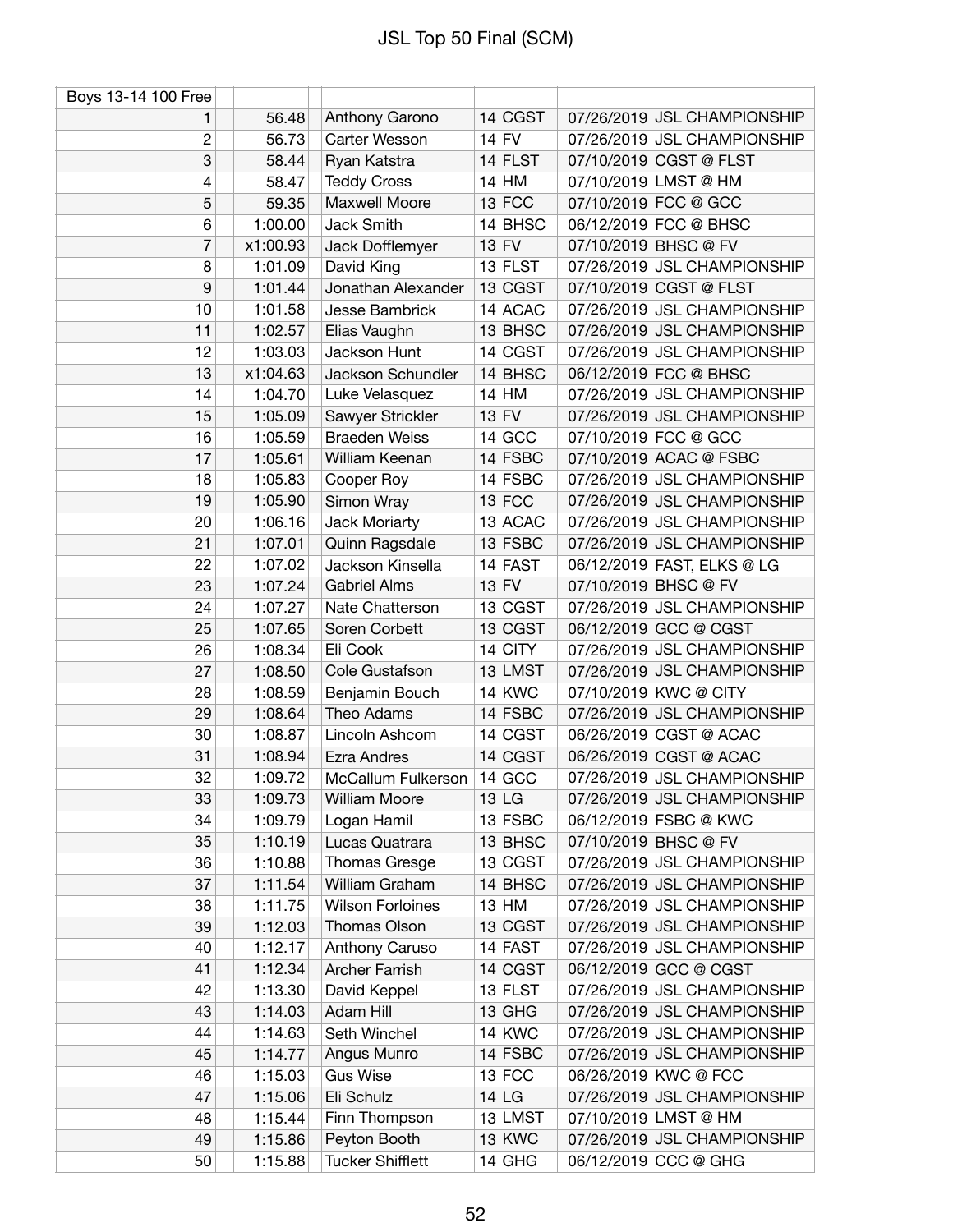# JSL Top 50 Final (SCM)

| Boys 13-14 100 Free | | | | | | |
|---|---|---|---|---|---|---|
| 1 | 56.48 | Anthony Garono | 14 | CGST | 07/26/2019 | JSL CHAMPIONSHIP |
| 2 | 56.73 | Carter Wesson | 14 | FV | 07/26/2019 | JSL CHAMPIONSHIP |
| 3 | 58.44 | Ryan Katstra | 14 | FLST | 07/10/2019 | CGST @ FLST |
| 4 | 58.47 | Teddy Cross | 14 | HM | 07/10/2019 | LMST @ HM |
| 5 | 59.35 | Maxwell Moore | 13 | FCC | 07/10/2019 | FCC @ GCC |
| 6 | 1:00.00 | Jack Smith | 14 | BHSC | 06/12/2019 | FCC @ BHSC |
| 7 | x1:00.93 | Jack Dofflemyer | 13 | FV | 07/10/2019 | BHSC @ FV |
| 8 | 1:01.09 | David King | 13 | FLST | 07/26/2019 | JSL CHAMPIONSHIP |
| 9 | 1:01.44 | Jonathan Alexander | 13 | CGST | 07/10/2019 | CGST @ FLST |
| 10 | 1:01.58 | Jesse Bambrick | 14 | ACAC | 07/26/2019 | JSL CHAMPIONSHIP |
| 11 | 1:02.57 | Elias Vaughn | 13 | BHSC | 07/26/2019 | JSL CHAMPIONSHIP |
| 12 | 1:03.03 | Jackson Hunt | 14 | CGST | 07/26/2019 | JSL CHAMPIONSHIP |
| 13 | x1:04.63 | Jackson Schundler | 14 | BHSC | 06/12/2019 | FCC @ BHSC |
| 14 | 1:04.70 | Luke Velasquez | 14 | HM | 07/26/2019 | JSL CHAMPIONSHIP |
| 15 | 1:05.09 | Sawyer Strickler | 13 | FV | 07/26/2019 | JSL CHAMPIONSHIP |
| 16 | 1:05.59 | Braeden Weiss | 14 | GCC | 07/10/2019 | FCC @ GCC |
| 17 | 1:05.61 | William Keenan | 14 | FSBC | 07/10/2019 | ACAC @ FSBC |
| 18 | 1:05.83 | Cooper Roy | 14 | FSBC | 07/26/2019 | JSL CHAMPIONSHIP |
| 19 | 1:05.90 | Simon Wray | 13 | FCC | 07/26/2019 | JSL CHAMPIONSHIP |
| 20 | 1:06.16 | Jack Moriarty | 13 | ACAC | 07/26/2019 | JSL CHAMPIONSHIP |
| 21 | 1:07.01 | Quinn Ragsdale | 13 | FSBC | 07/26/2019 | JSL CHAMPIONSHIP |
| 22 | 1:07.02 | Jackson Kinsella | 14 | FAST | 06/12/2019 | FAST, ELKS @ LG |
| 23 | 1:07.24 | Gabriel Alms | 13 | FV | 07/10/2019 | BHSC @ FV |
| 24 | 1:07.27 | Nate Chatterson | 13 | CGST | 07/26/2019 | JSL CHAMPIONSHIP |
| 25 | 1:07.65 | Soren Corbett | 13 | CGST | 06/12/2019 | GCC @ CGST |
| 26 | 1:08.34 | Eli Cook | 14 | CITY | 07/26/2019 | JSL CHAMPIONSHIP |
| 27 | 1:08.50 | Cole Gustafson | 13 | LMST | 07/26/2019 | JSL CHAMPIONSHIP |
| 28 | 1:08.59 | Benjamin Bouch | 14 | KWC | 07/10/2019 | KWC @ CITY |
| 29 | 1:08.64 | Theo Adams | 14 | FSBC | 07/26/2019 | JSL CHAMPIONSHIP |
| 30 | 1:08.87 | Lincoln Ashcom | 14 | CGST | 06/26/2019 | CGST @ ACAC |
| 31 | 1:08.94 | Ezra Andres | 14 | CGST | 06/26/2019 | CGST @ ACAC |
| 32 | 1:09.72 | McCallum Fulkerson | 14 | GCC | 07/26/2019 | JSL CHAMPIONSHIP |
| 33 | 1:09.73 | William Moore | 13 | LG | 07/26/2019 | JSL CHAMPIONSHIP |
| 34 | 1:09.79 | Logan Hamil | 13 | FSBC | 06/12/2019 | FSBC @ KWC |
| 35 | 1:10.19 | Lucas Quatrara | 13 | BHSC | 07/10/2019 | BHSC @ FV |
| 36 | 1:10.88 | Thomas Gresge | 13 | CGST | 07/26/2019 | JSL CHAMPIONSHIP |
| 37 | 1:11.54 | William Graham | 14 | BHSC | 07/26/2019 | JSL CHAMPIONSHIP |
| 38 | 1:11.75 | Wilson Forloines | 13 | HM | 07/26/2019 | JSL CHAMPIONSHIP |
| 39 | 1:12.03 | Thomas Olson | 13 | CGST | 07/26/2019 | JSL CHAMPIONSHIP |
| 40 | 1:12.17 | Anthony Caruso | 14 | FAST | 07/26/2019 | JSL CHAMPIONSHIP |
| 41 | 1:12.34 | Archer Farrish | 14 | CGST | 06/12/2019 | GCC @ CGST |
| 42 | 1:13.30 | David Keppel | 13 | FLST | 07/26/2019 | JSL CHAMPIONSHIP |
| 43 | 1:14.03 | Adam Hill | 13 | GHG | 07/26/2019 | JSL CHAMPIONSHIP |
| 44 | 1:14.63 | Seth Winchel | 14 | KWC | 07/26/2019 | JSL CHAMPIONSHIP |
| 45 | 1:14.77 | Angus Munro | 14 | FSBC | 07/26/2019 | JSL CHAMPIONSHIP |
| 46 | 1:15.03 | Gus Wise | 13 | FCC | 06/26/2019 | KWC @ FCC |
| 47 | 1:15.06 | Eli Schulz | 14 | LG | 07/26/2019 | JSL CHAMPIONSHIP |
| 48 | 1:15.44 | Finn Thompson | 13 | LMST | 07/10/2019 | LMST @ HM |
| 49 | 1:15.86 | Peyton Booth | 13 | KWC | 07/26/2019 | JSL CHAMPIONSHIP |
| 50 | 1:15.88 | Tucker Shifflett | 14 | GHG | 06/12/2019 | CCC @ GHG |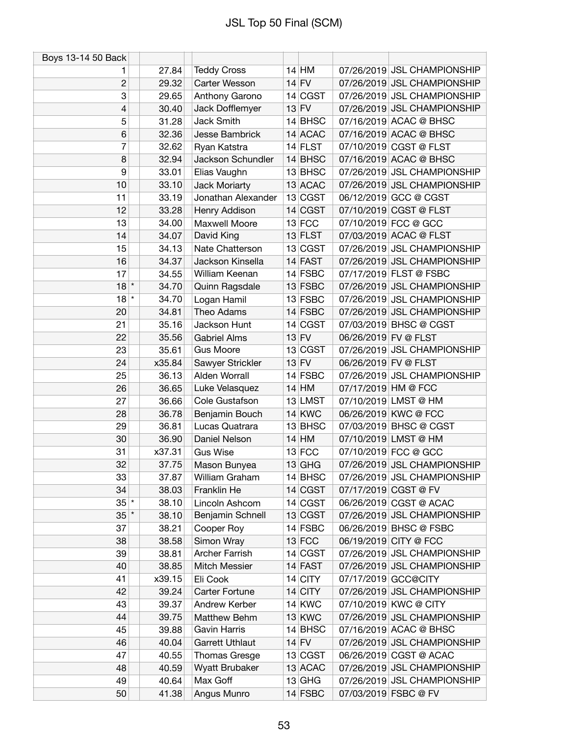# JSL Top 50 Final (SCM)

| Boys 13-14 50 Back | | | | | | | |
|---|---|---|---|---|---|---|---|
| 1 | | 27.84 | Teddy Cross | 14 | HM | 07/26/2019 | JSL CHAMPIONSHIP |
| 2 | | 29.32 | Carter Wesson | 14 | FV | 07/26/2019 | JSL CHAMPIONSHIP |
| 3 | | 29.65 | Anthony Garono | 14 | CGST | 07/26/2019 | JSL CHAMPIONSHIP |
| 4 | | 30.40 | Jack Dofflemyer | 13 | FV | 07/26/2019 | JSL CHAMPIONSHIP |
| 5 | | 31.28 | Jack Smith | 14 | BHSC | 07/16/2019 | ACAC @ BHSC |
| 6 | | 32.36 | Jesse Bambrick | 14 | ACAC | 07/16/2019 | ACAC @ BHSC |
| 7 | | 32.62 | Ryan Katstra | 14 | FLST | 07/10/2019 | CGST @ FLST |
| 8 | | 32.94 | Jackson Schundler | 14 | BHSC | 07/16/2019 | ACAC @ BHSC |
| 9 | | 33.01 | Elias Vaughn | 13 | BHSC | 07/26/2019 | JSL CHAMPIONSHIP |
| 10 | | 33.10 | Jack Moriarty | 13 | ACAC | 07/26/2019 | JSL CHAMPIONSHIP |
| 11 | | 33.19 | Jonathan Alexander | 13 | CGST | 06/12/2019 | GCC @ CGST |
| 12 | | 33.28 | Henry Addison | 14 | CGST | 07/10/2019 | CGST @ FLST |
| 13 | | 34.00 | Maxwell Moore | 13 | FCC | 07/10/2019 | FCC @ GCC |
| 14 | | 34.07 | David King | 13 | FLST | 07/03/2019 | ACAC @ FLST |
| 15 | | 34.13 | Nate Chatterson | 13 | CGST | 07/26/2019 | JSL CHAMPIONSHIP |
| 16 | | 34.37 | Jackson Kinsella | 14 | FAST | 07/26/2019 | JSL CHAMPIONSHIP |
| 17 | | 34.55 | William Keenan | 14 | FSBC | 07/17/2019 | FLST @ FSBC |
| 18 | * | 34.70 | Quinn Ragsdale | 13 | FSBC | 07/26/2019 | JSL CHAMPIONSHIP |
| 18 | * | 34.70 | Logan Hamil | 13 | FSBC | 07/26/2019 | JSL CHAMPIONSHIP |
| 20 | | 34.81 | Theo Adams | 14 | FSBC | 07/26/2019 | JSL CHAMPIONSHIP |
| 21 | | 35.16 | Jackson Hunt | 14 | CGST | 07/03/2019 | BHSC @ CGST |
| 22 | | 35.56 | Gabriel Alms | 13 | FV | 06/26/2019 | FV @ FLST |
| 23 | | 35.61 | Gus Moore | 13 | CGST | 07/26/2019 | JSL CHAMPIONSHIP |
| 24 | | x35.84 | Sawyer Strickler | 13 | FV | 06/26/2019 | FV @ FLST |
| 25 | | 36.13 | Alden Worrall | 14 | FSBC | 07/26/2019 | JSL CHAMPIONSHIP |
| 26 | | 36.65 | Luke Velasquez | 14 | HM | 07/17/2019 | HM @ FCC |
| 27 | | 36.66 | Cole Gustafson | 13 | LMST | 07/10/2019 | LMST @ HM |
| 28 | | 36.78 | Benjamin Bouch | 14 | KWC | 06/26/2019 | KWC @ FCC |
| 29 | | 36.81 | Lucas Quatrara | 13 | BHSC | 07/03/2019 | BHSC @ CGST |
| 30 | | 36.90 | Daniel Nelson | 14 | HM | 07/10/2019 | LMST @ HM |
| 31 | | x37.31 | Gus Wise | 13 | FCC | 07/10/2019 | FCC @ GCC |
| 32 | | 37.75 | Mason Bunyea | 13 | GHG | 07/26/2019 | JSL CHAMPIONSHIP |
| 33 | | 37.87 | William Graham | 14 | BHSC | 07/26/2019 | JSL CHAMPIONSHIP |
| 34 | | 38.03 | Franklin He | 14 | CGST | 07/17/2019 | CGST @ FV |
| 35 | * | 38.10 | Lincoln Ashcom | 14 | CGST | 06/26/2019 | CGST @ ACAC |
| 35 | * | 38.10 | Benjamin Schnell | 13 | CGST | 07/26/2019 | JSL CHAMPIONSHIP |
| 37 | | 38.21 | Cooper Roy | 14 | FSBC | 06/26/2019 | BHSC @ FSBC |
| 38 | | 38.58 | Simon Wray | 13 | FCC | 06/19/2019 | CITY @ FCC |
| 39 | | 38.81 | Archer Farrish | 14 | CGST | 07/26/2019 | JSL CHAMPIONSHIP |
| 40 | | 38.85 | Mitch Messier | 14 | FAST | 07/26/2019 | JSL CHAMPIONSHIP |
| 41 | | x39.15 | Eli Cook | 14 | CITY | 07/17/2019 | GCC@CITY |
| 42 | | 39.24 | Carter Fortune | 14 | CITY | 07/26/2019 | JSL CHAMPIONSHIP |
| 43 | | 39.37 | Andrew Kerber | 14 | KWC | 07/10/2019 | KWC @ CITY |
| 44 | | 39.75 | Matthew Behm | 13 | KWC | 07/26/2019 | JSL CHAMPIONSHIP |
| 45 | | 39.88 | Gavin Harris | 14 | BHSC | 07/16/2019 | ACAC @ BHSC |
| 46 | | 40.04 | Garrett Uthlaut | 14 | FV | 07/26/2019 | JSL CHAMPIONSHIP |
| 47 | | 40.55 | Thomas Gresge | 13 | CGST | 06/26/2019 | CGST @ ACAC |
| 48 | | 40.59 | Wyatt Brubaker | 13 | ACAC | 07/26/2019 | JSL CHAMPIONSHIP |
| 49 | | 40.64 | Max Goff | 13 | GHG | 07/26/2019 | JSL CHAMPIONSHIP |
| 50 | | 41.38 | Angus Munro | 14 | FSBC | 07/03/2019 | FSBC @ FV |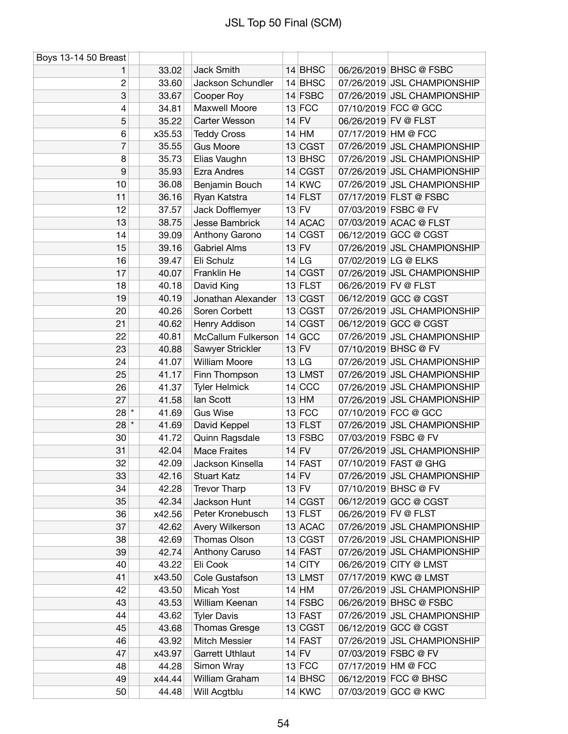# JSL Top 50 Final (SCM)

| Boys 13-14 50 Breast | | | | | | | |
|---|---|---|---|---|---|---|---|
| 1 | | 33.02 | Jack Smith | 14 | BHSC | 06/26/2019 | BHSC @ FSBC |
| 2 | | 33.60 | Jackson Schundler | 14 | BHSC | 07/26/2019 | JSL CHAMPIONSHIP |
| 3 | | 33.67 | Cooper Roy | 14 | FSBC | 07/26/2019 | JSL CHAMPIONSHIP |
| 4 | | 34.81 | Maxwell Moore | 13 | FCC | 07/10/2019 | FCC @ GCC |
| 5 | | 35.22 | Carter Wesson | 14 | FV | 06/26/2019 | FV @ FLST |
| 6 | | x35.53 | Teddy Cross | 14 | HM | 07/17/2019 | HM @ FCC |
| 7 | | 35.55 | Gus Moore | 13 | CGST | 07/26/2019 | JSL CHAMPIONSHIP |
| 8 | | 35.73 | Elias Vaughn | 13 | BHSC | 07/26/2019 | JSL CHAMPIONSHIP |
| 9 | | 35.93 | Ezra Andres | 14 | CGST | 07/26/2019 | JSL CHAMPIONSHIP |
| 10 | | 36.08 | Benjamin Bouch | 14 | KWC | 07/26/2019 | JSL CHAMPIONSHIP |
| 11 | | 36.16 | Ryan Katstra | 14 | FLST | 07/17/2019 | FLST @ FSBC |
| 12 | | 37.57 | Jack Dofflemyer | 13 | FV | 07/03/2019 | FSBC @ FV |
| 13 | | 38.75 | Jesse Bambrick | 14 | ACAC | 07/03/2019 | ACAC @ FLST |
| 14 | | 39.09 | Anthony Garono | 14 | CGST | 06/12/2019 | GCC @ CGST |
| 15 | | 39.16 | Gabriel Alms | 13 | FV | 07/26/2019 | JSL CHAMPIONSHIP |
| 16 | | 39.47 | Eli Schulz | 14 | LG | 07/02/2019 | LG @ ELKS |
| 17 | | 40.07 | Franklin He | 14 | CGST | 07/26/2019 | JSL CHAMPIONSHIP |
| 18 | | 40.18 | David King | 13 | FLST | 06/26/2019 | FV @ FLST |
| 19 | | 40.19 | Jonathan Alexander | 13 | CGST | 06/12/2019 | GCC @ CGST |
| 20 | | 40.26 | Soren Corbett | 13 | CGST | 07/26/2019 | JSL CHAMPIONSHIP |
| 21 | | 40.62 | Henry Addison | 14 | CGST | 06/12/2019 | GCC @ CGST |
| 22 | | 40.81 | McCallum Fulkerson | 14 | GCC | 07/26/2019 | JSL CHAMPIONSHIP |
| 23 | | 40.88 | Sawyer Strickler | 13 | FV | 07/10/2019 | BHSC @ FV |
| 24 | | 41.07 | William Moore | 13 | LG | 07/26/2019 | JSL CHAMPIONSHIP |
| 25 | | 41.17 | Finn Thompson | 13 | LMST | 07/26/2019 | JSL CHAMPIONSHIP |
| 26 | | 41.37 | Tyler Helmick | 14 | CCC | 07/26/2019 | JSL CHAMPIONSHIP |
| 27 | | 41.58 | Ian Scott | 13 | HM | 07/26/2019 | JSL CHAMPIONSHIP |
| 28 | * | 41.69 | Gus Wise | 13 | FCC | 07/10/2019 | FCC @ GCC |
| 28 | * | 41.69 | David Keppel | 13 | FLST | 07/26/2019 | JSL CHAMPIONSHIP |
| 30 | | 41.72 | Quinn Ragsdale | 13 | FSBC | 07/03/2019 | FSBC @ FV |
| 31 | | 42.04 | Mace Fraites | 14 | FV | 07/26/2019 | JSL CHAMPIONSHIP |
| 32 | | 42.09 | Jackson Kinsella | 14 | FAST | 07/10/2019 | FAST @ GHG |
| 33 | | 42.16 | Stuart Katz | 14 | FV | 07/26/2019 | JSL CHAMPIONSHIP |
| 34 | | 42.28 | Trevor Tharp | 13 | FV | 07/10/2019 | BHSC @ FV |
| 35 | | 42.34 | Jackson Hunt | 14 | CGST | 06/12/2019 | GCC @ CGST |
| 36 | | x42.56 | Peter Kronebusch | 13 | FLST | 06/26/2019 | FV @ FLST |
| 37 | | 42.62 | Avery Wilkerson | 13 | ACAC | 07/26/2019 | JSL CHAMPIONSHIP |
| 38 | | 42.69 | Thomas Olson | 13 | CGST | 07/26/2019 | JSL CHAMPIONSHIP |
| 39 | | 42.74 | Anthony Caruso | 14 | FAST | 07/26/2019 | JSL CHAMPIONSHIP |
| 40 | | 43.22 | Eli Cook | 14 | CITY | 06/26/2019 | CITY @ LMST |
| 41 | | x43.50 | Cole Gustafson | 13 | LMST | 07/17/2019 | KWC @ LMST |
| 42 | | 43.50 | Micah Yost | 14 | HM | 07/26/2019 | JSL CHAMPIONSHIP |
| 43 | | 43.53 | William Keenan | 14 | FSBC | 06/26/2019 | BHSC @ FSBC |
| 44 | | 43.62 | Tyler Davis | 13 | FAST | 07/26/2019 | JSL CHAMPIONSHIP |
| 45 | | 43.68 | Thomas Gresge | 13 | CGST | 06/12/2019 | GCC @ CGST |
| 46 | | 43.92 | Mitch Messier | 14 | FAST | 07/26/2019 | JSL CHAMPIONSHIP |
| 47 | | x43.97 | Garrett Uthlaut | 14 | FV | 07/03/2019 | FSBC @ FV |
| 48 | | 44.28 | Simon Wray | 13 | FCC | 07/17/2019 | HM @ FCC |
| 49 | | x44.44 | William Graham | 14 | BHSC | 06/12/2019 | FCC @ BHSC |
| 50 | | 44.48 | Will Acgtblu | 14 | KWC | 07/03/2019 | GCC @ KWC |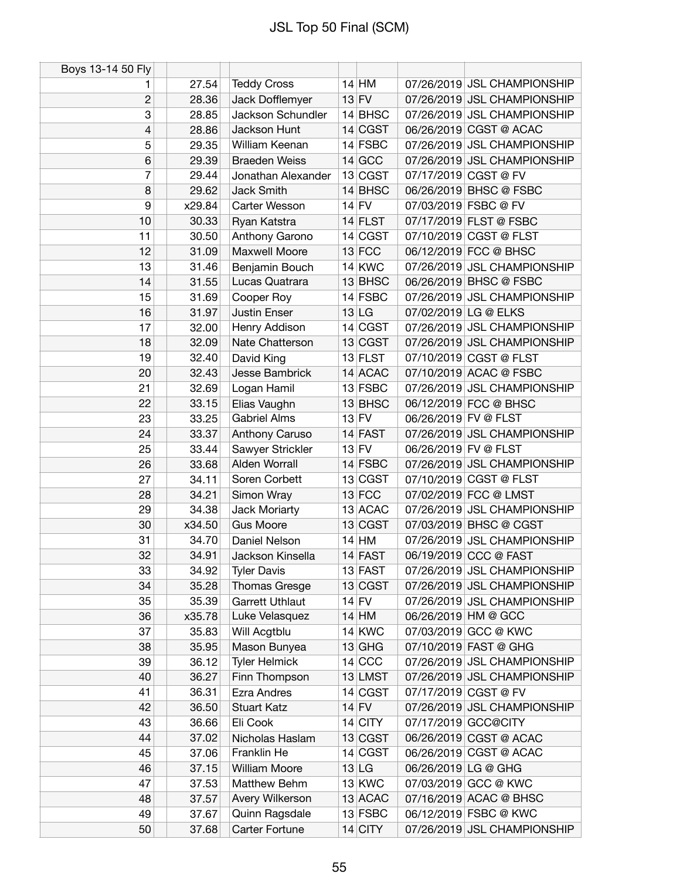# JSL Top 50 Final (SCM)

| Boys 13-14 50 Fly | | | | | | |
|---|---|---|---|---|---|---|
| 1 | 27.54 | Teddy Cross | 14 | HM | 07/26/2019 | JSL CHAMPIONSHIP |
| 2 | 28.36 | Jack Dofflemyer | 13 | FV | 07/26/2019 | JSL CHAMPIONSHIP |
| 3 | 28.85 | Jackson Schundler | 14 | BHSC | 07/26/2019 | JSL CHAMPIONSHIP |
| 4 | 28.86 | Jackson Hunt | 14 | CGST | 06/26/2019 | CGST @ ACAC |
| 5 | 29.35 | William Keenan | 14 | FSBC | 07/26/2019 | JSL CHAMPIONSHIP |
| 6 | 29.39 | Braeden Weiss | 14 | GCC | 07/26/2019 | JSL CHAMPIONSHIP |
| 7 | 29.44 | Jonathan Alexander | 13 | CGST | 07/17/2019 | CGST @ FV |
| 8 | 29.62 | Jack Smith | 14 | BHSC | 06/26/2019 | BHSC @ FSBC |
| 9 | x29.84 | Carter Wesson | 14 | FV | 07/03/2019 | FSBC @ FV |
| 10 | 30.33 | Ryan Katstra | 14 | FLST | 07/17/2019 | FLST @ FSBC |
| 11 | 30.50 | Anthony Garono | 14 | CGST | 07/10/2019 | CGST @ FLST |
| 12 | 31.09 | Maxwell Moore | 13 | FCC | 06/12/2019 | FCC @ BHSC |
| 13 | 31.46 | Benjamin Bouch | 14 | KWC | 07/26/2019 | JSL CHAMPIONSHIP |
| 14 | 31.55 | Lucas Quatrara | 13 | BHSC | 06/26/2019 | BHSC @ FSBC |
| 15 | 31.69 | Cooper Roy | 14 | FSBC | 07/26/2019 | JSL CHAMPIONSHIP |
| 16 | 31.97 | Justin Enser | 13 | LG | 07/02/2019 | LG @ ELKS |
| 17 | 32.00 | Henry Addison | 14 | CGST | 07/26/2019 | JSL CHAMPIONSHIP |
| 18 | 32.09 | Nate Chatterson | 13 | CGST | 07/26/2019 | JSL CHAMPIONSHIP |
| 19 | 32.40 | David King | 13 | FLST | 07/10/2019 | CGST @ FLST |
| 20 | 32.43 | Jesse Bambrick | 14 | ACAC | 07/10/2019 | ACAC @ FSBC |
| 21 | 32.69 | Logan Hamil | 13 | FSBC | 07/26/2019 | JSL CHAMPIONSHIP |
| 22 | 33.15 | Elias Vaughn | 13 | BHSC | 06/12/2019 | FCC @ BHSC |
| 23 | 33.25 | Gabriel Alms | 13 | FV | 06/26/2019 | FV @ FLST |
| 24 | 33.37 | Anthony Caruso | 14 | FAST | 07/26/2019 | JSL CHAMPIONSHIP |
| 25 | 33.44 | Sawyer Strickler | 13 | FV | 06/26/2019 | FV @ FLST |
| 26 | 33.68 | Alden Worrall | 14 | FSBC | 07/26/2019 | JSL CHAMPIONSHIP |
| 27 | 34.11 | Soren Corbett | 13 | CGST | 07/10/2019 | CGST @ FLST |
| 28 | 34.21 | Simon Wray | 13 | FCC | 07/02/2019 | FCC @ LMST |
| 29 | 34.38 | Jack Moriarty | 13 | ACAC | 07/26/2019 | JSL CHAMPIONSHIP |
| 30 | x34.50 | Gus Moore | 13 | CGST | 07/03/2019 | BHSC @ CGST |
| 31 | 34.70 | Daniel Nelson | 14 | HM | 07/26/2019 | JSL CHAMPIONSHIP |
| 32 | 34.91 | Jackson Kinsella | 14 | FAST | 06/19/2019 | CCC @ FAST |
| 33 | 34.92 | Tyler Davis | 13 | FAST | 07/26/2019 | JSL CHAMPIONSHIP |
| 34 | 35.28 | Thomas Gresge | 13 | CGST | 07/26/2019 | JSL CHAMPIONSHIP |
| 35 | 35.39 | Garrett Uthlaut | 14 | FV | 07/26/2019 | JSL CHAMPIONSHIP |
| 36 | x35.78 | Luke Velasquez | 14 | HM | 06/26/2019 | HM @ GCC |
| 37 | 35.83 | Will Acgtblu | 14 | KWC | 07/03/2019 | GCC @ KWC |
| 38 | 35.95 | Mason Bunyea | 13 | GHG | 07/10/2019 | FAST @ GHG |
| 39 | 36.12 | Tyler Helmick | 14 | CCC | 07/26/2019 | JSL CHAMPIONSHIP |
| 40 | 36.27 | Finn Thompson | 13 | LMST | 07/26/2019 | JSL CHAMPIONSHIP |
| 41 | 36.31 | Ezra Andres | 14 | CGST | 07/17/2019 | CGST @ FV |
| 42 | 36.50 | Stuart Katz | 14 | FV | 07/26/2019 | JSL CHAMPIONSHIP |
| 43 | 36.66 | Eli Cook | 14 | CITY | 07/17/2019 | GCC@CITY |
| 44 | 37.02 | Nicholas Haslam | 13 | CGST | 06/26/2019 | CGST @ ACAC |
| 45 | 37.06 | Franklin He | 14 | CGST | 06/26/2019 | CGST @ ACAC |
| 46 | 37.15 | William Moore | 13 | LG | 06/26/2019 | LG @ GHG |
| 47 | 37.53 | Matthew Behm | 13 | KWC | 07/03/2019 | GCC @ KWC |
| 48 | 37.57 | Avery Wilkerson | 13 | ACAC | 07/16/2019 | ACAC @ BHSC |
| 49 | 37.67 | Quinn Ragsdale | 13 | FSBC | 06/12/2019 | FSBC @ KWC |
| 50 | 37.68 | Carter Fortune | 14 | CITY | 07/26/2019 | JSL CHAMPIONSHIP |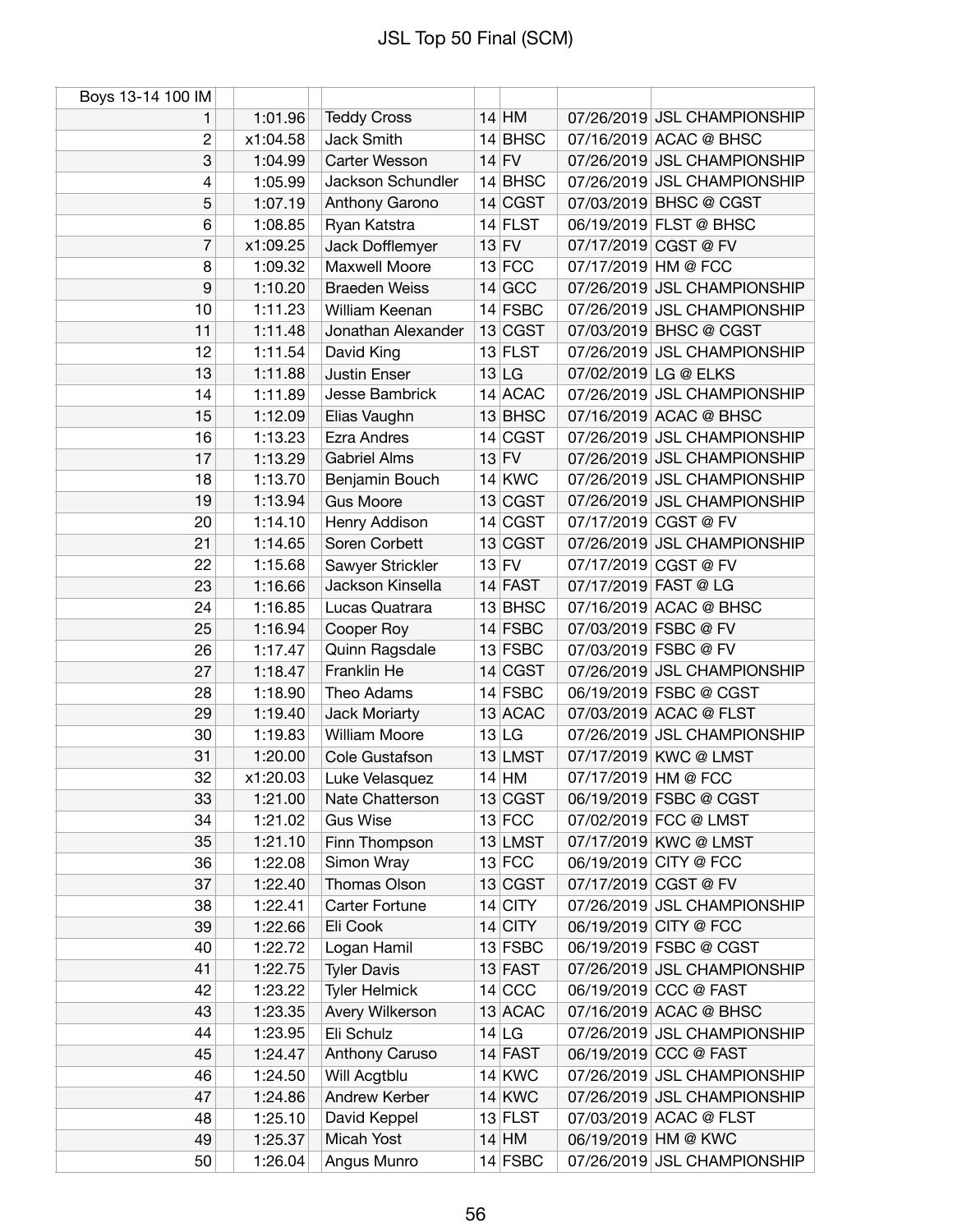# JSL Top 50 Final (SCM)

| Boys 13-14 100 IM | | | | | | |
|---|---|---|---|---|---|---|
| 1 | 1:01.96 | Teddy Cross | 14 | HM | 07/26/2019 | JSL CHAMPIONSHIP |
| 2 | x1:04.58 | Jack Smith | 14 | BHSC | 07/16/2019 | ACAC @ BHSC |
| 3 | 1:04.99 | Carter Wesson | 14 | FV | 07/26/2019 | JSL CHAMPIONSHIP |
| 4 | 1:05.99 | Jackson Schundler | 14 | BHSC | 07/26/2019 | JSL CHAMPIONSHIP |
| 5 | 1:07.19 | Anthony Garono | 14 | CGST | 07/03/2019 | BHSC @ CGST |
| 6 | 1:08.85 | Ryan Katstra | 14 | FLST | 06/19/2019 | FLST @ BHSC |
| 7 | x1:09.25 | Jack Dofflemyer | 13 | FV | 07/17/2019 | CGST @ FV |
| 8 | 1:09.32 | Maxwell Moore | 13 | FCC | 07/17/2019 | HM @ FCC |
| 9 | 1:10.20 | Braeden Weiss | 14 | GCC | 07/26/2019 | JSL CHAMPIONSHIP |
| 10 | 1:11.23 | William Keenan | 14 | FSBC | 07/26/2019 | JSL CHAMPIONSHIP |
| 11 | 1:11.48 | Jonathan Alexander | 13 | CGST | 07/03/2019 | BHSC @ CGST |
| 12 | 1:11.54 | David King | 13 | FLST | 07/26/2019 | JSL CHAMPIONSHIP |
| 13 | 1:11.88 | Justin Enser | 13 | LG | 07/02/2019 | LG @ ELKS |
| 14 | 1:11.89 | Jesse Bambrick | 14 | ACAC | 07/26/2019 | JSL CHAMPIONSHIP |
| 15 | 1:12.09 | Elias Vaughn | 13 | BHSC | 07/16/2019 | ACAC @ BHSC |
| 16 | 1:13.23 | Ezra Andres | 14 | CGST | 07/26/2019 | JSL CHAMPIONSHIP |
| 17 | 1:13.29 | Gabriel Alms | 13 | FV | 07/26/2019 | JSL CHAMPIONSHIP |
| 18 | 1:13.70 | Benjamin Bouch | 14 | KWC | 07/26/2019 | JSL CHAMPIONSHIP |
| 19 | 1:13.94 | Gus Moore | 13 | CGST | 07/26/2019 | JSL CHAMPIONSHIP |
| 20 | 1:14.10 | Henry Addison | 14 | CGST | 07/17/2019 | CGST @ FV |
| 21 | 1:14.65 | Soren Corbett | 13 | CGST | 07/26/2019 | JSL CHAMPIONSHIP |
| 22 | 1:15.68 | Sawyer Strickler | 13 | FV | 07/17/2019 | CGST @ FV |
| 23 | 1:16.66 | Jackson Kinsella | 14 | FAST | 07/17/2019 | FAST @ LG |
| 24 | 1:16.85 | Lucas Quatrara | 13 | BHSC | 07/16/2019 | ACAC @ BHSC |
| 25 | 1:16.94 | Cooper Roy | 14 | FSBC | 07/03/2019 | FSBC @ FV |
| 26 | 1:17.47 | Quinn Ragsdale | 13 | FSBC | 07/03/2019 | FSBC @ FV |
| 27 | 1:18.47 | Franklin He | 14 | CGST | 07/26/2019 | JSL CHAMPIONSHIP |
| 28 | 1:18.90 | Theo Adams | 14 | FSBC | 06/19/2019 | FSBC @ CGST |
| 29 | 1:19.40 | Jack Moriarty | 13 | ACAC | 07/03/2019 | ACAC @ FLST |
| 30 | 1:19.83 | William Moore | 13 | LG | 07/26/2019 | JSL CHAMPIONSHIP |
| 31 | 1:20.00 | Cole Gustafson | 13 | LMST | 07/17/2019 | KWC @ LMST |
| 32 | x1:20.03 | Luke Velasquez | 14 | HM | 07/17/2019 | HM @ FCC |
| 33 | 1:21.00 | Nate Chatterson | 13 | CGST | 06/19/2019 | FSBC @ CGST |
| 34 | 1:21.02 | Gus Wise | 13 | FCC | 07/02/2019 | FCC @ LMST |
| 35 | 1:21.10 | Finn Thompson | 13 | LMST | 07/17/2019 | KWC @ LMST |
| 36 | 1:22.08 | Simon Wray | 13 | FCC | 06/19/2019 | CITY @ FCC |
| 37 | 1:22.40 | Thomas Olson | 13 | CGST | 07/17/2019 | CGST @ FV |
| 38 | 1:22.41 | Carter Fortune | 14 | CITY | 07/26/2019 | JSL CHAMPIONSHIP |
| 39 | 1:22.66 | Eli Cook | 14 | CITY | 06/19/2019 | CITY @ FCC |
| 40 | 1:22.72 | Logan Hamil | 13 | FSBC | 06/19/2019 | FSBC @ CGST |
| 41 | 1:22.75 | Tyler Davis | 13 | FAST | 07/26/2019 | JSL CHAMPIONSHIP |
| 42 | 1:23.22 | Tyler Helmick | 14 | CCC | 06/19/2019 | CCC @ FAST |
| 43 | 1:23.35 | Avery Wilkerson | 13 | ACAC | 07/16/2019 | ACAC @ BHSC |
| 44 | 1:23.95 | Eli Schulz | 14 | LG | 07/26/2019 | JSL CHAMPIONSHIP |
| 45 | 1:24.47 | Anthony Caruso | 14 | FAST | 06/19/2019 | CCC @ FAST |
| 46 | 1:24.50 | Will Acgtblu | 14 | KWC | 07/26/2019 | JSL CHAMPIONSHIP |
| 47 | 1:24.86 | Andrew Kerber | 14 | KWC | 07/26/2019 | JSL CHAMPIONSHIP |
| 48 | 1:25.10 | David Keppel | 13 | FLST | 07/03/2019 | ACAC @ FLST |
| 49 | 1:25.37 | Micah Yost | 14 | HM | 06/19/2019 | HM @ KWC |
| 50 | 1:26.04 | Angus Munro | 14 | FSBC | 07/26/2019 | JSL CHAMPIONSHIP |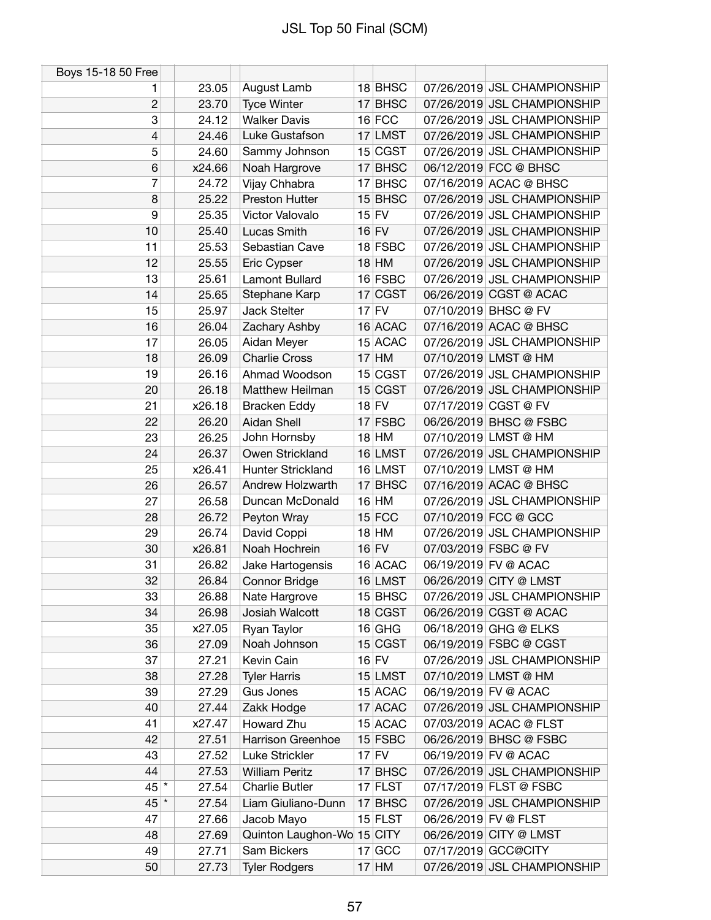# JSL Top 50 Final (SCM)

| Boys 15-18 50 Free | | | | | | | | |
|---|---|---|---|---|---|---|---|---|
| 1 | | 23.05 | | August Lamb | 18 | BHSC | 07/26/2019 | JSL CHAMPIONSHIP |
| 2 | | 23.70 | | Tyce Winter | 17 | BHSC | 07/26/2019 | JSL CHAMPIONSHIP |
| 3 | | 24.12 | | Walker Davis | 16 | FCC | 07/26/2019 | JSL CHAMPIONSHIP |
| 4 | | 24.46 | | Luke Gustafson | 17 | LMST | 07/26/2019 | JSL CHAMPIONSHIP |
| 5 | | 24.60 | | Sammy Johnson | 15 | CGST | 07/26/2019 | JSL CHAMPIONSHIP |
| 6 | | x24.66 | | Noah Hargrove | 17 | BHSC | 06/12/2019 | FCC @ BHSC |
| 7 | | 24.72 | | Vijay Chhabra | 17 | BHSC | 07/16/2019 | ACAC @ BHSC |
| 8 | | 25.22 | | Preston Hutter | 15 | BHSC | 07/26/2019 | JSL CHAMPIONSHIP |
| 9 | | 25.35 | | Victor Valovalo | 15 | FV | 07/26/2019 | JSL CHAMPIONSHIP |
| 10 | | 25.40 | | Lucas Smith | 16 | FV | 07/26/2019 | JSL CHAMPIONSHIP |
| 11 | | 25.53 | | Sebastian Cave | 18 | FSBC | 07/26/2019 | JSL CHAMPIONSHIP |
| 12 | | 25.55 | | Eric Cypser | 18 | HM | 07/26/2019 | JSL CHAMPIONSHIP |
| 13 | | 25.61 | | Lamont Bullard | 16 | FSBC | 07/26/2019 | JSL CHAMPIONSHIP |
| 14 | | 25.65 | | Stephane Karp | 17 | CGST | 06/26/2019 | CGST @ ACAC |
| 15 | | 25.97 | | Jack Stelter | 17 | FV | 07/10/2019 | BHSC @ FV |
| 16 | | 26.04 | | Zachary Ashby | 16 | ACAC | 07/16/2019 | ACAC @ BHSC |
| 17 | | 26.05 | | Aidan Meyer | 15 | ACAC | 07/26/2019 | JSL CHAMPIONSHIP |
| 18 | | 26.09 | | Charlie Cross | 17 | HM | 07/10/2019 | LMST @ HM |
| 19 | | 26.16 | | Ahmad Woodson | 15 | CGST | 07/26/2019 | JSL CHAMPIONSHIP |
| 20 | | 26.18 | | Matthew Heilman | 15 | CGST | 07/26/2019 | JSL CHAMPIONSHIP |
| 21 | | x26.18 | | Bracken Eddy | 18 | FV | 07/17/2019 | CGST @ FV |
| 22 | | 26.20 | | Aidan Shell | 17 | FSBC | 06/26/2019 | BHSC @ FSBC |
| 23 | | 26.25 | | John Hornsby | 18 | HM | 07/10/2019 | LMST @ HM |
| 24 | | 26.37 | | Owen Strickland | 16 | LMST | 07/26/2019 | JSL CHAMPIONSHIP |
| 25 | | x26.41 | | Hunter Strickland | 16 | LMST | 07/10/2019 | LMST @ HM |
| 26 | | 26.57 | | Andrew Holzwarth | 17 | BHSC | 07/16/2019 | ACAC @ BHSC |
| 27 | | 26.58 | | Duncan McDonald | 16 | HM | 07/26/2019 | JSL CHAMPIONSHIP |
| 28 | | 26.72 | | Peyton Wray | 15 | FCC | 07/10/2019 | FCC @ GCC |
| 29 | | 26.74 | | David Coppi | 18 | HM | 07/26/2019 | JSL CHAMPIONSHIP |
| 30 | | x26.81 | | Noah Hochrein | 16 | FV | 07/03/2019 | FSBC @ FV |
| 31 | | 26.82 | | Jake Hartogensis | 16 | ACAC | 06/19/2019 | FV @ ACAC |
| 32 | | 26.84 | | Connor Bridge | 16 | LMST | 06/26/2019 | CITY @ LMST |
| 33 | | 26.88 | | Nate Hargrove | 15 | BHSC | 07/26/2019 | JSL CHAMPIONSHIP |
| 34 | | 26.98 | | Josiah Walcott | 18 | CGST | 06/26/2019 | CGST @ ACAC |
| 35 | | x27.05 | | Ryan Taylor | 16 | GHG | 06/18/2019 | GHG @ ELKS |
| 36 | | 27.09 | | Noah Johnson | 15 | CGST | 06/19/2019 | FSBC @ CGST |
| 37 | | 27.21 | | Kevin Cain | 16 | FV | 07/26/2019 | JSL CHAMPIONSHIP |
| 38 | | 27.28 | | Tyler Harris | 15 | LMST | 07/10/2019 | LMST @ HM |
| 39 | | 27.29 | | Gus Jones | 15 | ACAC | 06/19/2019 | FV @ ACAC |
| 40 | | 27.44 | | Zakk Hodge | 17 | ACAC | 07/26/2019 | JSL CHAMPIONSHIP |
| 41 | | x27.47 | | Howard Zhu | 15 | ACAC | 07/03/2019 | ACAC @ FLST |
| 42 | | 27.51 | | Harrison Greenhoe | 15 | FSBC | 06/26/2019 | BHSC @ FSBC |
| 43 | | 27.52 | | Luke Strickler | 17 | FV | 06/19/2019 | FV @ ACAC |
| 44 | | 27.53 | | William Peritz | 17 | BHSC | 07/26/2019 | JSL CHAMPIONSHIP |
| 45 | * | 27.54 | | Charlie Butler | 17 | FLST | 07/17/2019 | FLST @ FSBC |
| 45 | * | 27.54 | | Liam Giuliano-Dunn | 17 | BHSC | 07/26/2019 | JSL CHAMPIONSHIP |
| 47 | | 27.66 | | Jacob Mayo | 15 | FLST | 06/26/2019 | FV @ FLST |
| 48 | | 27.69 | | Quinton Laughon-Wo | 15 | CITY | 06/26/2019 | CITY @ LMST |
| 49 | | 27.71 | | Sam Bickers | 17 | GCC | 07/17/2019 | GCC@CITY |
| 50 | | 27.73 | | Tyler Rodgers | 17 | HM | 07/26/2019 | JSL CHAMPIONSHIP |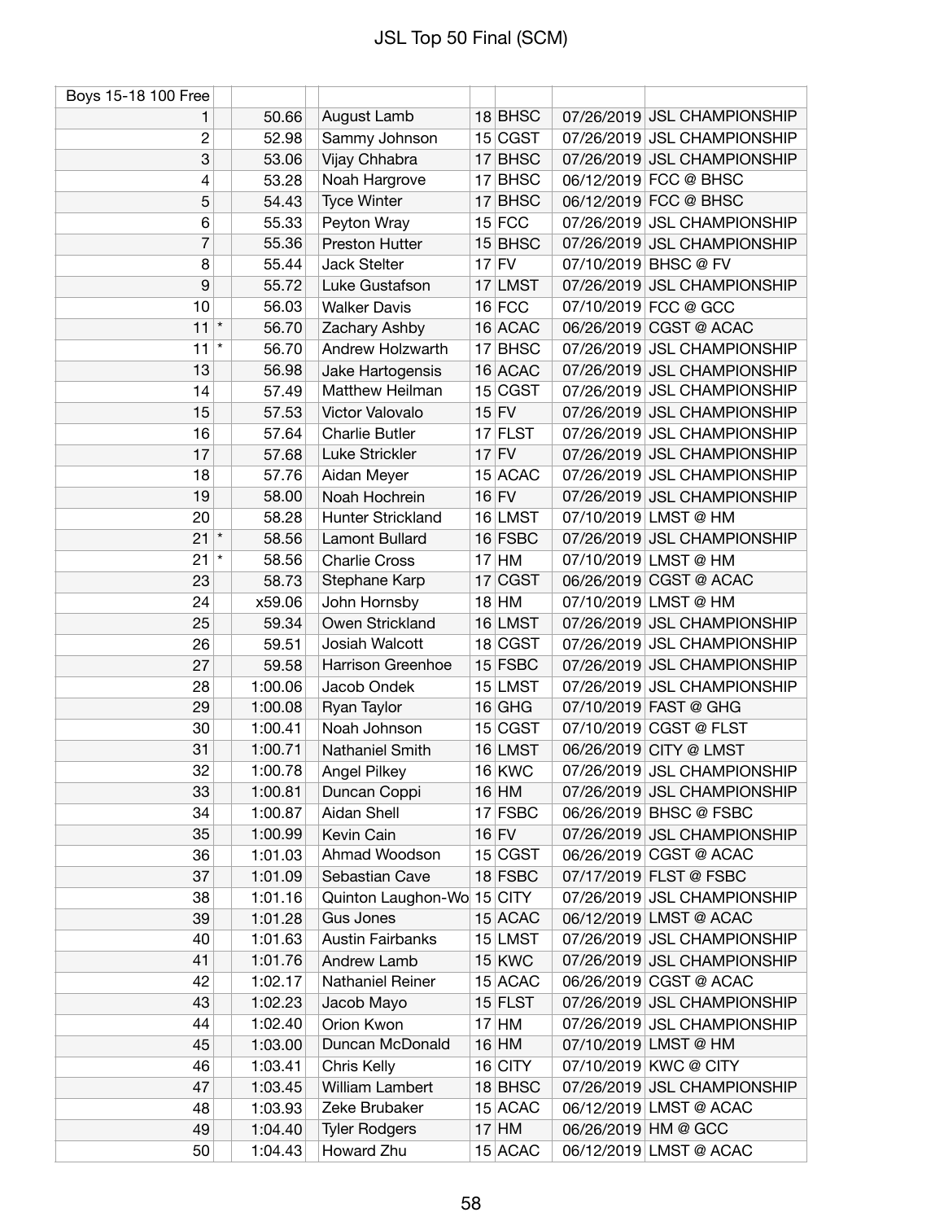# JSL Top 50 Final (SCM)

| Boys 15-18 100 Free | | | | | | | |
|---|---|---|---|---|---|---|---|
| 1 | | 50.66 | August Lamb | 18 | BHSC | 07/26/2019 | JSL CHAMPIONSHIP |
| 2 | | 52.98 | Sammy Johnson | 15 | CGST | 07/26/2019 | JSL CHAMPIONSHIP |
| 3 | | 53.06 | Vijay Chhabra | 17 | BHSC | 07/26/2019 | JSL CHAMPIONSHIP |
| 4 | | 53.28 | Noah Hargrove | 17 | BHSC | 06/12/2019 | FCC @ BHSC |
| 5 | | 54.43 | Tyce Winter | 17 | BHSC | 06/12/2019 | FCC @ BHSC |
| 6 | | 55.33 | Peyton Wray | 15 | FCC | 07/26/2019 | JSL CHAMPIONSHIP |
| 7 | | 55.36 | Preston Hutter | 15 | BHSC | 07/26/2019 | JSL CHAMPIONSHIP |
| 8 | | 55.44 | Jack Stelter | 17 | FV | 07/10/2019 | BHSC @ FV |
| 9 | | 55.72 | Luke Gustafson | 17 | LMST | 07/26/2019 | JSL CHAMPIONSHIP |
| 10 | | 56.03 | Walker Davis | 16 | FCC | 07/10/2019 | FCC @ GCC |
| 11 | * | 56.70 | Zachary Ashby | 16 | ACAC | 06/26/2019 | CGST @ ACAC |
| 11 | * | 56.70 | Andrew Holzwarth | 17 | BHSC | 07/26/2019 | JSL CHAMPIONSHIP |
| 13 | | 56.98 | Jake Hartogensis | 16 | ACAC | 07/26/2019 | JSL CHAMPIONSHIP |
| 14 | | 57.49 | Matthew Heilman | 15 | CGST | 07/26/2019 | JSL CHAMPIONSHIP |
| 15 | | 57.53 | Victor Valovalo | 15 | FV | 07/26/2019 | JSL CHAMPIONSHIP |
| 16 | | 57.64 | Charlie Butler | 17 | FLST | 07/26/2019 | JSL CHAMPIONSHIP |
| 17 | | 57.68 | Luke Strickler | 17 | FV | 07/26/2019 | JSL CHAMPIONSHIP |
| 18 | | 57.76 | Aidan Meyer | 15 | ACAC | 07/26/2019 | JSL CHAMPIONSHIP |
| 19 | | 58.00 | Noah Hochrein | 16 | FV | 07/26/2019 | JSL CHAMPIONSHIP |
| 20 | | 58.28 | Hunter Strickland | 16 | LMST | 07/10/2019 | LMST @ HM |
| 21 | * | 58.56 | Lamont Bullard | 16 | FSBC | 07/26/2019 | JSL CHAMPIONSHIP |
| 21 | * | 58.56 | Charlie Cross | 17 | HM | 07/10/2019 | LMST @ HM |
| 23 | | 58.73 | Stephane Karp | 17 | CGST | 06/26/2019 | CGST @ ACAC |
| 24 | | x59.06 | John Hornsby | 18 | HM | 07/10/2019 | LMST @ HM |
| 25 | | 59.34 | Owen Strickland | 16 | LMST | 07/26/2019 | JSL CHAMPIONSHIP |
| 26 | | 59.51 | Josiah Walcott | 18 | CGST | 07/26/2019 | JSL CHAMPIONSHIP |
| 27 | | 59.58 | Harrison Greenhoe | 15 | FSBC | 07/26/2019 | JSL CHAMPIONSHIP |
| 28 | | 1:00.06 | Jacob Ondek | 15 | LMST | 07/26/2019 | JSL CHAMPIONSHIP |
| 29 | | 1:00.08 | Ryan Taylor | 16 | GHG | 07/10/2019 | FAST @ GHG |
| 30 | | 1:00.41 | Noah Johnson | 15 | CGST | 07/10/2019 | CGST @ FLST |
| 31 | | 1:00.71 | Nathaniel Smith | 16 | LMST | 06/26/2019 | CITY @ LMST |
| 32 | | 1:00.78 | Angel Pilkey | 16 | KWC | 07/26/2019 | JSL CHAMPIONSHIP |
| 33 | | 1:00.81 | Duncan Coppi | 16 | HM | 07/26/2019 | JSL CHAMPIONSHIP |
| 34 | | 1:00.87 | Aidan Shell | 17 | FSBC | 06/26/2019 | BHSC @ FSBC |
| 35 | | 1:00.99 | Kevin Cain | 16 | FV | 07/26/2019 | JSL CHAMPIONSHIP |
| 36 | | 1:01.03 | Ahmad Woodson | 15 | CGST | 06/26/2019 | CGST @ ACAC |
| 37 | | 1:01.09 | Sebastian Cave | 18 | FSBC | 07/17/2019 | FLST @ FSBC |
| 38 | | 1:01.16 | Quinton Laughon-Wo | 15 | CITY | 07/26/2019 | JSL CHAMPIONSHIP |
| 39 | | 1:01.28 | Gus Jones | 15 | ACAC | 06/12/2019 | LMST @ ACAC |
| 40 | | 1:01.63 | Austin Fairbanks | 15 | LMST | 07/26/2019 | JSL CHAMPIONSHIP |
| 41 | | 1:01.76 | Andrew Lamb | 15 | KWC | 07/26/2019 | JSL CHAMPIONSHIP |
| 42 | | 1:02.17 | Nathaniel Reiner | 15 | ACAC | 06/26/2019 | CGST @ ACAC |
| 43 | | 1:02.23 | Jacob Mayo | 15 | FLST | 07/26/2019 | JSL CHAMPIONSHIP |
| 44 | | 1:02.40 | Orion Kwon | 17 | HM | 07/26/2019 | JSL CHAMPIONSHIP |
| 45 | | 1:03.00 | Duncan McDonald | 16 | HM | 07/10/2019 | LMST @ HM |
| 46 | | 1:03.41 | Chris Kelly | 16 | CITY | 07/10/2019 | KWC @ CITY |
| 47 | | 1:03.45 | William Lambert | 18 | BHSC | 07/26/2019 | JSL CHAMPIONSHIP |
| 48 | | 1:03.93 | Zeke Brubaker | 15 | ACAC | 06/12/2019 | LMST @ ACAC |
| 49 | | 1:04.40 | Tyler Rodgers | 17 | HM | 06/26/2019 | HM @ GCC |
| 50 | | 1:04.43 | Howard Zhu | 15 | ACAC | 06/12/2019 | LMST @ ACAC |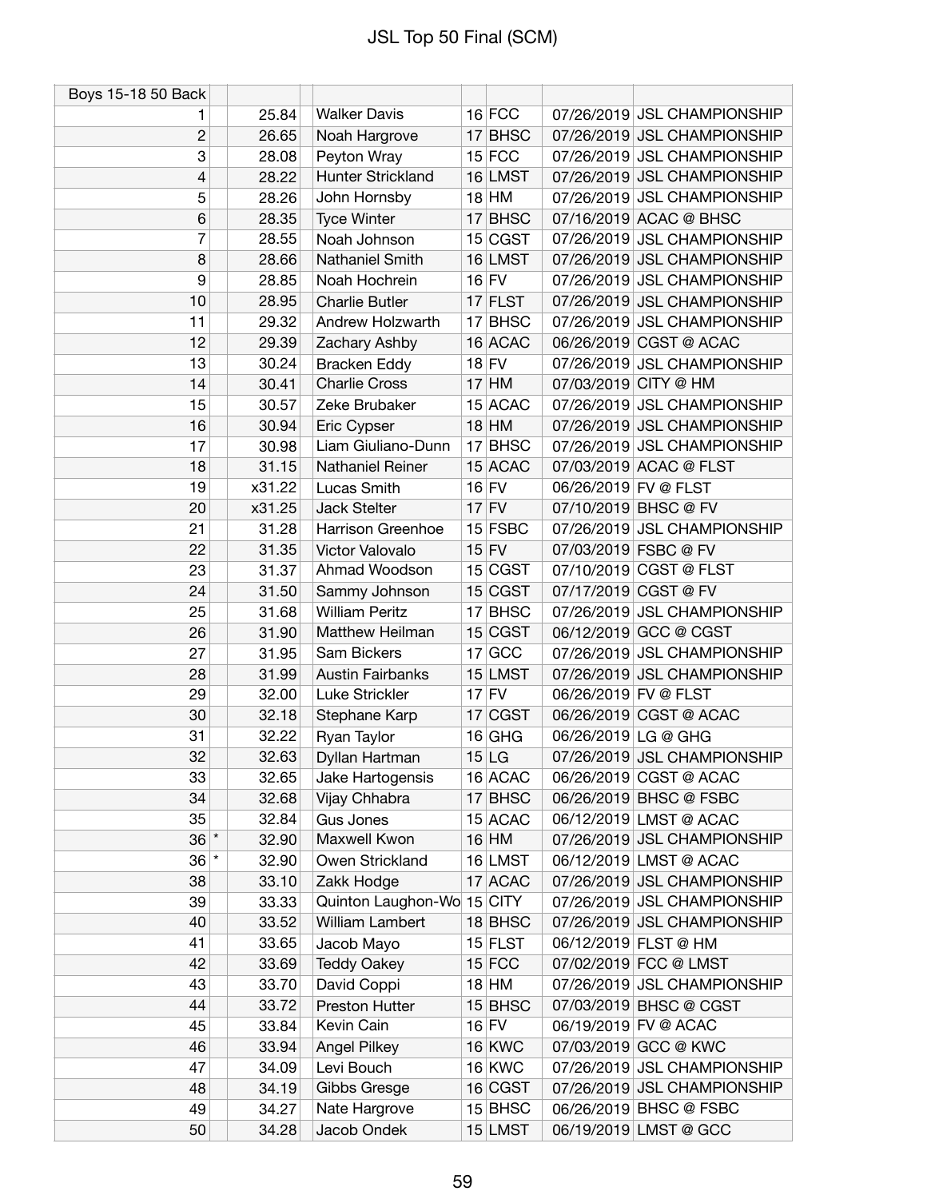# JSL Top 50 Final (SCM)

| Boys 15-18 50 Back | | | | | | | |
|---|---|---|---|---|---|---|---|
| 1 | | 25.84 | Walker Davis | 16 | FCC | 07/26/2019 | JSL CHAMPIONSHIP |
| 2 | | 26.65 | Noah Hargrove | 17 | BHSC | 07/26/2019 | JSL CHAMPIONSHIP |
| 3 | | 28.08 | Peyton Wray | 15 | FCC | 07/26/2019 | JSL CHAMPIONSHIP |
| 4 | | 28.22 | Hunter Strickland | 16 | LMST | 07/26/2019 | JSL CHAMPIONSHIP |
| 5 | | 28.26 | John Hornsby | 18 | HM | 07/26/2019 | JSL CHAMPIONSHIP |
| 6 | | 28.35 | Tyce Winter | 17 | BHSC | 07/16/2019 | ACAC @ BHSC |
| 7 | | 28.55 | Noah Johnson | 15 | CGST | 07/26/2019 | JSL CHAMPIONSHIP |
| 8 | | 28.66 | Nathaniel Smith | 16 | LMST | 07/26/2019 | JSL CHAMPIONSHIP |
| 9 | | 28.85 | Noah Hochrein | 16 | FV | 07/26/2019 | JSL CHAMPIONSHIP |
| 10 | | 28.95 | Charlie Butler | 17 | FLST | 07/26/2019 | JSL CHAMPIONSHIP |
| 11 | | 29.32 | Andrew Holzwarth | 17 | BHSC | 07/26/2019 | JSL CHAMPIONSHIP |
| 12 | | 29.39 | Zachary Ashby | 16 | ACAC | 06/26/2019 | CGST @ ACAC |
| 13 | | 30.24 | Bracken Eddy | 18 | FV | 07/26/2019 | JSL CHAMPIONSHIP |
| 14 | | 30.41 | Charlie Cross | 17 | HM | 07/03/2019 | CITY @ HM |
| 15 | | 30.57 | Zeke Brubaker | 15 | ACAC | 07/26/2019 | JSL CHAMPIONSHIP |
| 16 | | 30.94 | Eric Cypser | 18 | HM | 07/26/2019 | JSL CHAMPIONSHIP |
| 17 | | 30.98 | Liam Giuliano-Dunn | 17 | BHSC | 07/26/2019 | JSL CHAMPIONSHIP |
| 18 | | 31.15 | Nathaniel Reiner | 15 | ACAC | 07/03/2019 | ACAC @ FLST |
| 19 | | x31.22 | Lucas Smith | 16 | FV | 06/26/2019 | FV @ FLST |
| 20 | | x31.25 | Jack Stelter | 17 | FV | 07/10/2019 | BHSC @ FV |
| 21 | | 31.28 | Harrison Greenhoe | 15 | FSBC | 07/26/2019 | JSL CHAMPIONSHIP |
| 22 | | 31.35 | Victor Valovalo | 15 | FV | 07/03/2019 | FSBC @ FV |
| 23 | | 31.37 | Ahmad Woodson | 15 | CGST | 07/10/2019 | CGST @ FLST |
| 24 | | 31.50 | Sammy Johnson | 15 | CGST | 07/17/2019 | CGST @ FV |
| 25 | | 31.68 | William Peritz | 17 | BHSC | 07/26/2019 | JSL CHAMPIONSHIP |
| 26 | | 31.90 | Matthew Heilman | 15 | CGST | 06/12/2019 | GCC @ CGST |
| 27 | | 31.95 | Sam Bickers | 17 | GCC | 07/26/2019 | JSL CHAMPIONSHIP |
| 28 | | 31.99 | Austin Fairbanks | 15 | LMST | 07/26/2019 | JSL CHAMPIONSHIP |
| 29 | | 32.00 | Luke Strickler | 17 | FV | 06/26/2019 | FV @ FLST |
| 30 | | 32.18 | Stephane Karp | 17 | CGST | 06/26/2019 | CGST @ ACAC |
| 31 | | 32.22 | Ryan Taylor | 16 | GHG | 06/26/2019 | LG @ GHG |
| 32 | | 32.63 | Dyllan Hartman | 15 | LG | 07/26/2019 | JSL CHAMPIONSHIP |
| 33 | | 32.65 | Jake Hartogensis | 16 | ACAC | 06/26/2019 | CGST @ ACAC |
| 34 | | 32.68 | Vijay Chhabra | 17 | BHSC | 06/26/2019 | BHSC @ FSBC |
| 35 | | 32.84 | Gus Jones | 15 | ACAC | 06/12/2019 | LMST @ ACAC |
| 36 | * | 32.90 | Maxwell Kwon | 16 | HM | 07/26/2019 | JSL CHAMPIONSHIP |
| 36 | * | 32.90 | Owen Strickland | 16 | LMST | 06/12/2019 | LMST @ ACAC |
| 38 | | 33.10 | Zakk Hodge | 17 | ACAC | 07/26/2019 | JSL CHAMPIONSHIP |
| 39 | | 33.33 | Quinton Laughon-Wo | 15 | CITY | 07/26/2019 | JSL CHAMPIONSHIP |
| 40 | | 33.52 | William Lambert | 18 | BHSC | 07/26/2019 | JSL CHAMPIONSHIP |
| 41 | | 33.65 | Jacob Mayo | 15 | FLST | 06/12/2019 | FLST @ HM |
| 42 | | 33.69 | Teddy Oakey | 15 | FCC | 07/02/2019 | FCC @ LMST |
| 43 | | 33.70 | David Coppi | 18 | HM | 07/26/2019 | JSL CHAMPIONSHIP |
| 44 | | 33.72 | Preston Hutter | 15 | BHSC | 07/03/2019 | BHSC @ CGST |
| 45 | | 33.84 | Kevin Cain | 16 | FV | 06/19/2019 | FV @ ACAC |
| 46 | | 33.94 | Angel Pilkey | 16 | KWC | 07/03/2019 | GCC @ KWC |
| 47 | | 34.09 | Levi Bouch | 16 | KWC | 07/26/2019 | JSL CHAMPIONSHIP |
| 48 | | 34.19 | Gibbs Gresge | 16 | CGST | 07/26/2019 | JSL CHAMPIONSHIP |
| 49 | | 34.27 | Nate Hargrove | 15 | BHSC | 06/26/2019 | BHSC @ FSBC |
| 50 | | 34.28 | Jacob Ondek | 15 | LMST | 06/19/2019 | LMST @ GCC |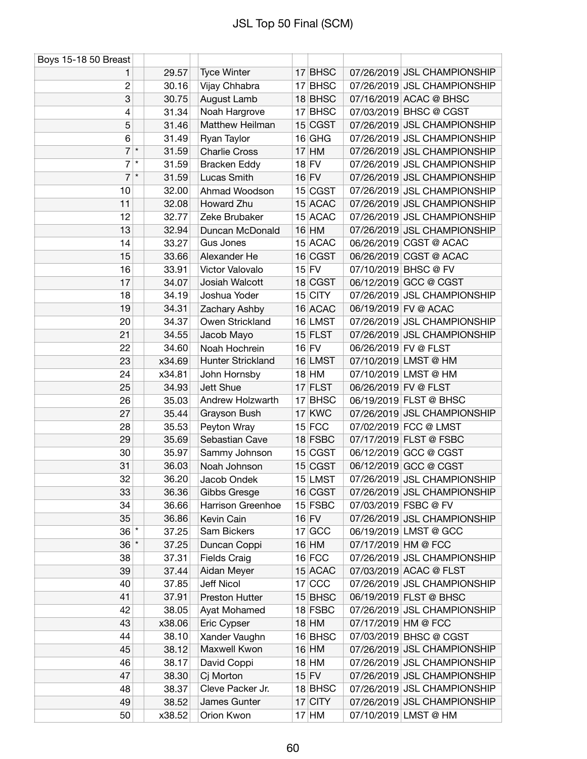# JSL Top 50 Final (SCM)

| Boys 15-18 50 Breast | | | | | | | |
|---|---|---|---|---|---|---|---|
| 1 | | 29.57 | Tyce Winter | 17 | BHSC | 07/26/2019 | JSL CHAMPIONSHIP |
| 2 | | 30.16 | Vijay Chhabra | 17 | BHSC | 07/26/2019 | JSL CHAMPIONSHIP |
| 3 | | 30.75 | August Lamb | 18 | BHSC | 07/16/2019 | ACAC @ BHSC |
| 4 | | 31.34 | Noah Hargrove | 17 | BHSC | 07/03/2019 | BHSC @ CGST |
| 5 | | 31.46 | Matthew Heilman | 15 | CGST | 07/26/2019 | JSL CHAMPIONSHIP |
| 6 | | 31.49 | Ryan Taylor | 16 | GHG | 07/26/2019 | JSL CHAMPIONSHIP |
| 7 | * | 31.59 | Charlie Cross | 17 | HM | 07/26/2019 | JSL CHAMPIONSHIP |
| 7 | * | 31.59 | Bracken Eddy | 18 | FV | 07/26/2019 | JSL CHAMPIONSHIP |
| 7 | * | 31.59 | Lucas Smith | 16 | FV | 07/26/2019 | JSL CHAMPIONSHIP |
| 10 | | 32.00 | Ahmad Woodson | 15 | CGST | 07/26/2019 | JSL CHAMPIONSHIP |
| 11 | | 32.08 | Howard Zhu | 15 | ACAC | 07/26/2019 | JSL CHAMPIONSHIP |
| 12 | | 32.77 | Zeke Brubaker | 15 | ACAC | 07/26/2019 | JSL CHAMPIONSHIP |
| 13 | | 32.94 | Duncan McDonald | 16 | HM | 07/26/2019 | JSL CHAMPIONSHIP |
| 14 | | 33.27 | Gus Jones | 15 | ACAC | 06/26/2019 | CGST @ ACAC |
| 15 | | 33.66 | Alexander He | 16 | CGST | 06/26/2019 | CGST @ ACAC |
| 16 | | 33.91 | Victor Valovalo | 15 | FV | 07/10/2019 | BHSC @ FV |
| 17 | | 34.07 | Josiah Walcott | 18 | CGST | 06/12/2019 | GCC @ CGST |
| 18 | | 34.19 | Joshua Yoder | 15 | CITY | 07/26/2019 | JSL CHAMPIONSHIP |
| 19 | | 34.31 | Zachary Ashby | 16 | ACAC | 06/19/2019 | FV @ ACAC |
| 20 | | 34.37 | Owen Strickland | 16 | LMST | 07/26/2019 | JSL CHAMPIONSHIP |
| 21 | | 34.55 | Jacob Mayo | 15 | FLST | 07/26/2019 | JSL CHAMPIONSHIP |
| 22 | | 34.60 | Noah Hochrein | 16 | FV | 06/26/2019 | FV @ FLST |
| 23 | | x34.69 | Hunter Strickland | 16 | LMST | 07/10/2019 | LMST @ HM |
| 24 | | x34.81 | John Hornsby | 18 | HM | 07/10/2019 | LMST @ HM |
| 25 | | 34.93 | Jett Shue | 17 | FLST | 06/26/2019 | FV @ FLST |
| 26 | | 35.03 | Andrew Holzwarth | 17 | BHSC | 06/19/2019 | FLST @ BHSC |
| 27 | | 35.44 | Grayson Bush | 17 | KWC | 07/26/2019 | JSL CHAMPIONSHIP |
| 28 | | 35.53 | Peyton Wray | 15 | FCC | 07/02/2019 | FCC @ LMST |
| 29 | | 35.69 | Sebastian Cave | 18 | FSBC | 07/17/2019 | FLST @ FSBC |
| 30 | | 35.97 | Sammy Johnson | 15 | CGST | 06/12/2019 | GCC @ CGST |
| 31 | | 36.03 | Noah Johnson | 15 | CGST | 06/12/2019 | GCC @ CGST |
| 32 | | 36.20 | Jacob Ondek | 15 | LMST | 07/26/2019 | JSL CHAMPIONSHIP |
| 33 | | 36.36 | Gibbs Gresge | 16 | CGST | 07/26/2019 | JSL CHAMPIONSHIP |
| 34 | | 36.66 | Harrison Greenhoe | 15 | FSBC | 07/03/2019 | FSBC @ FV |
| 35 | | 36.86 | Kevin Cain | 16 | FV | 07/26/2019 | JSL CHAMPIONSHIP |
| 36 | * | 37.25 | Sam Bickers | 17 | GCC | 06/19/2019 | LMST @ GCC |
| 36 | * | 37.25 | Duncan Coppi | 16 | HM | 07/17/2019 | HM @ FCC |
| 38 | | 37.31 | Fields Craig | 16 | FCC | 07/26/2019 | JSL CHAMPIONSHIP |
| 39 | | 37.44 | Aidan Meyer | 15 | ACAC | 07/03/2019 | ACAC @ FLST |
| 40 | | 37.85 | Jeff Nicol | 17 | CCC | 07/26/2019 | JSL CHAMPIONSHIP |
| 41 | | 37.91 | Preston Hutter | 15 | BHSC | 06/19/2019 | FLST @ BHSC |
| 42 | | 38.05 | Ayat Mohamed | 18 | FSBC | 07/26/2019 | JSL CHAMPIONSHIP |
| 43 | | x38.06 | Eric Cypser | 18 | HM | 07/17/2019 | HM @ FCC |
| 44 | | 38.10 | Xander Vaughn | 16 | BHSC | 07/03/2019 | BHSC @ CGST |
| 45 | | 38.12 | Maxwell Kwon | 16 | HM | 07/26/2019 | JSL CHAMPIONSHIP |
| 46 | | 38.17 | David Coppi | 18 | HM | 07/26/2019 | JSL CHAMPIONSHIP |
| 47 | | 38.30 | Cj Morton | 15 | FV | 07/26/2019 | JSL CHAMPIONSHIP |
| 48 | | 38.37 | Cleve Packer Jr. | 18 | BHSC | 07/26/2019 | JSL CHAMPIONSHIP |
| 49 | | 38.52 | James Gunter | 17 | CITY | 07/26/2019 | JSL CHAMPIONSHIP |
| 50 | | x38.52 | Orion Kwon | 17 | HM | 07/10/2019 | LMST @ HM |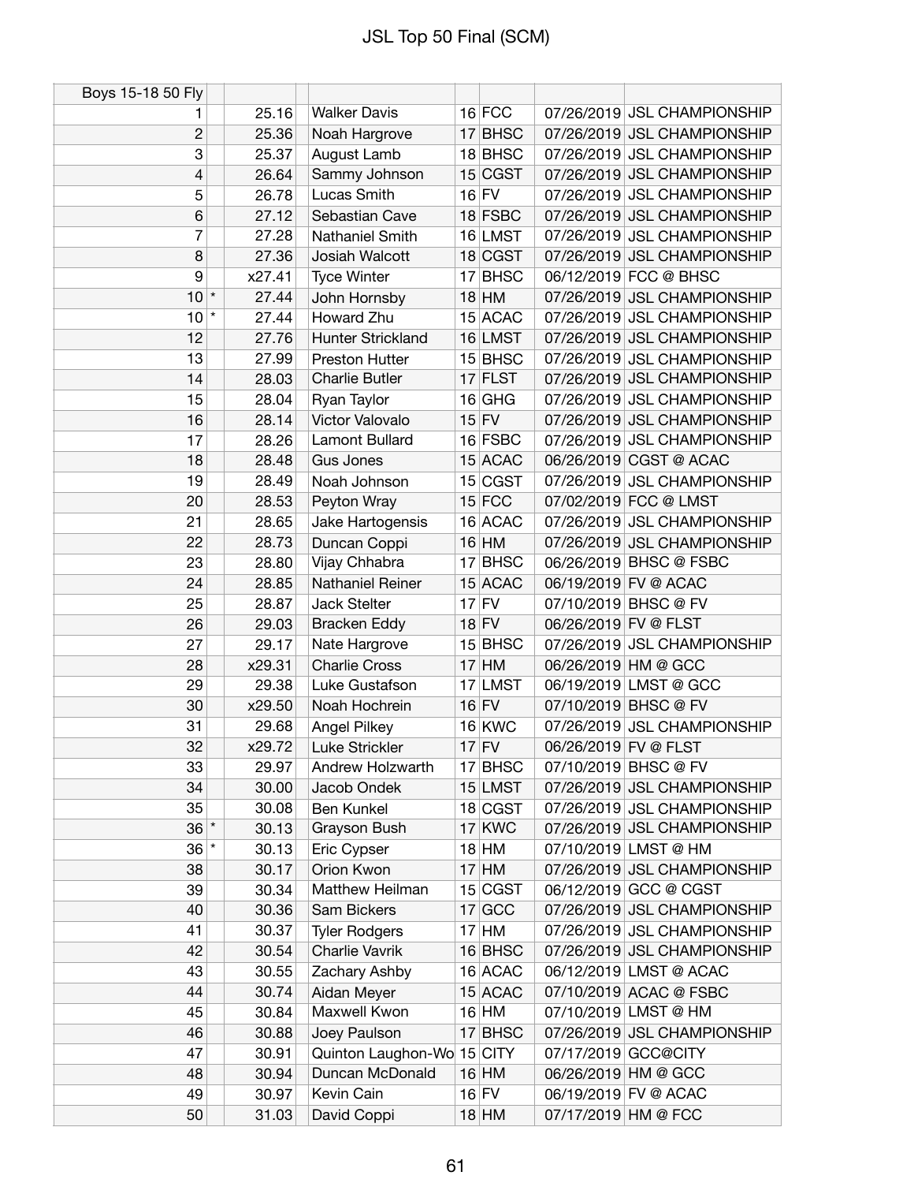# JSL Top 50 Final (SCM)

| Boys 15-18 50 Fly | | | | | | | |
|---|---|---|---|---|---|---|---|
| 1 | | 25.16 | Walker Davis | 16 | FCC | 07/26/2019 | JSL CHAMPIONSHIP |
| 2 | | 25.36 | Noah Hargrove | 17 | BHSC | 07/26/2019 | JSL CHAMPIONSHIP |
| 3 | | 25.37 | August Lamb | 18 | BHSC | 07/26/2019 | JSL CHAMPIONSHIP |
| 4 | | 26.64 | Sammy Johnson | 15 | CGST | 07/26/2019 | JSL CHAMPIONSHIP |
| 5 | | 26.78 | Lucas Smith | 16 | FV | 07/26/2019 | JSL CHAMPIONSHIP |
| 6 | | 27.12 | Sebastian Cave | 18 | FSBC | 07/26/2019 | JSL CHAMPIONSHIP |
| 7 | | 27.28 | Nathaniel Smith | 16 | LMST | 07/26/2019 | JSL CHAMPIONSHIP |
| 8 | | 27.36 | Josiah Walcott | 18 | CGST | 07/26/2019 | JSL CHAMPIONSHIP |
| 9 | | x27.41 | Tyce Winter | 17 | BHSC | 06/12/2019 | FCC @ BHSC |
| 10 | * | 27.44 | John Hornsby | 18 | HM | 07/26/2019 | JSL CHAMPIONSHIP |
| 10 | * | 27.44 | Howard Zhu | 15 | ACAC | 07/26/2019 | JSL CHAMPIONSHIP |
| 12 | | 27.76 | Hunter Strickland | 16 | LMST | 07/26/2019 | JSL CHAMPIONSHIP |
| 13 | | 27.99 | Preston Hutter | 15 | BHSC | 07/26/2019 | JSL CHAMPIONSHIP |
| 14 | | 28.03 | Charlie Butler | 17 | FLST | 07/26/2019 | JSL CHAMPIONSHIP |
| 15 | | 28.04 | Ryan Taylor | 16 | GHG | 07/26/2019 | JSL CHAMPIONSHIP |
| 16 | | 28.14 | Victor Valovalo | 15 | FV | 07/26/2019 | JSL CHAMPIONSHIP |
| 17 | | 28.26 | Lamont Bullard | 16 | FSBC | 07/26/2019 | JSL CHAMPIONSHIP |
| 18 | | 28.48 | Gus Jones | 15 | ACAC | 06/26/2019 | CGST @ ACAC |
| 19 | | 28.49 | Noah Johnson | 15 | CGST | 07/26/2019 | JSL CHAMPIONSHIP |
| 20 | | 28.53 | Peyton Wray | 15 | FCC | 07/02/2019 | FCC @ LMST |
| 21 | | 28.65 | Jake Hartogensis | 16 | ACAC | 07/26/2019 | JSL CHAMPIONSHIP |
| 22 | | 28.73 | Duncan Coppi | 16 | HM | 07/26/2019 | JSL CHAMPIONSHIP |
| 23 | | 28.80 | Vijay Chhabra | 17 | BHSC | 06/26/2019 | BHSC @ FSBC |
| 24 | | 28.85 | Nathaniel Reiner | 15 | ACAC | 06/19/2019 | FV @ ACAC |
| 25 | | 28.87 | Jack Stelter | 17 | FV | 07/10/2019 | BHSC @ FV |
| 26 | | 29.03 | Bracken Eddy | 18 | FV | 06/26/2019 | FV @ FLST |
| 27 | | 29.17 | Nate Hargrove | 15 | BHSC | 07/26/2019 | JSL CHAMPIONSHIP |
| 28 | | x29.31 | Charlie Cross | 17 | HM | 06/26/2019 | HM @ GCC |
| 29 | | 29.38 | Luke Gustafson | 17 | LMST | 06/19/2019 | LMST @ GCC |
| 30 | | x29.50 | Noah Hochrein | 16 | FV | 07/10/2019 | BHSC @ FV |
| 31 | | 29.68 | Angel Pilkey | 16 | KWC | 07/26/2019 | JSL CHAMPIONSHIP |
| 32 | | x29.72 | Luke Strickler | 17 | FV | 06/26/2019 | FV @ FLST |
| 33 | | 29.97 | Andrew Holzwarth | 17 | BHSC | 07/10/2019 | BHSC @ FV |
| 34 | | 30.00 | Jacob Ondek | 15 | LMST | 07/26/2019 | JSL CHAMPIONSHIP |
| 35 | | 30.08 | Ben Kunkel | 18 | CGST | 07/26/2019 | JSL CHAMPIONSHIP |
| 36 | * | 30.13 | Grayson Bush | 17 | KWC | 07/26/2019 | JSL CHAMPIONSHIP |
| 36 | * | 30.13 | Eric Cypser | 18 | HM | 07/10/2019 | LMST @ HM |
| 38 | | 30.17 | Orion Kwon | 17 | HM | 07/26/2019 | JSL CHAMPIONSHIP |
| 39 | | 30.34 | Matthew Heilman | 15 | CGST | 06/12/2019 | GCC @ CGST |
| 40 | | 30.36 | Sam Bickers | 17 | GCC | 07/26/2019 | JSL CHAMPIONSHIP |
| 41 | | 30.37 | Tyler Rodgers | 17 | HM | 07/26/2019 | JSL CHAMPIONSHIP |
| 42 | | 30.54 | Charlie Vavrik | 16 | BHSC | 07/26/2019 | JSL CHAMPIONSHIP |
| 43 | | 30.55 | Zachary Ashby | 16 | ACAC | 06/12/2019 | LMST @ ACAC |
| 44 | | 30.74 | Aidan Meyer | 15 | ACAC | 07/10/2019 | ACAC @ FSBC |
| 45 | | 30.84 | Maxwell Kwon | 16 | HM | 07/10/2019 | LMST @ HM |
| 46 | | 30.88 | Joey Paulson | 17 | BHSC | 07/26/2019 | JSL CHAMPIONSHIP |
| 47 | | 30.91 | Quinton Laughon-Wo | 15 | CITY | 07/17/2019 | GCC@CITY |
| 48 | | 30.94 | Duncan McDonald | 16 | HM | 06/26/2019 | HM @ GCC |
| 49 | | 30.97 | Kevin Cain | 16 | FV | 06/19/2019 | FV @ ACAC |
| 50 | | 31.03 | David Coppi | 18 | HM | 07/17/2019 | HM @ FCC |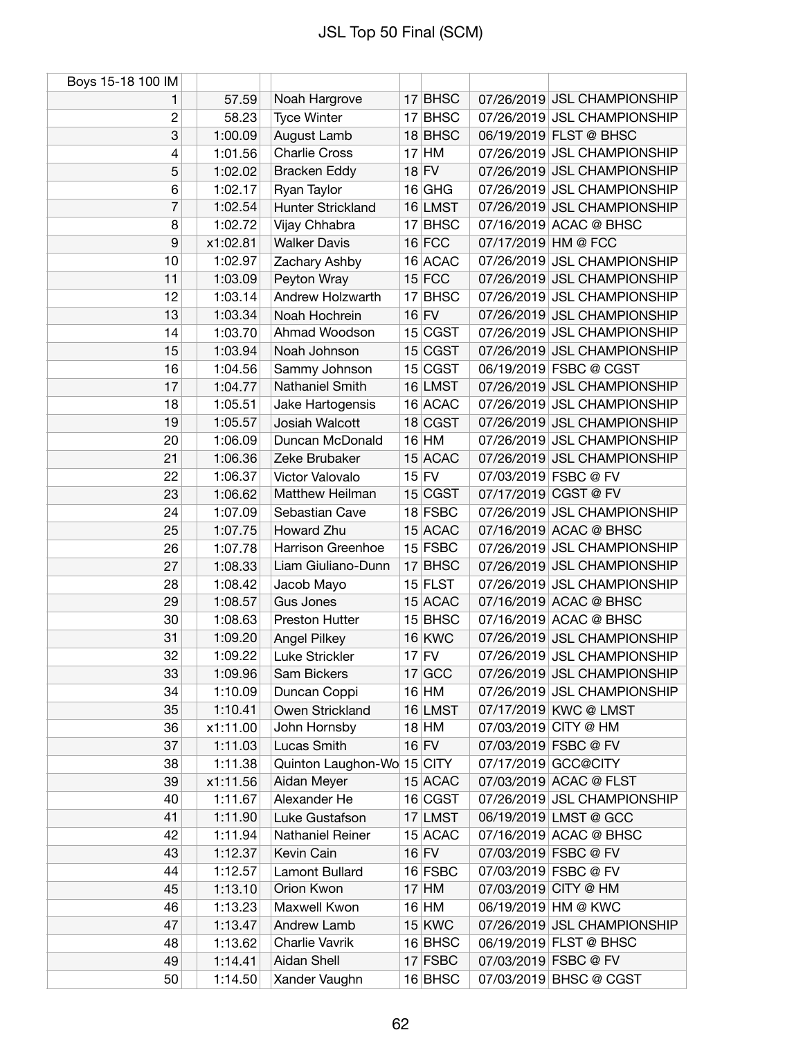# JSL Top 50 Final (SCM)

| Boys 15-18 100 IM | | | | | | |
|---|---|---|---|---|---|---|
| 1 | 57.59 | Noah Hargrove | 17 | BHSC | 07/26/2019 | JSL CHAMPIONSHIP |
| 2 | 58.23 | Tyce Winter | 17 | BHSC | 07/26/2019 | JSL CHAMPIONSHIP |
| 3 | 1:00.09 | August Lamb | 18 | BHSC | 06/19/2019 | FLST @ BHSC |
| 4 | 1:01.56 | Charlie Cross | 17 | HM | 07/26/2019 | JSL CHAMPIONSHIP |
| 5 | 1:02.02 | Bracken Eddy | 18 | FV | 07/26/2019 | JSL CHAMPIONSHIP |
| 6 | 1:02.17 | Ryan Taylor | 16 | GHG | 07/26/2019 | JSL CHAMPIONSHIP |
| 7 | 1:02.54 | Hunter Strickland | 16 | LMST | 07/26/2019 | JSL CHAMPIONSHIP |
| 8 | 1:02.72 | Vijay Chhabra | 17 | BHSC | 07/16/2019 | ACAC @ BHSC |
| 9 | x1:02.81 | Walker Davis | 16 | FCC | 07/17/2019 | HM @ FCC |
| 10 | 1:02.97 | Zachary Ashby | 16 | ACAC | 07/26/2019 | JSL CHAMPIONSHIP |
| 11 | 1:03.09 | Peyton Wray | 15 | FCC | 07/26/2019 | JSL CHAMPIONSHIP |
| 12 | 1:03.14 | Andrew Holzwarth | 17 | BHSC | 07/26/2019 | JSL CHAMPIONSHIP |
| 13 | 1:03.34 | Noah Hochrein | 16 | FV | 07/26/2019 | JSL CHAMPIONSHIP |
| 14 | 1:03.70 | Ahmad Woodson | 15 | CGST | 07/26/2019 | JSL CHAMPIONSHIP |
| 15 | 1:03.94 | Noah Johnson | 15 | CGST | 07/26/2019 | JSL CHAMPIONSHIP |
| 16 | 1:04.56 | Sammy Johnson | 15 | CGST | 06/19/2019 | FSBC @ CGST |
| 17 | 1:04.77 | Nathaniel Smith | 16 | LMST | 07/26/2019 | JSL CHAMPIONSHIP |
| 18 | 1:05.51 | Jake Hartogensis | 16 | ACAC | 07/26/2019 | JSL CHAMPIONSHIP |
| 19 | 1:05.57 | Josiah Walcott | 18 | CGST | 07/26/2019 | JSL CHAMPIONSHIP |
| 20 | 1:06.09 | Duncan McDonald | 16 | HM | 07/26/2019 | JSL CHAMPIONSHIP |
| 21 | 1:06.36 | Zeke Brubaker | 15 | ACAC | 07/26/2019 | JSL CHAMPIONSHIP |
| 22 | 1:06.37 | Victor Valovalo | 15 | FV | 07/03/2019 | FSBC @ FV |
| 23 | 1:06.62 | Matthew Heilman | 15 | CGST | 07/17/2019 | CGST @ FV |
| 24 | 1:07.09 | Sebastian Cave | 18 | FSBC | 07/26/2019 | JSL CHAMPIONSHIP |
| 25 | 1:07.75 | Howard Zhu | 15 | ACAC | 07/16/2019 | ACAC @ BHSC |
| 26 | 1:07.78 | Harrison Greenhoe | 15 | FSBC | 07/26/2019 | JSL CHAMPIONSHIP |
| 27 | 1:08.33 | Liam Giuliano-Dunn | 17 | BHSC | 07/26/2019 | JSL CHAMPIONSHIP |
| 28 | 1:08.42 | Jacob Mayo | 15 | FLST | 07/26/2019 | JSL CHAMPIONSHIP |
| 29 | 1:08.57 | Gus Jones | 15 | ACAC | 07/16/2019 | ACAC @ BHSC |
| 30 | 1:08.63 | Preston Hutter | 15 | BHSC | 07/16/2019 | ACAC @ BHSC |
| 31 | 1:09.20 | Angel Pilkey | 16 | KWC | 07/26/2019 | JSL CHAMPIONSHIP |
| 32 | 1:09.22 | Luke Strickler | 17 | FV | 07/26/2019 | JSL CHAMPIONSHIP |
| 33 | 1:09.96 | Sam Bickers | 17 | GCC | 07/26/2019 | JSL CHAMPIONSHIP |
| 34 | 1:10.09 | Duncan Coppi | 16 | HM | 07/26/2019 | JSL CHAMPIONSHIP |
| 35 | 1:10.41 | Owen Strickland | 16 | LMST | 07/17/2019 | KWC @ LMST |
| 36 | x1:11.00 | John Hornsby | 18 | HM | 07/03/2019 | CITY @ HM |
| 37 | 1:11.03 | Lucas Smith | 16 | FV | 07/03/2019 | FSBC @ FV |
| 38 | 1:11.38 | Quinton Laughon-Wo | 15 | CITY | 07/17/2019 | GCC@CITY |
| 39 | x1:11.56 | Aidan Meyer | 15 | ACAC | 07/03/2019 | ACAC @ FLST |
| 40 | 1:11.67 | Alexander He | 16 | CGST | 07/26/2019 | JSL CHAMPIONSHIP |
| 41 | 1:11.90 | Luke Gustafson | 17 | LMST | 06/19/2019 | LMST @ GCC |
| 42 | 1:11.94 | Nathaniel Reiner | 15 | ACAC | 07/16/2019 | ACAC @ BHSC |
| 43 | 1:12.37 | Kevin Cain | 16 | FV | 07/03/2019 | FSBC @ FV |
| 44 | 1:12.57 | Lamont Bullard | 16 | FSBC | 07/03/2019 | FSBC @ FV |
| 45 | 1:13.10 | Orion Kwon | 17 | HM | 07/03/2019 | CITY @ HM |
| 46 | 1:13.23 | Maxwell Kwon | 16 | HM | 06/19/2019 | HM @ KWC |
| 47 | 1:13.47 | Andrew Lamb | 15 | KWC | 07/26/2019 | JSL CHAMPIONSHIP |
| 48 | 1:13.62 | Charlie Vavrik | 16 | BHSC | 06/19/2019 | FLST @ BHSC |
| 49 | 1:14.41 | Aidan Shell | 17 | FSBC | 07/03/2019 | FSBC @ FV |
| 50 | 1:14.50 | Xander Vaughn | 16 | BHSC | 07/03/2019 | BHSC @ CGST |